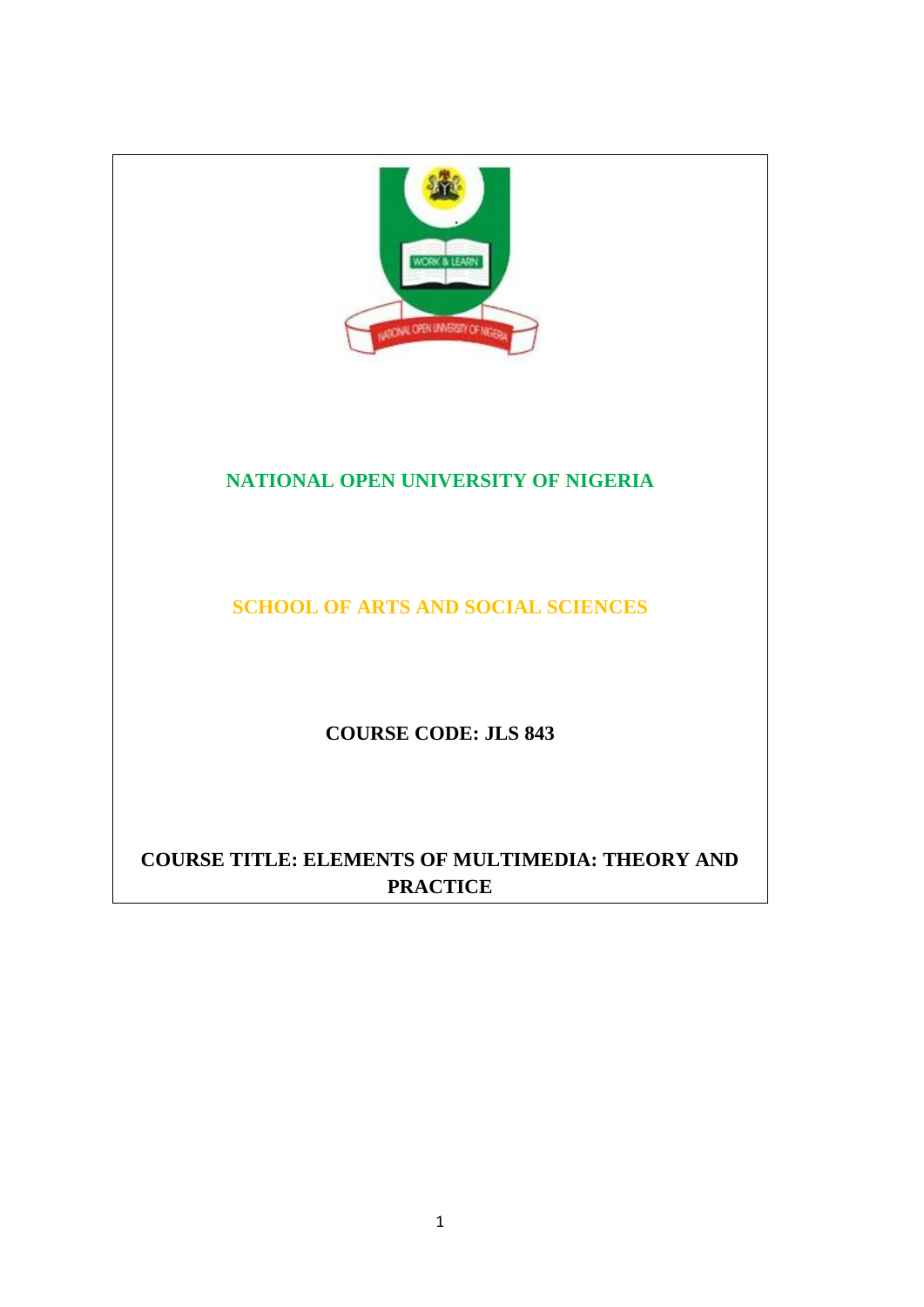# NATIONAL OPEN UNIVERSITY OF NIGERIA

## SCHOOL OF ARTS AND SOCIAL SCIENCES

**COURSE CODE: JLS 843**

**COURSE TITLE: ELEMENTS OF MULTIMEDIA: THEORY AND PRACTICE**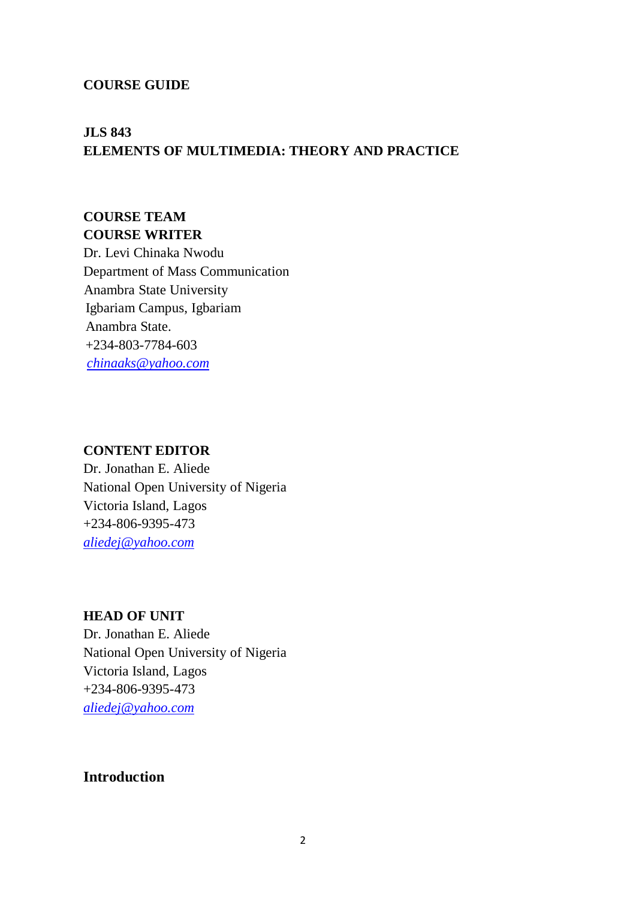**COURSE GUIDE**

**JLS 843**
**ELEMENTS OF MULTIMEDIA: THEORY AND PRACTICE**

**COURSE TEAM**
**COURSE WRITER**
Dr. Levi Chinaka Nwodu
Department of Mass Communication
Anambra State University
Igbariam Campus, Igbariam
Anambra State.
+234-803-7784-603
*chinaaks@yahoo.com*

**CONTENT EDITOR**
Dr. Jonathan E. Aliede
National Open University of Nigeria
Victoria Island, Lagos
+234-806-9395-473
*aliedej@yahoo.com*

**HEAD OF UNIT**
Dr. Jonathan E. Aliede
National Open University of Nigeria
Victoria Island, Lagos
+234-806-9395-473
*aliedej@yahoo.com*

## Introduction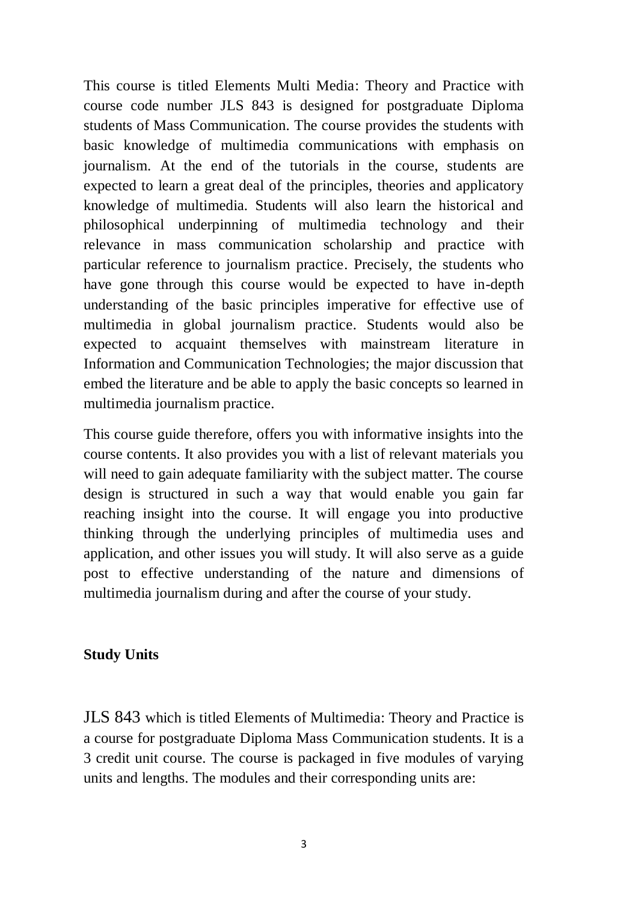This course is titled Elements Multi Media: Theory and Practice with course code number JLS 843 is designed for postgraduate Diploma students of Mass Communication. The course provides the students with basic knowledge of multimedia communications with emphasis on journalism. At the end of the tutorials in the course, students are expected to learn a great deal of the principles, theories and applicatory knowledge of multimedia. Students will also learn the historical and philosophical underpinning of multimedia technology and their relevance in mass communication scholarship and practice with particular reference to journalism practice. Precisely, the students who have gone through this course would be expected to have in-depth understanding of the basic principles imperative for effective use of multimedia in global journalism practice. Students would also be expected to acquaint themselves with mainstream literature in Information and Communication Technologies; the major discussion that embed the literature and be able to apply the basic concepts so learned in multimedia journalism practice.

This course guide therefore, offers you with informative insights into the course contents. It also provides you with a list of relevant materials you will need to gain adequate familiarity with the subject matter. The course design is structured in such a way that would enable you gain far reaching insight into the course. It will engage you into productive thinking through the underlying principles of multimedia uses and application, and other issues you will study. It will also serve as a guide post to effective understanding of the nature and dimensions of multimedia journalism during and after the course of your study.

**Study Units**

JLS 843 which is titled Elements of Multimedia: Theory and Practice is a course for postgraduate Diploma Mass Communication students. It is a 3 credit unit course. The course is packaged in five modules of varying units and lengths. The modules and their corresponding units are: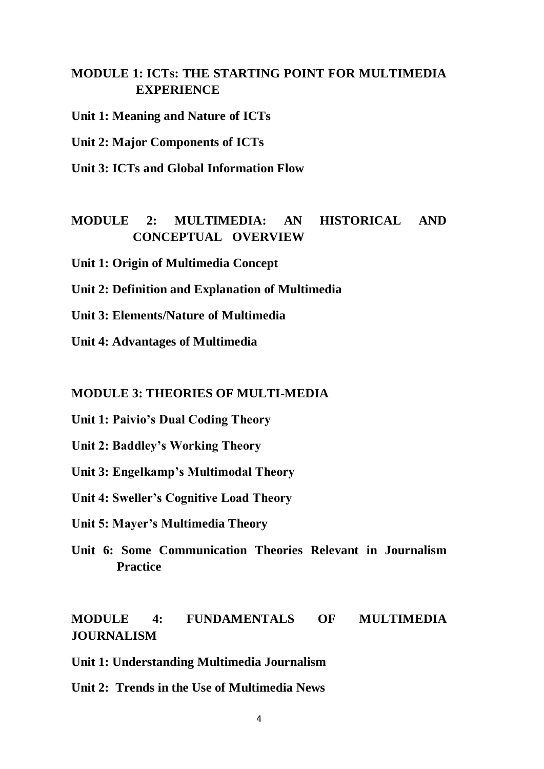**MODULE 1: ICTs: THE STARTING POINT FOR MULTIMEDIA EXPERIENCE**

**Unit 1: Meaning and Nature of ICTs**

**Unit 2: Major Components of ICTs**

**Unit 3: ICTs and Global Information Flow**

**MODULE 2: MULTIMEDIA: AN HISTORICAL AND CONCEPTUAL OVERVIEW**

**Unit 1: Origin of Multimedia Concept**

**Unit 2: Definition and Explanation of Multimedia**

**Unit 3: Elements/Nature of Multimedia**

**Unit 4: Advantages of Multimedia**

**MODULE 3: THEORIES OF MULTI-MEDIA**

**Unit 1: Paivio's Dual Coding Theory**

**Unit 2: Baddley's Working Theory**

**Unit 3: Engelkamp's Multimodal Theory**

**Unit 4: Sweller's Cognitive Load Theory**

**Unit 5: Mayer's Multimedia Theory**

**Unit 6: Some Communication Theories Relevant in Journalism Practice**

**MODULE 4: FUNDAMENTALS OF MULTIMEDIA JOURNALISM**

**Unit 1: Understanding Multimedia Journalism**

**Unit 2: Trends in the Use of Multimedia News**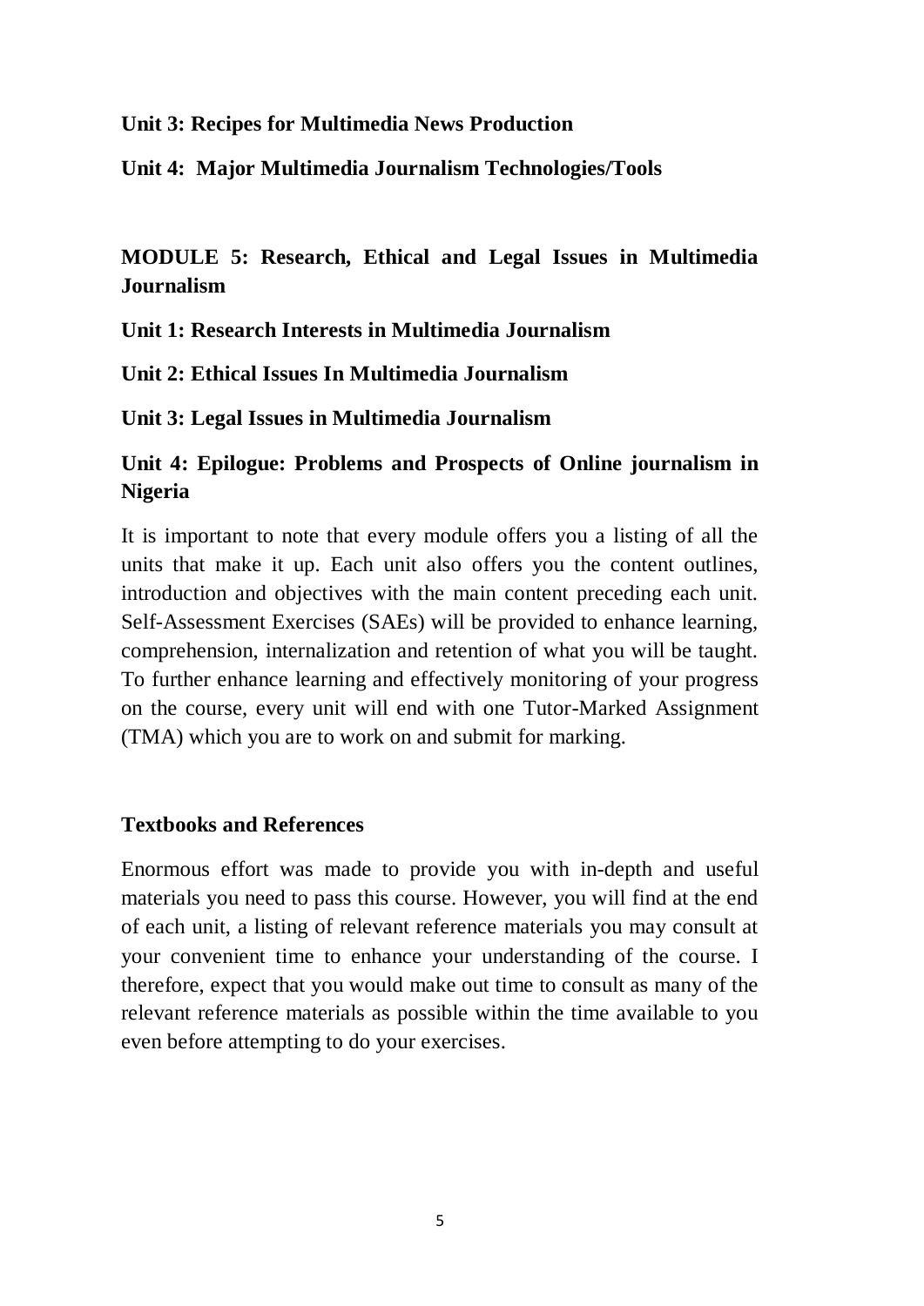**Unit 3: Recipes for Multimedia News Production**

**Unit 4: Major Multimedia Journalism Technologies/Tools**

**MODULE 5: Research, Ethical and Legal Issues in Multimedia Journalism**

**Unit 1: Research Interests in Multimedia Journalism**

**Unit 2: Ethical Issues In Multimedia Journalism**

**Unit 3: Legal Issues in Multimedia Journalism**

**Unit 4: Epilogue: Problems and Prospects of Online journalism in Nigeria**

It is important to note that every module offers you a listing of all the units that make it up. Each unit also offers you the content outlines, introduction and objectives with the main content preceding each unit. Self-Assessment Exercises (SAEs) will be provided to enhance learning, comprehension, internalization and retention of what you will be taught. To further enhance learning and effectively monitoring of your progress on the course, every unit will end with one Tutor-Marked Assignment (TMA) which you are to work on and submit for marking.

**Textbooks and References**

Enormous effort was made to provide you with in-depth and useful materials you need to pass this course. However, you will find at the end of each unit, a listing of relevant reference materials you may consult at your convenient time to enhance your understanding of the course. I therefore, expect that you would make out time to consult as many of the relevant reference materials as possible within the time available to you even before attempting to do your exercises.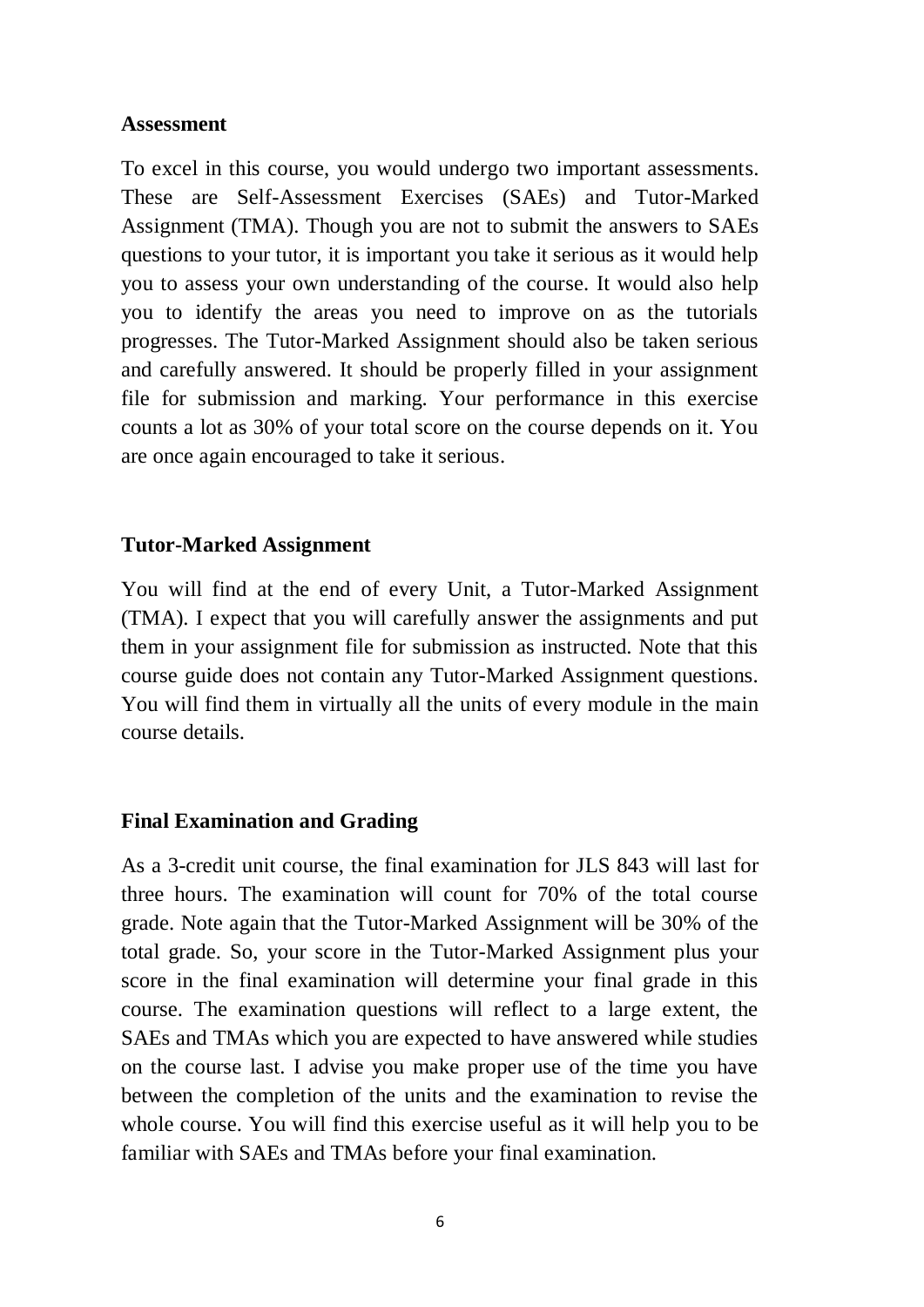**Assessment**

To excel in this course, you would undergo two important assessments. These are Self-Assessment Exercises (SAEs) and Tutor-Marked Assignment (TMA). Though you are not to submit the answers to SAEs questions to your tutor, it is important you take it serious as it would help you to assess your own understanding of the course. It would also help you to identify the areas you need to improve on as the tutorials progresses. The Tutor-Marked Assignment should also be taken serious and carefully answered. It should be properly filled in your assignment file for submission and marking. Your performance in this exercise counts a lot as 30% of your total score on the course depends on it. You are once again encouraged to take it serious.

**Tutor-Marked Assignment**

You will find at the end of every Unit, a Tutor-Marked Assignment (TMA). I expect that you will carefully answer the assignments and put them in your assignment file for submission as instructed. Note that this course guide does not contain any Tutor-Marked Assignment questions. You will find them in virtually all the units of every module in the main course details.

**Final Examination and Grading**

As a 3-credit unit course, the final examination for JLS 843 will last for three hours. The examination will count for 70% of the total course grade. Note again that the Tutor-Marked Assignment will be 30% of the total grade. So, your score in the Tutor-Marked Assignment plus your score in the final examination will determine your final grade in this course. The examination questions will reflect to a large extent, the SAEs and TMAs which you are expected to have answered while studies on the course last. I advise you make proper use of the time you have between the completion of the units and the examination to revise the whole course. You will find this exercise useful as it will help you to be familiar with SAEs and TMAs before your final examination.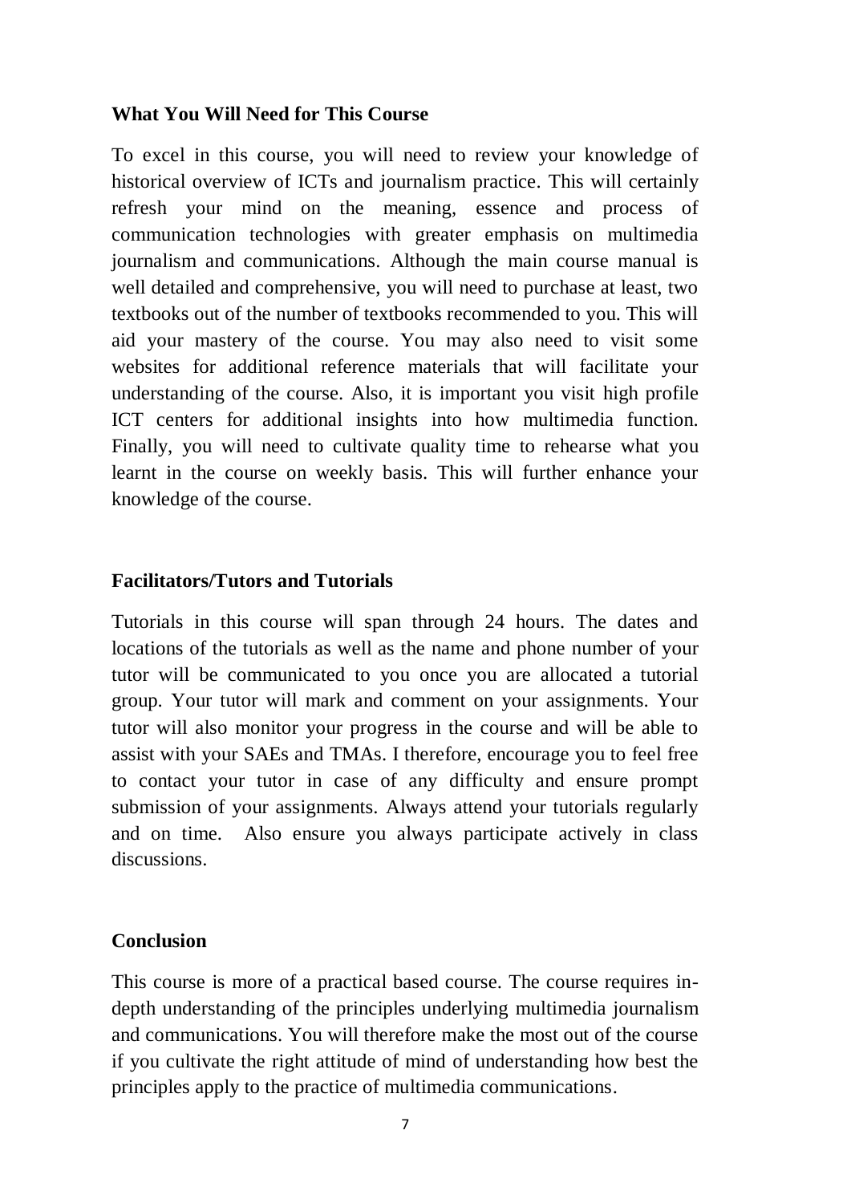## What You Will Need for This Course

To excel in this course, you will need to review your knowledge of historical overview of ICTs and journalism practice. This will certainly refresh your mind on the meaning, essence and process of communication technologies with greater emphasis on multimedia journalism and communications. Although the main course manual is well detailed and comprehensive, you will need to purchase at least, two textbooks out of the number of textbooks recommended to you. This will aid your mastery of the course. You may also need to visit some websites for additional reference materials that will facilitate your understanding of the course. Also, it is important you visit high profile ICT centers for additional insights into how multimedia function. Finally, you will need to cultivate quality time to rehearse what you learnt in the course on weekly basis. This will further enhance your knowledge of the course.

## Facilitators/Tutors and Tutorials

Tutorials in this course will span through 24 hours. The dates and locations of the tutorials as well as the name and phone number of your tutor will be communicated to you once you are allocated a tutorial group. Your tutor will mark and comment on your assignments. Your tutor will also monitor your progress in the course and will be able to assist with your SAEs and TMAs. I therefore, encourage you to feel free to contact your tutor in case of any difficulty and ensure prompt submission of your assignments. Always attend your tutorials regularly and on time. Also ensure you always participate actively in class discussions.

## Conclusion

This course is more of a practical based course. The course requires in-depth understanding of the principles underlying multimedia journalism and communications. You will therefore make the most out of the course if you cultivate the right attitude of mind of understanding how best the principles apply to the practice of multimedia communications.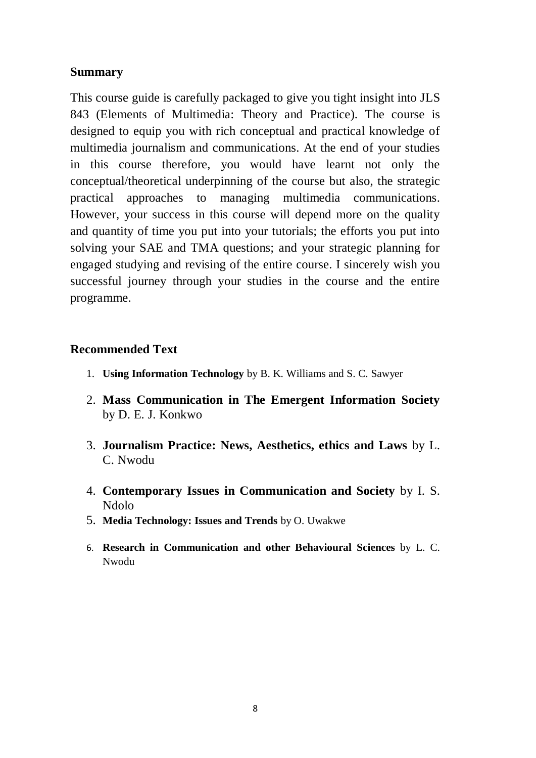## Summary

This course guide is carefully packaged to give you tight insight into JLS 843 (Elements of Multimedia: Theory and Practice). The course is designed to equip you with rich conceptual and practical knowledge of multimedia journalism and communications. At the end of your studies in this course therefore, you would have learnt not only the conceptual/theoretical underpinning of the course but also, the strategic practical approaches to managing multimedia communications. However, your success in this course will depend more on the quality and quantity of time you put into your tutorials; the efforts you put into solving your SAE and TMA questions; and your strategic planning for engaged studying and revising of the entire course. I sincerely wish you successful journey through your studies in the course and the entire programme.

## Recommended Text

1. **Using Information Technology** by B. K. Williams and S. C. Sawyer
2. **Mass Communication in The Emergent Information Society** by D. E. J. Konkwo
3. **Journalism Practice: News, Aesthetics, ethics and Laws** by L. C. Nwodu
4. **Contemporary Issues in Communication and Society** by I. S. Ndolo
5. **Media Technology: Issues and Trends** by O. Uwakwe
6. **Research in Communication and other Behavioural Sciences** by L. C. Nwodu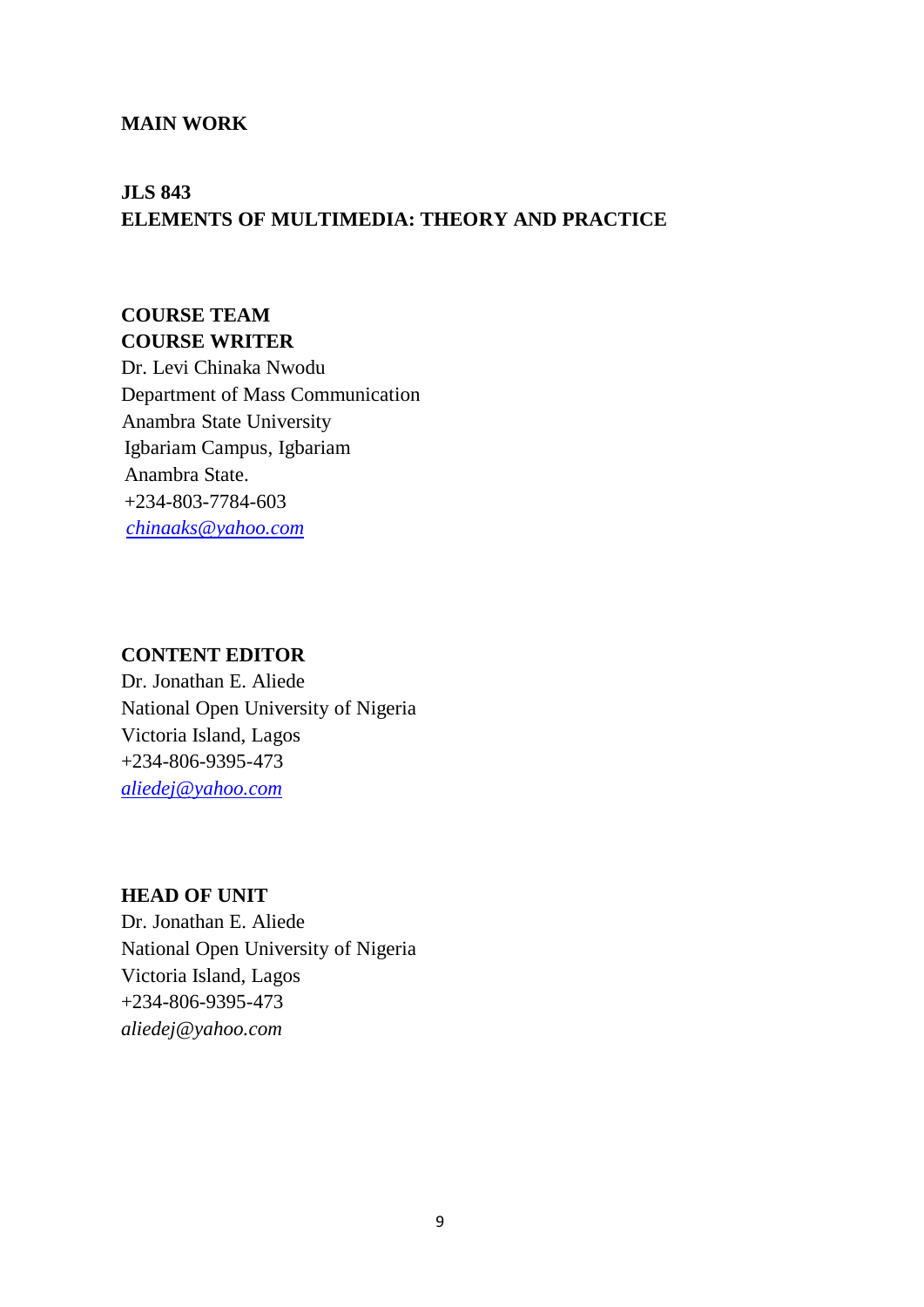**MAIN WORK**

**JLS 843**
**ELEMENTS OF MULTIMEDIA: THEORY AND PRACTICE**

**COURSE TEAM**
**COURSE WRITER**
Dr. Levi Chinaka Nwodu
Department of Mass Communication
Anambra State University
Igbariam Campus, Igbariam
Anambra State.
+234-803-7784-603
*chinaaks@yahoo.com*

**CONTENT EDITOR**
Dr. Jonathan E. Aliede
National Open University of Nigeria
Victoria Island, Lagos
+234-806-9395-473
*aliedej@yahoo.com*

**HEAD OF UNIT**
Dr. Jonathan E. Aliede
National Open University of Nigeria
Victoria Island, Lagos
+234-806-9395-473
*aliedej@yahoo.com*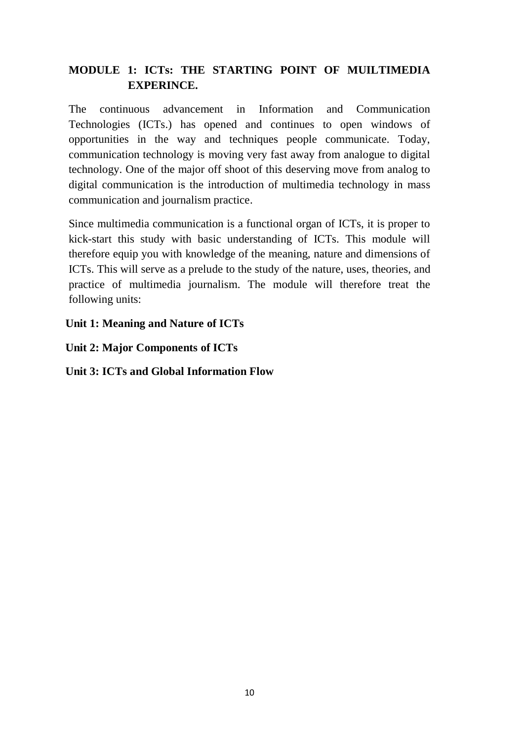## MODULE 1: ICTs: THE STARTING POINT OF MUILTIMEDIA EXPERINCE.

The continuous advancement in Information and Communication Technologies (ICTs.) has opened and continues to open windows of opportunities in the way and techniques people communicate. Today, communication technology is moving very fast away from analogue to digital technology. One of the major off shoot of this deserving move from analog to digital communication is the introduction of multimedia technology in mass communication and journalism practice.

Since multimedia communication is a functional organ of ICTs, it is proper to kick-start this study with basic understanding of ICTs. This module will therefore equip you with knowledge of the meaning, nature and dimensions of ICTs. This will serve as a prelude to the study of the nature, uses, theories, and practice of multimedia journalism. The module will therefore treat the following units:

**Unit 1: Meaning and Nature of ICTs**

**Unit 2: Major Components of ICTs**

**Unit 3: ICTs and Global Information Flow**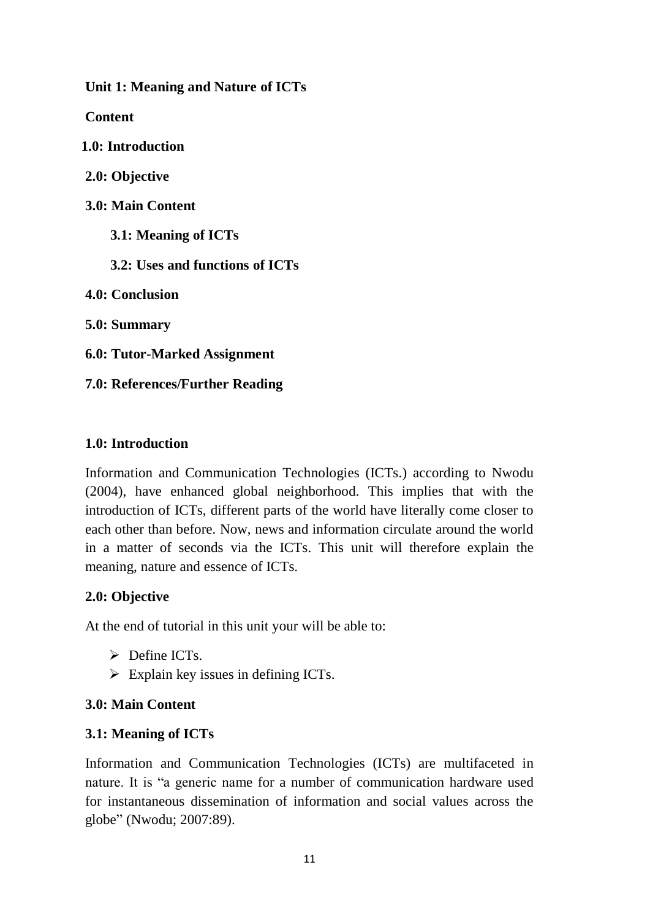## Unit 1: Meaning and Nature of ICTs

**Content**

**1.0: Introduction**

**2.0: Objective**

**3.0: Main Content**

**3.1: Meaning of ICTs**

**3.2: Uses and functions of ICTs**

**4.0: Conclusion**

**5.0: Summary**

**6.0: Tutor-Marked Assignment**

**7.0: References/Further Reading**

### 1.0: Introduction

Information and Communication Technologies (ICTs.) according to Nwodu (2004), have enhanced global neighborhood. This implies that with the introduction of ICTs, different parts of the world have literally come closer to each other than before. Now, news and information circulate around the world in a matter of seconds via the ICTs. This unit will therefore explain the meaning, nature and essence of ICTs.

### 2.0: Objective

At the end of tutorial in this unit your will be able to:

- Define ICTs.
- Explain key issues in defining ICTs.

### 3.0: Main Content

#### 3.1: Meaning of ICTs

Information and Communication Technologies (ICTs) are multifaceted in nature. It is "a generic name for a number of communication hardware used for instantaneous dissemination of information and social values across the globe" (Nwodu; 2007:89).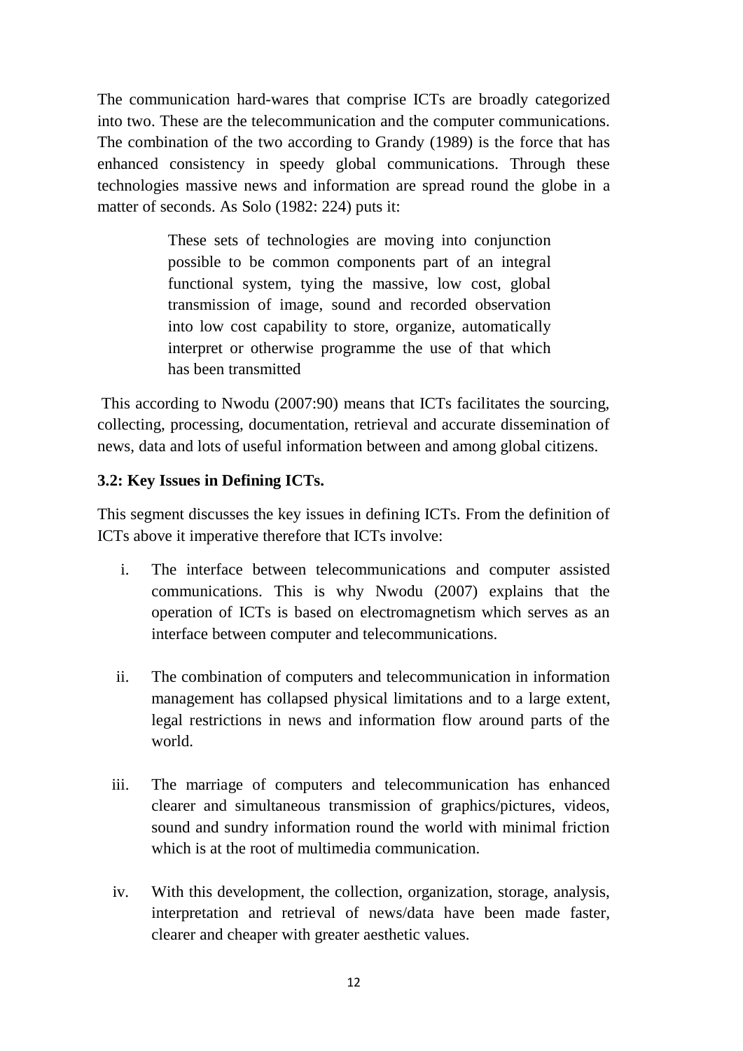The communication hard-wares that comprise ICTs are broadly categorized into two. These are the telecommunication and the computer communications. The combination of the two according to Grandy (1989) is the force that has enhanced consistency in speedy global communications. Through these technologies massive news and information are spread round the globe in a matter of seconds. As Solo (1982: 224) puts it:

> These sets of technologies are moving into conjunction possible to be common components part of an integral functional system, tying the massive, low cost, global transmission of image, sound and recorded observation into low cost capability to store, organize, automatically interpret or otherwise programme the use of that which has been transmitted

This according to Nwodu (2007:90) means that ICTs facilitates the sourcing, collecting, processing, documentation, retrieval and accurate dissemination of news, data and lots of useful information between and among global citizens.

### 3.2: Key Issues in Defining ICTs.

This segment discusses the key issues in defining ICTs. From the definition of ICTs above it imperative therefore that ICTs involve:

i. The interface between telecommunications and computer assisted communications. This is why Nwodu (2007) explains that the operation of ICTs is based on electromagnetism which serves as an interface between computer and telecommunications.

ii. The combination of computers and telecommunication in information management has collapsed physical limitations and to a large extent, legal restrictions in news and information flow around parts of the world.

iii. The marriage of computers and telecommunication has enhanced clearer and simultaneous transmission of graphics/pictures, videos, sound and sundry information round the world with minimal friction which is at the root of multimedia communication.

iv. With this development, the collection, organization, storage, analysis, interpretation and retrieval of news/data have been made faster, clearer and cheaper with greater aesthetic values.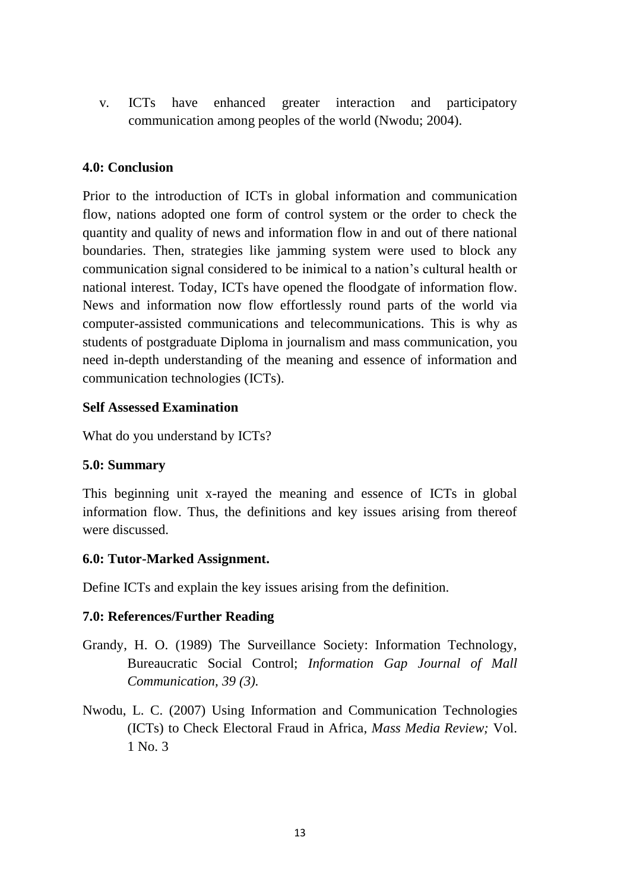v. ICTs have enhanced greater interaction and participatory communication among peoples of the world (Nwodu; 2004).

**4.0: Conclusion**

Prior to the introduction of ICTs in global information and communication flow, nations adopted one form of control system or the order to check the quantity and quality of news and information flow in and out of there national boundaries. Then, strategies like jamming system were used to block any communication signal considered to be inimical to a nation's cultural health or national interest. Today, ICTs have opened the floodgate of information flow. News and information now flow effortlessly round parts of the world via computer-assisted communications and telecommunications. This is why as students of postgraduate Diploma in journalism and mass communication, you need in-depth understanding of the meaning and essence of information and communication technologies (ICTs).

**Self Assessed Examination**

What do you understand by ICTs?

**5.0: Summary**

This beginning unit x-rayed the meaning and essence of ICTs in global information flow. Thus, the definitions and key issues arising from thereof were discussed.

**6.0: Tutor-Marked Assignment.**

Define ICTs and explain the key issues arising from the definition.

**7.0: References/Further Reading**

Grandy, H. O. (1989) The Surveillance Society: Information Technology, Bureaucratic Social Control; *Information Gap Journal of Mall Communication, 39 (3).*

Nwodu, L. C. (2007) Using Information and Communication Technologies (ICTs) to Check Electoral Fraud in Africa, *Mass Media Review;* Vol. 1 No. 3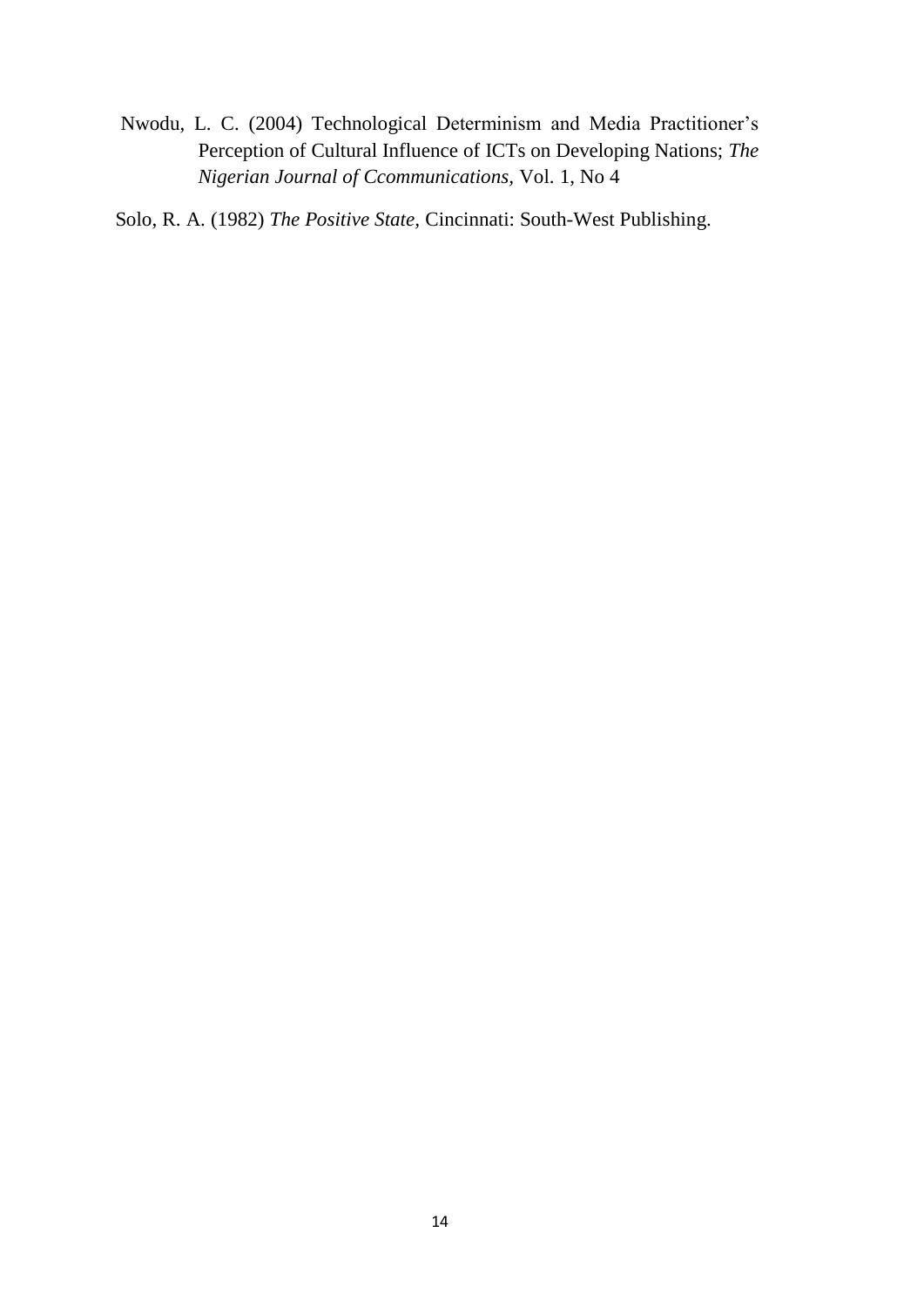Nwodu, L. C. (2004) Technological Determinism and Media Practitioner's Perception of Cultural Influence of ICTs on Developing Nations; *The Nigerian Journal of Ccommunications,* Vol. 1, No 4

Solo, R. A. (1982) *The Positive State,* Cincinnati: South-West Publishing.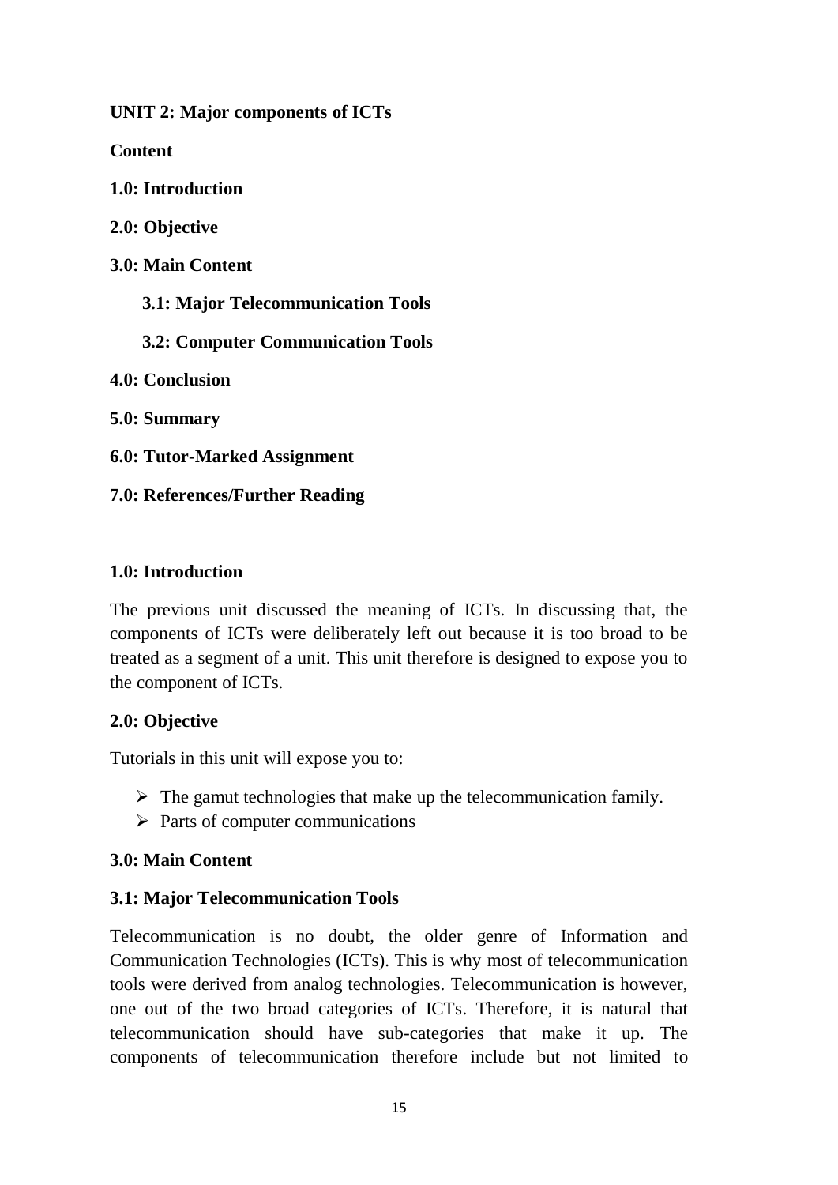## UNIT 2: Major components of ICTs

**Content**

**1.0: Introduction**

**2.0: Objective**

**3.0: Main Content**

**3.1: Major Telecommunication Tools**

**3.2: Computer Communication Tools**

**4.0: Conclusion**

**5.0: Summary**

**6.0: Tutor-Marked Assignment**

**7.0: References/Further Reading**

### 1.0: Introduction

The previous unit discussed the meaning of ICTs. In discussing that, the components of ICTs were deliberately left out because it is too broad to be treated as a segment of a unit. This unit therefore is designed to expose you to the component of ICTs.

### 2.0: Objective

Tutorials in this unit will expose you to:

- The gamut technologies that make up the telecommunication family.
- Parts of computer communications

### 3.0: Main Content

#### 3.1: Major Telecommunication Tools

Telecommunication is no doubt, the older genre of Information and Communication Technologies (ICTs). This is why most of telecommunication tools were derived from analog technologies. Telecommunication is however, one out of the two broad categories of ICTs. Therefore, it is natural that telecommunication should have sub-categories that make it up. The components of telecommunication therefore include but not limited to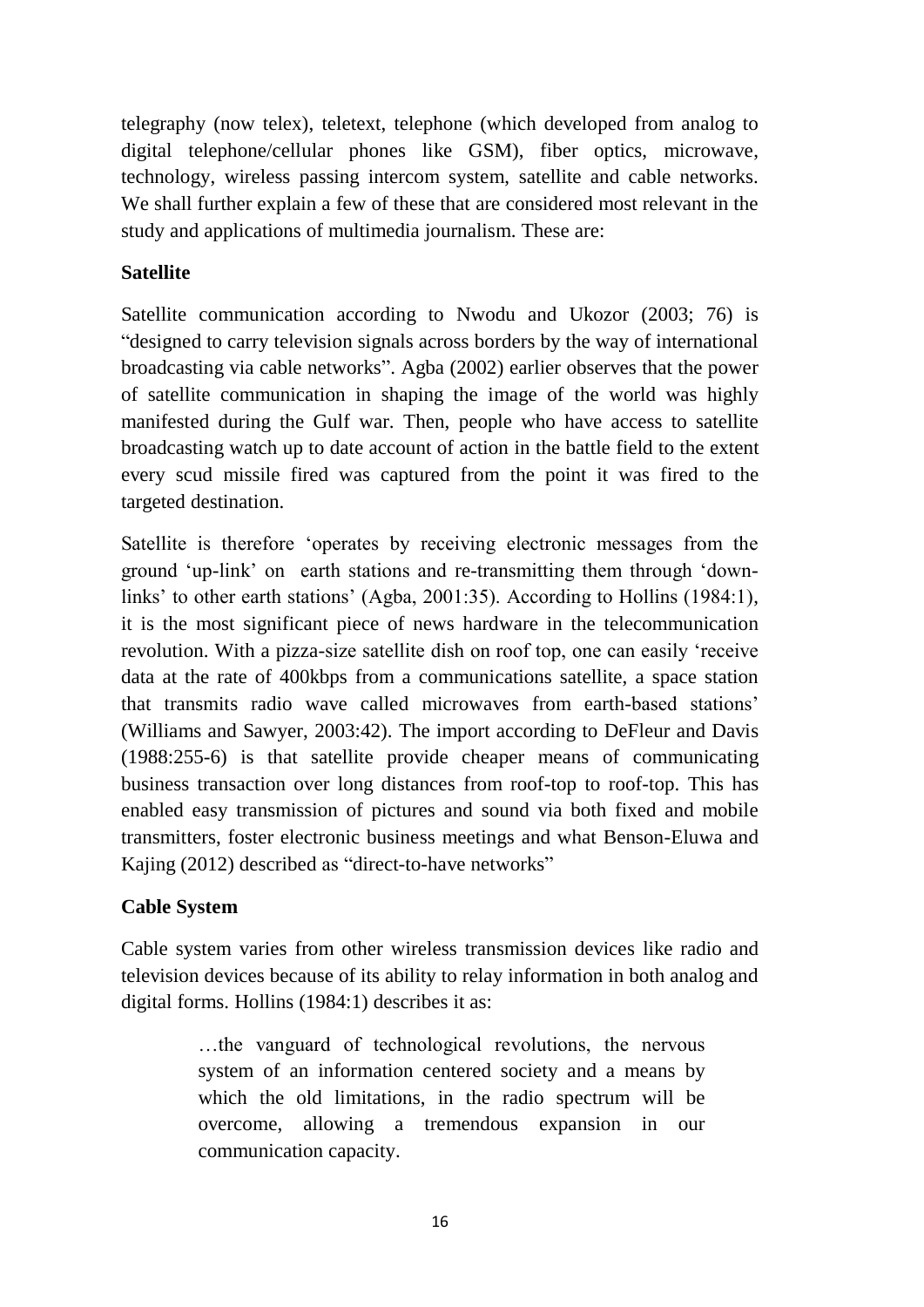telegraphy (now telex), teletext, telephone (which developed from analog to digital telephone/cellular phones like GSM), fiber optics, microwave, technology, wireless passing intercom system, satellite and cable networks. We shall further explain a few of these that are considered most relevant in the study and applications of multimedia journalism. These are:

**Satellite**

Satellite communication according to Nwodu and Ukozor (2003; 76) is "designed to carry television signals across borders by the way of international broadcasting via cable networks". Agba (2002) earlier observes that the power of satellite communication in shaping the image of the world was highly manifested during the Gulf war. Then, people who have access to satellite broadcasting watch up to date account of action in the battle field to the extent every scud missile fired was captured from the point it was fired to the targeted destination.

Satellite is therefore 'operates by receiving electronic messages from the ground 'up-link' on earth stations and re-transmitting them through 'down-links' to other earth stations' (Agba, 2001:35). According to Hollins (1984:1), it is the most significant piece of news hardware in the telecommunication revolution. With a pizza-size satellite dish on roof top, one can easily 'receive data at the rate of 400kbps from a communications satellite, a space station that transmits radio wave called microwaves from earth-based stations' (Williams and Sawyer, 2003:42). The import according to DeFleur and Davis (1988:255-6) is that satellite provide cheaper means of communicating business transaction over long distances from roof-top to roof-top. This has enabled easy transmission of pictures and sound via both fixed and mobile transmitters, foster electronic business meetings and what Benson-Eluwa and Kajing (2012) described as "direct-to-have networks"

**Cable System**

Cable system varies from other wireless transmission devices like radio and television devices because of its ability to relay information in both analog and digital forms. Hollins (1984:1) describes it as:

> …the vanguard of technological revolutions, the nervous system of an information centered society and a means by which the old limitations, in the radio spectrum will be overcome, allowing a tremendous expansion in our communication capacity.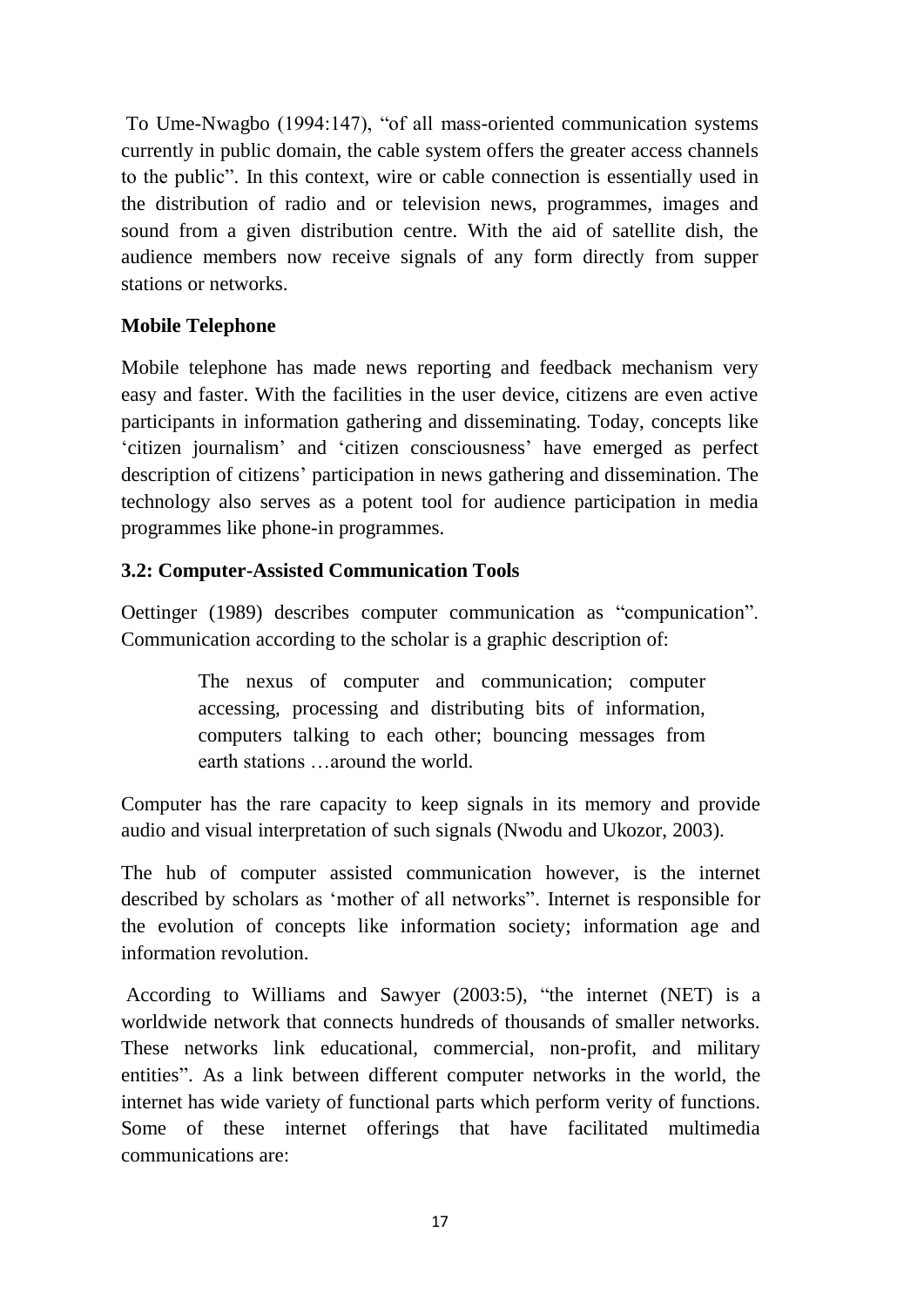To Ume-Nwagbo (1994:147), "of all mass-oriented communication systems currently in public domain, the cable system offers the greater access channels to the public". In this context, wire or cable connection is essentially used in the distribution of radio and or television news, programmes, images and sound from a given distribution centre. With the aid of satellite dish, the audience members now receive signals of any form directly from supper stations or networks.

**Mobile Telephone**

Mobile telephone has made news reporting and feedback mechanism very easy and faster. With the facilities in the user device, citizens are even active participants in information gathering and disseminating. Today, concepts like 'citizen journalism' and 'citizen consciousness' have emerged as perfect description of citizens' participation in news gathering and dissemination. The technology also serves as a potent tool for audience participation in media programmes like phone-in programmes.

### 3.2: Computer-Assisted Communication Tools

Oettinger (1989) describes computer communication as "compunication". Communication according to the scholar is a graphic description of:

> The nexus of computer and communication; computer accessing, processing and distributing bits of information, computers talking to each other; bouncing messages from earth stations …around the world.

Computer has the rare capacity to keep signals in its memory and provide audio and visual interpretation of such signals (Nwodu and Ukozor, 2003).

The hub of computer assisted communication however, is the internet described by scholars as 'mother of all networks". Internet is responsible for the evolution of concepts like information society; information age and information revolution.

According to Williams and Sawyer (2003:5), "the internet (NET) is a worldwide network that connects hundreds of thousands of smaller networks. These networks link educational, commercial, non-profit, and military entities". As a link between different computer networks in the world, the internet has wide variety of functional parts which perform verity of functions. Some of these internet offerings that have facilitated multimedia communications are: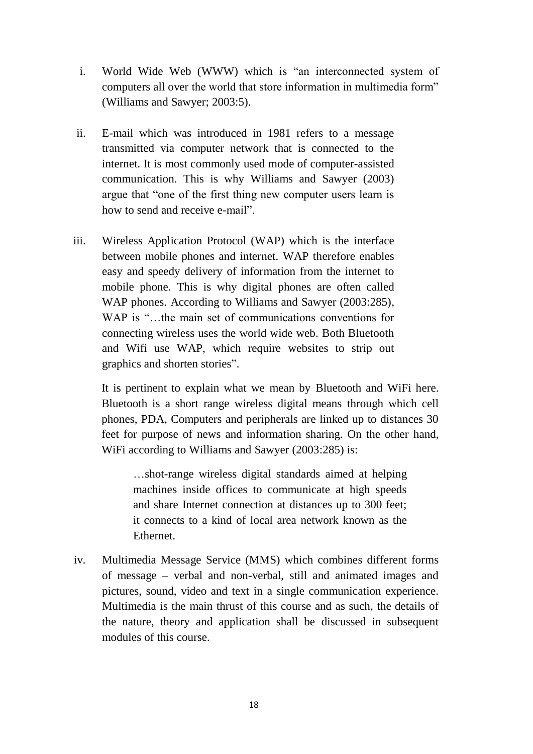i. World Wide Web (WWW) which is "an interconnected system of computers all over the world that store information in multimedia form" (Williams and Sawyer; 2003:5).

ii. E-mail which was introduced in 1981 refers to a message transmitted via computer network that is connected to the internet. It is most commonly used mode of computer-assisted communication. This is why Williams and Sawyer (2003) argue that "one of the first thing new computer users learn is how to send and receive e-mail".

iii. Wireless Application Protocol (WAP) which is the interface between mobile phones and internet. WAP therefore enables easy and speedy delivery of information from the internet to mobile phone. This is why digital phones are often called WAP phones. According to Williams and Sawyer (2003:285), WAP is "…the main set of communications conventions for connecting wireless uses the world wide web. Both Bluetooth and Wifi use WAP, which require websites to strip out graphics and shorten stories".

    It is pertinent to explain what we mean by Bluetooth and WiFi here. Bluetooth is a short range wireless digital means through which cell phones, PDA, Computers and peripherals are linked up to distances 30 feet for purpose of news and information sharing. On the other hand, WiFi according to Williams and Sawyer (2003:285) is:

    > …shot-range wireless digital standards aimed at helping machines inside offices to communicate at high speeds and share Internet connection at distances up to 300 feet; it connects to a kind of local area network known as the Ethernet.

iv. Multimedia Message Service (MMS) which combines different forms of message – verbal and non-verbal, still and animated images and pictures, sound, video and text in a single communication experience. Multimedia is the main thrust of this course and as such, the details of the nature, theory and application shall be discussed in subsequent modules of this course.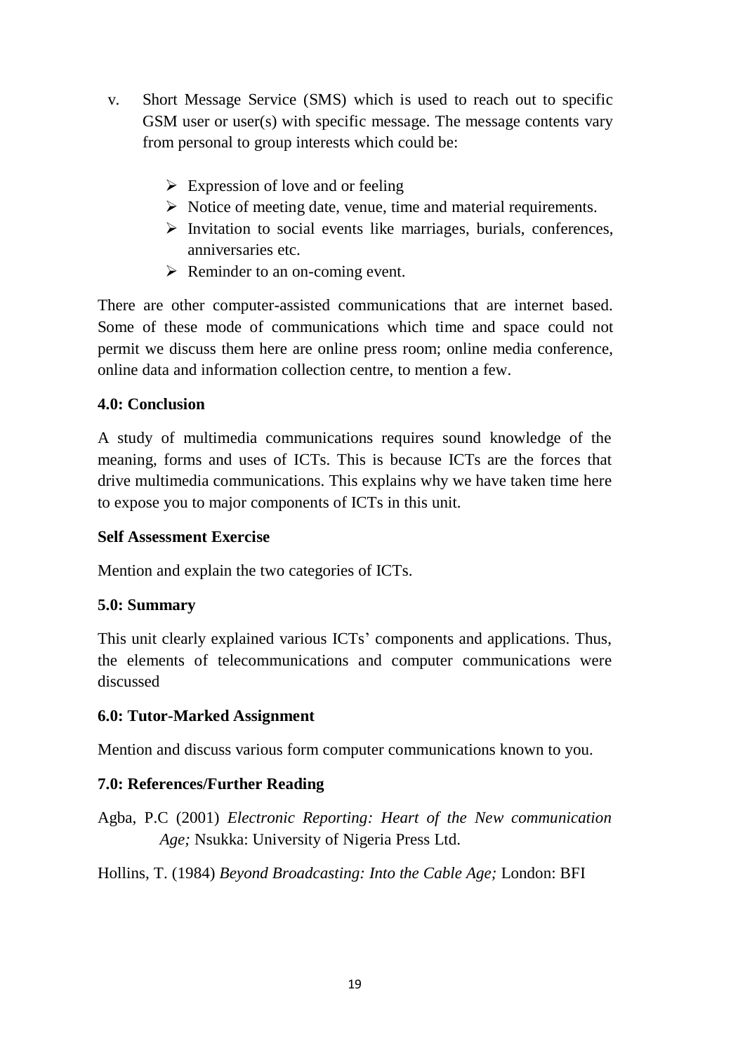v. Short Message Service (SMS) which is used to reach out to specific GSM user or user(s) with specific message. The message contents vary from personal to group interests which could be:

   - Expression of love and or feeling
   - Notice of meeting date, venue, time and material requirements.
   - Invitation to social events like marriages, burials, conferences, anniversaries etc.
   - Reminder to an on-coming event.

There are other computer-assisted communications that are internet based. Some of these mode of communications which time and space could not permit we discuss them here are online press room; online media conference, online data and information collection centre, to mention a few.

**4.0: Conclusion**

A study of multimedia communications requires sound knowledge of the meaning, forms and uses of ICTs. This is because ICTs are the forces that drive multimedia communications. This explains why we have taken time here to expose you to major components of ICTs in this unit.

**Self Assessment Exercise**

Mention and explain the two categories of ICTs.

**5.0: Summary**

This unit clearly explained various ICTs' components and applications. Thus, the elements of telecommunications and computer communications were discussed

**6.0: Tutor-Marked Assignment**

Mention and discuss various form computer communications known to you.

**7.0: References/Further Reading**

Agba, P.C (2001) *Electronic Reporting: Heart of the New communication Age;* Nsukka: University of Nigeria Press Ltd.

Hollins, T. (1984) *Beyond Broadcasting: Into the Cable Age;* London: BFI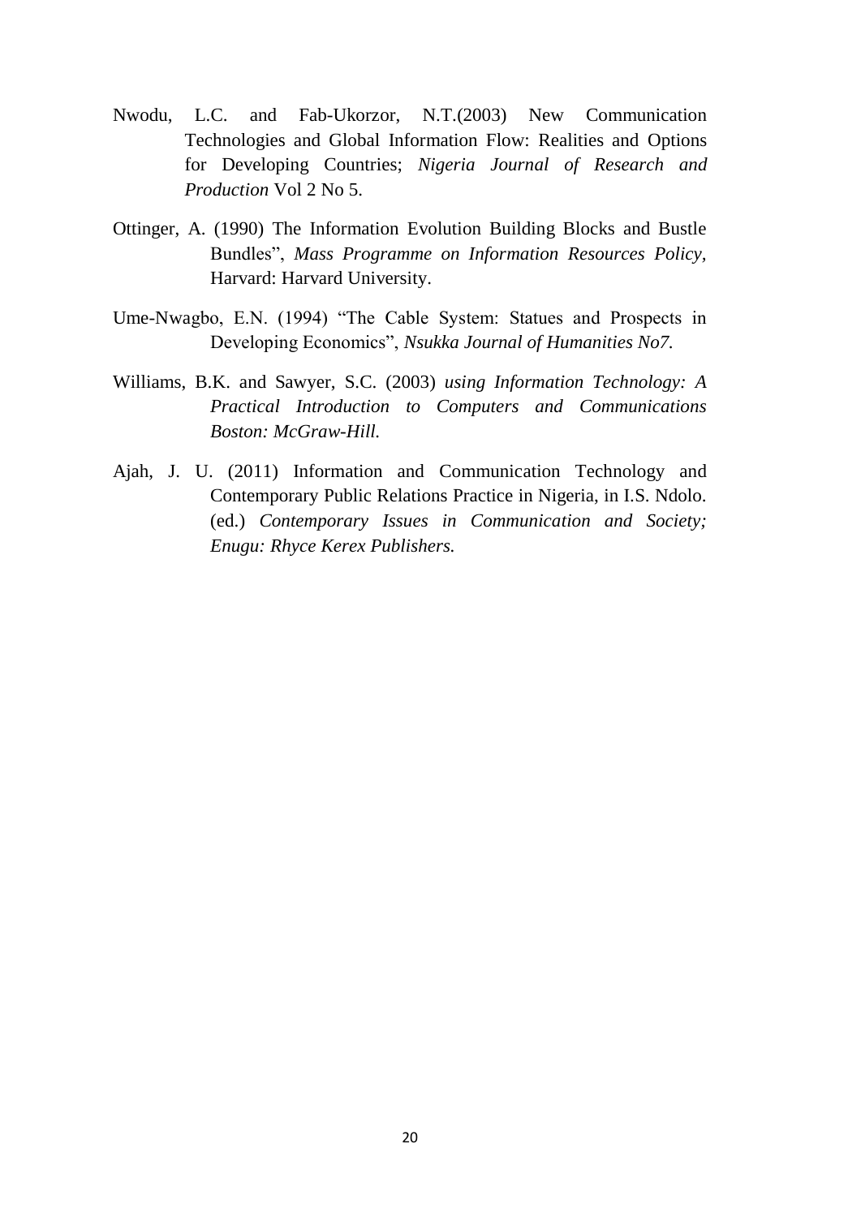Nwodu, L.C. and Fab-Ukorzor, N.T.(2003) New Communication Technologies and Global Information Flow: Realities and Options for Developing Countries; *Nigeria Journal of Research and Production* Vol 2 No 5.

Ottinger, A. (1990) The Information Evolution Building Blocks and Bustle Bundles", *Mass Programme on Information Resources Policy,* Harvard: Harvard University.

Ume-Nwagbo, E.N. (1994) "The Cable System: Statues and Prospects in Developing Economics", *Nsukka Journal of Humanities No7.*

Williams, B.K. and Sawyer, S.C. (2003) *using Information Technology: A Practical Introduction to Computers and Communications Boston: McGraw-Hill.*

Ajah, J. U. (2011) Information and Communication Technology and Contemporary Public Relations Practice in Nigeria, in I.S. Ndolo. (ed.) *Contemporary Issues in Communication and Society; Enugu: Rhyce Kerex Publishers.*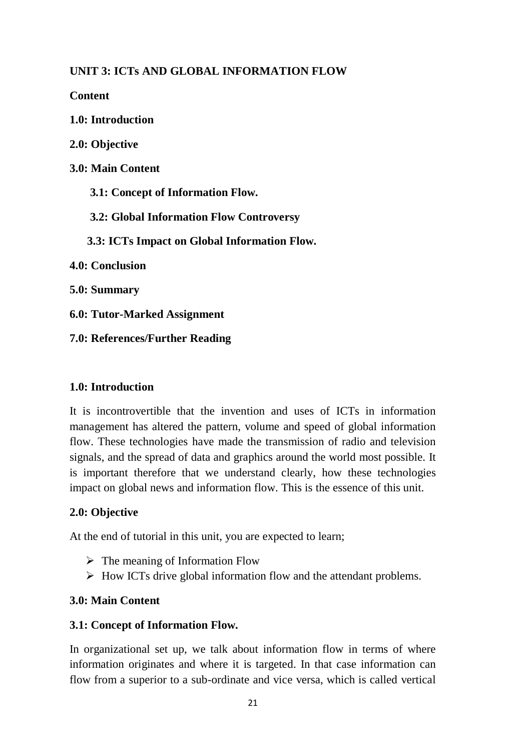**UNIT 3: ICTs AND GLOBAL INFORMATION FLOW**

**Content**

**1.0: Introduction**

**2.0: Objective**

**3.0: Main Content**

**3.1: Concept of Information Flow.**

**3.2: Global Information Flow Controversy**

**3.3: ICTs Impact on Global Information Flow.**

**4.0: Conclusion**

**5.0: Summary**

**6.0: Tutor-Marked Assignment**

**7.0: References/Further Reading**

## 1.0: Introduction

It is incontrovertible that the invention and uses of ICTs in information management has altered the pattern, volume and speed of global information flow. These technologies have made the transmission of radio and television signals, and the spread of data and graphics around the world most possible. It is important therefore that we understand clearly, how these technologies impact on global news and information flow. This is the essence of this unit.

## 2.0: Objective

At the end of tutorial in this unit, you are expected to learn;

- The meaning of Information Flow
- How ICTs drive global information flow and the attendant problems.

## 3.0: Main Content

### 3.1: Concept of Information Flow.

In organizational set up, we talk about information flow in terms of where information originates and where it is targeted. In that case information can flow from a superior to a sub-ordinate and vice versa, which is called vertical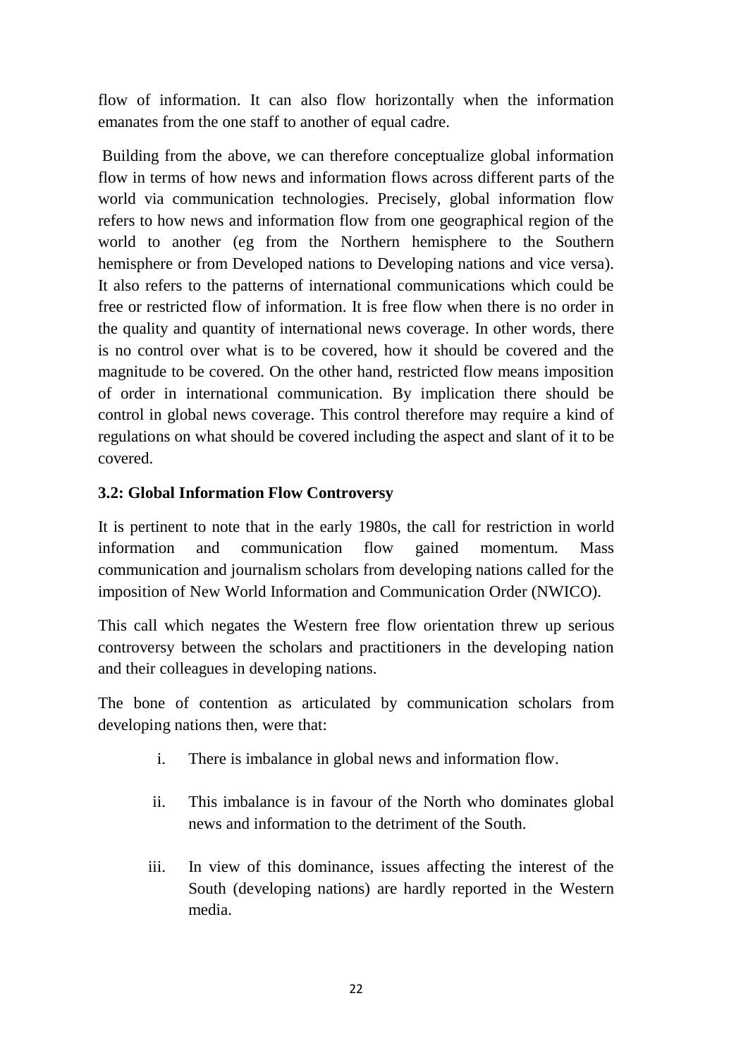flow of information. It can also flow horizontally when the information emanates from the one staff to another of equal cadre.

Building from the above, we can therefore conceptualize global information flow in terms of how news and information flows across different parts of the world via communication technologies. Precisely, global information flow refers to how news and information flow from one geographical region of the world to another (eg from the Northern hemisphere to the Southern hemisphere or from Developed nations to Developing nations and vice versa). It also refers to the patterns of international communications which could be free or restricted flow of information. It is free flow when there is no order in the quality and quantity of international news coverage. In other words, there is no control over what is to be covered, how it should be covered and the magnitude to be covered. On the other hand, restricted flow means imposition of order in international communication. By implication there should be control in global news coverage. This control therefore may require a kind of regulations on what should be covered including the aspect and slant of it to be covered.

### 3.2: Global Information Flow Controversy

It is pertinent to note that in the early 1980s, the call for restriction in world information and communication flow gained momentum. Mass communication and journalism scholars from developing nations called for the imposition of New World Information and Communication Order (NWICO).

This call which negates the Western free flow orientation threw up serious controversy between the scholars and practitioners in the developing nation and their colleagues in developing nations.

The bone of contention as articulated by communication scholars from developing nations then, were that:

i. There is imbalance in global news and information flow.

ii. This imbalance is in favour of the North who dominates global news and information to the detriment of the South.

iii. In view of this dominance, issues affecting the interest of the South (developing nations) are hardly reported in the Western media.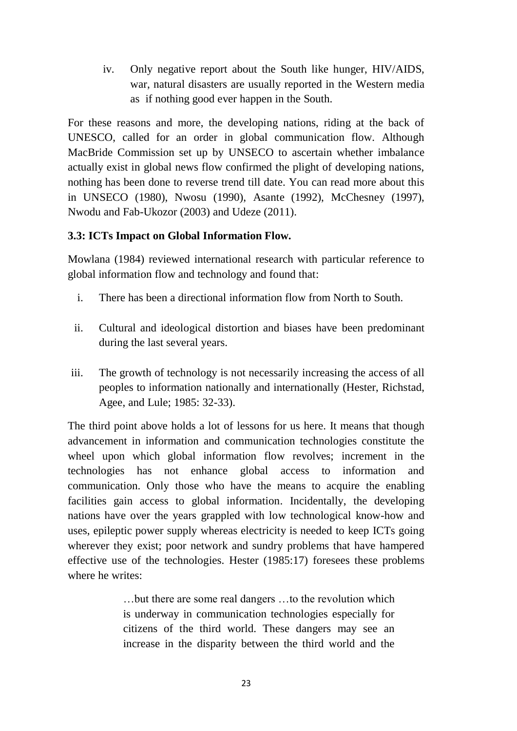iv. Only negative report about the South like hunger, HIV/AIDS, war, natural disasters are usually reported in the Western media as if nothing good ever happen in the South.

For these reasons and more, the developing nations, riding at the back of UNESCO, called for an order in global communication flow. Although MacBride Commission set up by UNSECO to ascertain whether imbalance actually exist in global news flow confirmed the plight of developing nations, nothing has been done to reverse trend till date. You can read more about this in UNSECO (1980), Nwosu (1990), Asante (1992), McChesney (1997), Nwodu and Fab-Ukozor (2003) and Udeze (2011).

### 3.3: ICTs Impact on Global Information Flow.

Mowlana (1984) reviewed international research with particular reference to global information flow and technology and found that:

i. There has been a directional information flow from North to South.

ii. Cultural and ideological distortion and biases have been predominant during the last several years.

iii. The growth of technology is not necessarily increasing the access of all peoples to information nationally and internationally (Hester, Richstad, Agee, and Lule; 1985: 32-33).

The third point above holds a lot of lessons for us here. It means that though advancement in information and communication technologies constitute the wheel upon which global information flow revolves; increment in the technologies has not enhance global access to information and communication. Only those who have the means to acquire the enabling facilities gain access to global information. Incidentally, the developing nations have over the years grappled with low technological know-how and uses, epileptic power supply whereas electricity is needed to keep ICTs going wherever they exist; poor network and sundry problems that have hampered effective use of the technologies. Hester (1985:17) foresees these problems where he writes:

> …but there are some real dangers …to the revolution which is underway in communication technologies especially for citizens of the third world. These dangers may see an increase in the disparity between the third world and the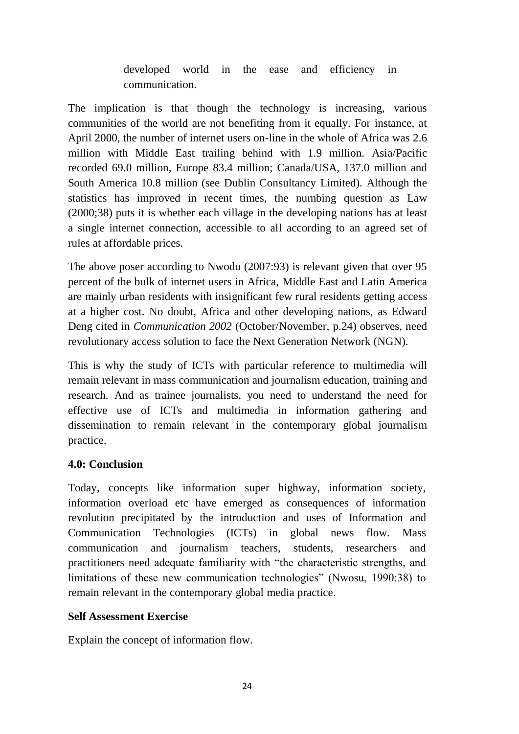developed world in the ease and efficiency in communication.

The implication is that though the technology is increasing, various communities of the world are not benefiting from it equally. For instance, at April 2000, the number of internet users on-line in the whole of Africa was 2.6 million with Middle East trailing behind with 1.9 million. Asia/Pacific recorded 69.0 million, Europe 83.4 million; Canada/USA, 137.0 million and South America 10.8 million (see Dublin Consultancy Limited). Although the statistics has improved in recent times, the numbing question as Law (2000;38) puts it is whether each village in the developing nations has at least a single internet connection, accessible to all according to an agreed set of rules at affordable prices.

The above poser according to Nwodu (2007:93) is relevant given that over 95 percent of the bulk of internet users in Africa, Middle East and Latin America are mainly urban residents with insignificant few rural residents getting access at a higher cost. No doubt, Africa and other developing nations, as Edward Deng cited in *Communication 2002* (October/November, p.24) observes, need revolutionary access solution to face the Next Generation Network (NGN).

This is why the study of ICTs with particular reference to multimedia will remain relevant in mass communication and journalism education, training and research. And as trainee journalists, you need to understand the need for effective use of ICTs and multimedia in information gathering and dissemination to remain relevant in the contemporary global journalism practice.

**4.0: Conclusion**

Today, concepts like information super highway, information society, information overload etc have emerged as consequences of information revolution precipitated by the introduction and uses of Information and Communication Technologies (ICTs) in global news flow. Mass communication and journalism teachers, students, researchers and practitioners need adequate familiarity with "the characteristic strengths, and limitations of these new communication technologies" (Nwosu, 1990:38) to remain relevant in the contemporary global media practice.

**Self Assessment Exercise**

Explain the concept of information flow.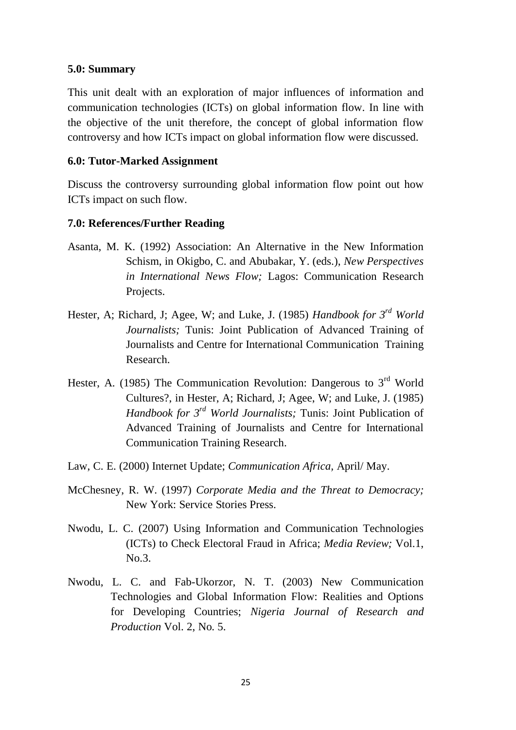### 5.0: Summary

This unit dealt with an exploration of major influences of information and communication technologies (ICTs) on global information flow. In line with the objective of the unit therefore, the concept of global information flow controversy and how ICTs impact on global information flow were discussed.

### 6.0: Tutor-Marked Assignment

Discuss the controversy surrounding global information flow point out how ICTs impact on such flow.

### 7.0: References/Further Reading

Asanta, M. K. (1992) Association: An Alternative in the New Information Schism, in Okigbo, C. and Abubakar, Y. (eds.), *New Perspectives in International News Flow;* Lagos: Communication Research Projects.

Hester, A; Richard, J; Agee, W; and Luke, J. (1985) *Handbook for 3rd World Journalists;* Tunis: Joint Publication of Advanced Training of Journalists and Centre for International Communication Training Research.

Hester, A. (1985) The Communication Revolution: Dangerous to 3rd World Cultures?, in Hester, A; Richard, J; Agee, W; and Luke, J. (1985) *Handbook for 3rd World Journalists;* Tunis: Joint Publication of Advanced Training of Journalists and Centre for International Communication Training Research.

Law, C. E. (2000) Internet Update; *Communication Africa*, April/ May.

McChesney, R. W. (1997) *Corporate Media and the Threat to Democracy;* New York: Service Stories Press.

Nwodu, L. C. (2007) Using Information and Communication Technologies (ICTs) to Check Electoral Fraud in Africa; *Media Review;* Vol.1, No.3.

Nwodu, L. C. and Fab-Ukorzor, N. T. (2003) New Communication Technologies and Global Information Flow: Realities and Options for Developing Countries; *Nigeria Journal of Research and Production* Vol. 2, No. 5.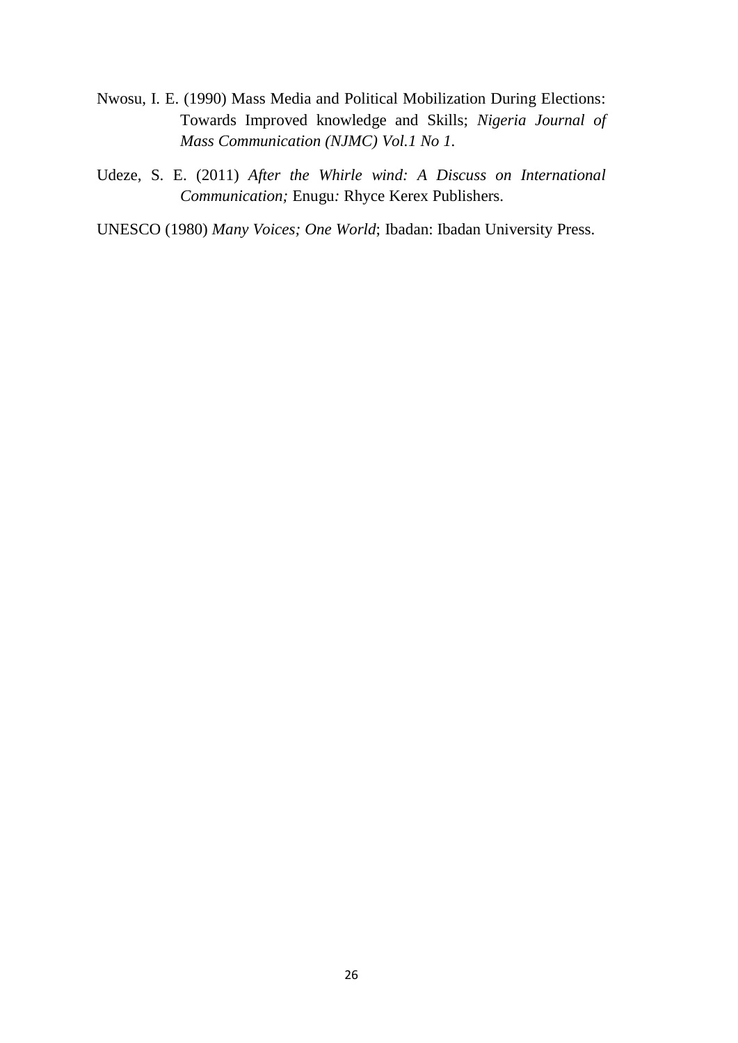Nwosu, I. E. (1990) Mass Media and Political Mobilization During Elections: Towards Improved knowledge and Skills; *Nigeria Journal of Mass Communication (NJMC) Vol.1 No 1.*

Udeze, S. E. (2011) *After the Whirle wind: A Discuss on International Communication;* Enugu*:* Rhyce Kerex Publishers.

UNESCO (1980) *Many Voices; One World*; Ibadan: Ibadan University Press.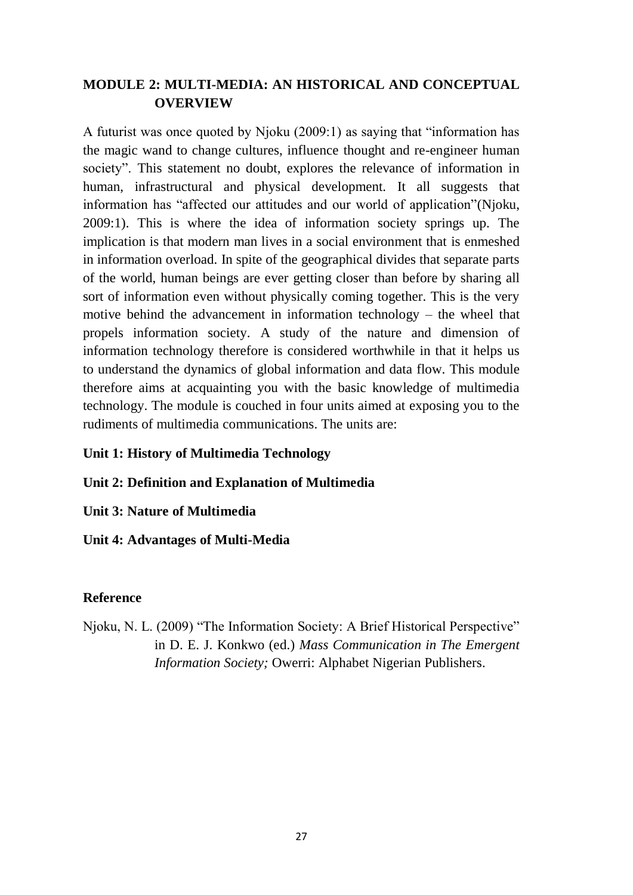## MODULE 2: MULTI-MEDIA: AN HISTORICAL AND CONCEPTUAL OVERVIEW

A futurist was once quoted by Njoku (2009:1) as saying that "information has the magic wand to change cultures, influence thought and re-engineer human society". This statement no doubt, explores the relevance of information in human, infrastructural and physical development. It all suggests that information has "affected our attitudes and our world of application"(Njoku, 2009:1). This is where the idea of information society springs up. The implication is that modern man lives in a social environment that is enmeshed in information overload. In spite of the geographical divides that separate parts of the world, human beings are ever getting closer than before by sharing all sort of information even without physically coming together. This is the very motive behind the advancement in information technology – the wheel that propels information society. A study of the nature and dimension of information technology therefore is considered worthwhile in that it helps us to understand the dynamics of global information and data flow. This module therefore aims at acquainting you with the basic knowledge of multimedia technology. The module is couched in four units aimed at exposing you to the rudiments of multimedia communications. The units are:

**Unit 1: History of Multimedia Technology**

**Unit 2: Definition and Explanation of Multimedia**

**Unit 3: Nature of Multimedia**

**Unit 4: Advantages of Multi-Media**

### Reference

Njoku, N. L. (2009) "The Information Society: A Brief Historical Perspective" in D. E. J. Konkwo (ed.) *Mass Communication in The Emergent Information Society;* Owerri: Alphabet Nigerian Publishers.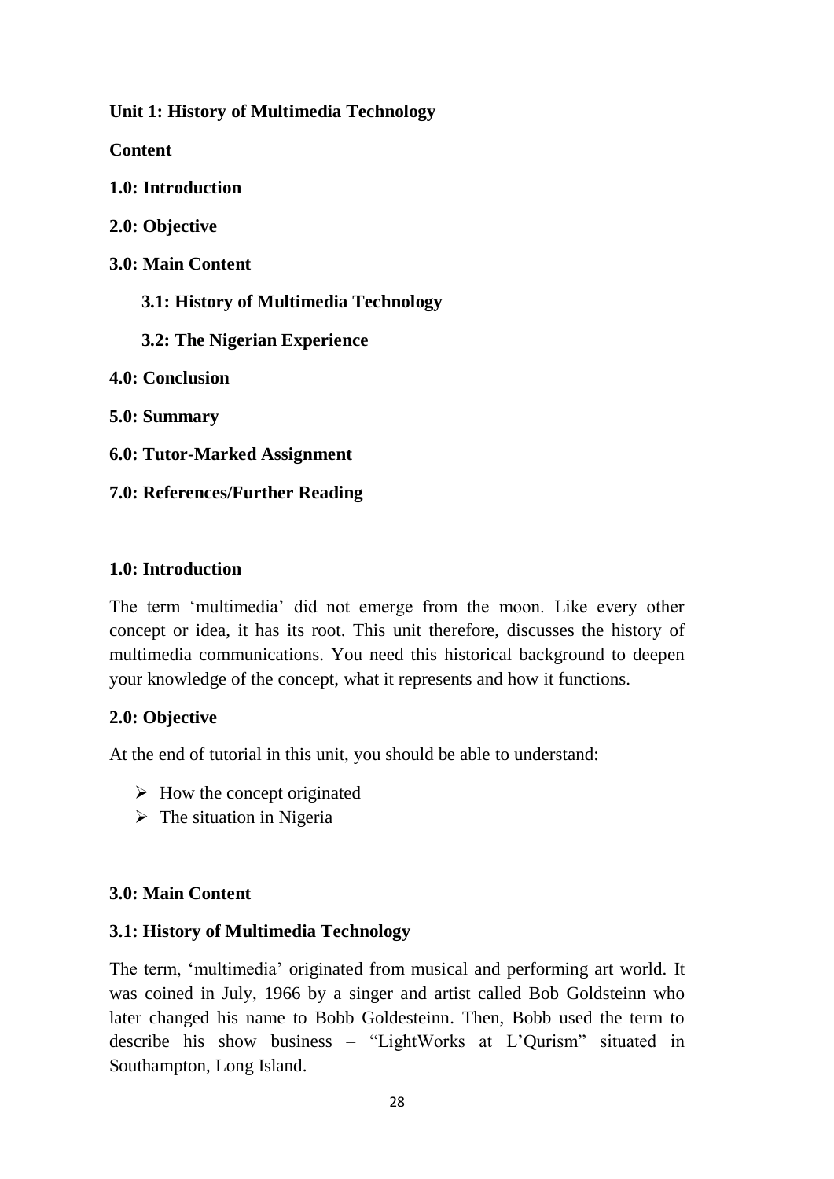**Unit 1: History of Multimedia Technology**

**Content**

**1.0: Introduction**

**2.0: Objective**

**3.0: Main Content**

**3.1: History of Multimedia Technology**

**3.2: The Nigerian Experience**

**4.0: Conclusion**

**5.0: Summary**

**6.0: Tutor-Marked Assignment**

**7.0: References/Further Reading**

## 1.0: Introduction

The term 'multimedia' did not emerge from the moon. Like every other concept or idea, it has its root. This unit therefore, discusses the history of multimedia communications. You need this historical background to deepen your knowledge of the concept, what it represents and how it functions.

## 2.0: Objective

At the end of tutorial in this unit, you should be able to understand:

- How the concept originated
- The situation in Nigeria

## 3.0: Main Content

### 3.1: History of Multimedia Technology

The term, 'multimedia' originated from musical and performing art world. It was coined in July, 1966 by a singer and artist called Bob Goldsteinn who later changed his name to Bobb Goldesteinn. Then, Bobb used the term to describe his show business – "LightWorks at L'Qurism" situated in Southampton, Long Island.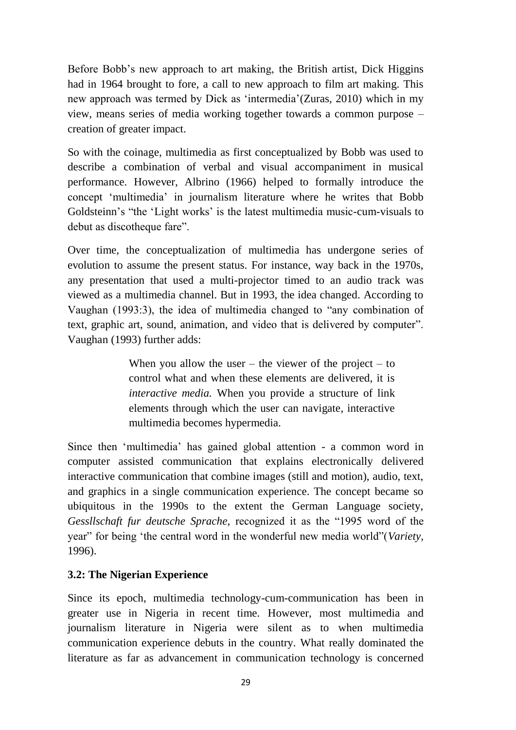Before Bobb's new approach to art making, the British artist, Dick Higgins had in 1964 brought to fore, a call to new approach to film art making. This new approach was termed by Dick as 'intermedia'(Zuras, 2010) which in my view, means series of media working together towards a common purpose – creation of greater impact.

So with the coinage, multimedia as first conceptualized by Bobb was used to describe a combination of verbal and visual accompaniment in musical performance. However, Albrino (1966) helped to formally introduce the concept 'multimedia' in journalism literature where he writes that Bobb Goldsteinn's "the 'Light works' is the latest multimedia music-cum-visuals to debut as discotheque fare".

Over time, the conceptualization of multimedia has undergone series of evolution to assume the present status. For instance, way back in the 1970s, any presentation that used a multi-projector timed to an audio track was viewed as a multimedia channel. But in 1993, the idea changed. According to Vaughan (1993:3), the idea of multimedia changed to "any combination of text, graphic art, sound, animation, and video that is delivered by computer". Vaughan (1993) further adds:

> When you allow the user – the viewer of the project – to control what and when these elements are delivered, it is *interactive media.* When you provide a structure of link elements through which the user can navigate, interactive multimedia becomes hypermedia.

Since then 'multimedia' has gained global attention - a common word in computer assisted communication that explains electronically delivered interactive communication that combine images (still and motion), audio, text, and graphics in a single communication experience. The concept became so ubiquitous in the 1990s to the extent the German Language society, *Gessllschaft fur deutsche Sprache,* recognized it as the "1995 word of the year" for being 'the central word in the wonderful new media world"(*Variety,* 1996).

### 3.2: The Nigerian Experience

Since its epoch, multimedia technology-cum-communication has been in greater use in Nigeria in recent time. However, most multimedia and journalism literature in Nigeria were silent as to when multimedia communication experience debuts in the country. What really dominated the literature as far as advancement in communication technology is concerned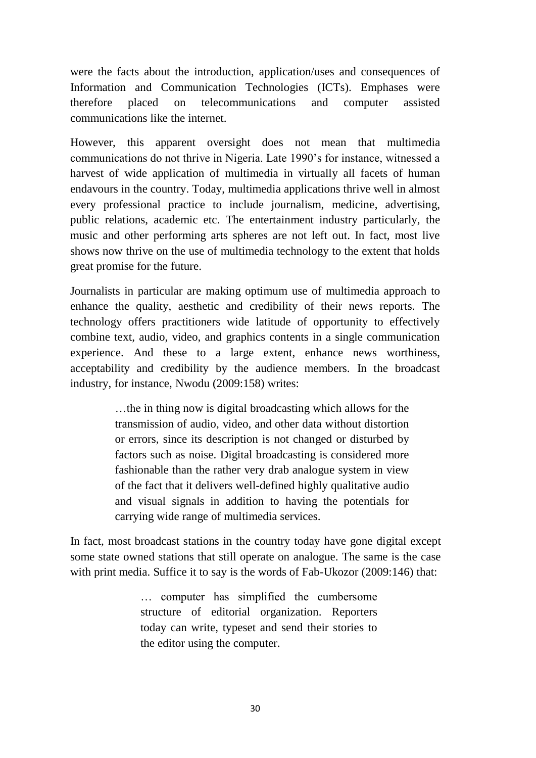were the facts about the introduction, application/uses and consequences of Information and Communication Technologies (ICTs). Emphases were therefore placed on telecommunications and computer assisted communications like the internet.

However, this apparent oversight does not mean that multimedia communications do not thrive in Nigeria. Late 1990's for instance, witnessed a harvest of wide application of multimedia in virtually all facets of human endavours in the country. Today, multimedia applications thrive well in almost every professional practice to include journalism, medicine, advertising, public relations, academic etc. The entertainment industry particularly, the music and other performing arts spheres are not left out. In fact, most live shows now thrive on the use of multimedia technology to the extent that holds great promise for the future.

Journalists in particular are making optimum use of multimedia approach to enhance the quality, aesthetic and credibility of their news reports. The technology offers practitioners wide latitude of opportunity to effectively combine text, audio, video, and graphics contents in a single communication experience. And these to a large extent, enhance news worthiness, acceptability and credibility by the audience members. In the broadcast industry, for instance, Nwodu (2009:158) writes:

> …the in thing now is digital broadcasting which allows for the transmission of audio, video, and other data without distortion or errors, since its description is not changed or disturbed by factors such as noise. Digital broadcasting is considered more fashionable than the rather very drab analogue system in view of the fact that it delivers well-defined highly qualitative audio and visual signals in addition to having the potentials for carrying wide range of multimedia services.

In fact, most broadcast stations in the country today have gone digital except some state owned stations that still operate on analogue. The same is the case with print media. Suffice it to say is the words of Fab-Ukozor (2009:146) that:

> … computer has simplified the cumbersome structure of editorial organization. Reporters today can write, typeset and send their stories to the editor using the computer.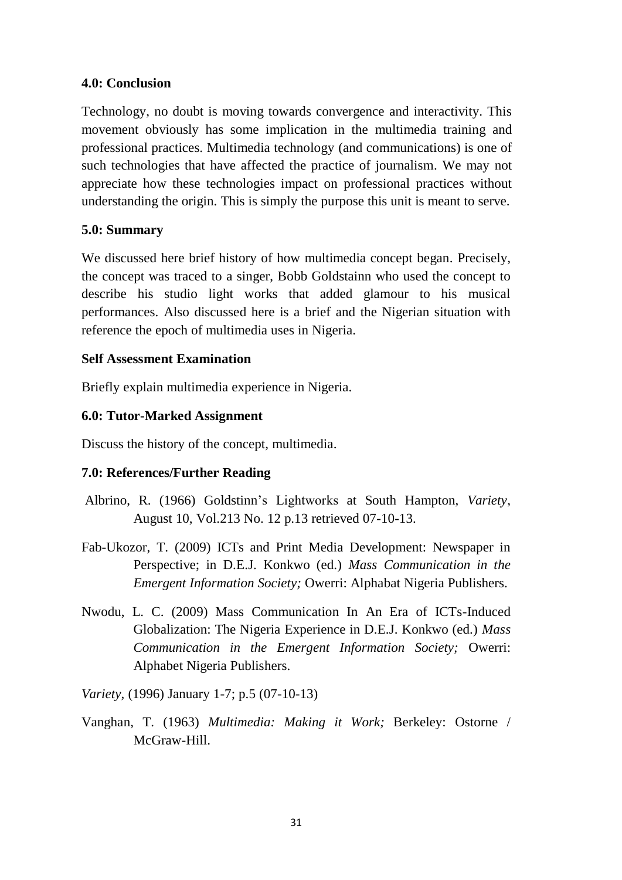## 4.0: Conclusion

Technology, no doubt is moving towards convergence and interactivity. This movement obviously has some implication in the multimedia training and professional practices. Multimedia technology (and communications) is one of such technologies that have affected the practice of journalism. We may not appreciate how these technologies impact on professional practices without understanding the origin. This is simply the purpose this unit is meant to serve.

## 5.0: Summary

We discussed here brief history of how multimedia concept began. Precisely, the concept was traced to a singer, Bobb Goldstainn who used the concept to describe his studio light works that added glamour to his musical performances. Also discussed here is a brief and the Nigerian situation with reference the epoch of multimedia uses in Nigeria.

### Self Assessment Examination

Briefly explain multimedia experience in Nigeria.

## 6.0: Tutor-Marked Assignment

Discuss the history of the concept, multimedia.

## 7.0: References/Further Reading

Albrino, R. (1966) Goldstinn's Lightworks at South Hampton, *Variety*, August 10, Vol.213 No. 12 p.13 retrieved 07-10-13.

Fab-Ukozor, T. (2009) ICTs and Print Media Development: Newspaper in Perspective; in D.E.J. Konkwo (ed.) *Mass Communication in the Emergent Information Society;* Owerri: Alphabat Nigeria Publishers.

Nwodu, L. C. (2009) Mass Communication In An Era of ICTs-Induced Globalization: The Nigeria Experience in D.E.J. Konkwo (ed.) *Mass Communication in the Emergent Information Society;* Owerri: Alphabet Nigeria Publishers.

*Variety*, (1996) January 1-7; p.5 (07-10-13)

Vanghan, T. (1963) *Multimedia: Making it Work;* Berkeley: Ostorne / McGraw-Hill.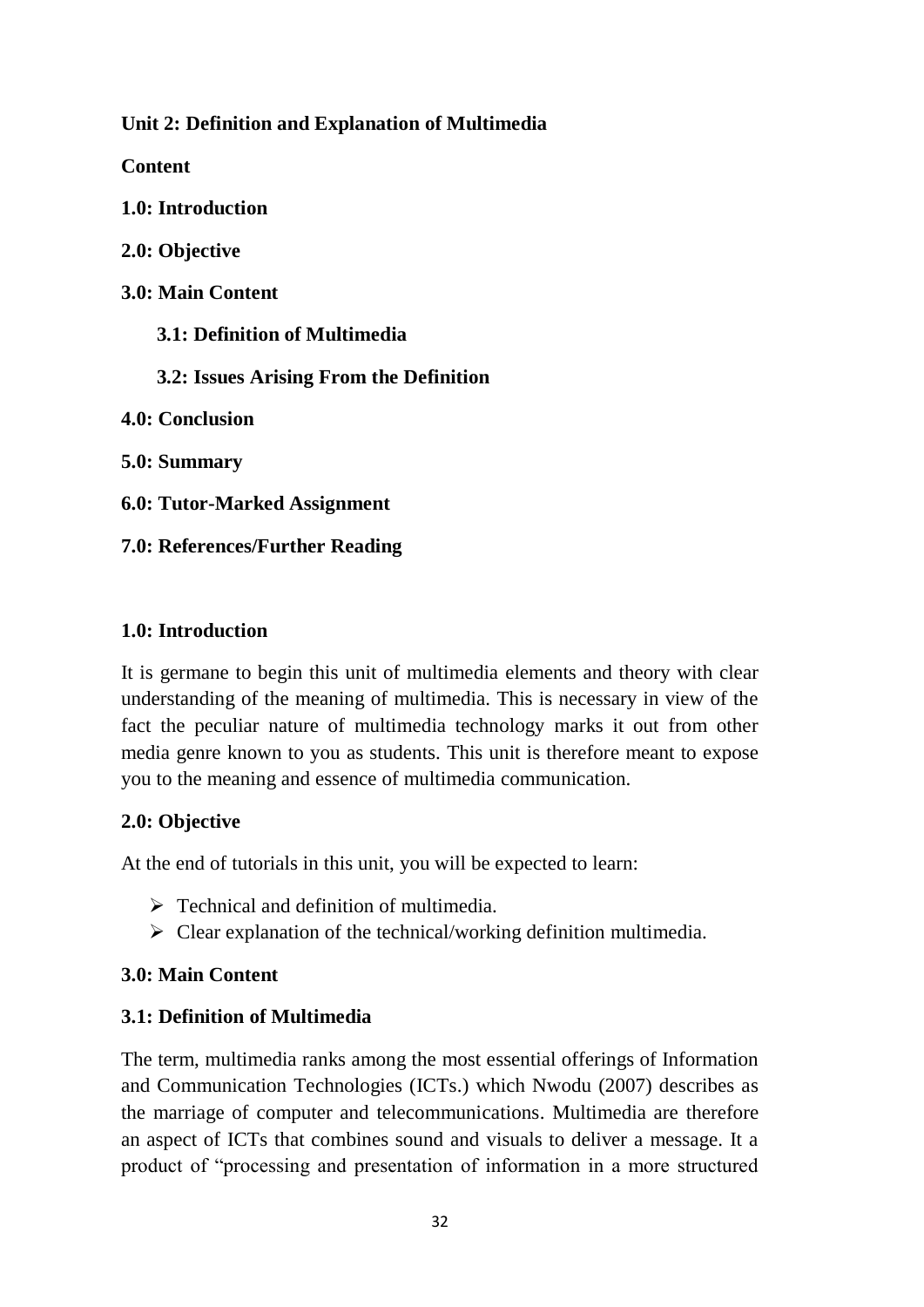**Unit 2: Definition and Explanation of Multimedia**

**Content**

**1.0: Introduction**

**2.0: Objective**

**3.0: Main Content**

**3.1: Definition of Multimedia**

**3.2: Issues Arising From the Definition**

**4.0: Conclusion**

**5.0: Summary**

**6.0: Tutor-Marked Assignment**

**7.0: References/Further Reading**

## 1.0: Introduction

It is germane to begin this unit of multimedia elements and theory with clear understanding of the meaning of multimedia. This is necessary in view of the fact the peculiar nature of multimedia technology marks it out from other media genre known to you as students. This unit is therefore meant to expose you to the meaning and essence of multimedia communication.

## 2.0: Objective

At the end of tutorials in this unit, you will be expected to learn:

- Technical and definition of multimedia.
- Clear explanation of the technical/working definition multimedia.

## 3.0: Main Content

### 3.1: Definition of Multimedia

The term, multimedia ranks among the most essential offerings of Information and Communication Technologies (ICTs.) which Nwodu (2007) describes as the marriage of computer and telecommunications. Multimedia are therefore an aspect of ICTs that combines sound and visuals to deliver a message. It a product of "processing and presentation of information in a more structured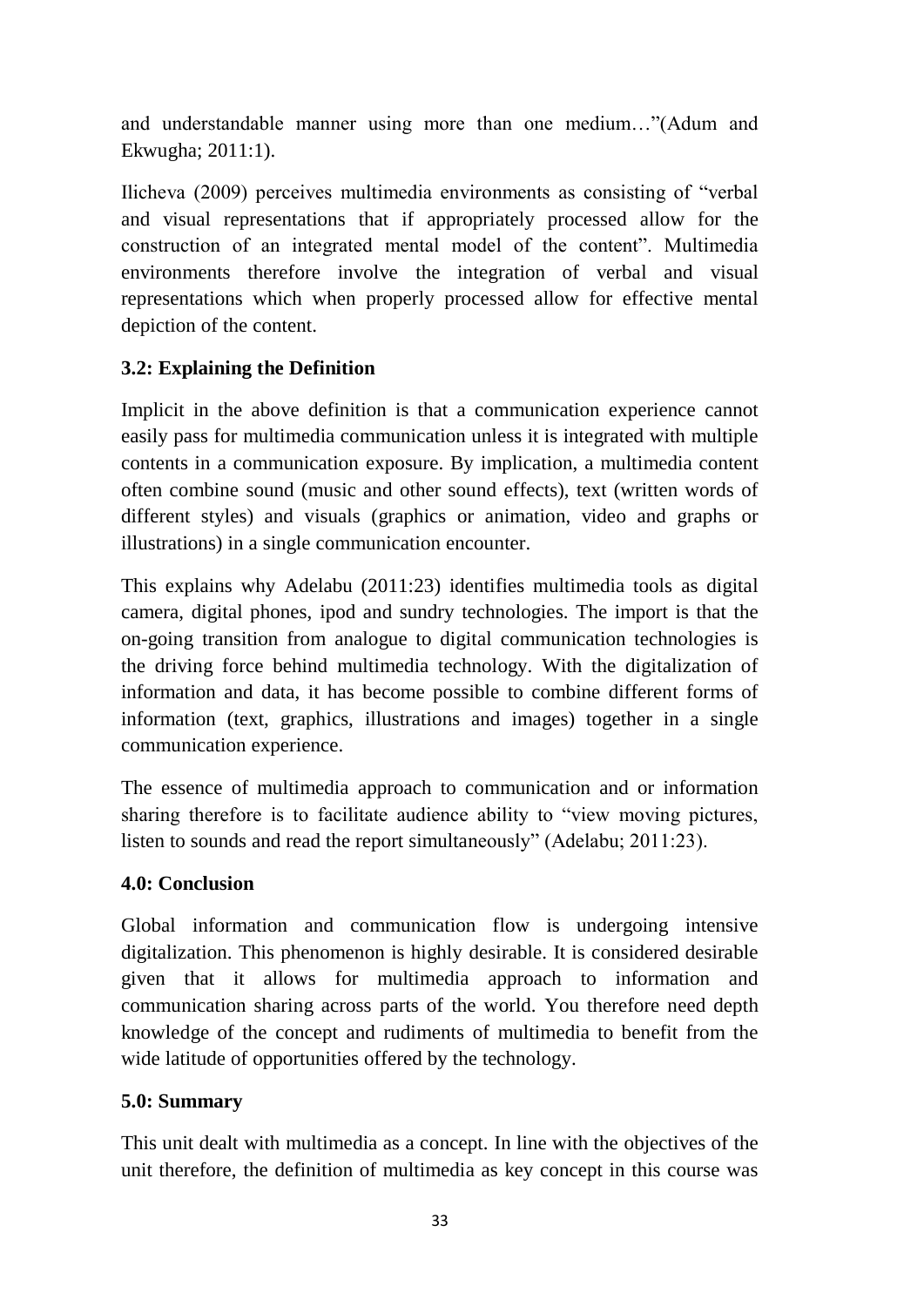and understandable manner using more than one medium…"(Adum and Ekwugha; 2011:1).

Ilicheva (2009) perceives multimedia environments as consisting of "verbal and visual representations that if appropriately processed allow for the construction of an integrated mental model of the content". Multimedia environments therefore involve the integration of verbal and visual representations which when properly processed allow for effective mental depiction of the content.

### 3.2: Explaining the Definition

Implicit in the above definition is that a communication experience cannot easily pass for multimedia communication unless it is integrated with multiple contents in a communication exposure. By implication, a multimedia content often combine sound (music and other sound effects), text (written words of different styles) and visuals (graphics or animation, video and graphs or illustrations) in a single communication encounter.

This explains why Adelabu (2011:23) identifies multimedia tools as digital camera, digital phones, ipod and sundry technologies. The import is that the on-going transition from analogue to digital communication technologies is the driving force behind multimedia technology. With the digitalization of information and data, it has become possible to combine different forms of information (text, graphics, illustrations and images) together in a single communication experience.

The essence of multimedia approach to communication and or information sharing therefore is to facilitate audience ability to "view moving pictures, listen to sounds and read the report simultaneously" (Adelabu; 2011:23).

## 4.0: Conclusion

Global information and communication flow is undergoing intensive digitalization. This phenomenon is highly desirable. It is considered desirable given that it allows for multimedia approach to information and communication sharing across parts of the world. You therefore need depth knowledge of the concept and rudiments of multimedia to benefit from the wide latitude of opportunities offered by the technology.

## 5.0: Summary

This unit dealt with multimedia as a concept. In line with the objectives of the unit therefore, the definition of multimedia as key concept in this course was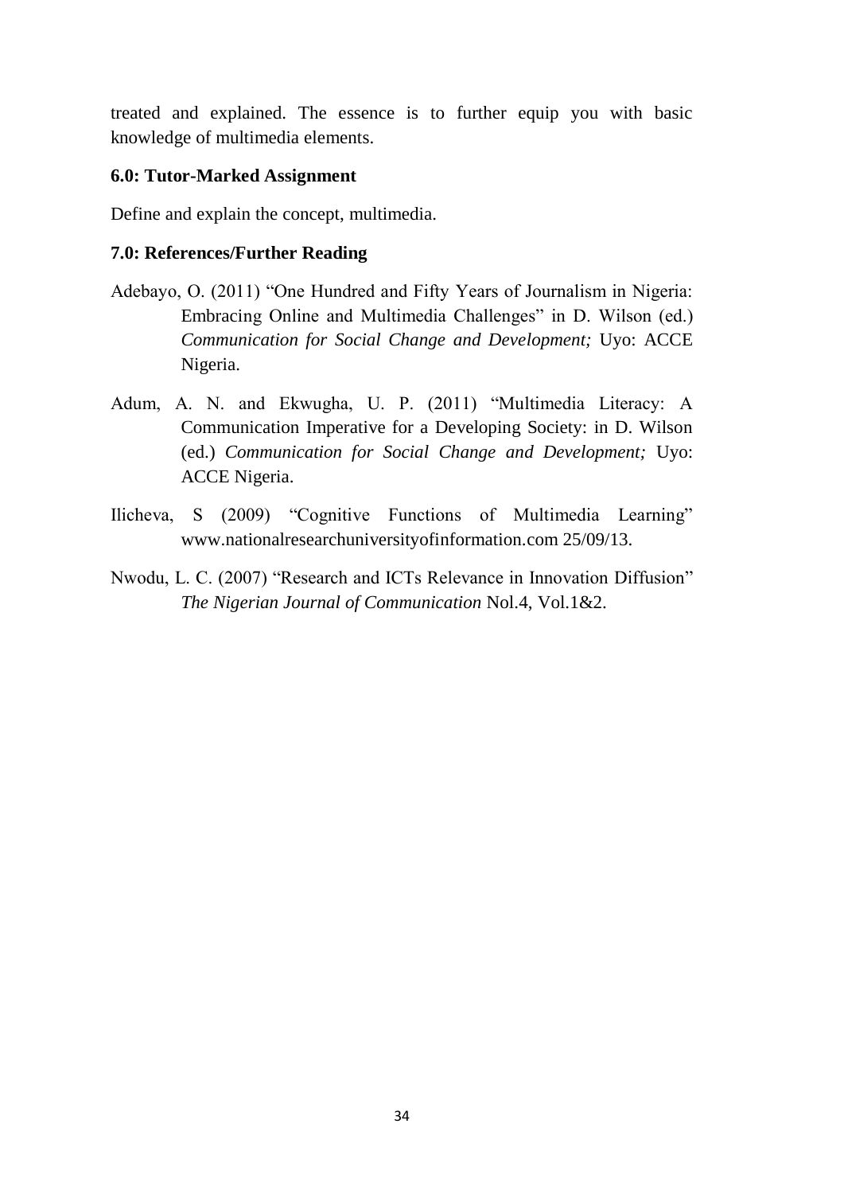treated and explained. The essence is to further equip you with basic knowledge of multimedia elements.

**6.0: Tutor-Marked Assignment**

Define and explain the concept, multimedia.

**7.0: References/Further Reading**

Adebayo, O. (2011) "One Hundred and Fifty Years of Journalism in Nigeria: Embracing Online and Multimedia Challenges" in D. Wilson (ed.) *Communication for Social Change and Development;* Uyo: ACCE Nigeria.

Adum, A. N. and Ekwugha, U. P. (2011) "Multimedia Literacy: A Communication Imperative for a Developing Society: in D. Wilson (ed.) *Communication for Social Change and Development;* Uyo: ACCE Nigeria.

Ilicheva, S (2009) "Cognitive Functions of Multimedia Learning" www.nationalresearchuniversityofinformation.com 25/09/13.

Nwodu, L. C. (2007) "Research and ICTs Relevance in Innovation Diffusion" *The Nigerian Journal of Communication* Nol.4, Vol.1&2.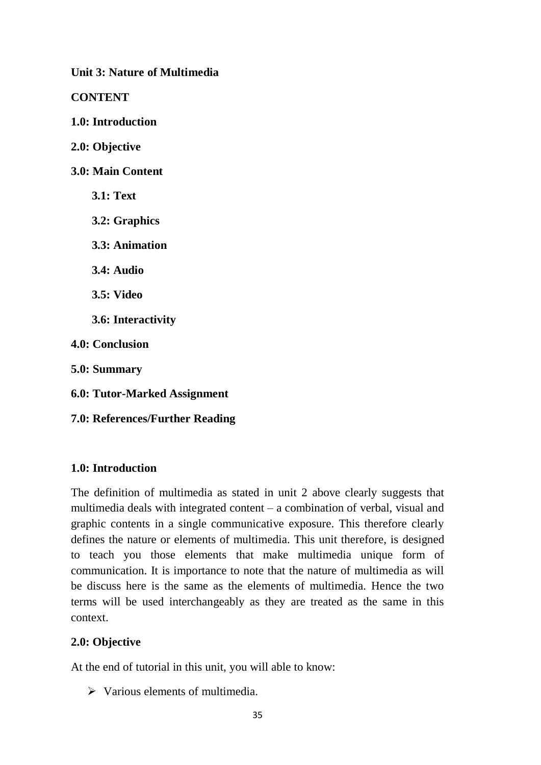**Unit 3: Nature of Multimedia**

**CONTENT**

**1.0: Introduction**

**2.0: Objective**

**3.0: Main Content**

- **3.1: Text**
- **3.2: Graphics**
- **3.3: Animation**
- **3.4: Audio**
- **3.5: Video**
- **3.6: Interactivity**

**4.0: Conclusion**

**5.0: Summary**

**6.0: Tutor-Marked Assignment**

**7.0: References/Further Reading**

## 1.0: Introduction

The definition of multimedia as stated in unit 2 above clearly suggests that multimedia deals with integrated content – a combination of verbal, visual and graphic contents in a single communicative exposure. This therefore clearly defines the nature or elements of multimedia. This unit therefore, is designed to teach you those elements that make multimedia unique form of communication. It is importance to note that the nature of multimedia as will be discuss here is the same as the elements of multimedia. Hence the two terms will be used interchangeably as they are treated as the same in this context.

## 2.0: Objective

At the end of tutorial in this unit, you will able to know:

- Various elements of multimedia.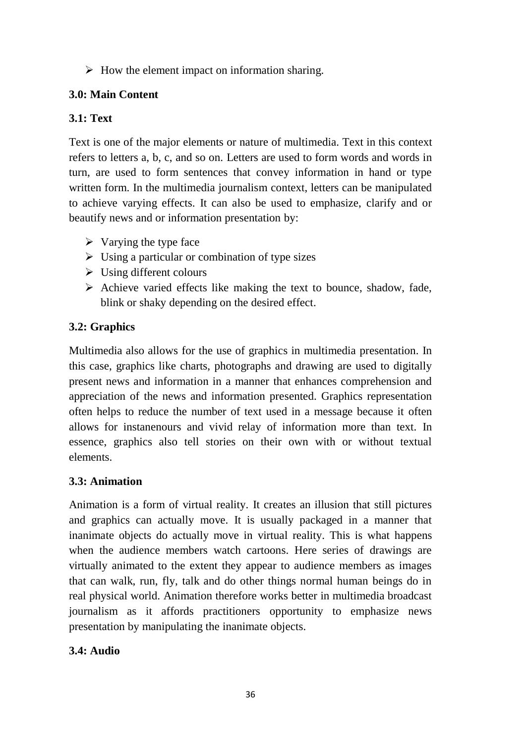- How the element impact on information sharing.

## 3.0: Main Content

### 3.1: Text

Text is one of the major elements or nature of multimedia. Text in this context refers to letters a, b, c, and so on. Letters are used to form words and words in turn, are used to form sentences that convey information in hand or type written form. In the multimedia journalism context, letters can be manipulated to achieve varying effects. It can also be used to emphasize, clarify and or beautify news and or information presentation by:

- Varying the type face
- Using a particular or combination of type sizes
- Using different colours
- Achieve varied effects like making the text to bounce, shadow, fade, blink or shaky depending on the desired effect.

### 3.2: Graphics

Multimedia also allows for the use of graphics in multimedia presentation. In this case, graphics like charts, photographs and drawing are used to digitally present news and information in a manner that enhances comprehension and appreciation of the news and information presented. Graphics representation often helps to reduce the number of text used in a message because it often allows for instanenours and vivid relay of information more than text. In essence, graphics also tell stories on their own with or without textual elements.

### 3.3: Animation

Animation is a form of virtual reality. It creates an illusion that still pictures and graphics can actually move. It is usually packaged in a manner that inanimate objects do actually move in virtual reality. This is what happens when the audience members watch cartoons. Here series of drawings are virtually animated to the extent they appear to audience members as images that can walk, run, fly, talk and do other things normal human beings do in real physical world. Animation therefore works better in multimedia broadcast journalism as it affords practitioners opportunity to emphasize news presentation by manipulating the inanimate objects.

### 3.4: Audio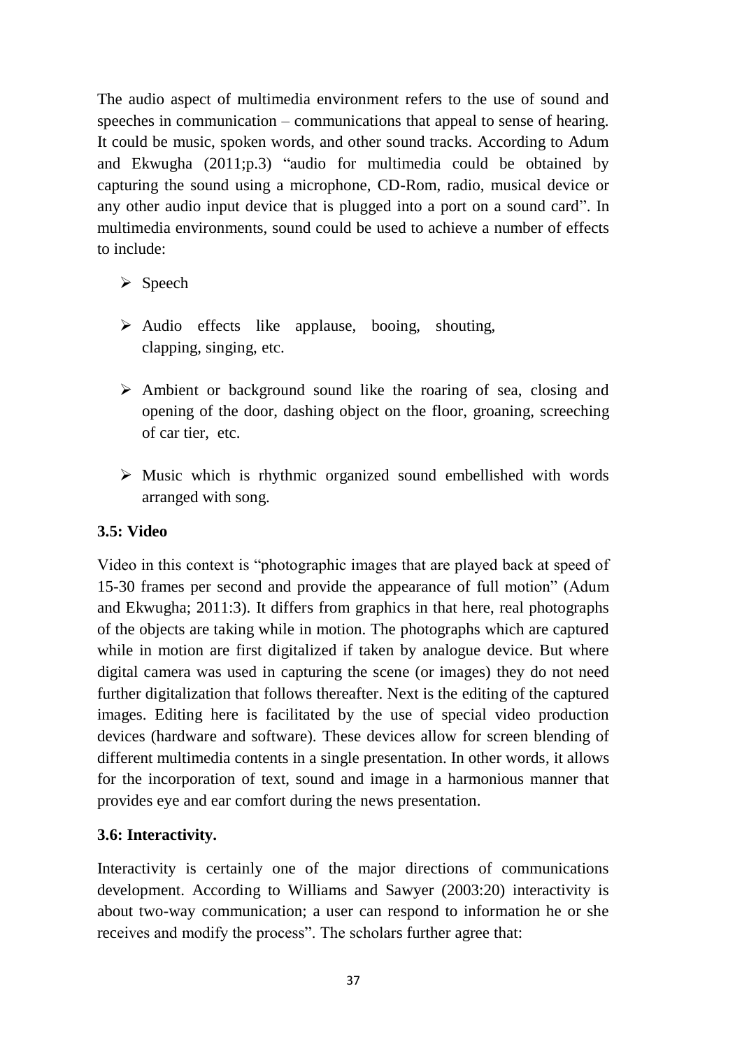The audio aspect of multimedia environment refers to the use of sound and speeches in communication – communications that appeal to sense of hearing. It could be music, spoken words, and other sound tracks. According to Adum and Ekwugha (2011;p.3) "audio for multimedia could be obtained by capturing the sound using a microphone, CD-Rom, radio, musical device or any other audio input device that is plugged into a port on a sound card". In multimedia environments, sound could be used to achieve a number of effects to include:

- Speech
- Audio effects like applause, booing, shouting, clapping, singing, etc.
- Ambient or background sound like the roaring of sea, closing and opening of the door, dashing object on the floor, groaning, screeching of car tier, etc.
- Music which is rhythmic organized sound embellished with words arranged with song.

### 3.5: Video

Video in this context is "photographic images that are played back at speed of 15-30 frames per second and provide the appearance of full motion" (Adum and Ekwugha; 2011:3). It differs from graphics in that here, real photographs of the objects are taking while in motion. The photographs which are captured while in motion are first digitalized if taken by analogue device. But where digital camera was used in capturing the scene (or images) they do not need further digitalization that follows thereafter. Next is the editing of the captured images. Editing here is facilitated by the use of special video production devices (hardware and software). These devices allow for screen blending of different multimedia contents in a single presentation. In other words, it allows for the incorporation of text, sound and image in a harmonious manner that provides eye and ear comfort during the news presentation.

### 3.6: Interactivity.

Interactivity is certainly one of the major directions of communications development. According to Williams and Sawyer (2003:20) interactivity is about two-way communication; a user can respond to information he or she receives and modify the process". The scholars further agree that: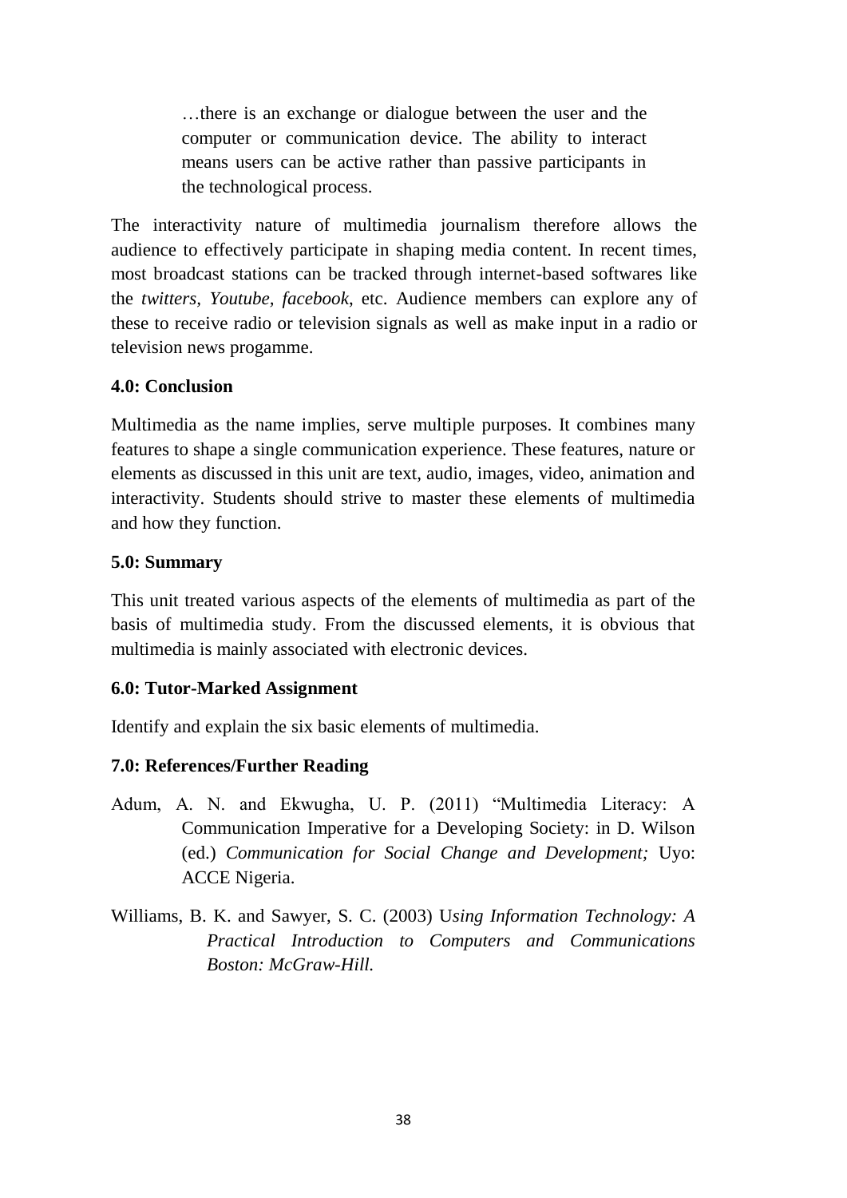> …there is an exchange or dialogue between the user and the computer or communication device. The ability to interact means users can be active rather than passive participants in the technological process.

The interactivity nature of multimedia journalism therefore allows the audience to effectively participate in shaping media content. In recent times, most broadcast stations can be tracked through internet-based softwares like the *twitters*, *Youtube*, *facebook*, etc. Audience members can explore any of these to receive radio or television signals as well as make input in a radio or television news progamme.

### 4.0: Conclusion

Multimedia as the name implies, serve multiple purposes. It combines many features to shape a single communication experience. These features, nature or elements as discussed in this unit are text, audio, images, video, animation and interactivity. Students should strive to master these elements of multimedia and how they function.

### 5.0: Summary

This unit treated various aspects of the elements of multimedia as part of the basis of multimedia study. From the discussed elements, it is obvious that multimedia is mainly associated with electronic devices.

### 6.0: Tutor-Marked Assignment

Identify and explain the six basic elements of multimedia.

### 7.0: References/Further Reading

Adum, A. N. and Ekwugha, U. P. (2011) "Multimedia Literacy: A Communication Imperative for a Developing Society: in D. Wilson (ed.) *Communication for Social Change and Development;* Uyo: ACCE Nigeria.

Williams, B. K. and Sawyer, S. C. (2003) U*sing Information Technology: A Practical Introduction to Computers and Communications Boston: McGraw-Hill.*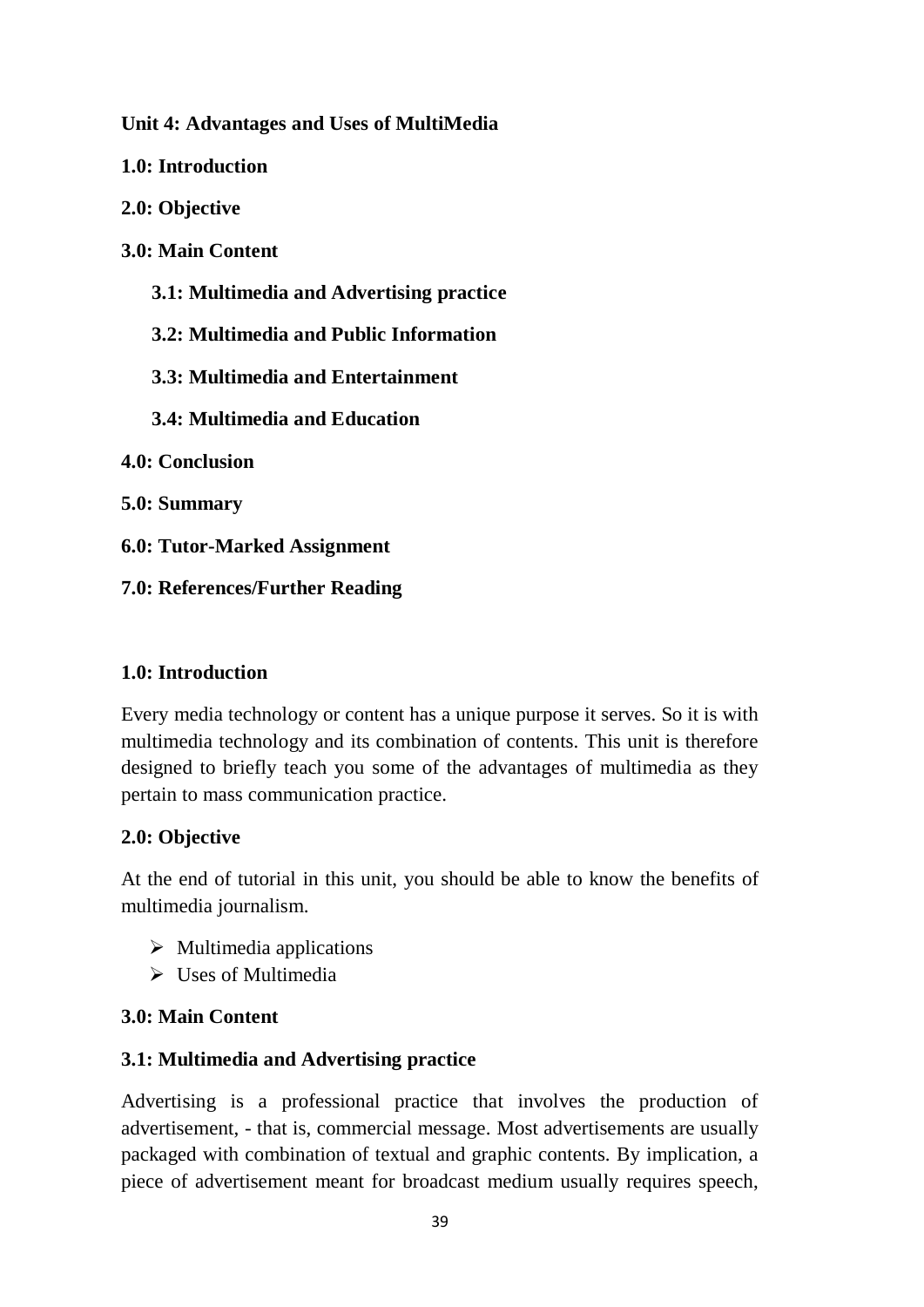## Unit 4: Advantages and Uses of MultiMedia

**1.0: Introduction**

**2.0: Objective**

**3.0: Main Content**

**3.1: Multimedia and Advertising practice**

**3.2: Multimedia and Public Information**

**3.3: Multimedia and Entertainment**

**3.4: Multimedia and Education**

**4.0: Conclusion**

**5.0: Summary**

**6.0: Tutor-Marked Assignment**

**7.0: References/Further Reading**

### 1.0: Introduction

Every media technology or content has a unique purpose it serves. So it is with multimedia technology and its combination of contents. This unit is therefore designed to briefly teach you some of the advantages of multimedia as they pertain to mass communication practice.

### 2.0: Objective

At the end of tutorial in this unit, you should be able to know the benefits of multimedia journalism.

- Multimedia applications
- Uses of Multimedia

### 3.0: Main Content

### 3.1: Multimedia and Advertising practice

Advertising is a professional practice that involves the production of advertisement, - that is, commercial message. Most advertisements are usually packaged with combination of textual and graphic contents. By implication, a piece of advertisement meant for broadcast medium usually requires speech,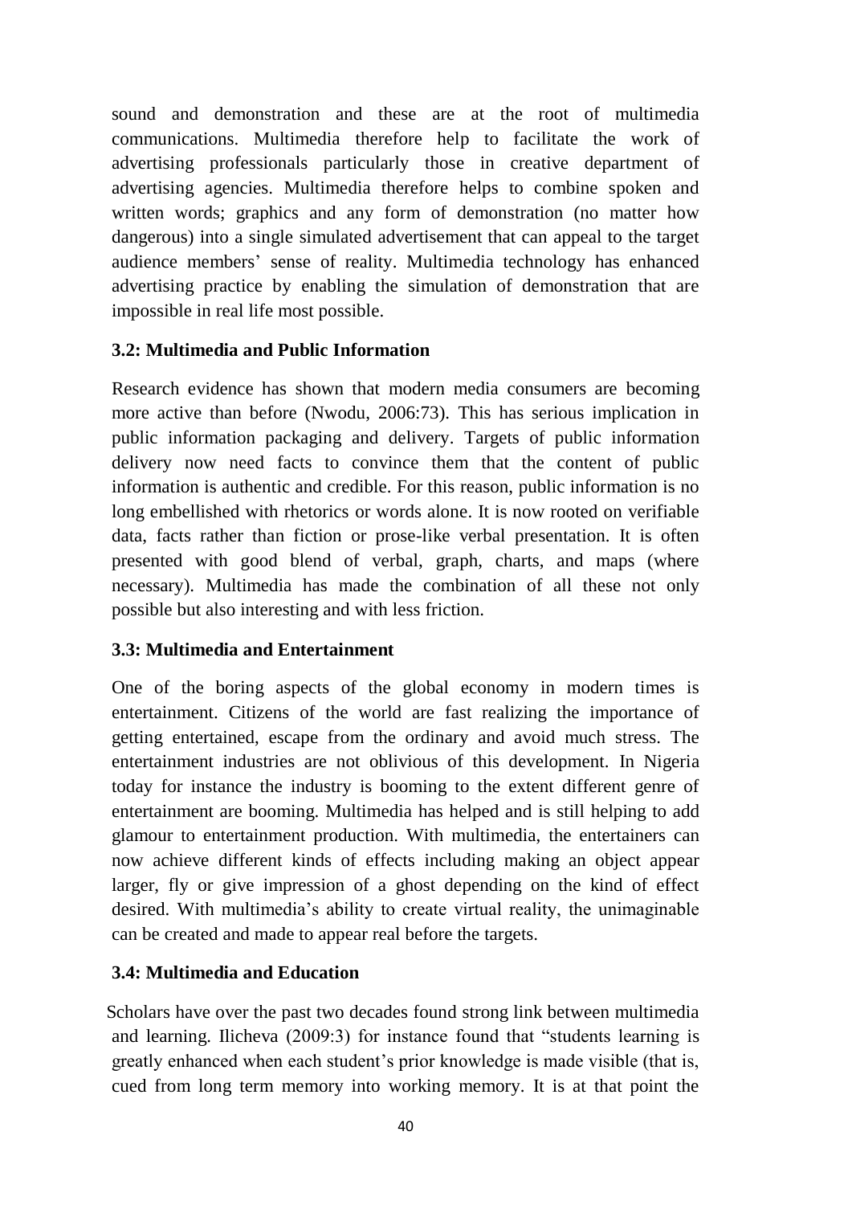sound and demonstration and these are at the root of multimedia communications. Multimedia therefore help to facilitate the work of advertising professionals particularly those in creative department of advertising agencies. Multimedia therefore helps to combine spoken and written words; graphics and any form of demonstration (no matter how dangerous) into a single simulated advertisement that can appeal to the target audience members' sense of reality. Multimedia technology has enhanced advertising practice by enabling the simulation of demonstration that are impossible in real life most possible.

### 3.2: Multimedia and Public Information

Research evidence has shown that modern media consumers are becoming more active than before (Nwodu, 2006:73). This has serious implication in public information packaging and delivery. Targets of public information delivery now need facts to convince them that the content of public information is authentic and credible. For this reason, public information is no long embellished with rhetorics or words alone. It is now rooted on verifiable data, facts rather than fiction or prose-like verbal presentation. It is often presented with good blend of verbal, graph, charts, and maps (where necessary). Multimedia has made the combination of all these not only possible but also interesting and with less friction.

### 3.3: Multimedia and Entertainment

One of the boring aspects of the global economy in modern times is entertainment. Citizens of the world are fast realizing the importance of getting entertained, escape from the ordinary and avoid much stress. The entertainment industries are not oblivious of this development. In Nigeria today for instance the industry is booming to the extent different genre of entertainment are booming. Multimedia has helped and is still helping to add glamour to entertainment production. With multimedia, the entertainers can now achieve different kinds of effects including making an object appear larger, fly or give impression of a ghost depending on the kind of effect desired. With multimedia's ability to create virtual reality, the unimaginable can be created and made to appear real before the targets.

### 3.4: Multimedia and Education

Scholars have over the past two decades found strong link between multimedia and learning. Ilicheva (2009:3) for instance found that "students learning is greatly enhanced when each student's prior knowledge is made visible (that is, cued from long term memory into working memory. It is at that point the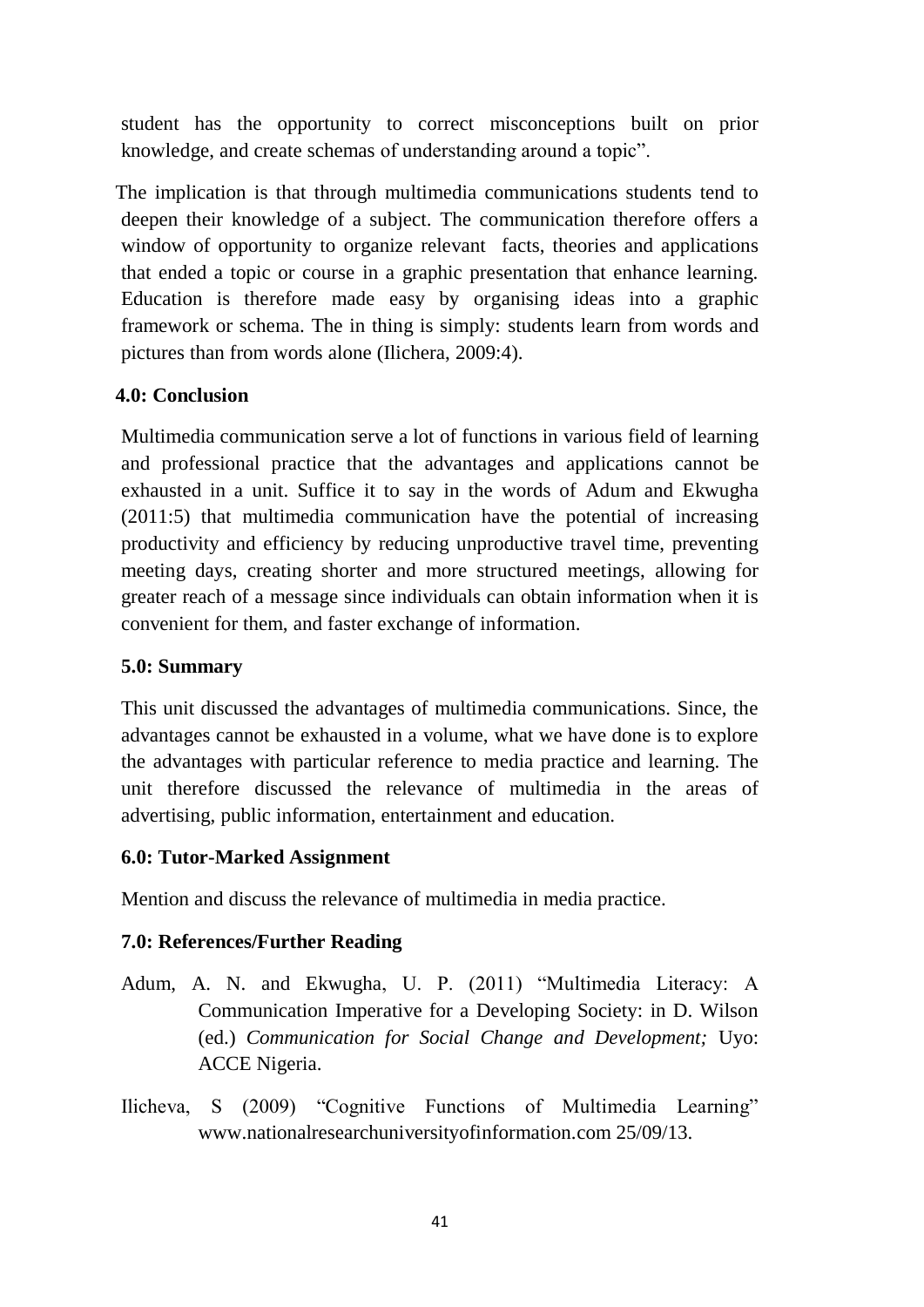student has the opportunity to correct misconceptions built on prior knowledge, and create schemas of understanding around a topic".

The implication is that through multimedia communications students tend to deepen their knowledge of a subject. The communication therefore offers a window of opportunity to organize relevant facts, theories and applications that ended a topic or course in a graphic presentation that enhance learning. Education is therefore made easy by organising ideas into a graphic framework or schema. The in thing is simply: students learn from words and pictures than from words alone (Ilichera, 2009:4).

## 4.0: Conclusion

Multimedia communication serve a lot of functions in various field of learning and professional practice that the advantages and applications cannot be exhausted in a unit. Suffice it to say in the words of Adum and Ekwugha (2011:5) that multimedia communication have the potential of increasing productivity and efficiency by reducing unproductive travel time, preventing meeting days, creating shorter and more structured meetings, allowing for greater reach of a message since individuals can obtain information when it is convenient for them, and faster exchange of information.

## 5.0: Summary

This unit discussed the advantages of multimedia communications. Since, the advantages cannot be exhausted in a volume, what we have done is to explore the advantages with particular reference to media practice and learning. The unit therefore discussed the relevance of multimedia in the areas of advertising, public information, entertainment and education.

## 6.0: Tutor-Marked Assignment

Mention and discuss the relevance of multimedia in media practice.

## 7.0: References/Further Reading

Adum, A. N. and Ekwugha, U. P. (2011) "Multimedia Literacy: A Communication Imperative for a Developing Society: in D. Wilson (ed.) *Communication for Social Change and Development;* Uyo: ACCE Nigeria.

Ilicheva, S (2009) "Cognitive Functions of Multimedia Learning" www.nationalresearchuniversityofinformation.com 25/09/13.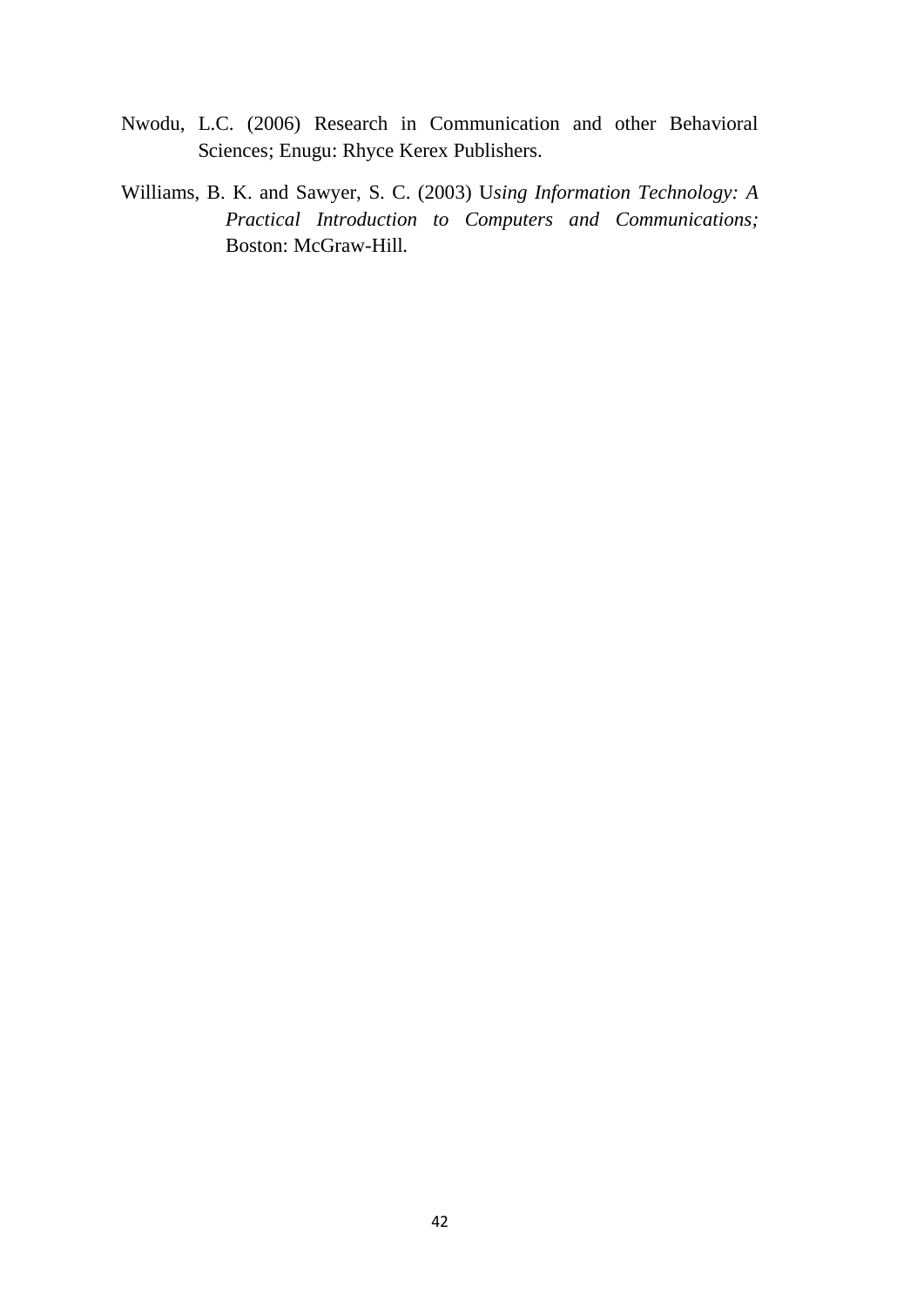Nwodu, L.C. (2006) Research in Communication and other Behavioral Sciences; Enugu: Rhyce Kerex Publishers.

Williams, B. K. and Sawyer, S. C. (2003) U*sing Information Technology: A Practical Introduction to Computers and Communications;* Boston: McGraw-Hill.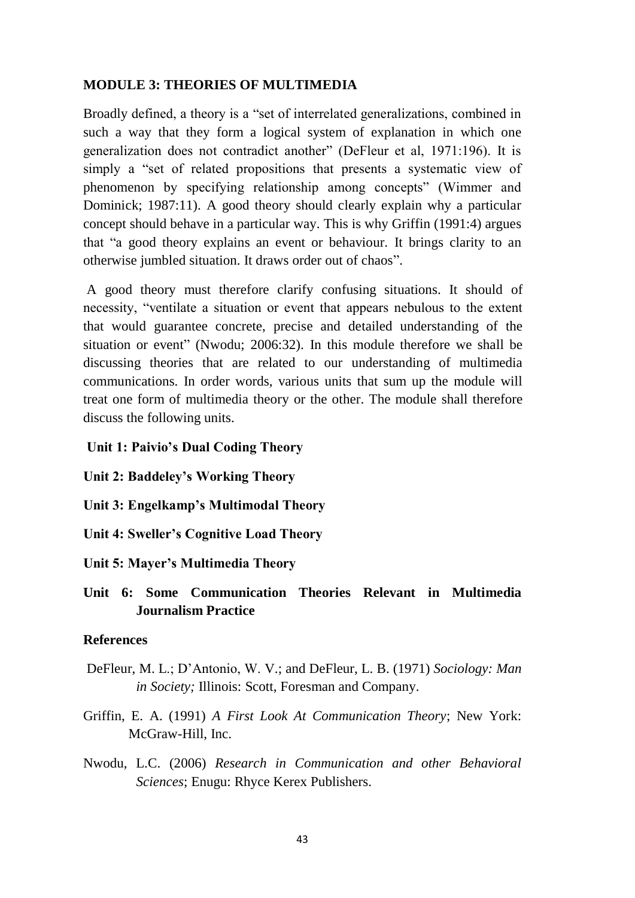## MODULE 3: THEORIES OF MULTIMEDIA

Broadly defined, a theory is a "set of interrelated generalizations, combined in such a way that they form a logical system of explanation in which one generalization does not contradict another" (DeFleur et al, 1971:196). It is simply a "set of related propositions that presents a systematic view of phenomenon by specifying relationship among concepts" (Wimmer and Dominick; 1987:11). A good theory should clearly explain why a particular concept should behave in a particular way. This is why Griffin (1991:4) argues that "a good theory explains an event or behaviour. It brings clarity to an otherwise jumbled situation. It draws order out of chaos".

A good theory must therefore clarify confusing situations. It should of necessity, "ventilate a situation or event that appears nebulous to the extent that would guarantee concrete, precise and detailed understanding of the situation or event" (Nwodu; 2006:32). In this module therefore we shall be discussing theories that are related to our understanding of multimedia communications. In order words, various units that sum up the module will treat one form of multimedia theory or the other. The module shall therefore discuss the following units.

**Unit 1: Paivio's Dual Coding Theory**

**Unit 2: Baddeley's Working Theory**

**Unit 3: Engelkamp's Multimodal Theory**

**Unit 4: Sweller's Cognitive Load Theory**

**Unit 5: Mayer's Multimedia Theory**

**Unit 6: Some Communication Theories Relevant in Multimedia Journalism Practice**

### References

DeFleur, M. L.; D'Antonio, W. V.; and DeFleur, L. B. (1971) *Sociology: Man in Society;* Illinois: Scott, Foresman and Company.

Griffin, E. A. (1991) *A First Look At Communication Theory*; New York: McGraw-Hill, Inc.

Nwodu, L.C. (2006) *Research in Communication and other Behavioral Sciences*; Enugu: Rhyce Kerex Publishers.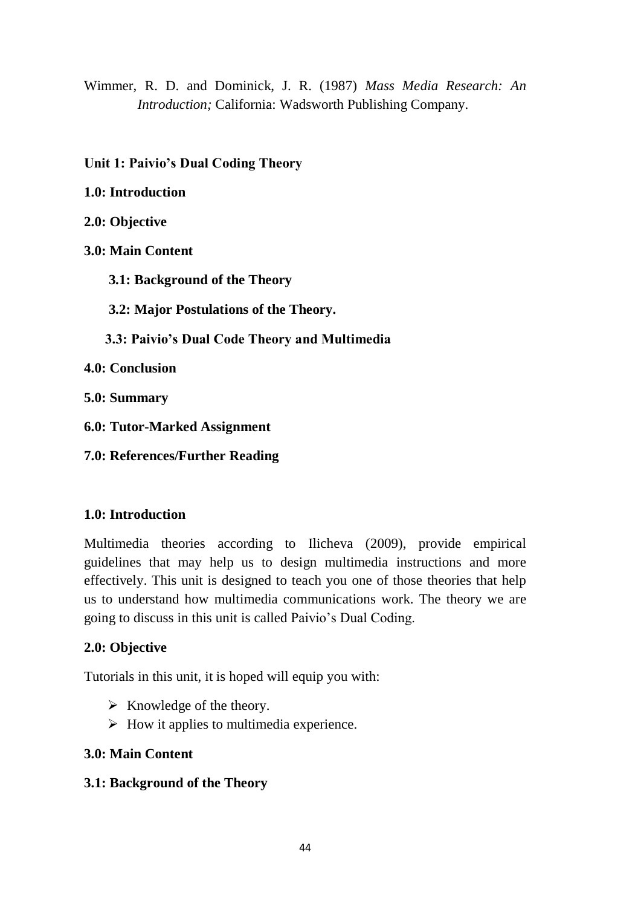Wimmer, R. D. and Dominick, J. R. (1987) *Mass Media Research: An Introduction;* California: Wadsworth Publishing Company.

## Unit 1: Paivio's Dual Coding Theory

**1.0: Introduction**

**2.0: Objective**

**3.0: Main Content**

**3.1: Background of the Theory**

**3.2: Major Postulations of the Theory.**

**3.3: Paivio's Dual Code Theory and Multimedia**

**4.0: Conclusion**

**5.0: Summary**

**6.0: Tutor-Marked Assignment**

**7.0: References/Further Reading**

### 1.0: Introduction

Multimedia theories according to Ilicheva (2009), provide empirical guidelines that may help us to design multimedia instructions and more effectively. This unit is designed to teach you one of those theories that help us to understand how multimedia communications work. The theory we are going to discuss in this unit is called Paivio's Dual Coding.

### 2.0: Objective

Tutorials in this unit, it is hoped will equip you with:

- Knowledge of the theory.
- How it applies to multimedia experience.

### 3.0: Main Content

### 3.1: Background of the Theory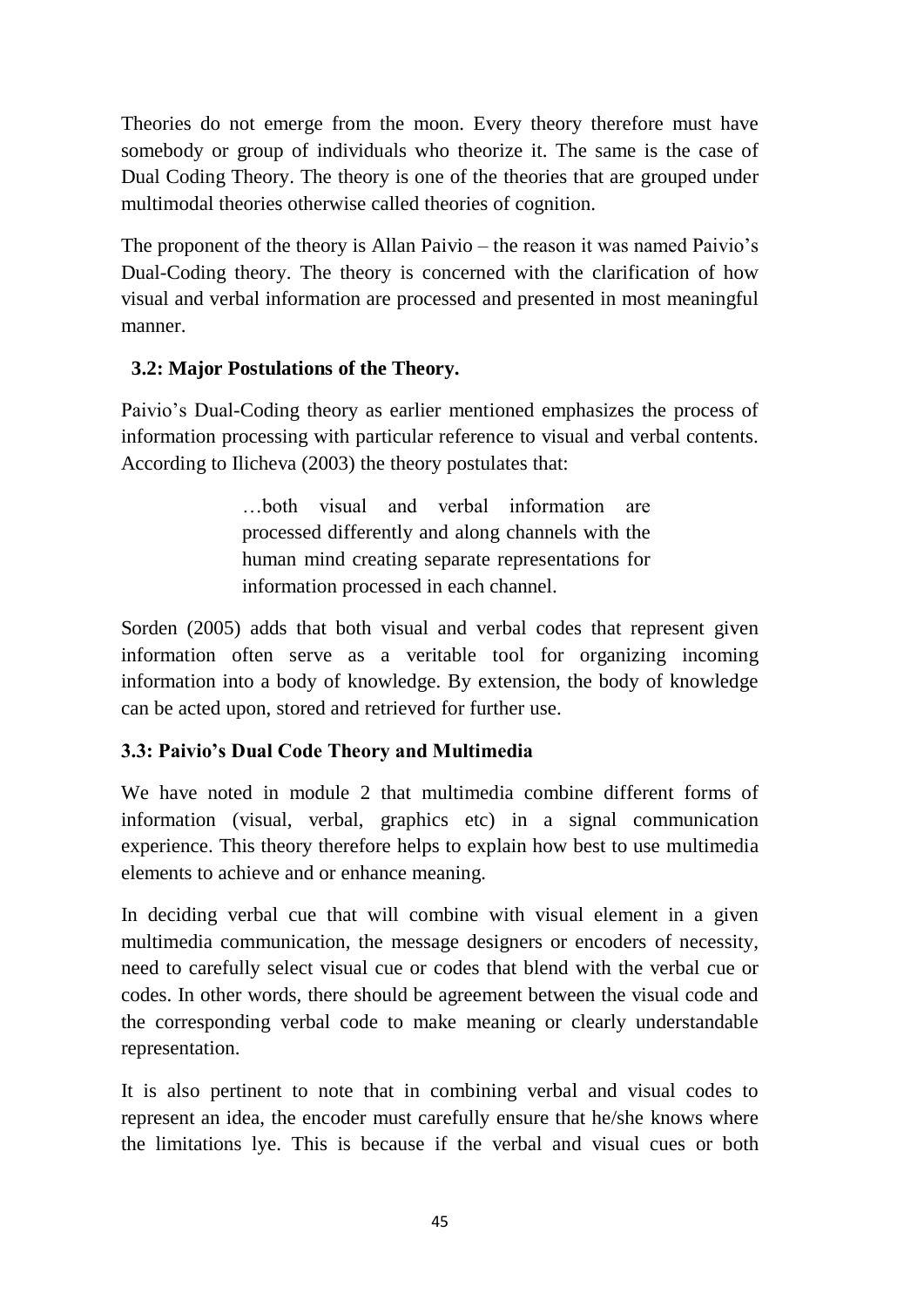Theories do not emerge from the moon. Every theory therefore must have somebody or group of individuals who theorize it. The same is the case of Dual Coding Theory. The theory is one of the theories that are grouped under multimodal theories otherwise called theories of cognition.

The proponent of the theory is Allan Paivio – the reason it was named Paivio's Dual-Coding theory. The theory is concerned with the clarification of how visual and verbal information are processed and presented in most meaningful manner.

### 3.2: Major Postulations of the Theory.

Paivio's Dual-Coding theory as earlier mentioned emphasizes the process of information processing with particular reference to visual and verbal contents. According to Ilicheva (2003) the theory postulates that:

> …both visual and verbal information are processed differently and along channels with the human mind creating separate representations for information processed in each channel.

Sorden (2005) adds that both visual and verbal codes that represent given information often serve as a veritable tool for organizing incoming information into a body of knowledge. By extension, the body of knowledge can be acted upon, stored and retrieved for further use.

### 3.3: Paivio's Dual Code Theory and Multimedia

We have noted in module 2 that multimedia combine different forms of information (visual, verbal, graphics etc) in a signal communication experience. This theory therefore helps to explain how best to use multimedia elements to achieve and or enhance meaning.

In deciding verbal cue that will combine with visual element in a given multimedia communication, the message designers or encoders of necessity, need to carefully select visual cue or codes that blend with the verbal cue or codes. In other words, there should be agreement between the visual code and the corresponding verbal code to make meaning or clearly understandable representation.

It is also pertinent to note that in combining verbal and visual codes to represent an idea, the encoder must carefully ensure that he/she knows where the limitations lye. This is because if the verbal and visual cues or both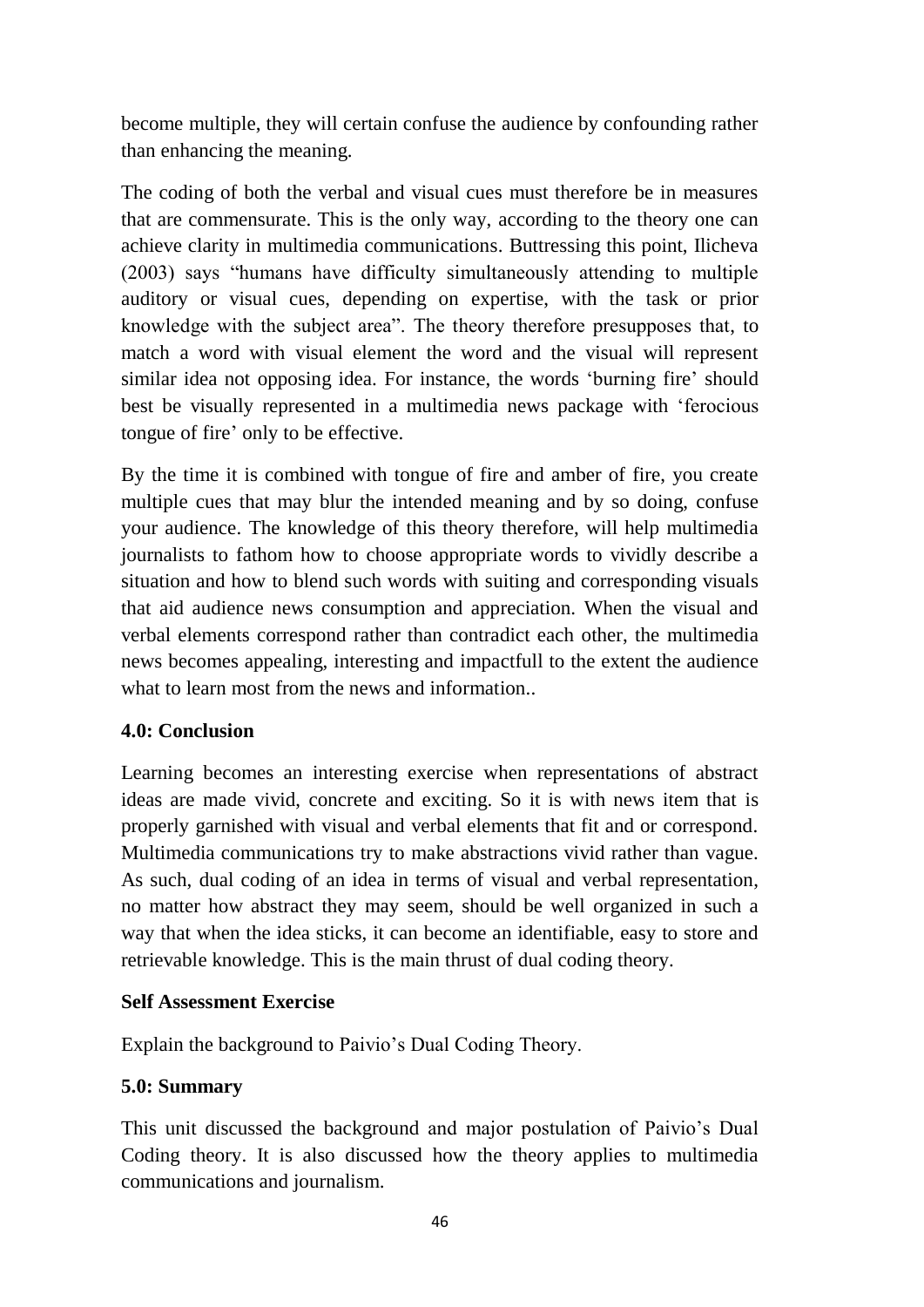become multiple, they will certain confuse the audience by confounding rather than enhancing the meaning.

The coding of both the verbal and visual cues must therefore be in measures that are commensurate. This is the only way, according to the theory one can achieve clarity in multimedia communications. Buttressing this point, Ilicheva (2003) says "humans have difficulty simultaneously attending to multiple auditory or visual cues, depending on expertise, with the task or prior knowledge with the subject area". The theory therefore presupposes that, to match a word with visual element the word and the visual will represent similar idea not opposing idea. For instance, the words 'burning fire' should best be visually represented in a multimedia news package with 'ferocious tongue of fire' only to be effective.

By the time it is combined with tongue of fire and amber of fire, you create multiple cues that may blur the intended meaning and by so doing, confuse your audience. The knowledge of this theory therefore, will help multimedia journalists to fathom how to choose appropriate words to vividly describe a situation and how to blend such words with suiting and corresponding visuals that aid audience news consumption and appreciation. When the visual and verbal elements correspond rather than contradict each other, the multimedia news becomes appealing, interesting and impactfull to the extent the audience what to learn most from the news and information..

**4.0: Conclusion**

Learning becomes an interesting exercise when representations of abstract ideas are made vivid, concrete and exciting. So it is with news item that is properly garnished with visual and verbal elements that fit and or correspond. Multimedia communications try to make abstractions vivid rather than vague. As such, dual coding of an idea in terms of visual and verbal representation, no matter how abstract they may seem, should be well organized in such a way that when the idea sticks, it can become an identifiable, easy to store and retrievable knowledge. This is the main thrust of dual coding theory.

**Self Assessment Exercise**

Explain the background to Paivio's Dual Coding Theory.

**5.0: Summary**

This unit discussed the background and major postulation of Paivio's Dual Coding theory. It is also discussed how the theory applies to multimedia communications and journalism.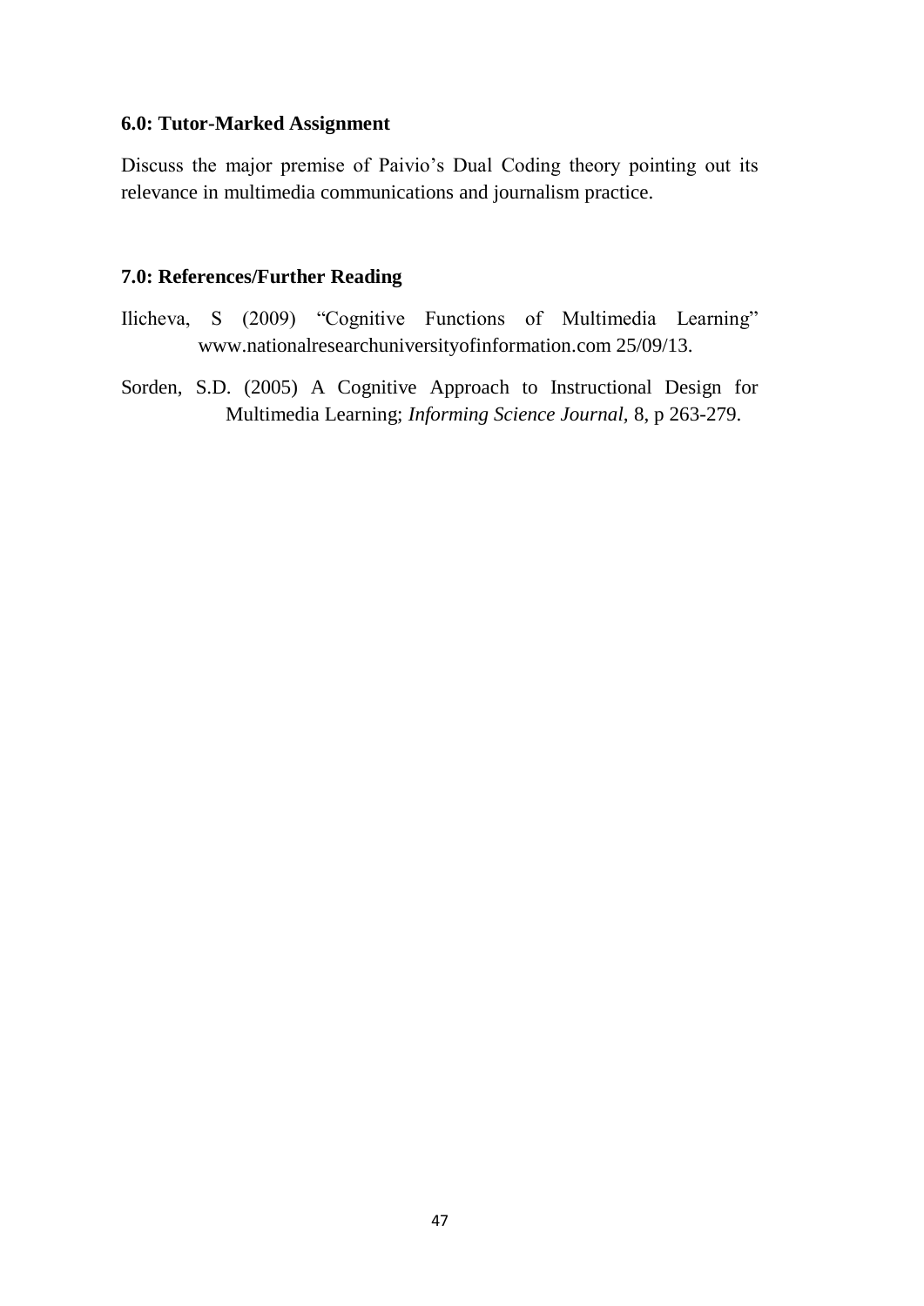### 6.0: Tutor-Marked Assignment

Discuss the major premise of Paivio's Dual Coding theory pointing out its relevance in multimedia communications and journalism practice.

### 7.0: References/Further Reading

Ilicheva, S (2009) "Cognitive Functions of Multimedia Learning" www.nationalresearchuniversityofinformation.com 25/09/13.

Sorden, S.D. (2005) A Cognitive Approach to Instructional Design for Multimedia Learning; *Informing Science Journal*, 8, p 263-279.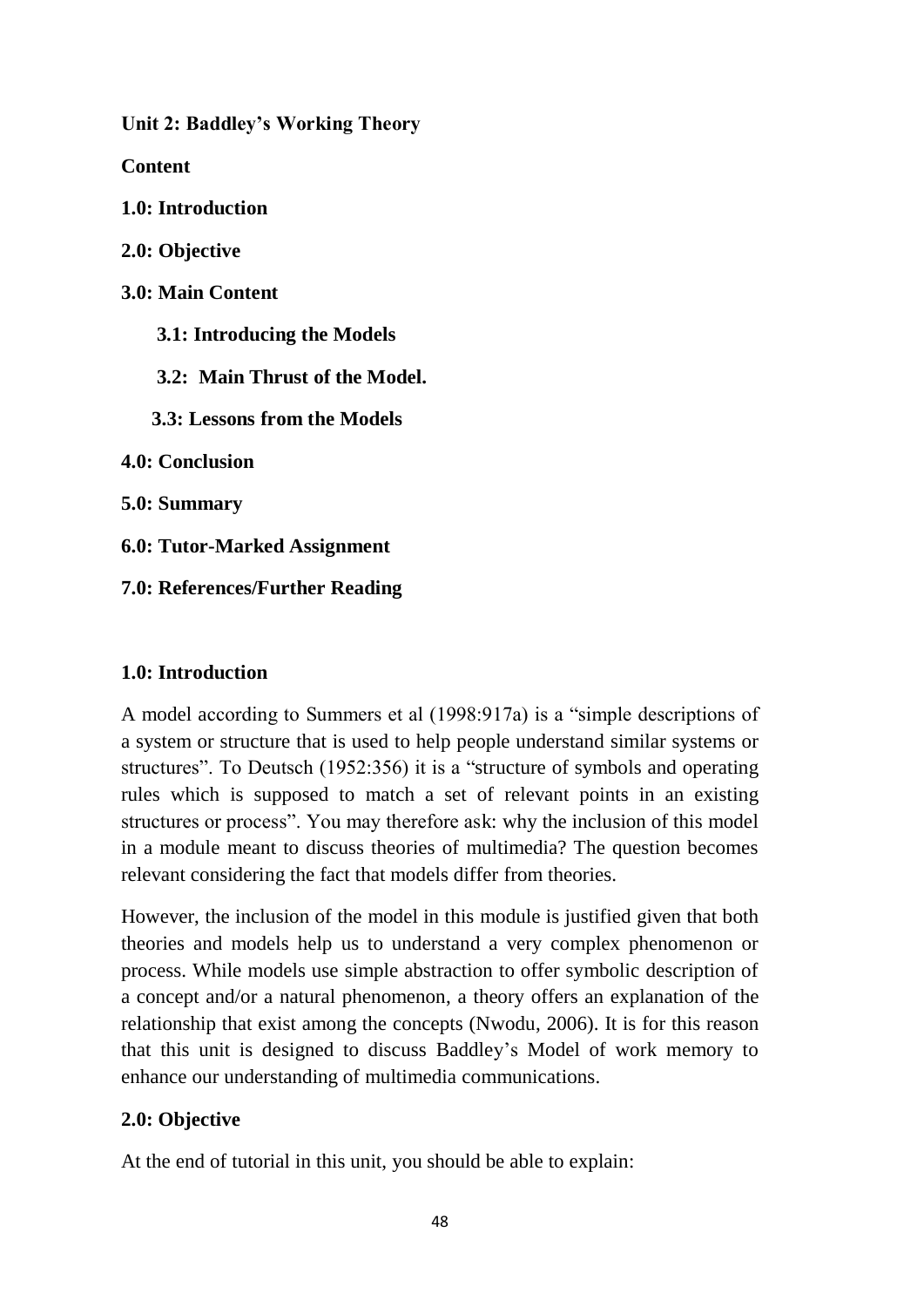**Unit 2: Baddley's Working Theory**

**Content**

**1.0: Introduction**

**2.0: Objective**

**3.0: Main Content**

**3.1: Introducing the Models**

**3.2: Main Thrust of the Model.**

**3.3: Lessons from the Models**

**4.0: Conclusion**

**5.0: Summary**

**6.0: Tutor-Marked Assignment**

**7.0: References/Further Reading**

## 1.0: Introduction

A model according to Summers et al (1998:917a) is a "simple descriptions of a system or structure that is used to help people understand similar systems or structures". To Deutsch (1952:356) it is a "structure of symbols and operating rules which is supposed to match a set of relevant points in an existing structures or process". You may therefore ask: why the inclusion of this model in a module meant to discuss theories of multimedia? The question becomes relevant considering the fact that models differ from theories.

However, the inclusion of the model in this module is justified given that both theories and models help us to understand a very complex phenomenon or process. While models use simple abstraction to offer symbolic description of a concept and/or a natural phenomenon, a theory offers an explanation of the relationship that exist among the concepts (Nwodu, 2006). It is for this reason that this unit is designed to discuss Baddley's Model of work memory to enhance our understanding of multimedia communications.

## 2.0: Objective

At the end of tutorial in this unit, you should be able to explain: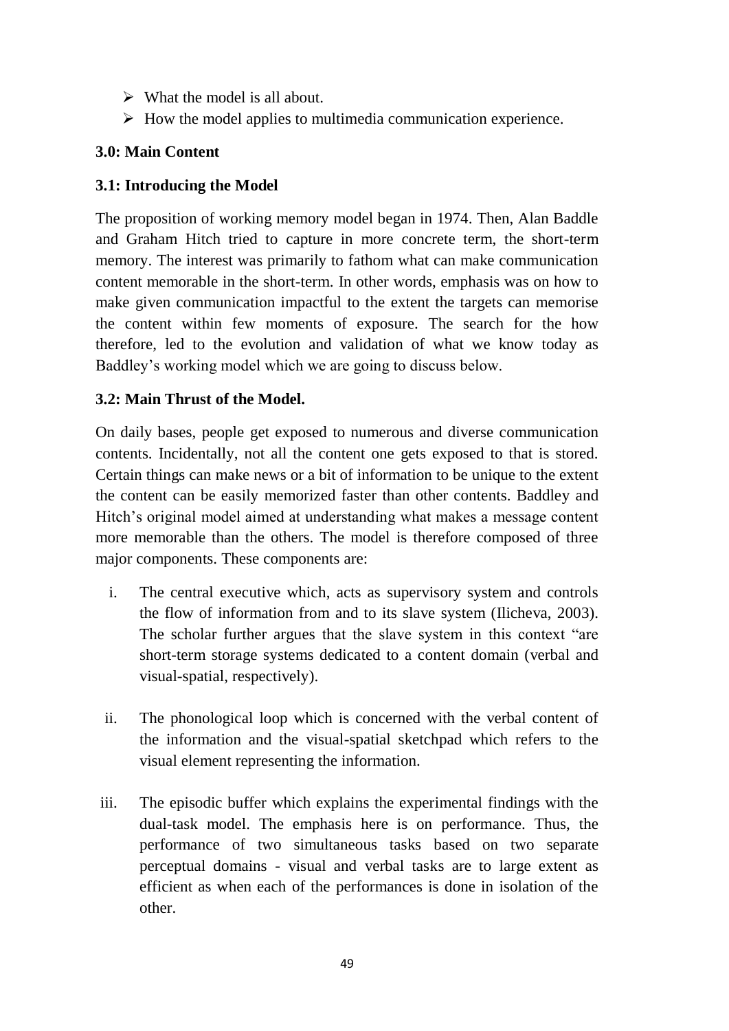- What the model is all about.
- How the model applies to multimedia communication experience.

**3.0: Main Content**

**3.1: Introducing the Model**

The proposition of working memory model began in 1974. Then, Alan Baddle and Graham Hitch tried to capture in more concrete term, the short-term memory. The interest was primarily to fathom what can make communication content memorable in the short-term. In other words, emphasis was on how to make given communication impactful to the extent the targets can memorise the content within few moments of exposure. The search for the how therefore, led to the evolution and validation of what we know today as Baddley's working model which we are going to discuss below.

**3.2: Main Thrust of the Model.**

On daily bases, people get exposed to numerous and diverse communication contents. Incidentally, not all the content one gets exposed to that is stored. Certain things can make news or a bit of information to be unique to the extent the content can be easily memorized faster than other contents. Baddley and Hitch's original model aimed at understanding what makes a message content more memorable than the others. The model is therefore composed of three major components. These components are:

i. The central executive which, acts as supervisory system and controls the flow of information from and to its slave system (Ilicheva, 2003). The scholar further argues that the slave system in this context "are short-term storage systems dedicated to a content domain (verbal and visual-spatial, respectively).

ii. The phonological loop which is concerned with the verbal content of the information and the visual-spatial sketchpad which refers to the visual element representing the information.

iii. The episodic buffer which explains the experimental findings with the dual-task model. The emphasis here is on performance. Thus, the performance of two simultaneous tasks based on two separate perceptual domains - visual and verbal tasks are to large extent as efficient as when each of the performances is done in isolation of the other.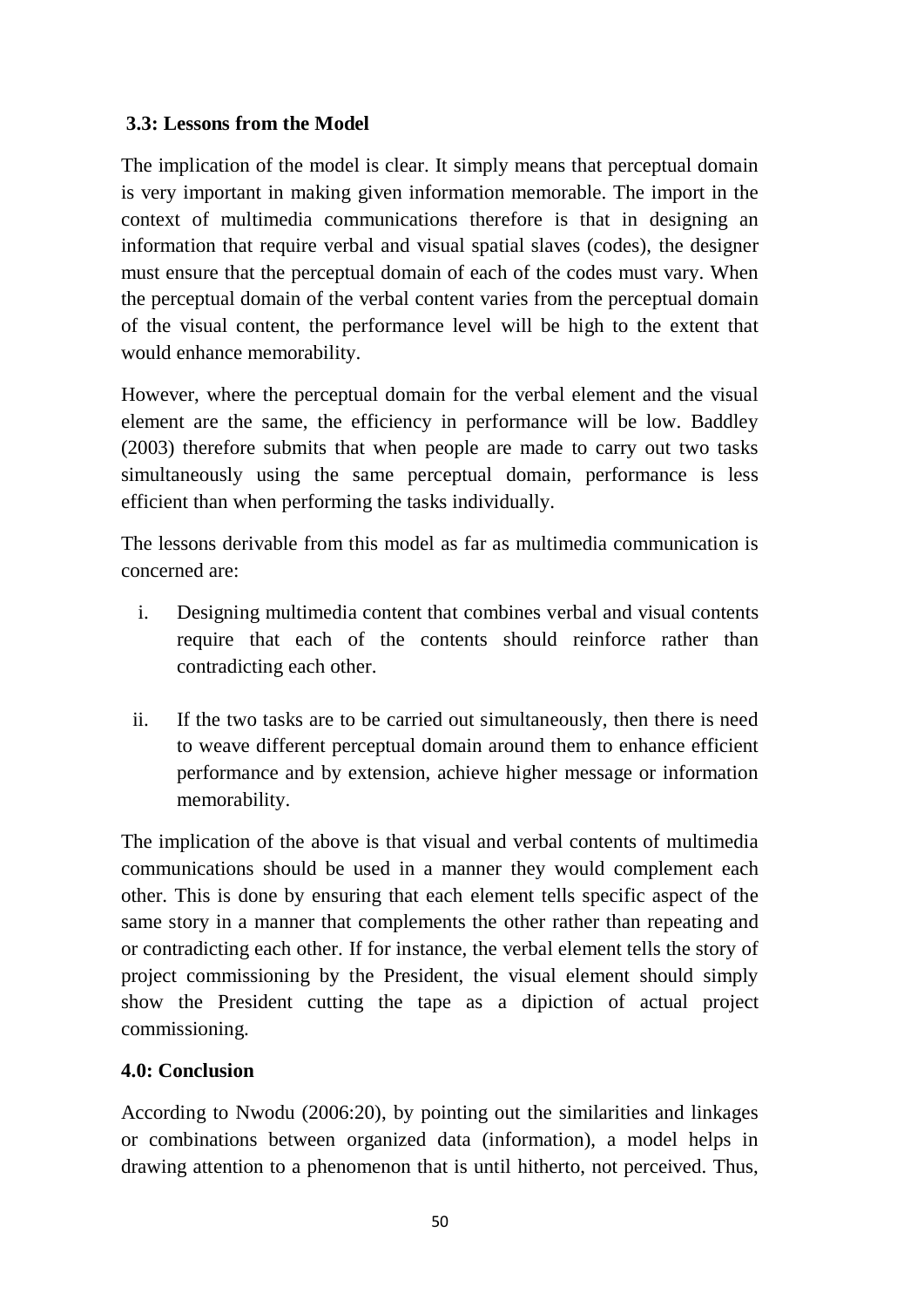### 3.3: Lessons from the Model

The implication of the model is clear. It simply means that perceptual domain is very important in making given information memorable. The import in the context of multimedia communications therefore is that in designing an information that require verbal and visual spatial slaves (codes), the designer must ensure that the perceptual domain of each of the codes must vary. When the perceptual domain of the verbal content varies from the perceptual domain of the visual content, the performance level will be high to the extent that would enhance memorability.

However, where the perceptual domain for the verbal element and the visual element are the same, the efficiency in performance will be low. Baddley (2003) therefore submits that when people are made to carry out two tasks simultaneously using the same perceptual domain, performance is less efficient than when performing the tasks individually.

The lessons derivable from this model as far as multimedia communication is concerned are:

i. Designing multimedia content that combines verbal and visual contents require that each of the contents should reinforce rather than contradicting each other.

ii. If the two tasks are to be carried out simultaneously, then there is need to weave different perceptual domain around them to enhance efficient performance and by extension, achieve higher message or information memorability.

The implication of the above is that visual and verbal contents of multimedia communications should be used in a manner they would complement each other. This is done by ensuring that each element tells specific aspect of the same story in a manner that complements the other rather than repeating and or contradicting each other. If for instance, the verbal element tells the story of project commissioning by the President, the visual element should simply show the President cutting the tape as a dipiction of actual project commissioning.

### 4.0: Conclusion

According to Nwodu (2006:20), by pointing out the similarities and linkages or combinations between organized data (information), a model helps in drawing attention to a phenomenon that is until hitherto, not perceived. Thus,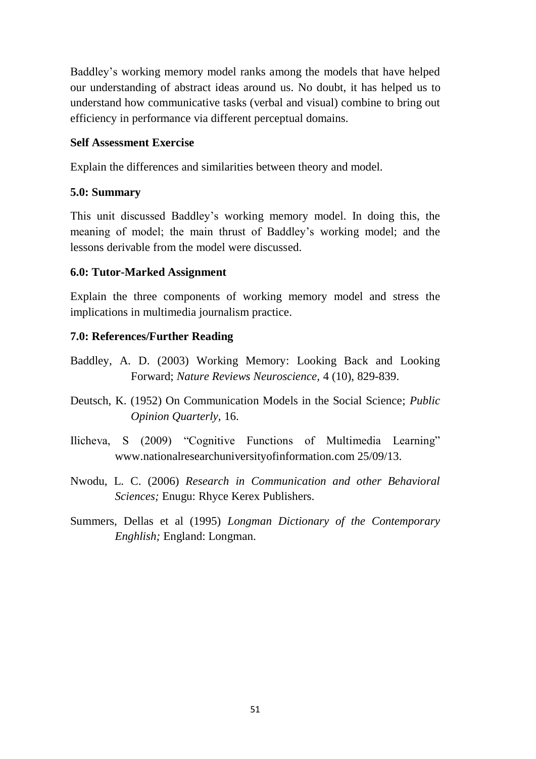Baddley's working memory model ranks among the models that have helped our understanding of abstract ideas around us. No doubt, it has helped us to understand how communicative tasks (verbal and visual) combine to bring out efficiency in performance via different perceptual domains.

**Self Assessment Exercise**

Explain the differences and similarities between theory and model.

## 5.0: Summary

This unit discussed Baddley's working memory model. In doing this, the meaning of model; the main thrust of Baddley's working model; and the lessons derivable from the model were discussed.

## 6.0: Tutor-Marked Assignment

Explain the three components of working memory model and stress the implications in multimedia journalism practice.

## 7.0: References/Further Reading

Baddley, A. D. (2003) Working Memory: Looking Back and Looking Forward; *Nature Reviews Neuroscience,* 4 (10), 829-839.

Deutsch, K. (1952) On Communication Models in the Social Science; *Public Opinion Quarterly,* 16.

Ilicheva, S (2009) "Cognitive Functions of Multimedia Learning" www.nationalresearchuniversityofinformation.com 25/09/13.

Nwodu, L. C. (2006) *Research in Communication and other Behavioral Sciences;* Enugu: Rhyce Kerex Publishers.

Summers, Dellas et al (1995) *Longman Dictionary of the Contemporary Enghlish;* England: Longman.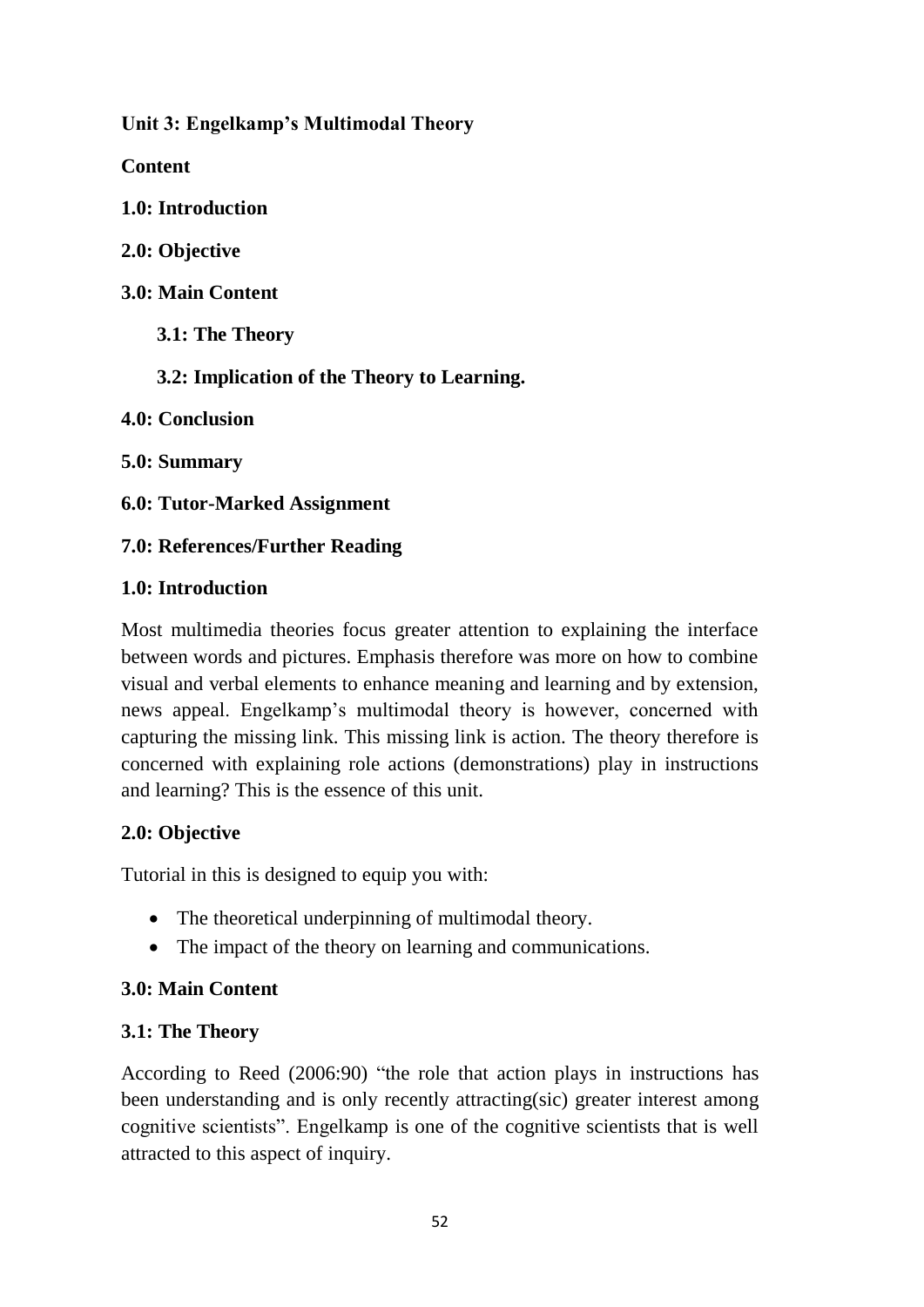**Unit 3: Engelkamp's Multimodal Theory**

**Content**

**1.0: Introduction**

**2.0: Objective**

**3.0: Main Content**

**3.1: The Theory**

**3.2: Implication of the Theory to Learning.**

**4.0: Conclusion**

**5.0: Summary**

**6.0: Tutor-Marked Assignment**

**7.0: References/Further Reading**

## 1.0: Introduction

Most multimedia theories focus greater attention to explaining the interface between words and pictures. Emphasis therefore was more on how to combine visual and verbal elements to enhance meaning and learning and by extension, news appeal. Engelkamp's multimodal theory is however, concerned with capturing the missing link. This missing link is action. The theory therefore is concerned with explaining role actions (demonstrations) play in instructions and learning? This is the essence of this unit.

## 2.0: Objective

Tutorial in this is designed to equip you with:

- The theoretical underpinning of multimodal theory.
- The impact of the theory on learning and communications.

## 3.0: Main Content

### 3.1: The Theory

According to Reed (2006:90) "the role that action plays in instructions has been understanding and is only recently attracting(sic) greater interest among cognitive scientists". Engelkamp is one of the cognitive scientists that is well attracted to this aspect of inquiry.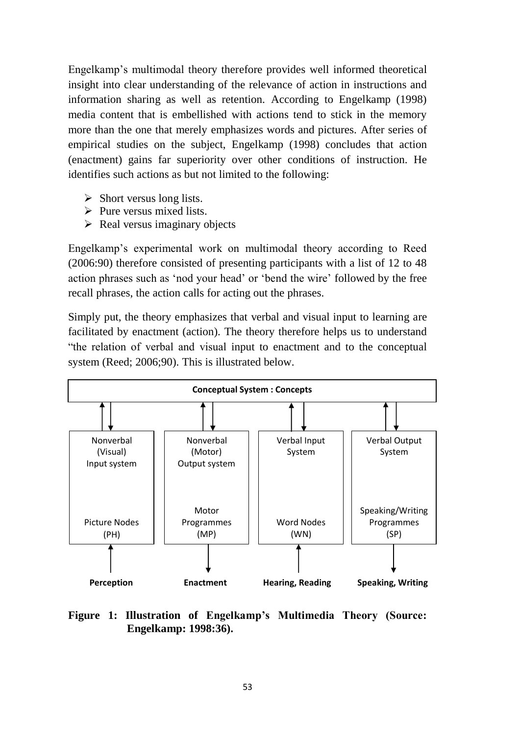Engelkamp's multimodal theory therefore provides well informed theoretical insight into clear understanding of the relevance of action in instructions and information sharing as well as retention. According to Engelkamp (1998) media content that is embellished with actions tend to stick in the memory more than the one that merely emphasizes words and pictures. After series of empirical studies on the subject, Engelkamp (1998) concludes that action (enactment) gains far superiority over other conditions of instruction. He identifies such actions as but not limited to the following:

- Short versus long lists.
- Pure versus mixed lists.
- Real versus imaginary objects

Engelkamp's experimental work on multimodal theory according to Reed (2006:90) therefore consisted of presenting participants with a list of 12 to 48 action phrases such as 'nod your head' or 'bend the wire' followed by the free recall phrases, the action calls for acting out the phrases.

Simply put, the theory emphasizes that verbal and visual input to learning are facilitated by enactment (action). The theory therefore helps us to understand "the relation of verbal and visual input to enactment and to the conceptual system (Reed; 2006;90). This is illustrated below.

**Conceptual System : Concepts**

| Nonverbal (Visual) Input system | Nonverbal (Motor) Output system | Verbal Input System | Verbal Output System |
|---|---|---|---|
| Picture Nodes (PH) | Motor Programmes (MP) | Word Nodes (WN) | Speaking/Writing Programmes (SP) |
| **Perception** | **Enactment** | **Hearing, Reading** | **Speaking, Writing** |

**Figure 1: Illustration of Engelkamp's Multimedia Theory (Source: Engelkamp: 1998:36).**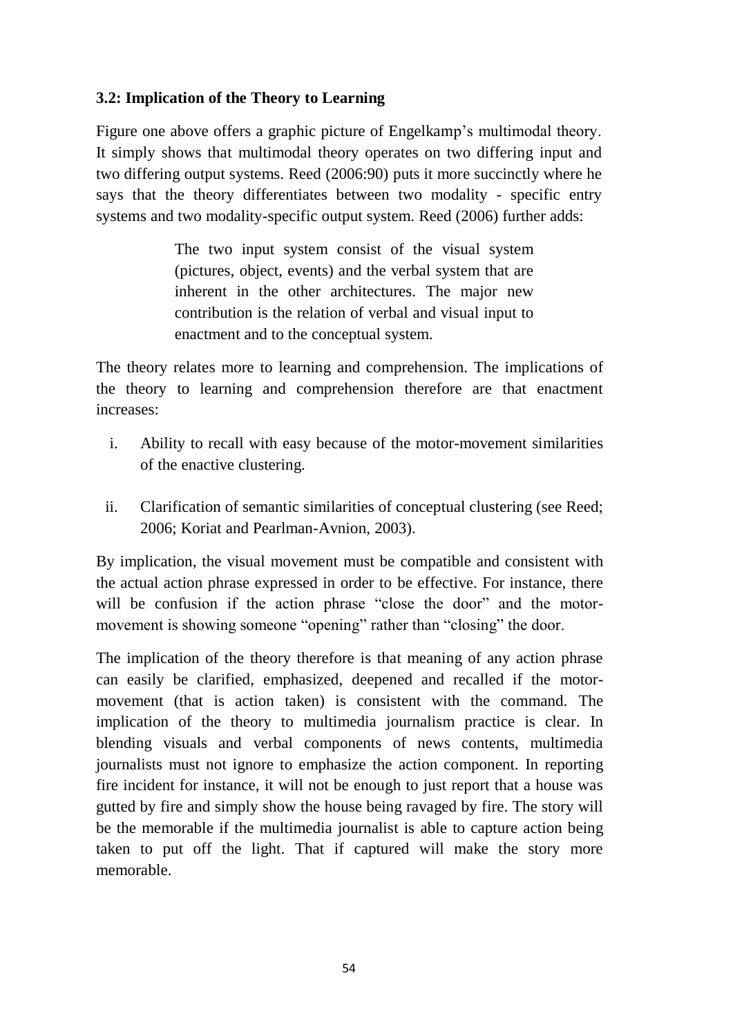### 3.2: Implication of the Theory to Learning

Figure one above offers a graphic picture of Engelkamp's multimodal theory. It simply shows that multimodal theory operates on two differing input and two differing output systems. Reed (2006:90) puts it more succinctly where he says that the theory differentiates between two modality - specific entry systems and two modality-specific output system. Reed (2006) further adds:

> The two input system consist of the visual system (pictures, object, events) and the verbal system that are inherent in the other architectures. The major new contribution is the relation of verbal and visual input to enactment and to the conceptual system.

The theory relates more to learning and comprehension. The implications of the theory to learning and comprehension therefore are that enactment increases:

i. Ability to recall with easy because of the motor-movement similarities of the enactive clustering.

ii. Clarification of semantic similarities of conceptual clustering (see Reed; 2006; Koriat and Pearlman-Avnion, 2003).

By implication, the visual movement must be compatible and consistent with the actual action phrase expressed in order to be effective. For instance, there will be confusion if the action phrase "close the door" and the motor-movement is showing someone "opening" rather than "closing" the door.

The implication of the theory therefore is that meaning of any action phrase can easily be clarified, emphasized, deepened and recalled if the motor-movement (that is action taken) is consistent with the command. The implication of the theory to multimedia journalism practice is clear. In blending visuals and verbal components of news contents, multimedia journalists must not ignore to emphasize the action component. In reporting fire incident for instance, it will not be enough to just report that a house was gutted by fire and simply show the house being ravaged by fire. The story will be the memorable if the multimedia journalist is able to capture action being taken to put off the light. That if captured will make the story more memorable.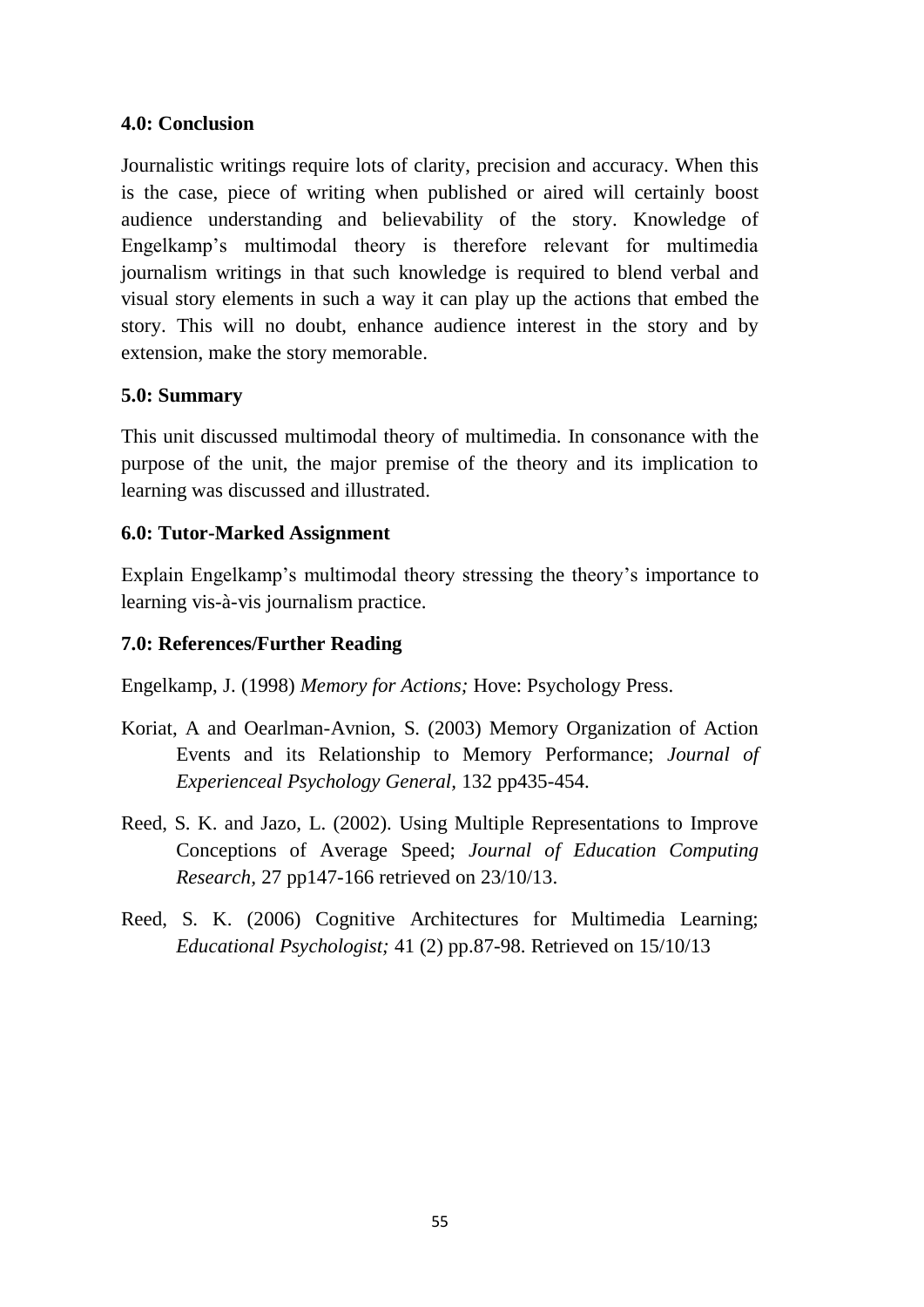### 4.0: Conclusion

Journalistic writings require lots of clarity, precision and accuracy. When this is the case, piece of writing when published or aired will certainly boost audience understanding and believability of the story. Knowledge of Engelkamp's multimodal theory is therefore relevant for multimedia journalism writings in that such knowledge is required to blend verbal and visual story elements in such a way it can play up the actions that embed the story. This will no doubt, enhance audience interest in the story and by extension, make the story memorable.

### 5.0: Summary

This unit discussed multimodal theory of multimedia. In consonance with the purpose of the unit, the major premise of the theory and its implication to learning was discussed and illustrated.

### 6.0: Tutor-Marked Assignment

Explain Engelkamp's multimodal theory stressing the theory's importance to learning vis-à-vis journalism practice.

### 7.0: References/Further Reading

Engelkamp, J. (1998) *Memory for Actions;* Hove: Psychology Press.

Koriat, A and Oearlman-Avnion, S. (2003) Memory Organization of Action Events and its Relationship to Memory Performance; *Journal of Experienceal Psychology General*, 132 pp435-454.

Reed, S. K. and Jazo, L. (2002). Using Multiple Representations to Improve Conceptions of Average Speed; *Journal of Education Computing Research*, 27 pp147-166 retrieved on 23/10/13.

Reed, S. K. (2006) Cognitive Architectures for Multimedia Learning; *Educational Psychologist;* 41 (2) pp.87-98. Retrieved on 15/10/13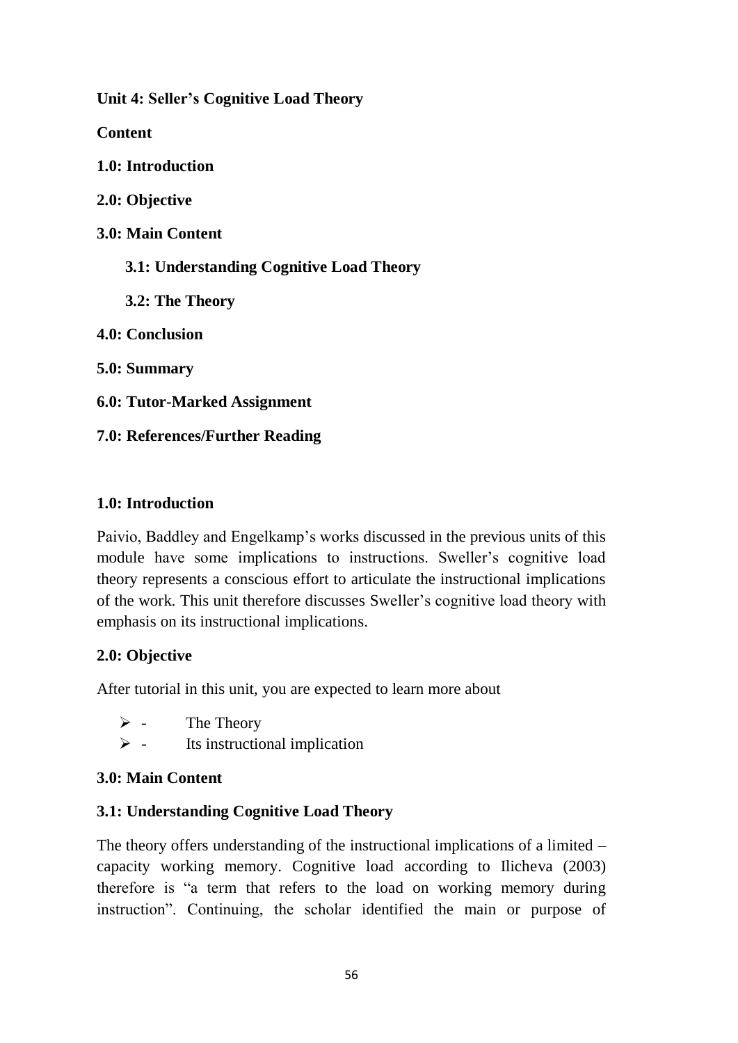**Unit 4: Seller's Cognitive Load Theory**

**Content**

**1.0: Introduction**

**2.0: Objective**

**3.0: Main Content**

**3.1: Understanding Cognitive Load Theory**

**3.2: The Theory**

**4.0: Conclusion**

**5.0: Summary**

**6.0: Tutor-Marked Assignment**

**7.0: References/Further Reading**

## 1.0: Introduction

Paivio, Baddley and Engelkamp's works discussed in the previous units of this module have some implications to instructions. Sweller's cognitive load theory represents a conscious effort to articulate the instructional implications of the work. This unit therefore discusses Sweller's cognitive load theory with emphasis on its instructional implications.

## 2.0: Objective

After tutorial in this unit, you are expected to learn more about

- \- The Theory
- \- Its instructional implication

## 3.0: Main Content

### 3.1: Understanding Cognitive Load Theory

The theory offers understanding of the instructional implications of a limited – capacity working memory. Cognitive load according to Ilicheva (2003) therefore is "a term that refers to the load on working memory during instruction". Continuing, the scholar identified the main or purpose of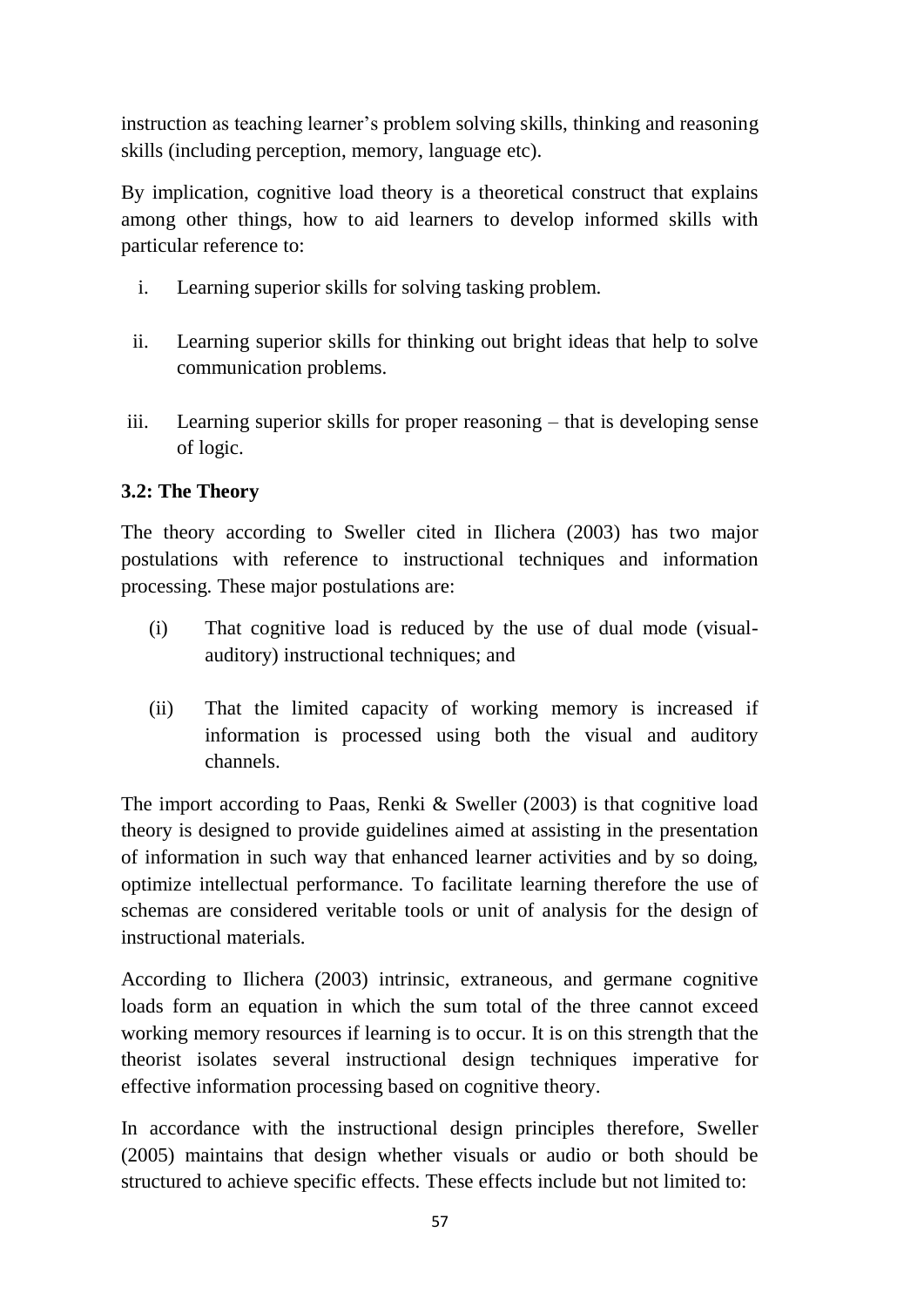instruction as teaching learner's problem solving skills, thinking and reasoning skills (including perception, memory, language etc).

By implication, cognitive load theory is a theoretical construct that explains among other things, how to aid learners to develop informed skills with particular reference to:

i. Learning superior skills for solving tasking problem.

ii. Learning superior skills for thinking out bright ideas that help to solve communication problems.

iii. Learning superior skills for proper reasoning – that is developing sense of logic.

### 3.2: The Theory

The theory according to Sweller cited in Ilichera (2003) has two major postulations with reference to instructional techniques and information processing. These major postulations are:

(i) That cognitive load is reduced by the use of dual mode (visual-auditory) instructional techniques; and

(ii) That the limited capacity of working memory is increased if information is processed using both the visual and auditory channels.

The import according to Paas, Renki & Sweller (2003) is that cognitive load theory is designed to provide guidelines aimed at assisting in the presentation of information in such way that enhanced learner activities and by so doing, optimize intellectual performance. To facilitate learning therefore the use of schemas are considered veritable tools or unit of analysis for the design of instructional materials.

According to Ilichera (2003) intrinsic, extraneous, and germane cognitive loads form an equation in which the sum total of the three cannot exceed working memory resources if learning is to occur. It is on this strength that the theorist isolates several instructional design techniques imperative for effective information processing based on cognitive theory.

In accordance with the instructional design principles therefore, Sweller (2005) maintains that design whether visuals or audio or both should be structured to achieve specific effects. These effects include but not limited to: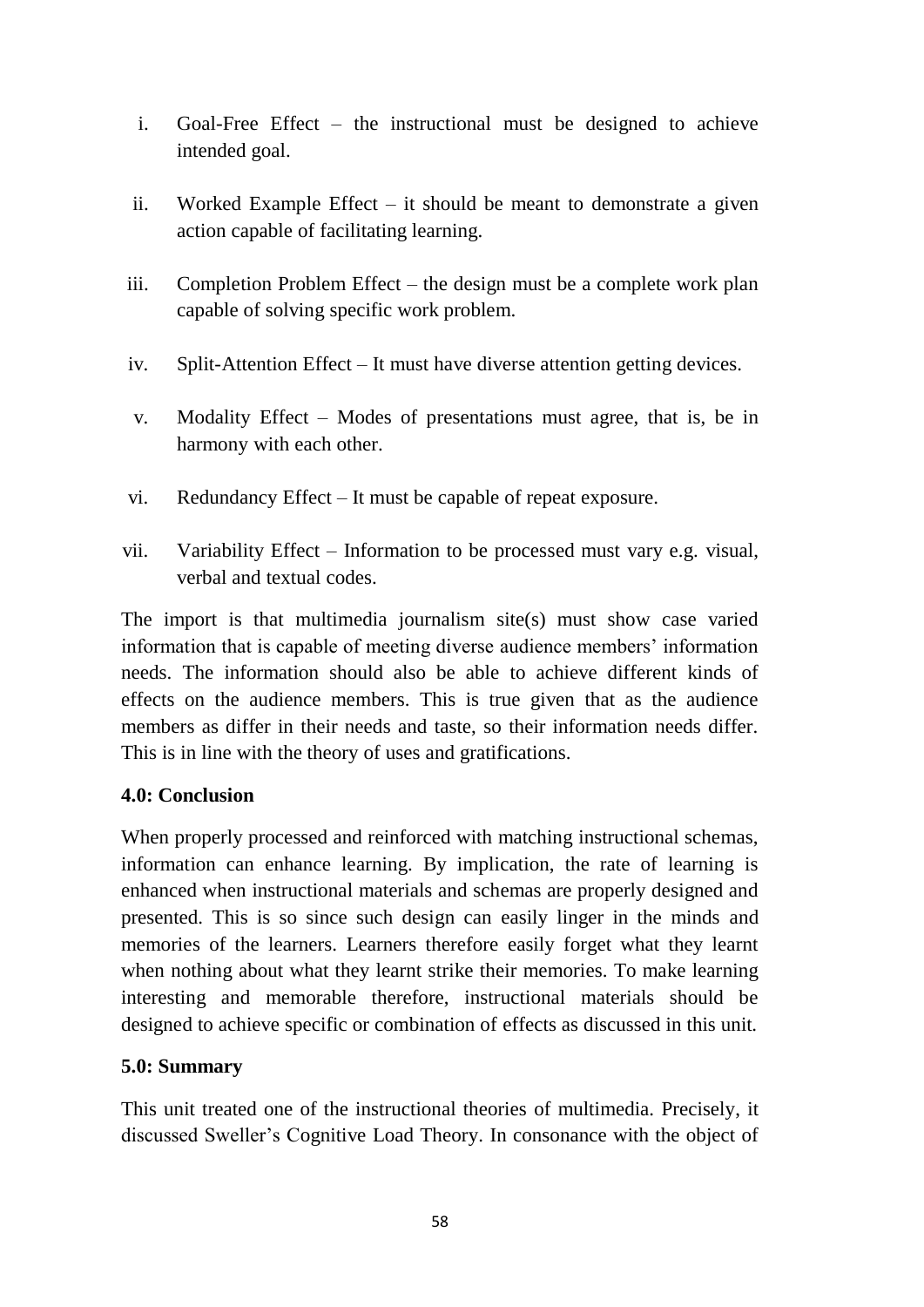i. Goal-Free Effect – the instructional must be designed to achieve intended goal.

ii. Worked Example Effect – it should be meant to demonstrate a given action capable of facilitating learning.

iii. Completion Problem Effect – the design must be a complete work plan capable of solving specific work problem.

iv. Split-Attention Effect – It must have diverse attention getting devices.

v. Modality Effect – Modes of presentations must agree, that is, be in harmony with each other.

vi. Redundancy Effect – It must be capable of repeat exposure.

vii. Variability Effect – Information to be processed must vary e.g. visual, verbal and textual codes.

The import is that multimedia journalism site(s) must show case varied information that is capable of meeting diverse audience members' information needs. The information should also be able to achieve different kinds of effects on the audience members. This is true given that as the audience members as differ in their needs and taste, so their information needs differ. This is in line with the theory of uses and gratifications.

**4.0: Conclusion**

When properly processed and reinforced with matching instructional schemas, information can enhance learning. By implication, the rate of learning is enhanced when instructional materials and schemas are properly designed and presented. This is so since such design can easily linger in the minds and memories of the learners. Learners therefore easily forget what they learnt when nothing about what they learnt strike their memories. To make learning interesting and memorable therefore, instructional materials should be designed to achieve specific or combination of effects as discussed in this unit.

**5.0: Summary**

This unit treated one of the instructional theories of multimedia. Precisely, it discussed Sweller's Cognitive Load Theory. In consonance with the object of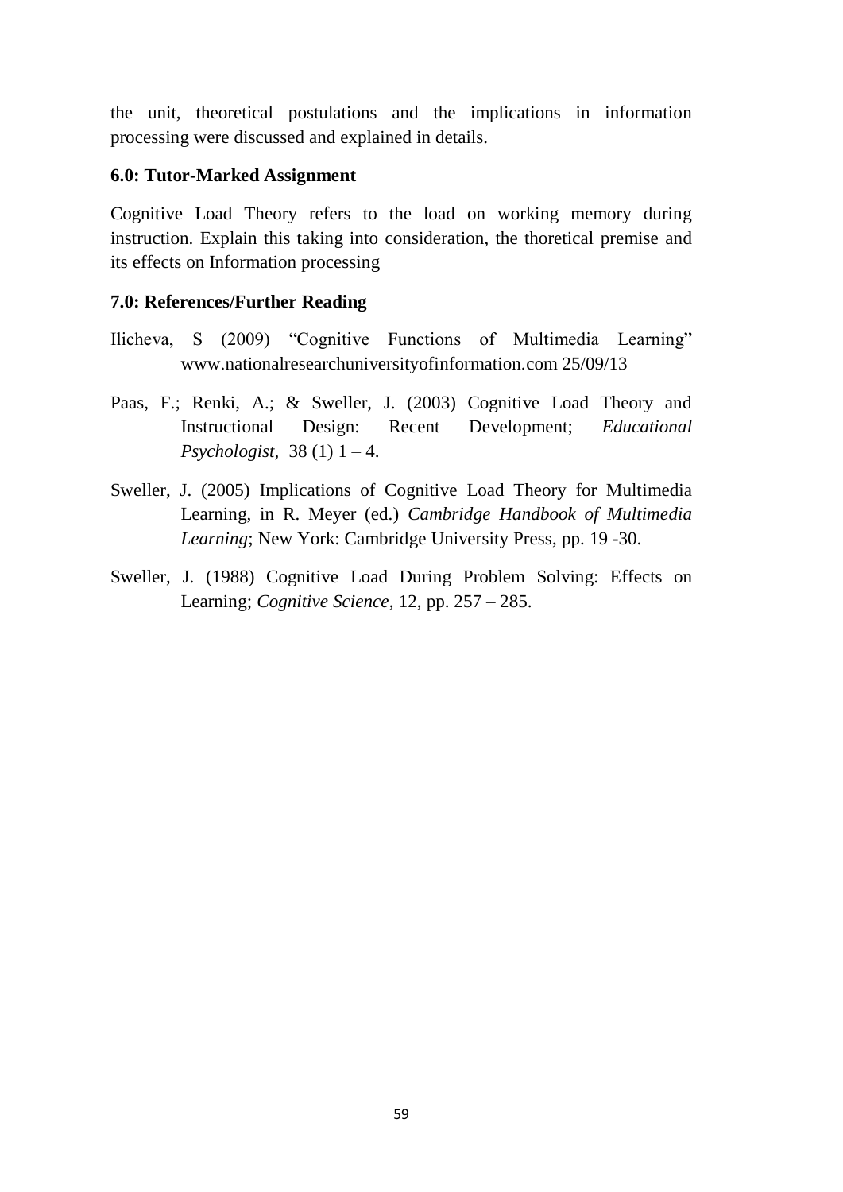the unit, theoretical postulations and the implications in information processing were discussed and explained in details.

### 6.0: Tutor-Marked Assignment

Cognitive Load Theory refers to the load on working memory during instruction. Explain this taking into consideration, the thoretical premise and its effects on Information processing

### 7.0: References/Further Reading

Ilicheva, S (2009) "Cognitive Functions of Multimedia Learning" www.nationalresearchuniversityofinformation.com 25/09/13

Paas, F.; Renki, A.; & Sweller, J. (2003) Cognitive Load Theory and Instructional Design: Recent Development; *Educational Psychologist*, 38 (1) 1 – 4.

Sweller, J. (2005) Implications of Cognitive Load Theory for Multimedia Learning, in R. Meyer (ed.) *Cambridge Handbook of Multimedia Learning*; New York: Cambridge University Press, pp. 19 -30.

Sweller, J. (1988) Cognitive Load During Problem Solving: Effects on Learning; *Cognitive Science*, 12, pp. 257 – 285.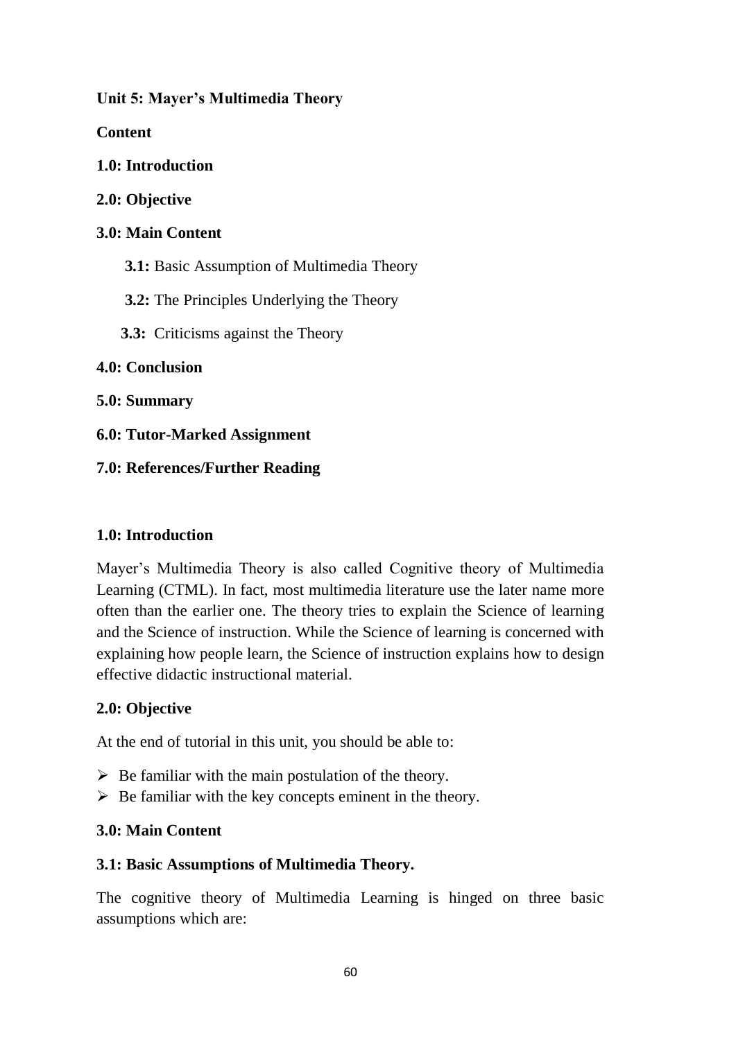**Unit 5: Mayer's Multimedia Theory**

**Content**

**1.0: Introduction**

**2.0: Objective**

**3.0: Main Content**

- **3.1:** Basic Assumption of Multimedia Theory
- **3.2:** The Principles Underlying the Theory
- **3.3:** Criticisms against the Theory

**4.0: Conclusion**

**5.0: Summary**

**6.0: Tutor-Marked Assignment**

**7.0: References/Further Reading**

## 1.0: Introduction

Mayer's Multimedia Theory is also called Cognitive theory of Multimedia Learning (CTML). In fact, most multimedia literature use the later name more often than the earlier one. The theory tries to explain the Science of learning and the Science of instruction. While the Science of learning is concerned with explaining how people learn, the Science of instruction explains how to design effective didactic instructional material.

## 2.0: Objective

At the end of tutorial in this unit, you should be able to:

- Be familiar with the main postulation of the theory.
- Be familiar with the key concepts eminent in the theory.

## 3.0: Main Content

### 3.1: Basic Assumptions of Multimedia Theory.

The cognitive theory of Multimedia Learning is hinged on three basic assumptions which are: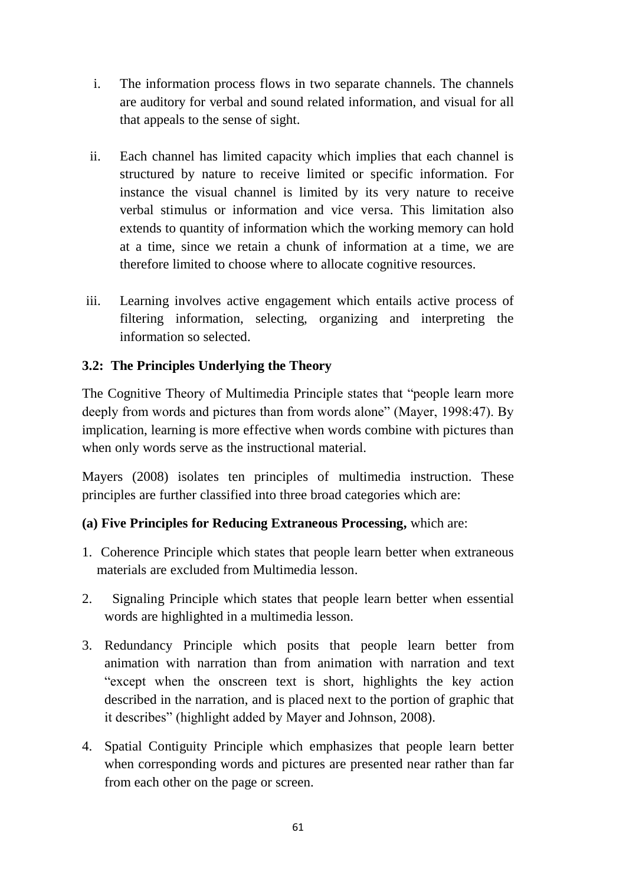i. The information process flows in two separate channels. The channels are auditory for verbal and sound related information, and visual for all that appeals to the sense of sight.

ii. Each channel has limited capacity which implies that each channel is structured by nature to receive limited or specific information. For instance the visual channel is limited by its very nature to receive verbal stimulus or information and vice versa. This limitation also extends to quantity of information which the working memory can hold at a time, since we retain a chunk of information at a time, we are therefore limited to choose where to allocate cognitive resources.

iii. Learning involves active engagement which entails active process of filtering information, selecting, organizing and interpreting the information so selected.

### 3.2: The Principles Underlying the Theory

The Cognitive Theory of Multimedia Principle states that "people learn more deeply from words and pictures than from words alone" (Mayer, 1998:47). By implication, learning is more effective when words combine with pictures than when only words serve as the instructional material.

Mayers (2008) isolates ten principles of multimedia instruction. These principles are further classified into three broad categories which are:

**(a) Five Principles for Reducing Extraneous Processing,** which are:

1. Coherence Principle which states that people learn better when extraneous materials are excluded from Multimedia lesson.

2. Signaling Principle which states that people learn better when essential words are highlighted in a multimedia lesson.

3. Redundancy Principle which posits that people learn better from animation with narration than from animation with narration and text "except when the onscreen text is short, highlights the key action described in the narration, and is placed next to the portion of graphic that it describes" (highlight added by Mayer and Johnson, 2008).

4. Spatial Contiguity Principle which emphasizes that people learn better when corresponding words and pictures are presented near rather than far from each other on the page or screen.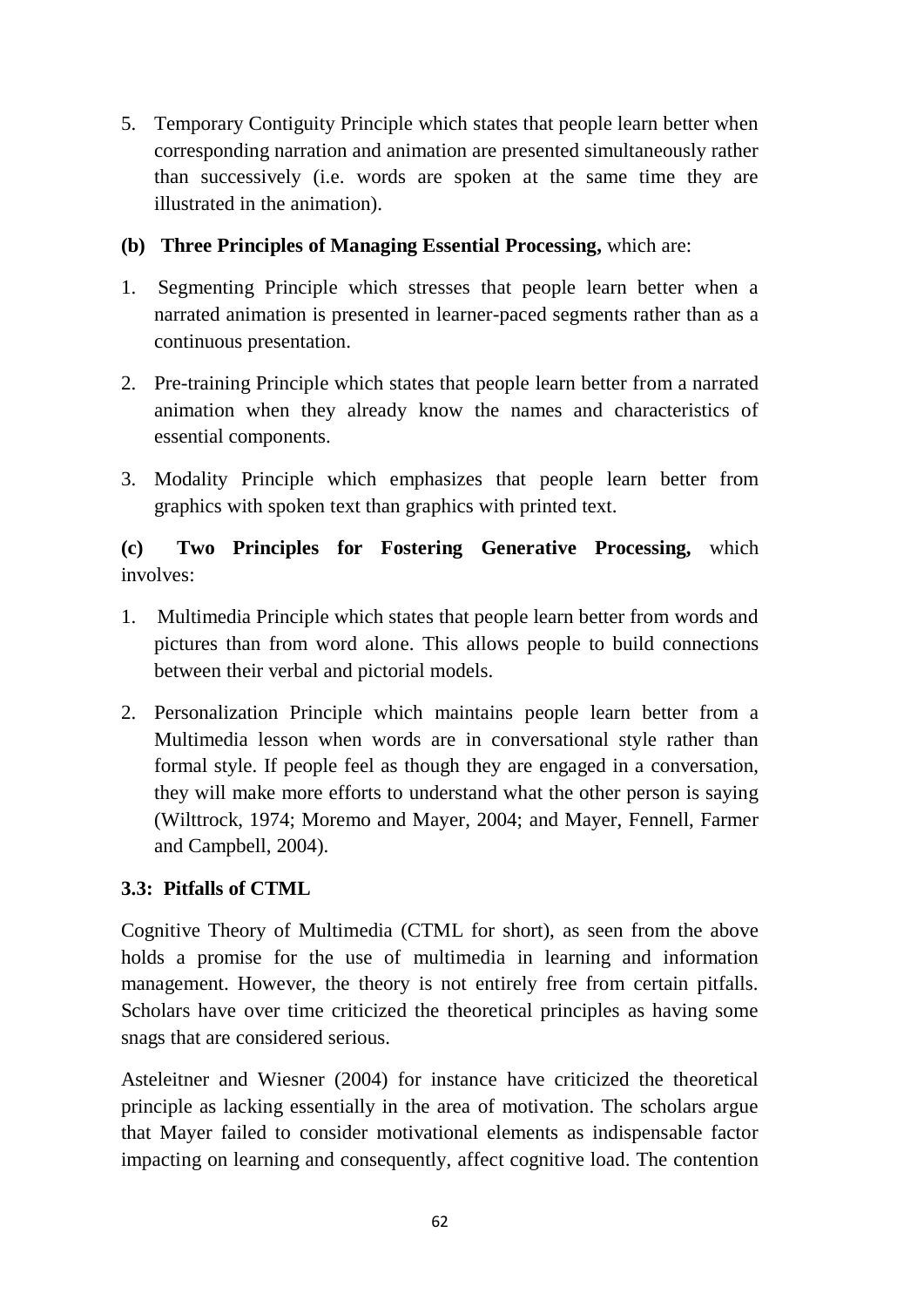5. Temporary Contiguity Principle which states that people learn better when corresponding narration and animation are presented simultaneously rather than successively (i.e. words are spoken at the same time they are illustrated in the animation).

**(b) Three Principles of Managing Essential Processing,** which are:

1. Segmenting Principle which stresses that people learn better when a narrated animation is presented in learner-paced segments rather than as a continuous presentation.

2. Pre-training Principle which states that people learn better from a narrated animation when they already know the names and characteristics of essential components.

3. Modality Principle which emphasizes that people learn better from graphics with spoken text than graphics with printed text.

**(c) Two Principles for Fostering Generative Processing,** which involves:

1. Multimedia Principle which states that people learn better from words and pictures than from word alone. This allows people to build connections between their verbal and pictorial models.

2. Personalization Principle which maintains people learn better from a Multimedia lesson when words are in conversational style rather than formal style. If people feel as though they are engaged in a conversation, they will make more efforts to understand what the other person is saying (Wilttrock, 1974; Moremo and Mayer, 2004; and Mayer, Fennell, Farmer and Campbell, 2004).

### 3.3: Pitfalls of CTML

Cognitive Theory of Multimedia (CTML for short), as seen from the above holds a promise for the use of multimedia in learning and information management. However, the theory is not entirely free from certain pitfalls. Scholars have over time criticized the theoretical principles as having some snags that are considered serious.

Asteleitner and Wiesner (2004) for instance have criticized the theoretical principle as lacking essentially in the area of motivation. The scholars argue that Mayer failed to consider motivational elements as indispensable factor impacting on learning and consequently, affect cognitive load. The contention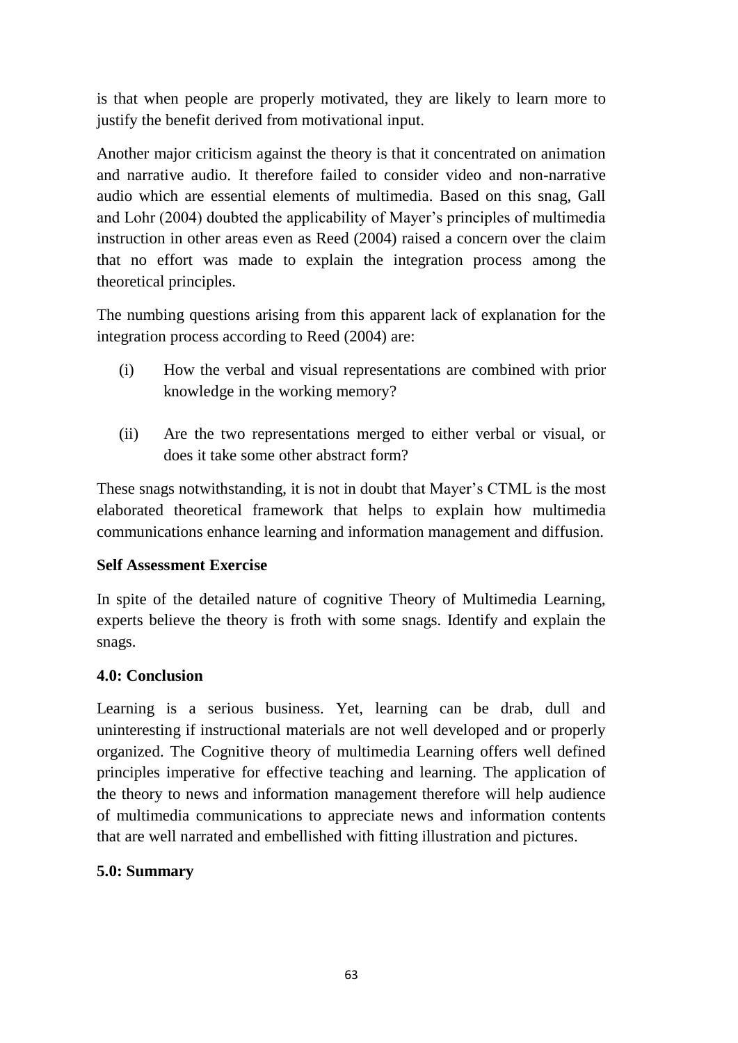is that when people are properly motivated, they are likely to learn more to justify the benefit derived from motivational input.

Another major criticism against the theory is that it concentrated on animation and narrative audio. It therefore failed to consider video and non-narrative audio which are essential elements of multimedia. Based on this snag, Gall and Lohr (2004) doubted the applicability of Mayer's principles of multimedia instruction in other areas even as Reed (2004) raised a concern over the claim that no effort was made to explain the integration process among the theoretical principles.

The numbing questions arising from this apparent lack of explanation for the integration process according to Reed (2004) are:

(i) How the verbal and visual representations are combined with prior knowledge in the working memory?

(ii) Are the two representations merged to either verbal or visual, or does it take some other abstract form?

These snags notwithstanding, it is not in doubt that Mayer's CTML is the most elaborated theoretical framework that helps to explain how multimedia communications enhance learning and information management and diffusion.

**Self Assessment Exercise**

In spite of the detailed nature of cognitive Theory of Multimedia Learning, experts believe the theory is froth with some snags. Identify and explain the snags.

**4.0: Conclusion**

Learning is a serious business. Yet, learning can be drab, dull and uninteresting if instructional materials are not well developed and or properly organized. The Cognitive theory of multimedia Learning offers well defined principles imperative for effective teaching and learning. The application of the theory to news and information management therefore will help audience of multimedia communications to appreciate news and information contents that are well narrated and embellished with fitting illustration and pictures.

**5.0: Summary**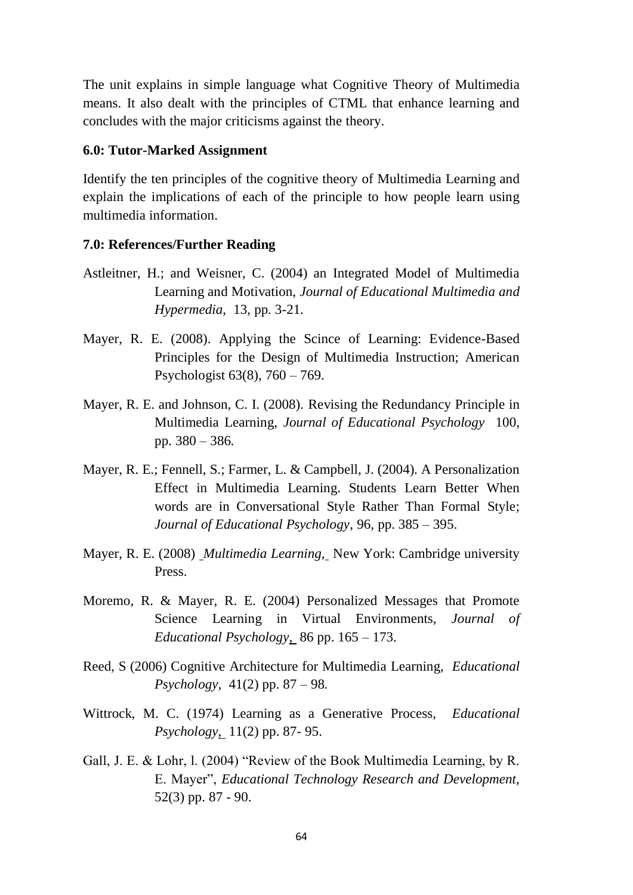The unit explains in simple language what Cognitive Theory of Multimedia means. It also dealt with the principles of CTML that enhance learning and concludes with the major criticisms against the theory.

### 6.0: Tutor-Marked Assignment

Identify the ten principles of the cognitive theory of Multimedia Learning and explain the implications of each of the principle to how people learn using multimedia information.

### 7.0: References/Further Reading

Astleitner, H.; and Weisner, C. (2004) an Integrated Model of Multimedia Learning and Motivation, *Journal of Educational Multimedia and Hypermedia,* 13, pp. 3-21.

Mayer, R. E. (2008). Applying the Scince of Learning: Evidence-Based Principles for the Design of Multimedia Instruction; American Psychologist 63(8), 760 – 769.

Mayer, R. E. and Johnson, C. I. (2008). Revising the Redundancy Principle in Multimedia Learning, *Journal of Educational Psychology* 100, pp. 380 – 386.

Mayer, R. E.; Fennell, S.; Farmer, L. & Campbell, J. (2004). A Personalization Effect in Multimedia Learning. Students Learn Better When words are in Conversational Style Rather Than Formal Style; *Journal of Educational Psychology*, 96, pp. 385 – 395.

Mayer, R. E. (2008) *Multimedia Learning,* New York: Cambridge university Press.

Moremo, R. & Mayer, R. E. (2004) Personalized Messages that Promote Science Learning in Virtual Environments, *Journal of Educational Psychology,* 86 pp. 165 – 173.

Reed, S (2006) Cognitive Architecture for Multimedia Learning, *Educational Psychology,* 41(2) pp. 87 – 98.

Wittrock, M. C. (1974) Learning as a Generative Process, *Educational Psychology,* 11(2) pp. 87- 95.

Gall, J. E. & Lohr, l. (2004) "Review of the Book Multimedia Learning, by R. E. Mayer", *Educational Technology Research and Development,* 52(3) pp. 87 - 90.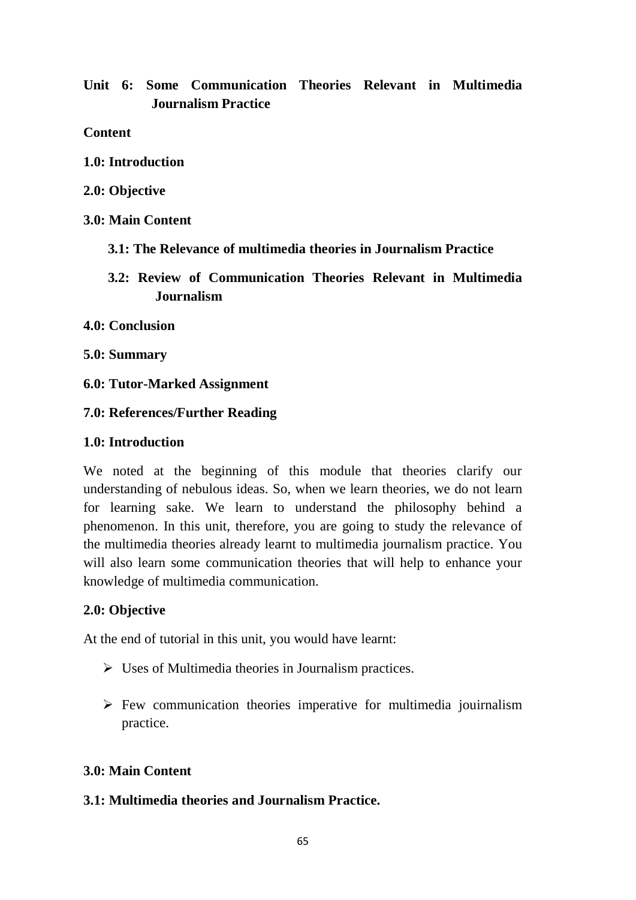## Unit 6: Some Communication Theories Relevant in Multimedia Journalism Practice

**Content**

**1.0: Introduction**

**2.0: Objective**

**3.0: Main Content**

**3.1: The Relevance of multimedia theories in Journalism Practice**

**3.2: Review of Communication Theories Relevant in Multimedia Journalism**

**4.0: Conclusion**

**5.0: Summary**

**6.0: Tutor-Marked Assignment**

**7.0: References/Further Reading**

### 1.0: Introduction

We noted at the beginning of this module that theories clarify our understanding of nebulous ideas. So, when we learn theories, we do not learn for learning sake. We learn to understand the philosophy behind a phenomenon. In this unit, therefore, you are going to study the relevance of the multimedia theories already learnt to multimedia journalism practice. You will also learn some communication theories that will help to enhance your knowledge of multimedia communication.

### 2.0: Objective

At the end of tutorial in this unit, you would have learnt:

- Uses of Multimedia theories in Journalism practices.
- Few communication theories imperative for multimedia jouirnalism practice.

### 3.0: Main Content

### 3.1: Multimedia theories and Journalism Practice.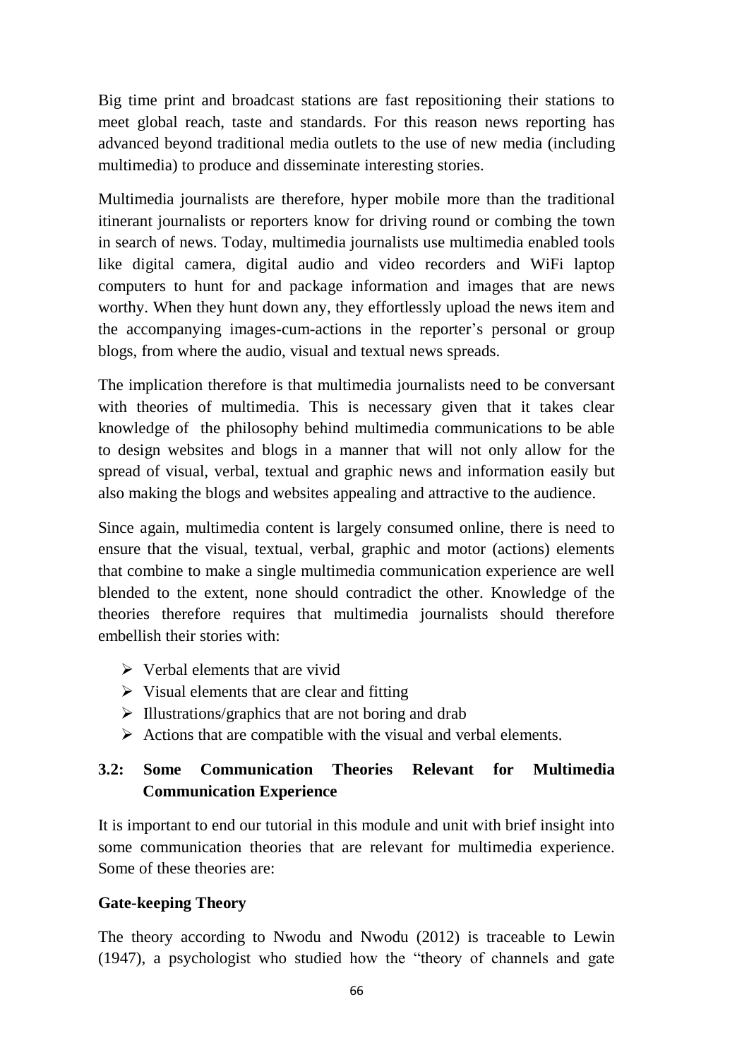Big time print and broadcast stations are fast repositioning their stations to meet global reach, taste and standards. For this reason news reporting has advanced beyond traditional media outlets to the use of new media (including multimedia) to produce and disseminate interesting stories.

Multimedia journalists are therefore, hyper mobile more than the traditional itinerant journalists or reporters know for driving round or combing the town in search of news. Today, multimedia journalists use multimedia enabled tools like digital camera, digital audio and video recorders and WiFi laptop computers to hunt for and package information and images that are news worthy. When they hunt down any, they effortlessly upload the news item and the accompanying images-cum-actions in the reporter's personal or group blogs, from where the audio, visual and textual news spreads.

The implication therefore is that multimedia journalists need to be conversant with theories of multimedia. This is necessary given that it takes clear knowledge of the philosophy behind multimedia communications to be able to design websites and blogs in a manner that will not only allow for the spread of visual, verbal, textual and graphic news and information easily but also making the blogs and websites appealing and attractive to the audience.

Since again, multimedia content is largely consumed online, there is need to ensure that the visual, textual, verbal, graphic and motor (actions) elements that combine to make a single multimedia communication experience are well blended to the extent, none should contradict the other. Knowledge of the theories therefore requires that multimedia journalists should therefore embellish their stories with:

- Verbal elements that are vivid
- Visual elements that are clear and fitting
- Illustrations/graphics that are not boring and drab
- Actions that are compatible with the visual and verbal elements.

## 3.2: Some Communication Theories Relevant for Multimedia Communication Experience

It is important to end our tutorial in this module and unit with brief insight into some communication theories that are relevant for multimedia experience. Some of these theories are:

### Gate-keeping Theory

The theory according to Nwodu and Nwodu (2012) is traceable to Lewin (1947), a psychologist who studied how the "theory of channels and gate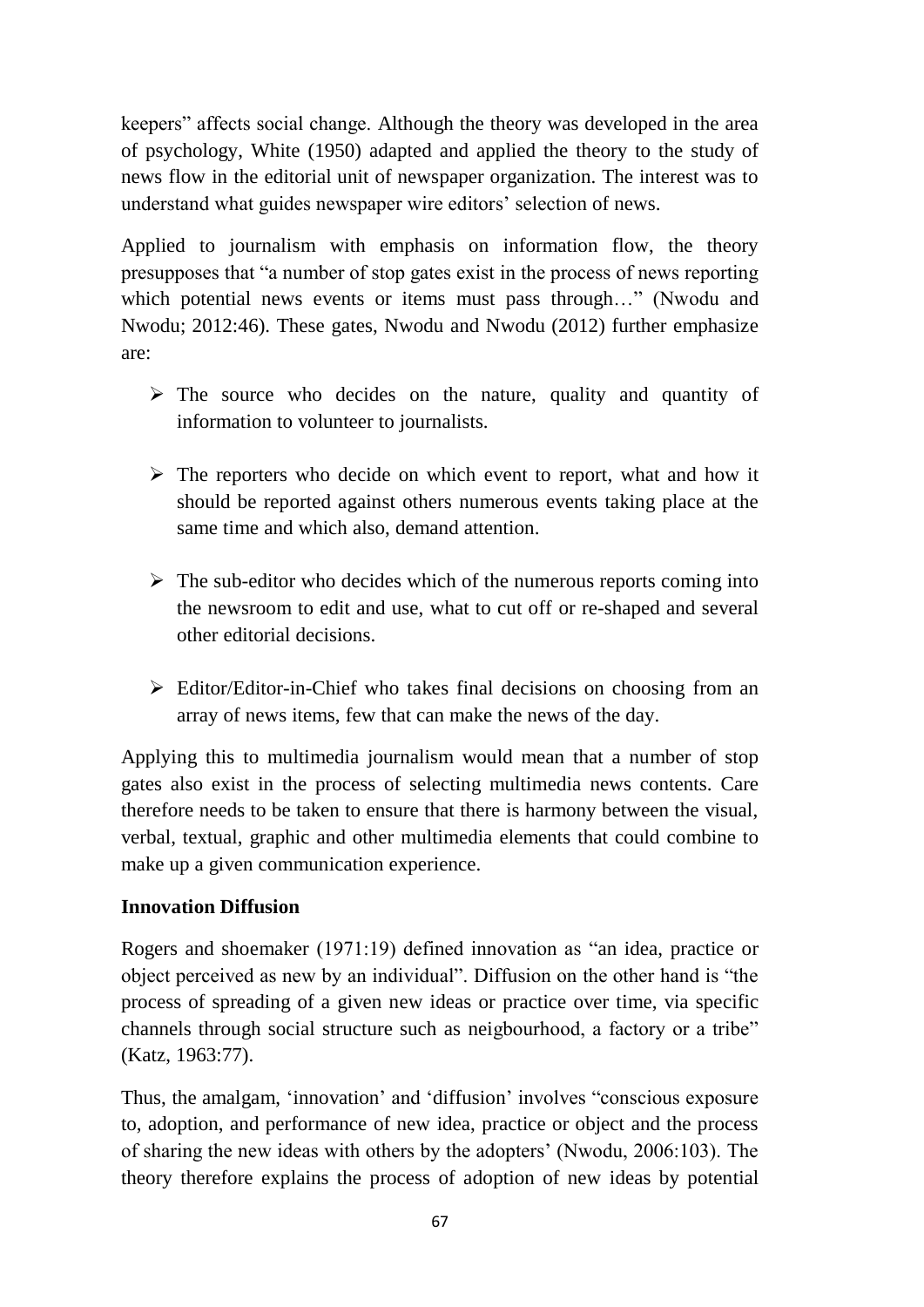keepers" affects social change. Although the theory was developed in the area of psychology, White (1950) adapted and applied the theory to the study of news flow in the editorial unit of newspaper organization. The interest was to understand what guides newspaper wire editors' selection of news.

Applied to journalism with emphasis on information flow, the theory presupposes that "a number of stop gates exist in the process of news reporting which potential news events or items must pass through…" (Nwodu and Nwodu; 2012:46). These gates, Nwodu and Nwodu (2012) further emphasize are:

- The source who decides on the nature, quality and quantity of information to volunteer to journalists.
- The reporters who decide on which event to report, what and how it should be reported against others numerous events taking place at the same time and which also, demand attention.
- The sub-editor who decides which of the numerous reports coming into the newsroom to edit and use, what to cut off or re-shaped and several other editorial decisions.
- Editor/Editor-in-Chief who takes final decisions on choosing from an array of news items, few that can make the news of the day.

Applying this to multimedia journalism would mean that a number of stop gates also exist in the process of selecting multimedia news contents. Care therefore needs to be taken to ensure that there is harmony between the visual, verbal, textual, graphic and other multimedia elements that could combine to make up a given communication experience.

**Innovation Diffusion**

Rogers and shoemaker (1971:19) defined innovation as "an idea, practice or object perceived as new by an individual". Diffusion on the other hand is "the process of spreading of a given new ideas or practice over time, via specific channels through social structure such as neigbourhood, a factory or a tribe" (Katz, 1963:77).

Thus, the amalgam, 'innovation' and 'diffusion' involves "conscious exposure to, adoption, and performance of new idea, practice or object and the process of sharing the new ideas with others by the adopters' (Nwodu, 2006:103). The theory therefore explains the process of adoption of new ideas by potential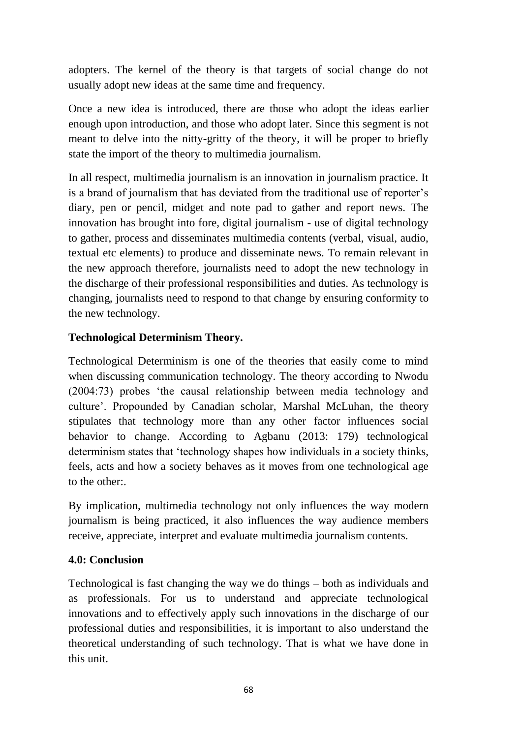adopters. The kernel of the theory is that targets of social change do not usually adopt new ideas at the same time and frequency.

Once a new idea is introduced, there are those who adopt the ideas earlier enough upon introduction, and those who adopt later. Since this segment is not meant to delve into the nitty-gritty of the theory, it will be proper to briefly state the import of the theory to multimedia journalism.

In all respect, multimedia journalism is an innovation in journalism practice. It is a brand of journalism that has deviated from the traditional use of reporter's diary, pen or pencil, midget and note pad to gather and report news. The innovation has brought into fore, digital journalism - use of digital technology to gather, process and disseminates multimedia contents (verbal, visual, audio, textual etc elements) to produce and disseminate news. To remain relevant in the new approach therefore, journalists need to adopt the new technology in the discharge of their professional responsibilities and duties. As technology is changing, journalists need to respond to that change by ensuring conformity to the new technology.

**Technological Determinism Theory.**

Technological Determinism is one of the theories that easily come to mind when discussing communication technology. The theory according to Nwodu (2004:73) probes 'the causal relationship between media technology and culture'. Propounded by Canadian scholar, Marshal McLuhan, the theory stipulates that technology more than any other factor influences social behavior to change. According to Agbanu (2013: 179) technological determinism states that 'technology shapes how individuals in a society thinks, feels, acts and how a society behaves as it moves from one technological age to the other:.

By implication, multimedia technology not only influences the way modern journalism is being practiced, it also influences the way audience members receive, appreciate, interpret and evaluate multimedia journalism contents.

**4.0: Conclusion**

Technological is fast changing the way we do things – both as individuals and as professionals. For us to understand and appreciate technological innovations and to effectively apply such innovations in the discharge of our professional duties and responsibilities, it is important to also understand the theoretical understanding of such technology. That is what we have done in this unit.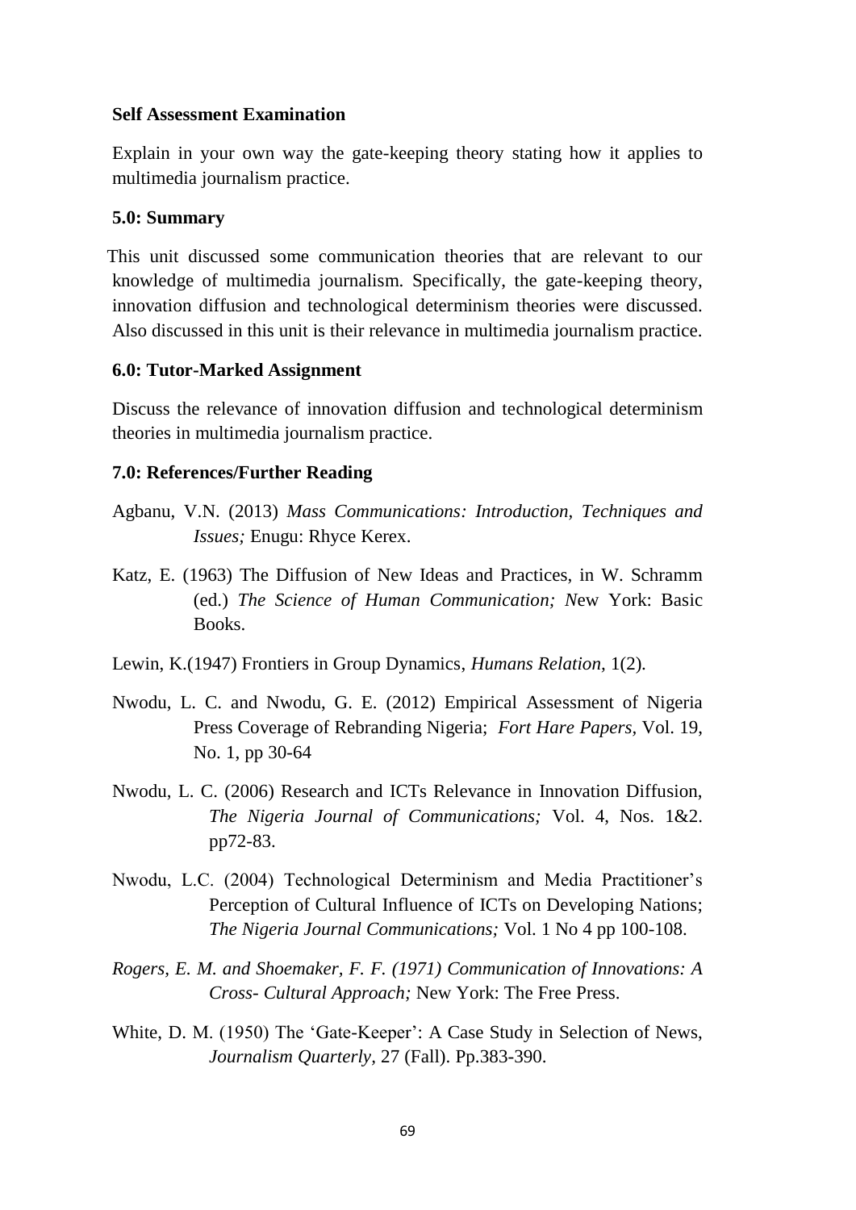**Self Assessment Examination**

Explain in your own way the gate-keeping theory stating how it applies to multimedia journalism practice.

### 5.0: Summary

This unit discussed some communication theories that are relevant to our knowledge of multimedia journalism. Specifically, the gate-keeping theory, innovation diffusion and technological determinism theories were discussed. Also discussed in this unit is their relevance in multimedia journalism practice.

### 6.0: Tutor-Marked Assignment

Discuss the relevance of innovation diffusion and technological determinism theories in multimedia journalism practice.

### 7.0: References/Further Reading

Agbanu, V.N. (2013) *Mass Communications: Introduction, Techniques and Issues;* Enugu: Rhyce Kerex.

Katz, E. (1963) The Diffusion of New Ideas and Practices, in W. Schramm (ed.) *The Science of Human Communication; N*ew York: Basic Books.

Lewin, K.(1947) Frontiers in Group Dynamics, *Humans Relation,* 1(2).

Nwodu, L. C. and Nwodu, G. E. (2012) Empirical Assessment of Nigeria Press Coverage of Rebranding Nigeria; *Fort Hare Papers,* Vol. 19, No. 1, pp 30-64

Nwodu, L. C. (2006) Research and ICTs Relevance in Innovation Diffusion, *The Nigeria Journal of Communications;* Vol. 4, Nos. 1&2. pp72-83.

Nwodu, L.C. (2004) Technological Determinism and Media Practitioner's Perception of Cultural Influence of ICTs on Developing Nations; *The Nigeria Journal Communications;* Vol. 1 No 4 pp 100-108.

*Rogers, E. M. and Shoemaker, F. F. (1971) Communication of Innovations: A Cross- Cultural Approach;* New York: The Free Press.

White, D. M. (1950) The 'Gate-Keeper': A Case Study in Selection of News, *Journalism Quarterly*, 27 (Fall). Pp.383-390.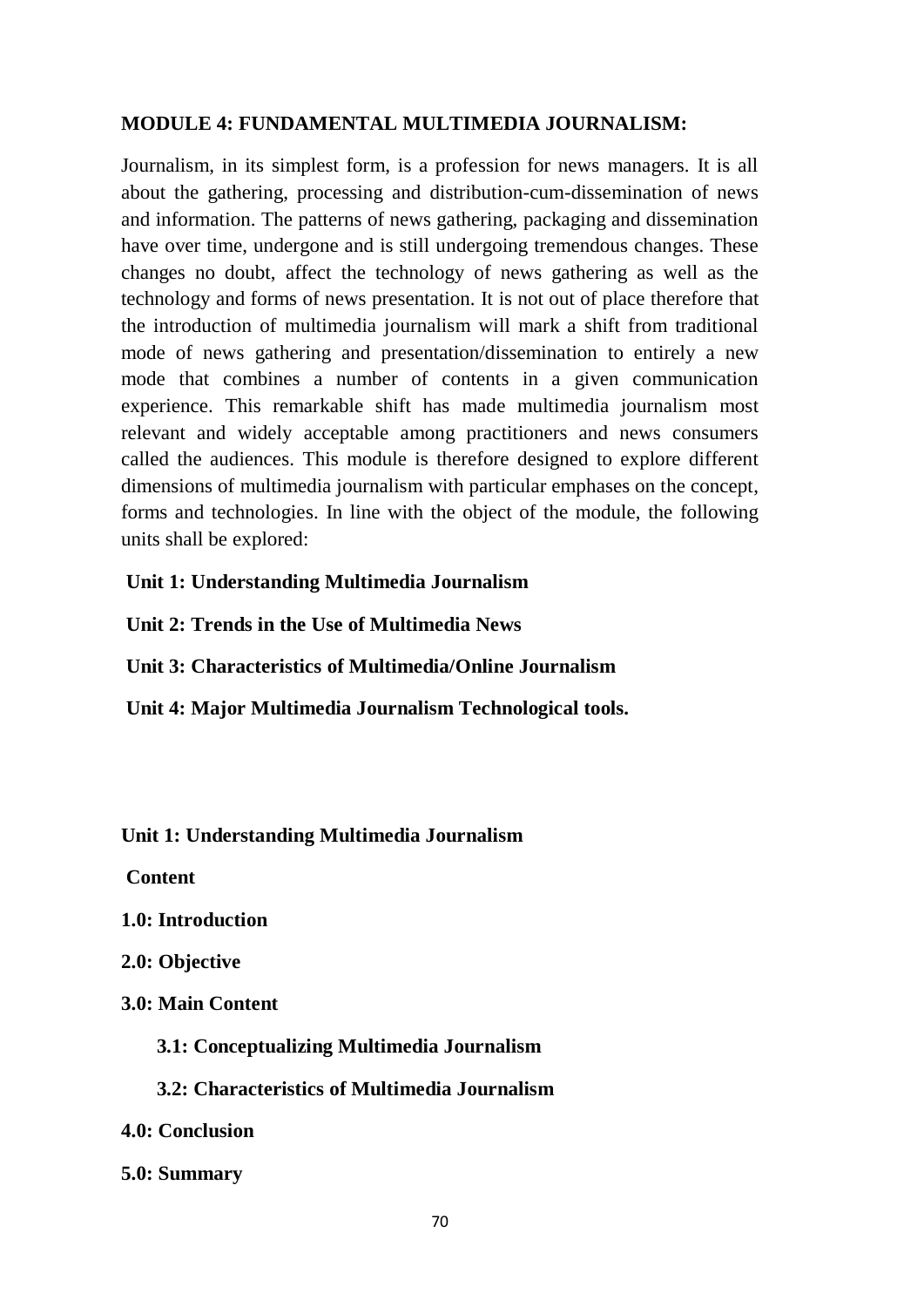# MODULE 4: FUNDAMENTAL MULTIMEDIA JOURNALISM:

Journalism, in its simplest form, is a profession for news managers. It is all about the gathering, processing and distribution-cum-dissemination of news and information. The patterns of news gathering, packaging and dissemination have over time, undergone and is still undergoing tremendous changes. These changes no doubt, affect the technology of news gathering as well as the technology and forms of news presentation. It is not out of place therefore that the introduction of multimedia journalism will mark a shift from traditional mode of news gathering and presentation/dissemination to entirely a new mode that combines a number of contents in a given communication experience. This remarkable shift has made multimedia journalism most relevant and widely acceptable among practitioners and news consumers called the audiences. This module is therefore designed to explore different dimensions of multimedia journalism with particular emphases on the concept, forms and technologies. In line with the object of the module, the following units shall be explored:

**Unit 1: Understanding Multimedia Journalism**

**Unit 2: Trends in the Use of Multimedia News**

**Unit 3: Characteristics of Multimedia/Online Journalism**

**Unit 4: Major Multimedia Journalism Technological tools.**

## Unit 1: Understanding Multimedia Journalism

**Content**

**1.0: Introduction**

**2.0: Objective**

**3.0: Main Content**

- **3.1: Conceptualizing Multimedia Journalism**
- **3.2: Characteristics of Multimedia Journalism**

**4.0: Conclusion**

**5.0: Summary**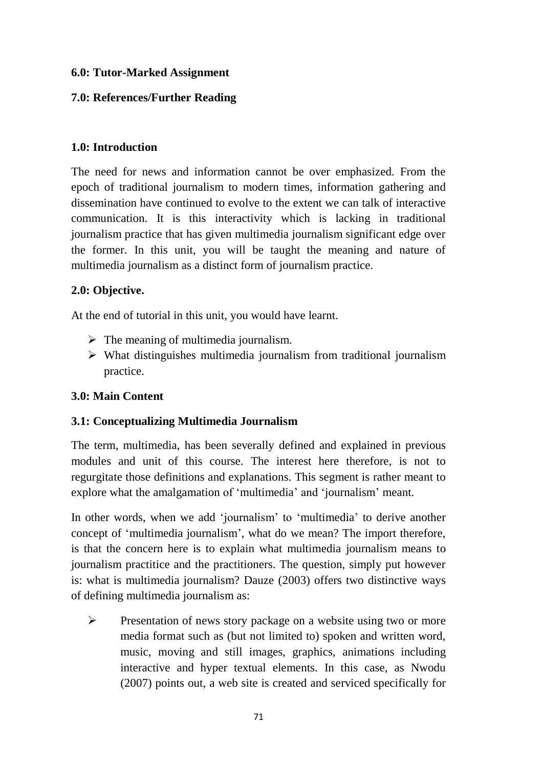**6.0: Tutor-Marked Assignment**

**7.0: References/Further Reading**

**1.0: Introduction**

The need for news and information cannot be over emphasized. From the epoch of traditional journalism to modern times, information gathering and dissemination have continued to evolve to the extent we can talk of interactive communication. It is this interactivity which is lacking in traditional journalism practice that has given multimedia journalism significant edge over the former. In this unit, you will be taught the meaning and nature of multimedia journalism as a distinct form of journalism practice.

**2.0: Objective.**

At the end of tutorial in this unit, you would have learnt.

- The meaning of multimedia journalism.
- What distinguishes multimedia journalism from traditional journalism practice.

**3.0: Main Content**

**3.1: Conceptualizing Multimedia Journalism**

The term, multimedia, has been severally defined and explained in previous modules and unit of this course. The interest here therefore, is not to regurgitate those definitions and explanations. This segment is rather meant to explore what the amalgamation of 'multimedia' and 'journalism' meant.

In other words, when we add 'journalism' to 'multimedia' to derive another concept of 'multimedia journalism', what do we mean? The import therefore, is that the concern here is to explain what multimedia journalism means to journalism practitice and the practitioners. The question, simply put however is: what is multimedia journalism? Dauze (2003) offers two distinctive ways of defining multimedia journalism as:

- Presentation of news story package on a website using two or more media format such as (but not limited to) spoken and written word, music, moving and still images, graphics, animations including interactive and hyper textual elements. In this case, as Nwodu (2007) points out, a web site is created and serviced specifically for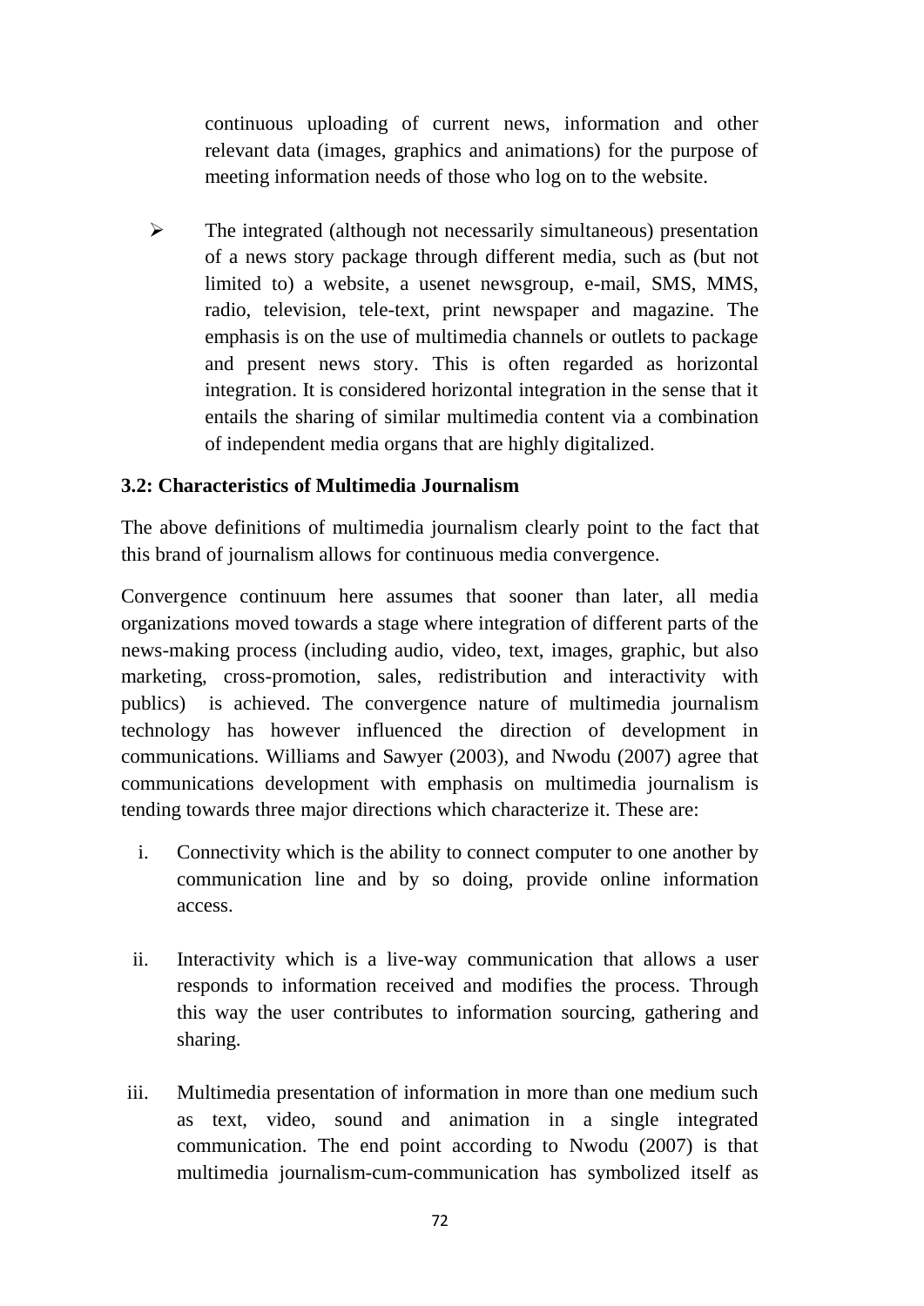continuous uploading of current news, information and other relevant data (images, graphics and animations) for the purpose of meeting information needs of those who log on to the website.

- The integrated (although not necessarily simultaneous) presentation of a news story package through different media, such as (but not limited to) a website, a usenet newsgroup, e-mail, SMS, MMS, radio, television, tele-text, print newspaper and magazine. The emphasis is on the use of multimedia channels or outlets to package and present news story. This is often regarded as horizontal integration. It is considered horizontal integration in the sense that it entails the sharing of similar multimedia content via a combination of independent media organs that are highly digitalized.

**3.2: Characteristics of Multimedia Journalism**

The above definitions of multimedia journalism clearly point to the fact that this brand of journalism allows for continuous media convergence.

Convergence continuum here assumes that sooner than later, all media organizations moved towards a stage where integration of different parts of the news-making process (including audio, video, text, images, graphic, but also marketing, cross-promotion, sales, redistribution and interactivity with publics) is achieved. The convergence nature of multimedia journalism technology has however influenced the direction of development in communications. Williams and Sawyer (2003), and Nwodu (2007) agree that communications development with emphasis on multimedia journalism is tending towards three major directions which characterize it. These are:

i. Connectivity which is the ability to connect computer to one another by communication line and by so doing, provide online information access.

ii. Interactivity which is a live-way communication that allows a user responds to information received and modifies the process. Through this way the user contributes to information sourcing, gathering and sharing.

iii. Multimedia presentation of information in more than one medium such as text, video, sound and animation in a single integrated communication. The end point according to Nwodu (2007) is that multimedia journalism-cum-communication has symbolized itself as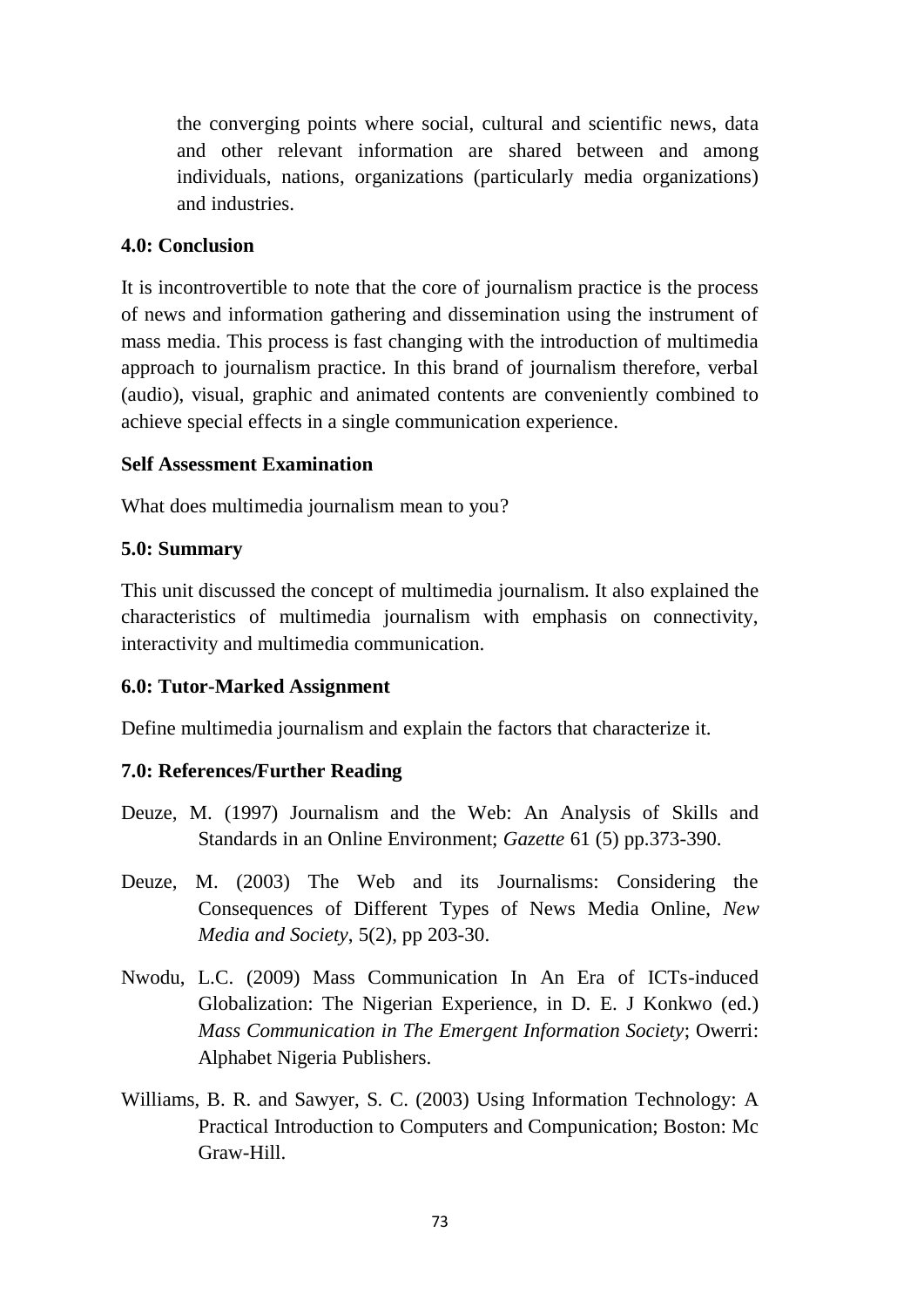the converging points where social, cultural and scientific news, data and other relevant information are shared between and among individuals, nations, organizations (particularly media organizations) and industries.

## 4.0: Conclusion

It is incontrovertible to note that the core of journalism practice is the process of news and information gathering and dissemination using the instrument of mass media. This process is fast changing with the introduction of multimedia approach to journalism practice. In this brand of journalism therefore, verbal (audio), visual, graphic and animated contents are conveniently combined to achieve special effects in a single communication experience.

**Self Assessment Examination**

What does multimedia journalism mean to you?

## 5.0: Summary

This unit discussed the concept of multimedia journalism. It also explained the characteristics of multimedia journalism with emphasis on connectivity, interactivity and multimedia communication.

## 6.0: Tutor-Marked Assignment

Define multimedia journalism and explain the factors that characterize it.

## 7.0: References/Further Reading

Deuze, M. (1997) Journalism and the Web: An Analysis of Skills and Standards in an Online Environment; *Gazette* 61 (5) pp.373-390.

Deuze, M. (2003) The Web and its Journalisms: Considering the Consequences of Different Types of News Media Online, *New Media and Society*, 5(2), pp 203-30.

Nwodu, L.C. (2009) Mass Communication In An Era of ICTs-induced Globalization: The Nigerian Experience, in D. E. J Konkwo (ed.) *Mass Communication in The Emergent Information Society*; Owerri: Alphabet Nigeria Publishers.

Williams, B. R. and Sawyer, S. C. (2003) Using Information Technology: A Practical Introduction to Computers and Compunication; Boston: Mc Graw-Hill.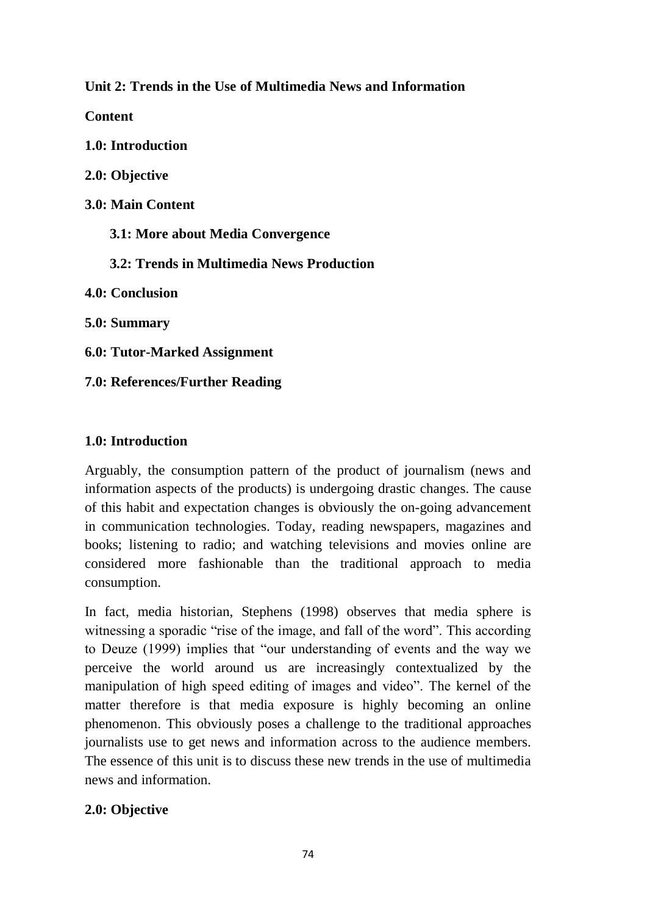## Unit 2: Trends in the Use of Multimedia News and Information

**Content**

**1.0: Introduction**

**2.0: Objective**

**3.0: Main Content**

**3.1: More about Media Convergence**

**3.2: Trends in Multimedia News Production**

**4.0: Conclusion**

**5.0: Summary**

**6.0: Tutor-Marked Assignment**

**7.0: References/Further Reading**

### 1.0: Introduction

Arguably, the consumption pattern of the product of journalism (news and information aspects of the products) is undergoing drastic changes. The cause of this habit and expectation changes is obviously the on-going advancement in communication technologies. Today, reading newspapers, magazines and books; listening to radio; and watching televisions and movies online are considered more fashionable than the traditional approach to media consumption.

In fact, media historian, Stephens (1998) observes that media sphere is witnessing a sporadic "rise of the image, and fall of the word". This according to Deuze (1999) implies that "our understanding of events and the way we perceive the world around us are increasingly contextualized by the manipulation of high speed editing of images and video". The kernel of the matter therefore is that media exposure is highly becoming an online phenomenon. This obviously poses a challenge to the traditional approaches journalists use to get news and information across to the audience members. The essence of this unit is to discuss these new trends in the use of multimedia news and information.

### 2.0: Objective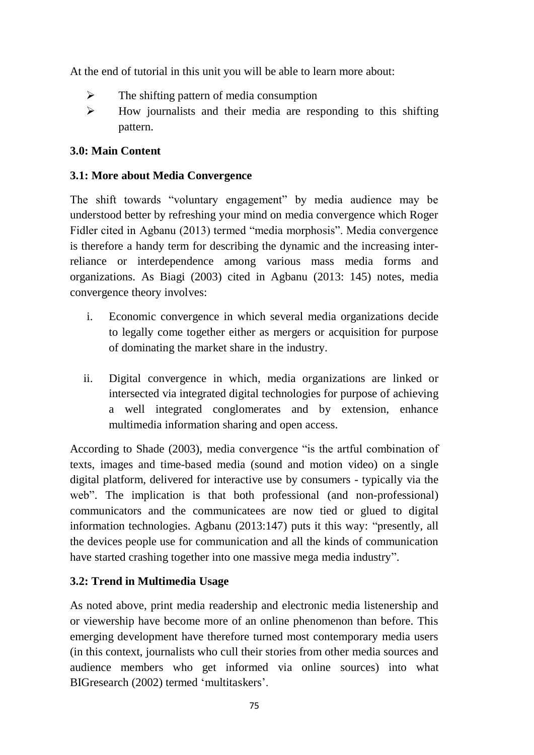At the end of tutorial in this unit you will be able to learn more about:

- The shifting pattern of media consumption
- How journalists and their media are responding to this shifting pattern.

**3.0: Main Content**

**3.1: More about Media Convergence**

The shift towards "voluntary engagement" by media audience may be understood better by refreshing your mind on media convergence which Roger Fidler cited in Agbanu (2013) termed "media morphosis". Media convergence is therefore a handy term for describing the dynamic and the increasing inter-reliance or interdependence among various mass media forms and organizations. As Biagi (2003) cited in Agbanu (2013: 145) notes, media convergence theory involves:

i. Economic convergence in which several media organizations decide to legally come together either as mergers or acquisition for purpose of dominating the market share in the industry.

ii. Digital convergence in which, media organizations are linked or intersected via integrated digital technologies for purpose of achieving a well integrated conglomerates and by extension, enhance multimedia information sharing and open access.

According to Shade (2003), media convergence "is the artful combination of texts, images and time-based media (sound and motion video) on a single digital platform, delivered for interactive use by consumers - typically via the web". The implication is that both professional (and non-professional) communicators and the communicatees are now tied or glued to digital information technologies. Agbanu (2013:147) puts it this way: "presently, all the devices people use for communication and all the kinds of communication have started crashing together into one massive mega media industry".

**3.2: Trend in Multimedia Usage**

As noted above, print media readership and electronic media listenership and or viewership have become more of an online phenomenon than before. This emerging development have therefore turned most contemporary media users (in this context, journalists who cull their stories from other media sources and audience members who get informed via online sources) into what BIGresearch (2002) termed 'multitaskers'.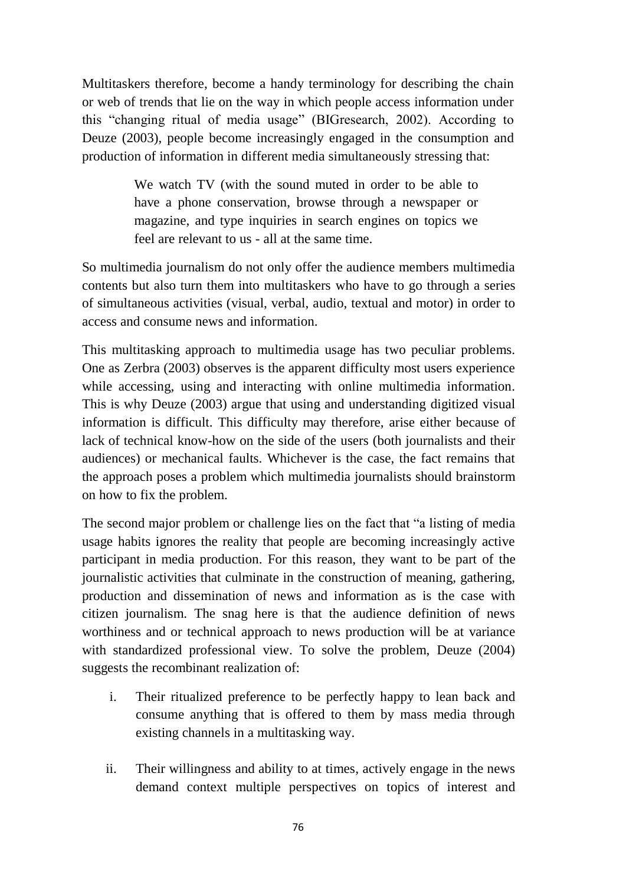Multitaskers therefore, become a handy terminology for describing the chain or web of trends that lie on the way in which people access information under this "changing ritual of media usage" (BIGresearch, 2002). According to Deuze (2003), people become increasingly engaged in the consumption and production of information in different media simultaneously stressing that:

> We watch TV (with the sound muted in order to be able to have a phone conservation, browse through a newspaper or magazine, and type inquiries in search engines on topics we feel are relevant to us - all at the same time.

So multimedia journalism do not only offer the audience members multimedia contents but also turn them into multitaskers who have to go through a series of simultaneous activities (visual, verbal, audio, textual and motor) in order to access and consume news and information.

This multitasking approach to multimedia usage has two peculiar problems. One as Zerbra (2003) observes is the apparent difficulty most users experience while accessing, using and interacting with online multimedia information. This is why Deuze (2003) argue that using and understanding digitized visual information is difficult. This difficulty may therefore, arise either because of lack of technical know-how on the side of the users (both journalists and their audiences) or mechanical faults. Whichever is the case, the fact remains that the approach poses a problem which multimedia journalists should brainstorm on how to fix the problem.

The second major problem or challenge lies on the fact that "a listing of media usage habits ignores the reality that people are becoming increasingly active participant in media production. For this reason, they want to be part of the journalistic activities that culminate in the construction of meaning, gathering, production and dissemination of news and information as is the case with citizen journalism. The snag here is that the audience definition of news worthiness and or technical approach to news production will be at variance with standardized professional view. To solve the problem, Deuze (2004) suggests the recombinant realization of:

i. Their ritualized preference to be perfectly happy to lean back and consume anything that is offered to them by mass media through existing channels in a multitasking way.

ii. Their willingness and ability to at times, actively engage in the news demand context multiple perspectives on topics of interest and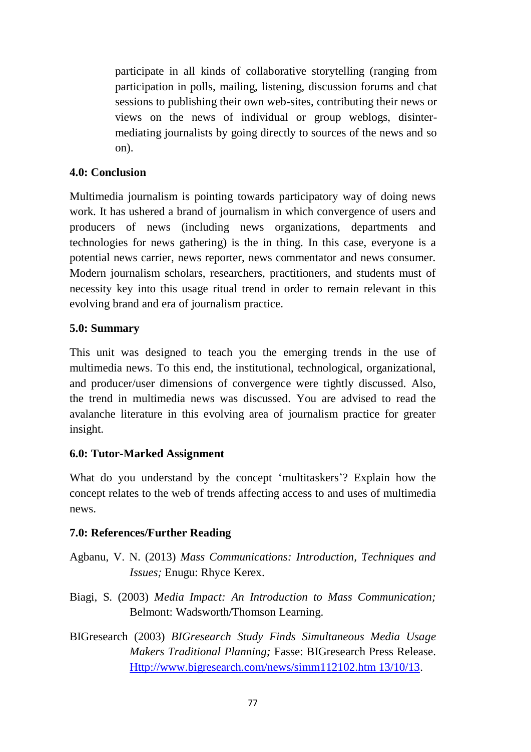participate in all kinds of collaborative storytelling (ranging from participation in polls, mailing, listening, discussion forums and chat sessions to publishing their own web-sites, contributing their news or views on the news of individual or group weblogs, disinter-mediating journalists by going directly to sources of the news and so on).

## 4.0: Conclusion

Multimedia journalism is pointing towards participatory way of doing news work. It has ushered a brand of journalism in which convergence of users and producers of news (including news organizations, departments and technologies for news gathering) is the in thing. In this case, everyone is a potential news carrier, news reporter, news commentator and news consumer. Modern journalism scholars, researchers, practitioners, and students must of necessity key into this usage ritual trend in order to remain relevant in this evolving brand and era of journalism practice.

## 5.0: Summary

This unit was designed to teach you the emerging trends in the use of multimedia news. To this end, the institutional, technological, organizational, and producer/user dimensions of convergence were tightly discussed. Also, the trend in multimedia news was discussed. You are advised to read the avalanche literature in this evolving area of journalism practice for greater insight.

## 6.0: Tutor-Marked Assignment

What do you understand by the concept 'multitaskers'? Explain how the concept relates to the web of trends affecting access to and uses of multimedia news.

## 7.0: References/Further Reading

Agbanu, V. N. (2013) *Mass Communications: Introduction, Techniques and Issues;* Enugu: Rhyce Kerex.

Biagi, S. (2003) *Media Impact: An Introduction to Mass Communication;* Belmont: Wadsworth/Thomson Learning.

BIGresearch (2003) *BIGresearch Study Finds Simultaneous Media Usage Makers Traditional Planning;* Fasse: BIGresearch Press Release. Http://www.bigresearch.com/news/simm112102.htm 13/10/13.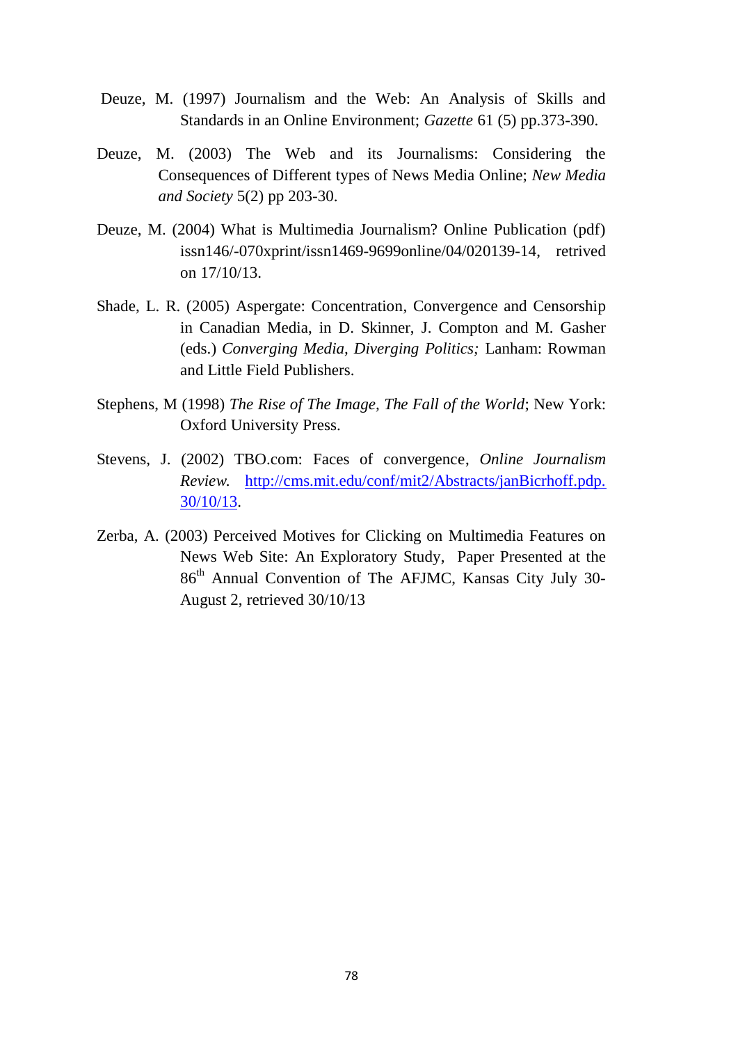Deuze, M. (1997) Journalism and the Web: An Analysis of Skills and Standards in an Online Environment; *Gazette* 61 (5) pp.373-390.

Deuze, M. (2003) The Web and its Journalisms: Considering the Consequences of Different types of News Media Online; *New Media and Society* 5(2) pp 203-30.

Deuze, M. (2004) What is Multimedia Journalism? Online Publication (pdf) issn146/-070xprint/issn1469-9699online/04/020139-14, retrived on 17/10/13.

Shade, L. R. (2005) Aspergate: Concentration, Convergence and Censorship in Canadian Media, in D. Skinner, J. Compton and M. Gasher (eds.) *Converging Media, Diverging Politics;* Lanham: Rowman and Little Field Publishers.

Stephens, M (1998) *The Rise of The Image, The Fall of the World*; New York: Oxford University Press.

Stevens, J. (2002) TBO.com: Faces of convergence, *Online Journalism Review.* http://cms.mit.edu/conf/mit2/Abstracts/janBicrhoff.pdp. 30/10/13.

Zerba, A. (2003) Perceived Motives for Clicking on Multimedia Features on News Web Site: An Exploratory Study, Paper Presented at the 86th Annual Convention of The AFJMC, Kansas City July 30- August 2, retrieved 30/10/13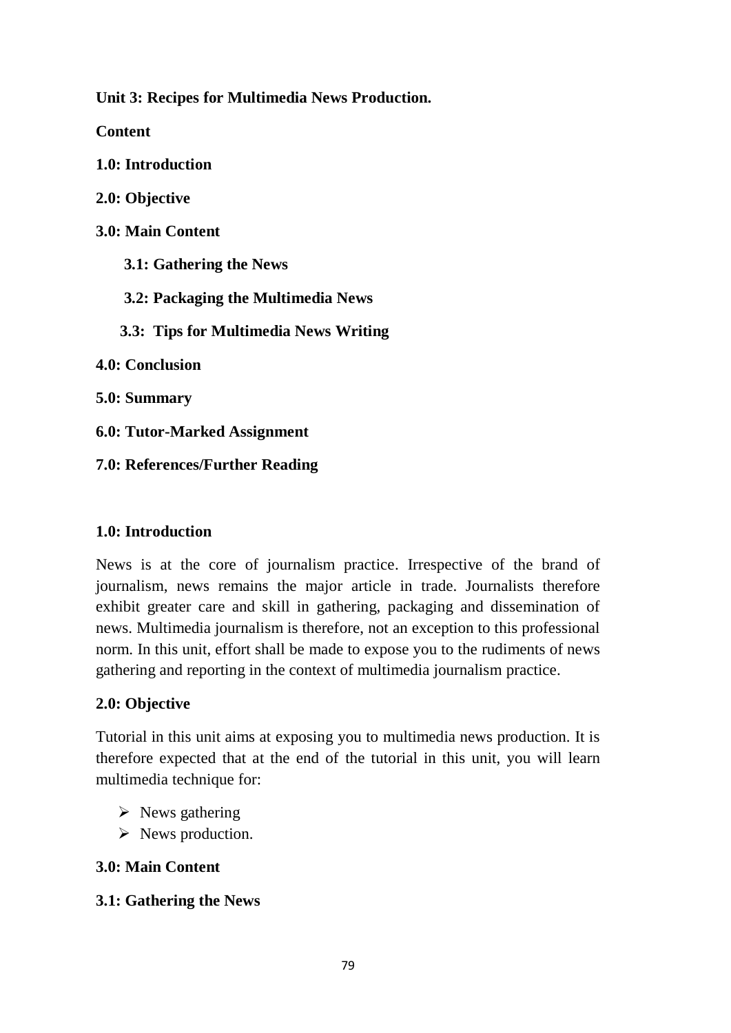**Unit 3: Recipes for Multimedia News Production.**

**Content**

**1.0: Introduction**

**2.0: Objective**

**3.0: Main Content**

- **3.1: Gathering the News**
- **3.2: Packaging the Multimedia News**
- **3.3: Tips for Multimedia News Writing**

**4.0: Conclusion**

**5.0: Summary**

**6.0: Tutor-Marked Assignment**

**7.0: References/Further Reading**

## 1.0: Introduction

News is at the core of journalism practice. Irrespective of the brand of journalism, news remains the major article in trade. Journalists therefore exhibit greater care and skill in gathering, packaging and dissemination of news. Multimedia journalism is therefore, not an exception to this professional norm. In this unit, effort shall be made to expose you to the rudiments of news gathering and reporting in the context of multimedia journalism practice.

## 2.0: Objective

Tutorial in this unit aims at exposing you to multimedia news production. It is therefore expected that at the end of the tutorial in this unit, you will learn multimedia technique for:

- News gathering
- News production.

## 3.0: Main Content

### 3.1: Gathering the News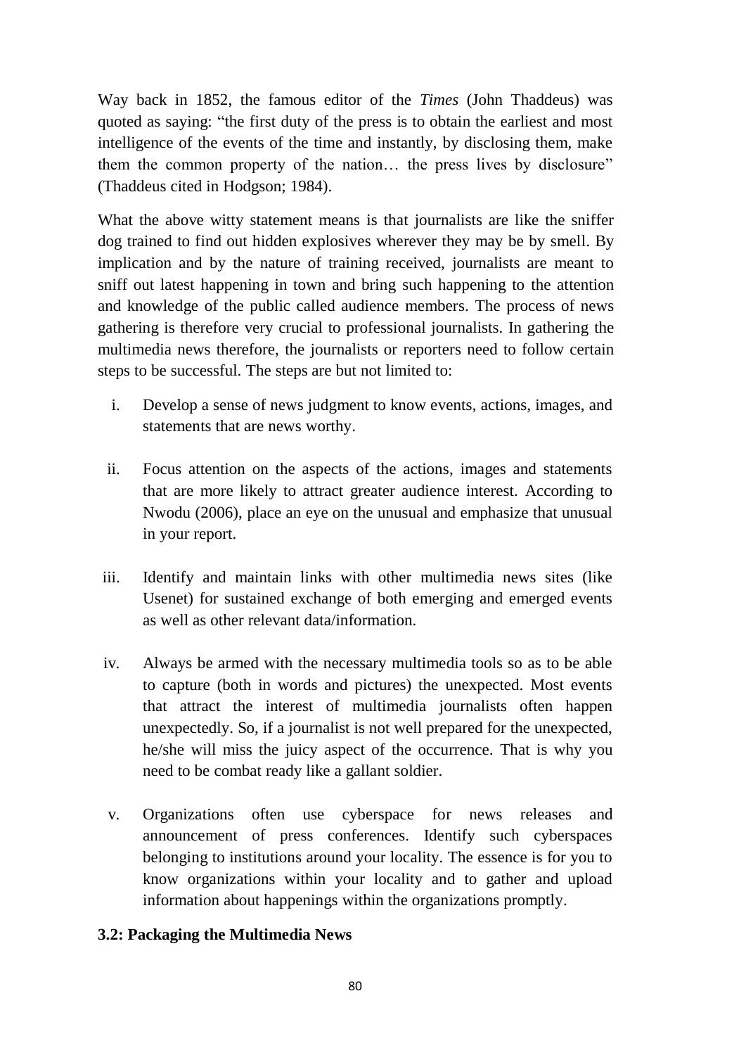Way back in 1852, the famous editor of the *Times* (John Thaddeus) was quoted as saying: "the first duty of the press is to obtain the earliest and most intelligence of the events of the time and instantly, by disclosing them, make them the common property of the nation… the press lives by disclosure" (Thaddeus cited in Hodgson; 1984).

What the above witty statement means is that journalists are like the sniffer dog trained to find out hidden explosives wherever they may be by smell. By implication and by the nature of training received, journalists are meant to sniff out latest happening in town and bring such happening to the attention and knowledge of the public called audience members. The process of news gathering is therefore very crucial to professional journalists. In gathering the multimedia news therefore, the journalists or reporters need to follow certain steps to be successful. The steps are but not limited to:

i. Develop a sense of news judgment to know events, actions, images, and statements that are news worthy.

ii. Focus attention on the aspects of the actions, images and statements that are more likely to attract greater audience interest. According to Nwodu (2006), place an eye on the unusual and emphasize that unusual in your report.

iii. Identify and maintain links with other multimedia news sites (like Usenet) for sustained exchange of both emerging and emerged events as well as other relevant data/information.

iv. Always be armed with the necessary multimedia tools so as to be able to capture (both in words and pictures) the unexpected. Most events that attract the interest of multimedia journalists often happen unexpectedly. So, if a journalist is not well prepared for the unexpected, he/she will miss the juicy aspect of the occurrence. That is why you need to be combat ready like a gallant soldier.

v. Organizations often use cyberspace for news releases and announcement of press conferences. Identify such cyberspaces belonging to institutions around your locality. The essence is for you to know organizations within your locality and to gather and upload information about happenings within the organizations promptly.

### 3.2: Packaging the Multimedia News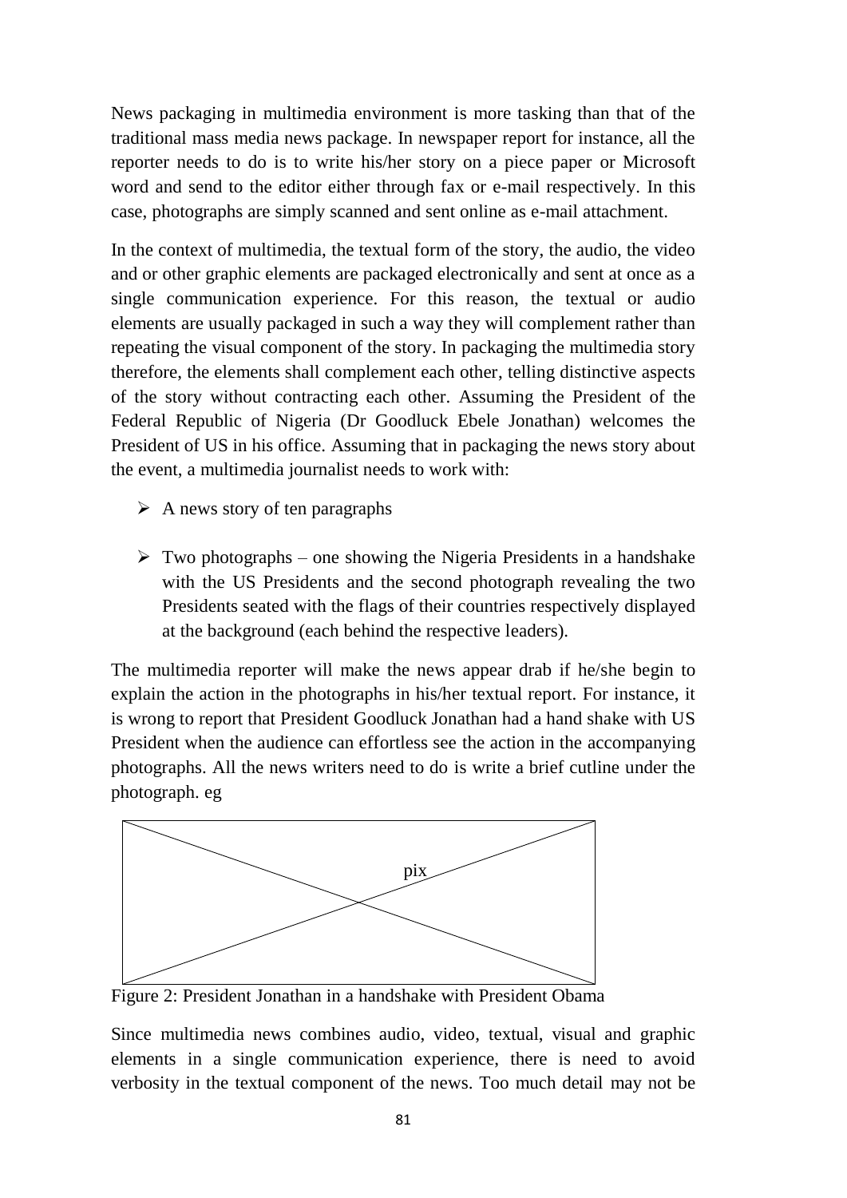News packaging in multimedia environment is more tasking than that of the traditional mass media news package. In newspaper report for instance, all the reporter needs to do is to write his/her story on a piece paper or Microsoft word and send to the editor either through fax or e-mail respectively. In this case, photographs are simply scanned and sent online as e-mail attachment.

In the context of multimedia, the textual form of the story, the audio, the video and or other graphic elements are packaged electronically and sent at once as a single communication experience. For this reason, the textual or audio elements are usually packaged in such a way they will complement rather than repeating the visual component of the story. In packaging the multimedia story therefore, the elements shall complement each other, telling distinctive aspects of the story without contracting each other. Assuming the President of the Federal Republic of Nigeria (Dr Goodluck Ebele Jonathan) welcomes the President of US in his office. Assuming that in packaging the news story about the event, a multimedia journalist needs to work with:

- A news story of ten paragraphs
- Two photographs – one showing the Nigeria Presidents in a handshake with the US Presidents and the second photograph revealing the two Presidents seated with the flags of their countries respectively displayed at the background (each behind the respective leaders).

The multimedia reporter will make the news appear drab if he/she begin to explain the action in the photographs in his/her textual report. For instance, it is wrong to report that President Goodluck Jonathan had a hand shake with US President when the audience can effortless see the action in the accompanying photographs. All the news writers need to do is write a brief cutline under the photograph. eg

pix

Figure 2: President Jonathan in a handshake with President Obama

Since multimedia news combines audio, video, textual, visual and graphic elements in a single communication experience, there is need to avoid verbosity in the textual component of the news. Too much detail may not be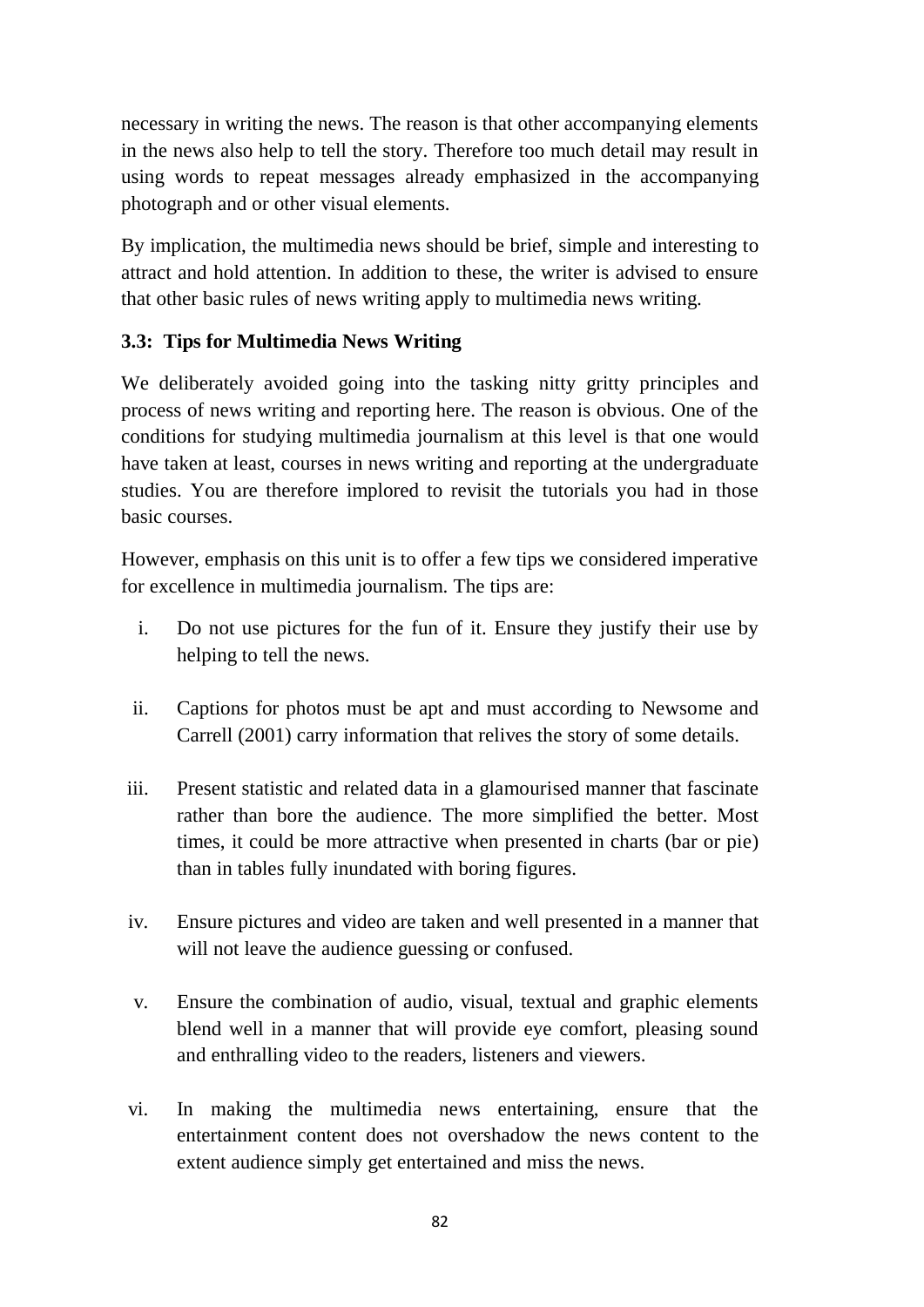necessary in writing the news. The reason is that other accompanying elements in the news also help to tell the story. Therefore too much detail may result in using words to repeat messages already emphasized in the accompanying photograph and or other visual elements.

By implication, the multimedia news should be brief, simple and interesting to attract and hold attention. In addition to these, the writer is advised to ensure that other basic rules of news writing apply to multimedia news writing.

### 3.3: Tips for Multimedia News Writing

We deliberately avoided going into the tasking nitty gritty principles and process of news writing and reporting here. The reason is obvious. One of the conditions for studying multimedia journalism at this level is that one would have taken at least, courses in news writing and reporting at the undergraduate studies. You are therefore implored to revisit the tutorials you had in those basic courses.

However, emphasis on this unit is to offer a few tips we considered imperative for excellence in multimedia journalism. The tips are:

i. Do not use pictures for the fun of it. Ensure they justify their use by helping to tell the news.

ii. Captions for photos must be apt and must according to Newsome and Carrell (2001) carry information that relives the story of some details.

iii. Present statistic and related data in a glamourised manner that fascinate rather than bore the audience. The more simplified the better. Most times, it could be more attractive when presented in charts (bar or pie) than in tables fully inundated with boring figures.

iv. Ensure pictures and video are taken and well presented in a manner that will not leave the audience guessing or confused.

v. Ensure the combination of audio, visual, textual and graphic elements blend well in a manner that will provide eye comfort, pleasing sound and enthralling video to the readers, listeners and viewers.

vi. In making the multimedia news entertaining, ensure that the entertainment content does not overshadow the news content to the extent audience simply get entertained and miss the news.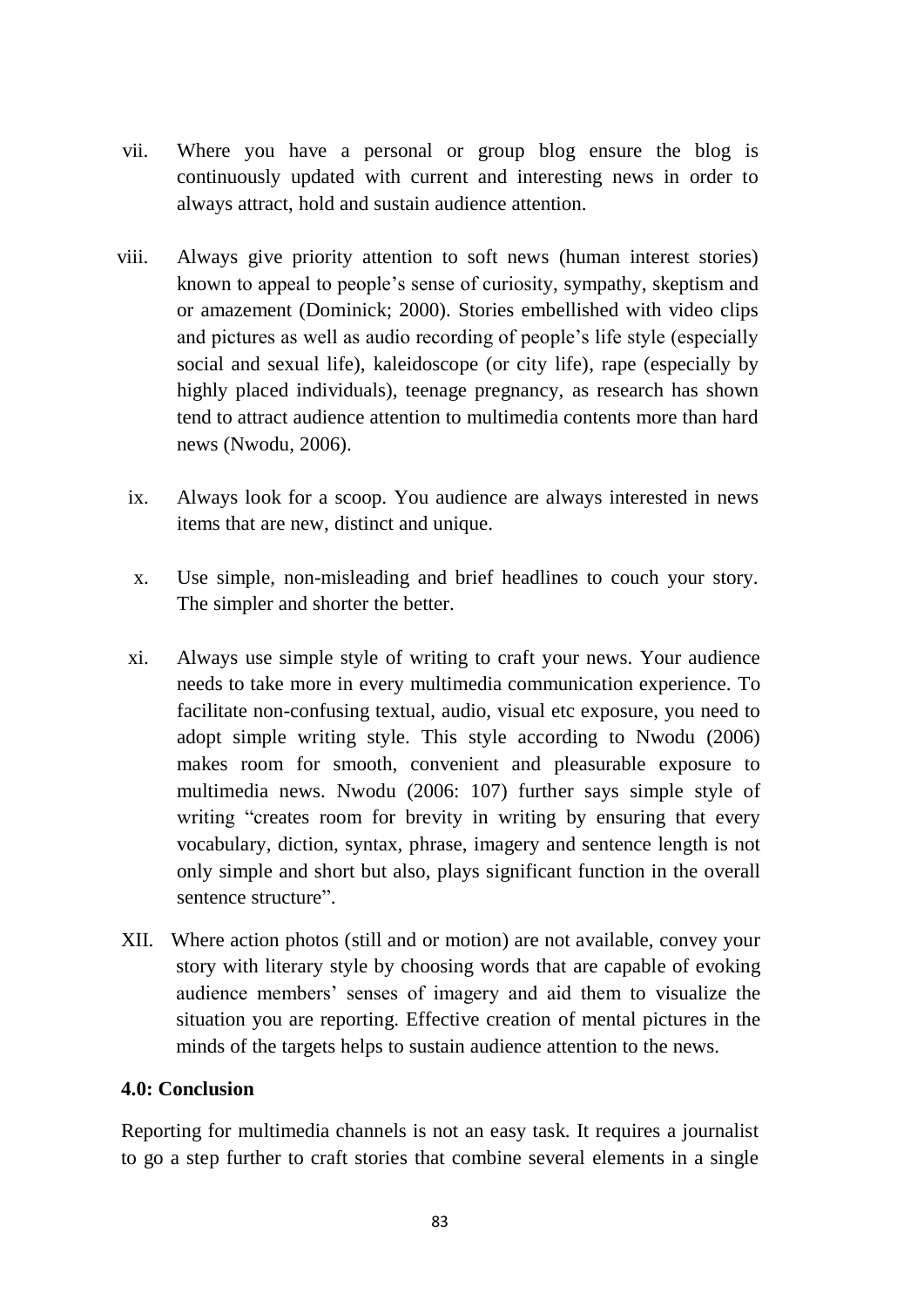vii. Where you have a personal or group blog ensure the blog is continuously updated with current and interesting news in order to always attract, hold and sustain audience attention.

viii. Always give priority attention to soft news (human interest stories) known to appeal to people's sense of curiosity, sympathy, skeptism and or amazement (Dominick; 2000). Stories embellished with video clips and pictures as well as audio recording of people's life style (especially social and sexual life), kaleidoscope (or city life), rape (especially by highly placed individuals), teenage pregnancy, as research has shown tend to attract audience attention to multimedia contents more than hard news (Nwodu, 2006).

ix. Always look for a scoop. You audience are always interested in news items that are new, distinct and unique.

x. Use simple, non-misleading and brief headlines to couch your story. The simpler and shorter the better.

xi. Always use simple style of writing to craft your news. Your audience needs to take more in every multimedia communication experience. To facilitate non-confusing textual, audio, visual etc exposure, you need to adopt simple writing style. This style according to Nwodu (2006) makes room for smooth, convenient and pleasurable exposure to multimedia news. Nwodu (2006: 107) further says simple style of writing "creates room for brevity in writing by ensuring that every vocabulary, diction, syntax, phrase, imagery and sentence length is not only simple and short but also, plays significant function in the overall sentence structure".

XII. Where action photos (still and or motion) are not available, convey your story with literary style by choosing words that are capable of evoking audience members' senses of imagery and aid them to visualize the situation you are reporting. Effective creation of mental pictures in the minds of the targets helps to sustain audience attention to the news.

## 4.0: Conclusion

Reporting for multimedia channels is not an easy task. It requires a journalist to go a step further to craft stories that combine several elements in a single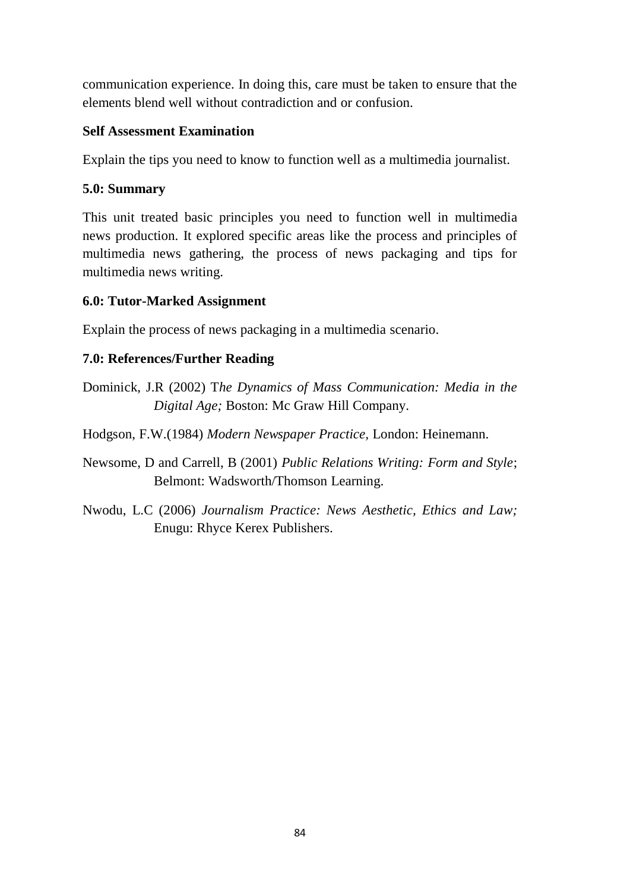communication experience. In doing this, care must be taken to ensure that the elements blend well without contradiction and or confusion.

**Self Assessment Examination**

Explain the tips you need to know to function well as a multimedia journalist.

**5.0: Summary**

This unit treated basic principles you need to function well in multimedia news production. It explored specific areas like the process and principles of multimedia news gathering, the process of news packaging and tips for multimedia news writing.

**6.0: Tutor-Marked Assignment**

Explain the process of news packaging in a multimedia scenario.

**7.0: References/Further Reading**

Dominick, J.R (2002) T*he Dynamics of Mass Communication: Media in the Digital Age;* Boston: Mc Graw Hill Company.

Hodgson, F.W.(1984) *Modern Newspaper Practice,* London: Heinemann.

Newsome, D and Carrell, B (2001) *Public Relations Writing: Form and Style*; Belmont: Wadsworth/Thomson Learning.

Nwodu, L.C (2006) *Journalism Practice: News Aesthetic, Ethics and Law;* Enugu: Rhyce Kerex Publishers.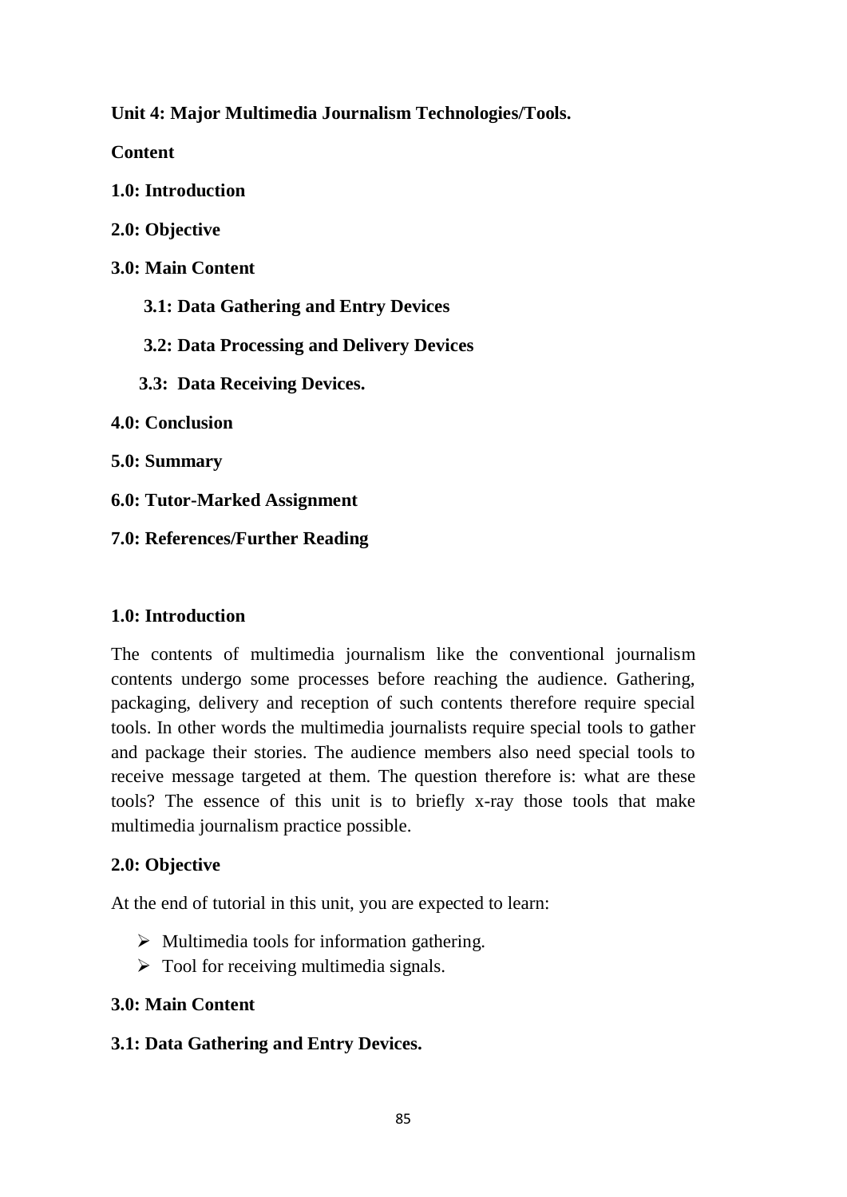**Unit 4: Major Multimedia Journalism Technologies/Tools.**

**Content**

**1.0: Introduction**

**2.0: Objective**

**3.0: Main Content**

**3.1: Data Gathering and Entry Devices**

**3.2: Data Processing and Delivery Devices**

**3.3: Data Receiving Devices.**

**4.0: Conclusion**

**5.0: Summary**

**6.0: Tutor-Marked Assignment**

**7.0: References/Further Reading**

## 1.0: Introduction

The contents of multimedia journalism like the conventional journalism contents undergo some processes before reaching the audience. Gathering, packaging, delivery and reception of such contents therefore require special tools. In other words the multimedia journalists require special tools to gather and package their stories. The audience members also need special tools to receive message targeted at them. The question therefore is: what are these tools? The essence of this unit is to briefly x-ray those tools that make multimedia journalism practice possible.

## 2.0: Objective

At the end of tutorial in this unit, you are expected to learn:

- Multimedia tools for information gathering.
- Tool for receiving multimedia signals.

## 3.0: Main Content

### 3.1: Data Gathering and Entry Devices.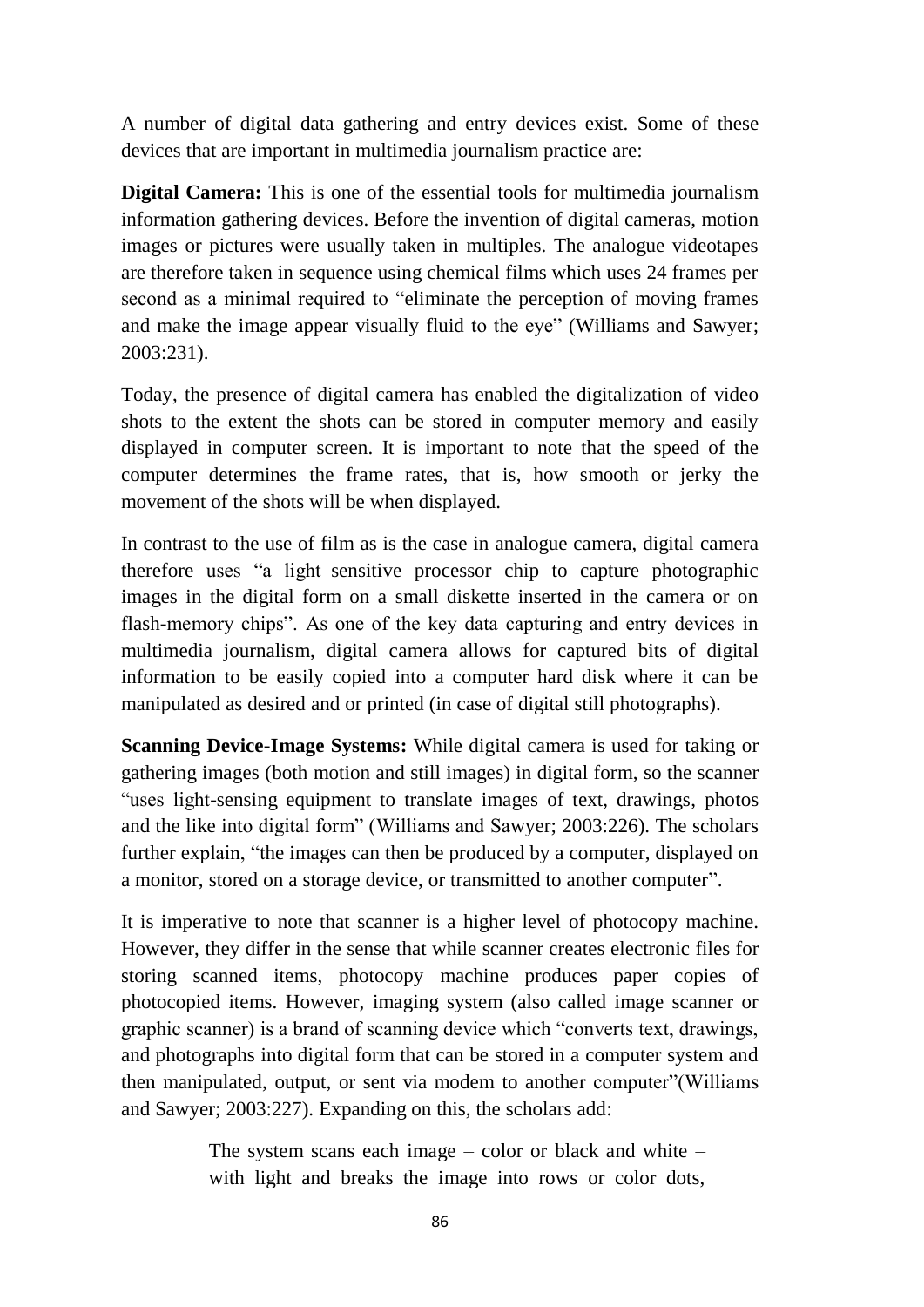A number of digital data gathering and entry devices exist. Some of these devices that are important in multimedia journalism practice are:

**Digital Camera:** This is one of the essential tools for multimedia journalism information gathering devices. Before the invention of digital cameras, motion images or pictures were usually taken in multiples. The analogue videotapes are therefore taken in sequence using chemical films which uses 24 frames per second as a minimal required to "eliminate the perception of moving frames and make the image appear visually fluid to the eye" (Williams and Sawyer; 2003:231).

Today, the presence of digital camera has enabled the digitalization of video shots to the extent the shots can be stored in computer memory and easily displayed in computer screen. It is important to note that the speed of the computer determines the frame rates, that is, how smooth or jerky the movement of the shots will be when displayed.

In contrast to the use of film as is the case in analogue camera, digital camera therefore uses "a light–sensitive processor chip to capture photographic images in the digital form on a small diskette inserted in the camera or on flash-memory chips". As one of the key data capturing and entry devices in multimedia journalism, digital camera allows for captured bits of digital information to be easily copied into a computer hard disk where it can be manipulated as desired and or printed (in case of digital still photographs).

**Scanning Device-Image Systems:** While digital camera is used for taking or gathering images (both motion and still images) in digital form, so the scanner "uses light-sensing equipment to translate images of text, drawings, photos and the like into digital form" (Williams and Sawyer; 2003:226). The scholars further explain, "the images can then be produced by a computer, displayed on a monitor, stored on a storage device, or transmitted to another computer".

It is imperative to note that scanner is a higher level of photocopy machine. However, they differ in the sense that while scanner creates electronic files for storing scanned items, photocopy machine produces paper copies of photocopied items. However, imaging system (also called image scanner or graphic scanner) is a brand of scanning device which "converts text, drawings, and photographs into digital form that can be stored in a computer system and then manipulated, output, or sent via modem to another computer"(Williams and Sawyer; 2003:227). Expanding on this, the scholars add:

> The system scans each image – color or black and white – with light and breaks the image into rows or color dots,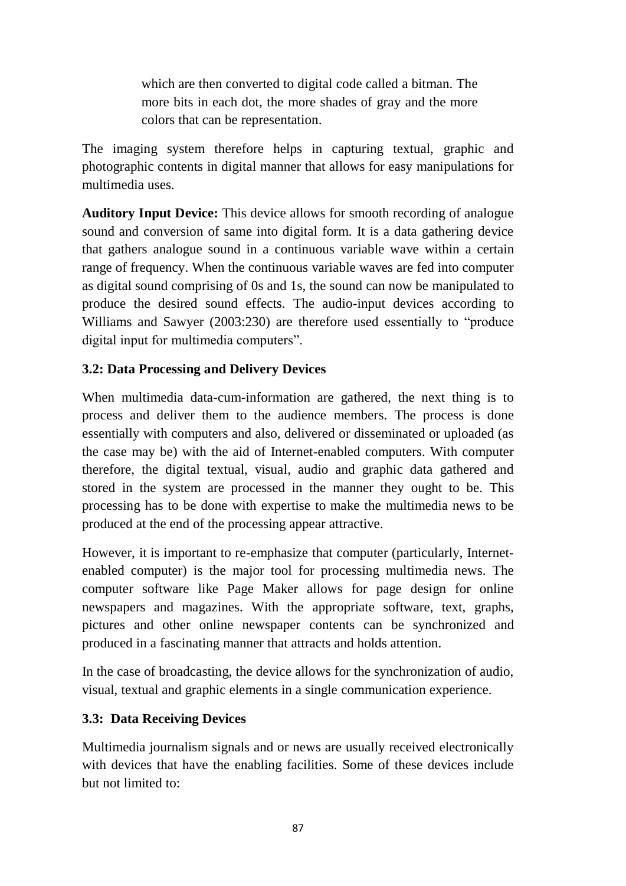which are then converted to digital code called a bitman. The more bits in each dot, the more shades of gray and the more colors that can be representation.

The imaging system therefore helps in capturing textual, graphic and photographic contents in digital manner that allows for easy manipulations for multimedia uses.

**Auditory Input Device:** This device allows for smooth recording of analogue sound and conversion of same into digital form. It is a data gathering device that gathers analogue sound in a continuous variable wave within a certain range of frequency. When the continuous variable waves are fed into computer as digital sound comprising of 0s and 1s, the sound can now be manipulated to produce the desired sound effects. The audio-input devices according to Williams and Sawyer (2003:230) are therefore used essentially to "produce digital input for multimedia computers".

### 3.2: Data Processing and Delivery Devices

When multimedia data-cum-information are gathered, the next thing is to process and deliver them to the audience members. The process is done essentially with computers and also, delivered or disseminated or uploaded (as the case may be) with the aid of Internet-enabled computers. With computer therefore, the digital textual, visual, audio and graphic data gathered and stored in the system are processed in the manner they ought to be. This processing has to be done with expertise to make the multimedia news to be produced at the end of the processing appear attractive.

However, it is important to re-emphasize that computer (particularly, Internet-enabled computer) is the major tool for processing multimedia news. The computer software like Page Maker allows for page design for online newspapers and magazines. With the appropriate software, text, graphs, pictures and other online newspaper contents can be synchronized and produced in a fascinating manner that attracts and holds attention.

In the case of broadcasting, the device allows for the synchronization of audio, visual, textual and graphic elements in a single communication experience.

### 3.3: Data Receiving Devices

Multimedia journalism signals and or news are usually received electronically with devices that have the enabling facilities. Some of these devices include but not limited to: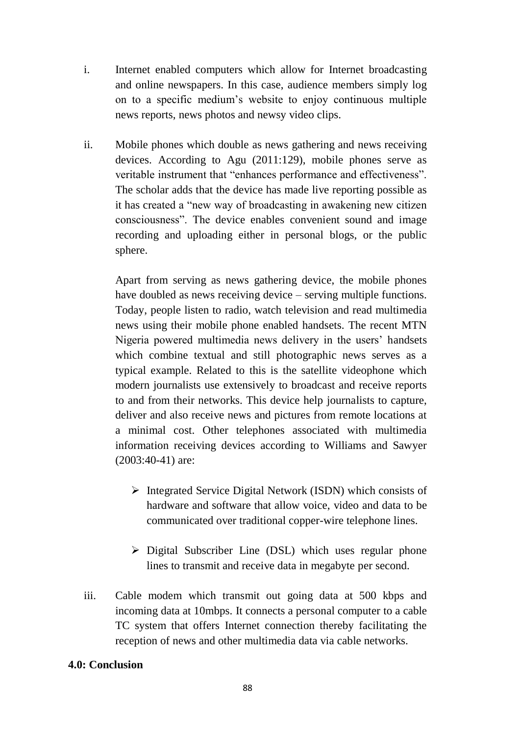i. Internet enabled computers which allow for Internet broadcasting and online newspapers. In this case, audience members simply log on to a specific medium's website to enjoy continuous multiple news reports, news photos and newsy video clips.

ii. Mobile phones which double as news gathering and news receiving devices. According to Agu (2011:129), mobile phones serve as veritable instrument that "enhances performance and effectiveness". The scholar adds that the device has made live reporting possible as it has created a "new way of broadcasting in awakening new citizen consciousness". The device enables convenient sound and image recording and uploading either in personal blogs, or the public sphere.

    Apart from serving as news gathering device, the mobile phones have doubled as news receiving device – serving multiple functions. Today, people listen to radio, watch television and read multimedia news using their mobile phone enabled handsets. The recent MTN Nigeria powered multimedia news delivery in the users' handsets which combine textual and still photographic news serves as a typical example. Related to this is the satellite videophone which modern journalists use extensively to broadcast and receive reports to and from their networks. This device help journalists to capture, deliver and also receive news and pictures from remote locations at a minimal cost. Other telephones associated with multimedia information receiving devices according to Williams and Sawyer (2003:40-41) are:

    - Integrated Service Digital Network (ISDN) which consists of hardware and software that allow voice, video and data to be communicated over traditional copper-wire telephone lines.

    - Digital Subscriber Line (DSL) which uses regular phone lines to transmit and receive data in megabyte per second.

iii. Cable modem which transmit out going data at 500 kbps and incoming data at 10mbps. It connects a personal computer to a cable TC system that offers Internet connection thereby facilitating the reception of news and other multimedia data via cable networks.

**4.0: Conclusion**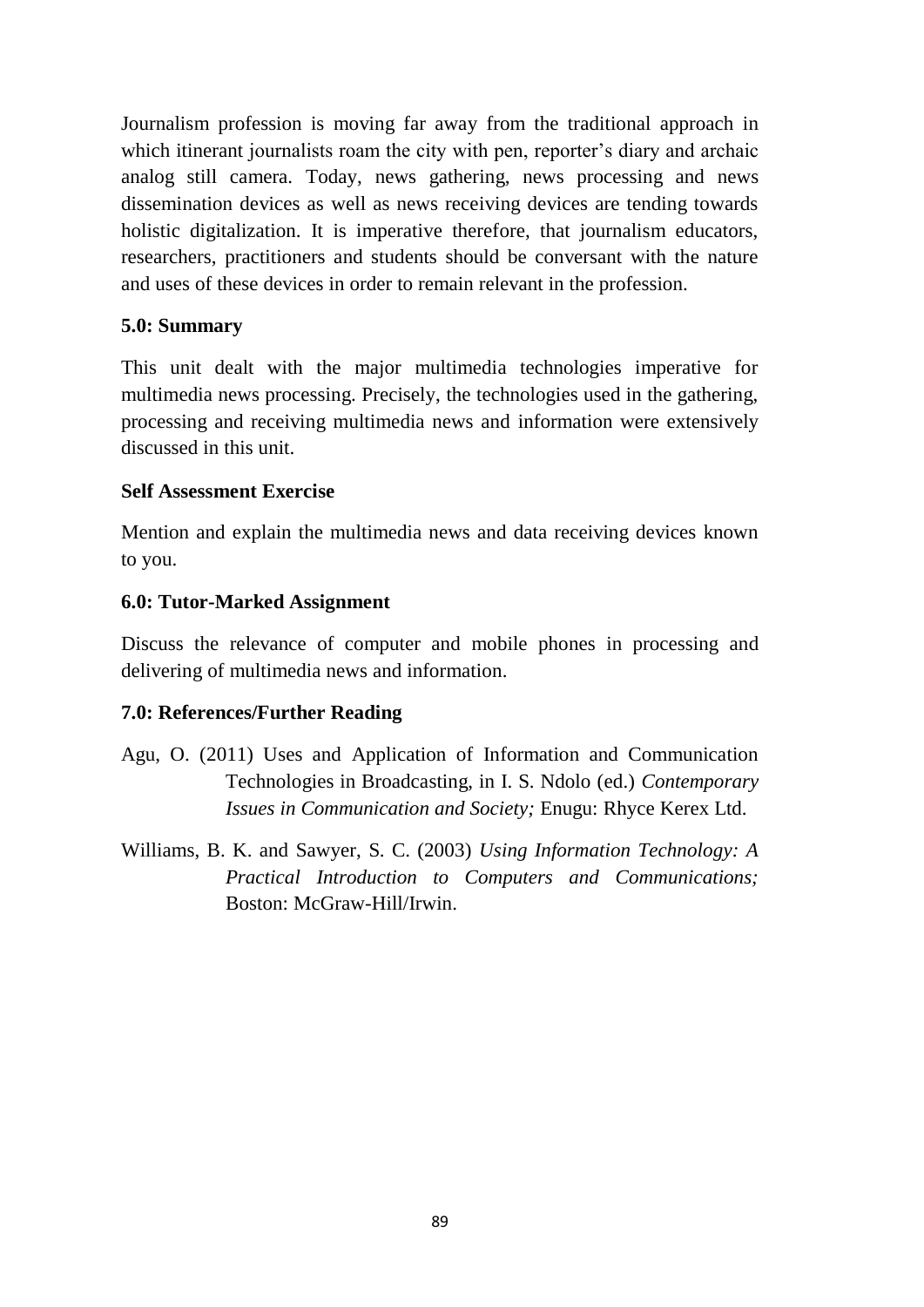Journalism profession is moving far away from the traditional approach in which itinerant journalists roam the city with pen, reporter's diary and archaic analog still camera. Today, news gathering, news processing and news dissemination devices as well as news receiving devices are tending towards holistic digitalization. It is imperative therefore, that journalism educators, researchers, practitioners and students should be conversant with the nature and uses of these devices in order to remain relevant in the profession.

### 5.0: Summary

This unit dealt with the major multimedia technologies imperative for multimedia news processing. Precisely, the technologies used in the gathering, processing and receiving multimedia news and information were extensively discussed in this unit.

### Self Assessment Exercise

Mention and explain the multimedia news and data receiving devices known to you.

### 6.0: Tutor-Marked Assignment

Discuss the relevance of computer and mobile phones in processing and delivering of multimedia news and information.

### 7.0: References/Further Reading

Agu, O. (2011) Uses and Application of Information and Communication Technologies in Broadcasting, in I. S. Ndolo (ed.) *Contemporary Issues in Communication and Society;* Enugu: Rhyce Kerex Ltd.

Williams, B. K. and Sawyer, S. C. (2003) *Using Information Technology: A Practical Introduction to Computers and Communications;* Boston: McGraw-Hill/Irwin.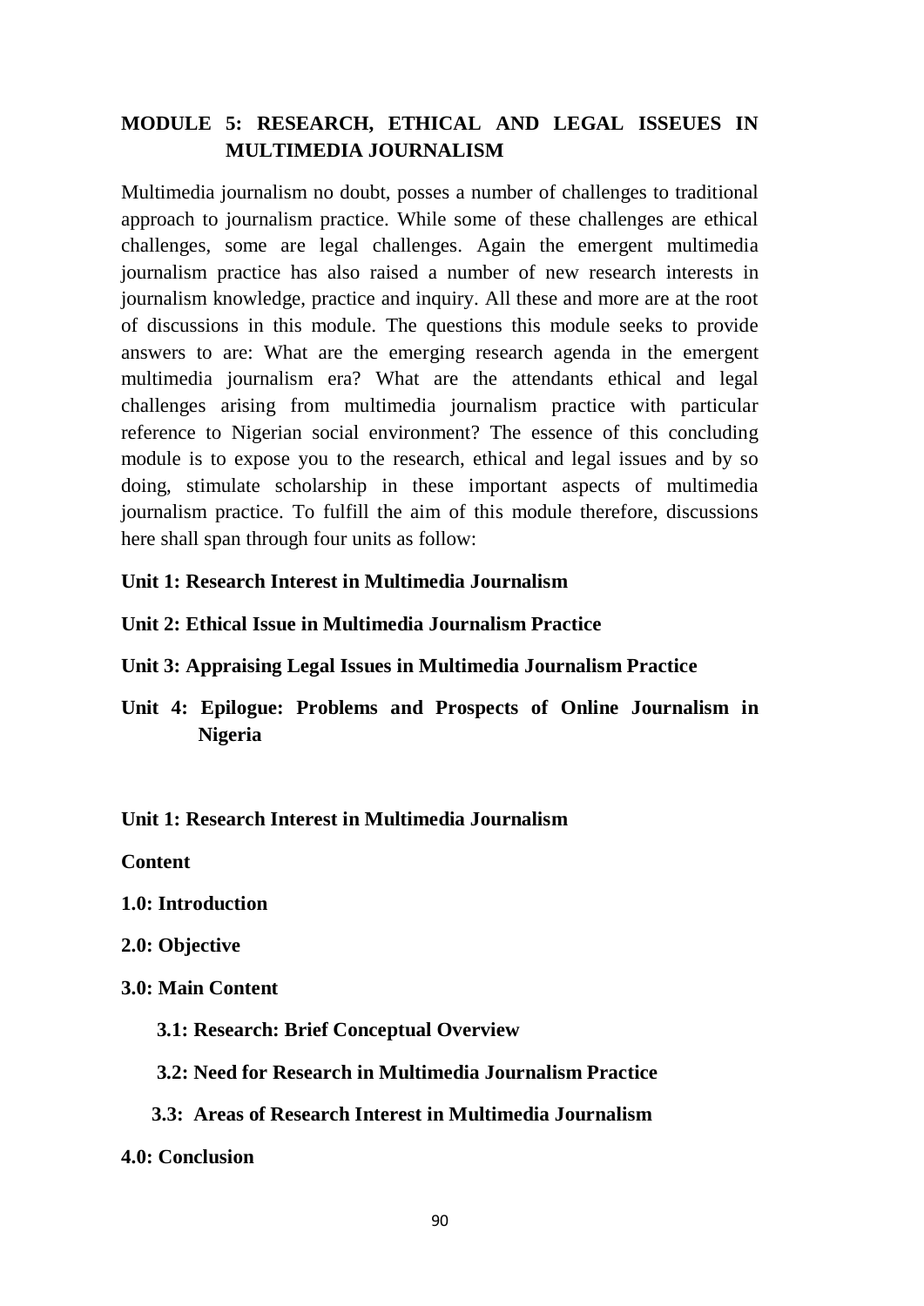# MODULE 5: RESEARCH, ETHICAL AND LEGAL ISSEUES IN MULTIMEDIA JOURNALISM

Multimedia journalism no doubt, posses a number of challenges to traditional approach to journalism practice. While some of these challenges are ethical challenges, some are legal challenges. Again the emergent multimedia journalism practice has also raised a number of new research interests in journalism knowledge, practice and inquiry. All these and more are at the root of discussions in this module. The questions this module seeks to provide answers to are: What are the emerging research agenda in the emergent multimedia journalism era? What are the attendants ethical and legal challenges arising from multimedia journalism practice with particular reference to Nigerian social environment? The essence of this concluding module is to expose you to the research, ethical and legal issues and by so doing, stimulate scholarship in these important aspects of multimedia journalism practice. To fulfill the aim of this module therefore, discussions here shall span through four units as follow:

**Unit 1: Research Interest in Multimedia Journalism**

**Unit 2: Ethical Issue in Multimedia Journalism Practice**

**Unit 3: Appraising Legal Issues in Multimedia Journalism Practice**

**Unit 4: Epilogue: Problems and Prospects of Online Journalism in Nigeria**

## Unit 1: Research Interest in Multimedia Journalism

**Content**

**1.0: Introduction**

**2.0: Objective**

**3.0: Main Content**

- **3.1: Research: Brief Conceptual Overview**
- **3.2: Need for Research in Multimedia Journalism Practice**
- **3.3: Areas of Research Interest in Multimedia Journalism**

**4.0: Conclusion**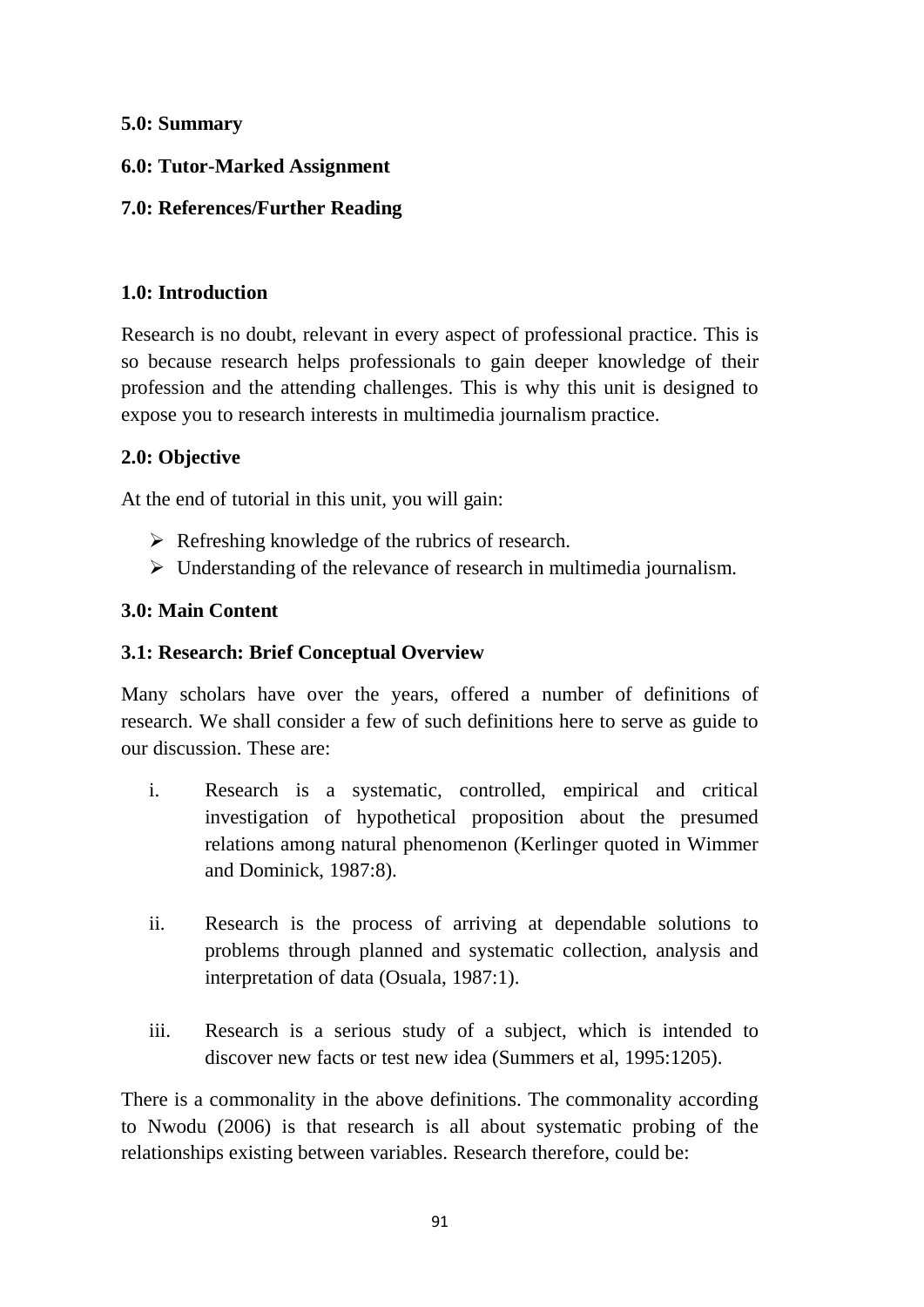**5.0: Summary**

**6.0: Tutor-Marked Assignment**

**7.0: References/Further Reading**

## 1.0: Introduction

Research is no doubt, relevant in every aspect of professional practice. This is so because research helps professionals to gain deeper knowledge of their profession and the attending challenges. This is why this unit is designed to expose you to research interests in multimedia journalism practice.

## 2.0: Objective

At the end of tutorial in this unit, you will gain:

- Refreshing knowledge of the rubrics of research.
- Understanding of the relevance of research in multimedia journalism.

## 3.0: Main Content

### 3.1: Research: Brief Conceptual Overview

Many scholars have over the years, offered a number of definitions of research. We shall consider a few of such definitions here to serve as guide to our discussion. These are:

i. Research is a systematic, controlled, empirical and critical investigation of hypothetical proposition about the presumed relations among natural phenomenon (Kerlinger quoted in Wimmer and Dominick, 1987:8).

ii. Research is the process of arriving at dependable solutions to problems through planned and systematic collection, analysis and interpretation of data (Osuala, 1987:1).

iii. Research is a serious study of a subject, which is intended to discover new facts or test new idea (Summers et al, 1995:1205).

There is a commonality in the above definitions. The commonality according to Nwodu (2006) is that research is all about systematic probing of the relationships existing between variables. Research therefore, could be: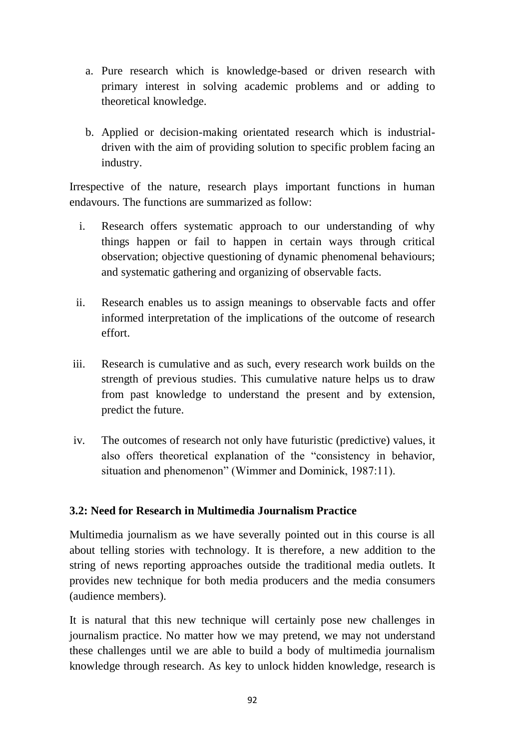a. Pure research which is knowledge-based or driven research with primary interest in solving academic problems and or adding to theoretical knowledge.

b. Applied or decision-making orientated research which is industrial-driven with the aim of providing solution to specific problem facing an industry.

Irrespective of the nature, research plays important functions in human endavours. The functions are summarized as follow:

i. Research offers systematic approach to our understanding of why things happen or fail to happen in certain ways through critical observation; objective questioning of dynamic phenomenal behaviours; and systematic gathering and organizing of observable facts.

ii. Research enables us to assign meanings to observable facts and offer informed interpretation of the implications of the outcome of research effort.

iii. Research is cumulative and as such, every research work builds on the strength of previous studies. This cumulative nature helps us to draw from past knowledge to understand the present and by extension, predict the future.

iv. The outcomes of research not only have futuristic (predictive) values, it also offers theoretical explanation of the "consistency in behavior, situation and phenomenon" (Wimmer and Dominick, 1987:11).

### 3.2: Need for Research in Multimedia Journalism Practice

Multimedia journalism as we have severally pointed out in this course is all about telling stories with technology. It is therefore, a new addition to the string of news reporting approaches outside the traditional media outlets. It provides new technique for both media producers and the media consumers (audience members).

It is natural that this new technique will certainly pose new challenges in journalism practice. No matter how we may pretend, we may not understand these challenges until we are able to build a body of multimedia journalism knowledge through research. As key to unlock hidden knowledge, research is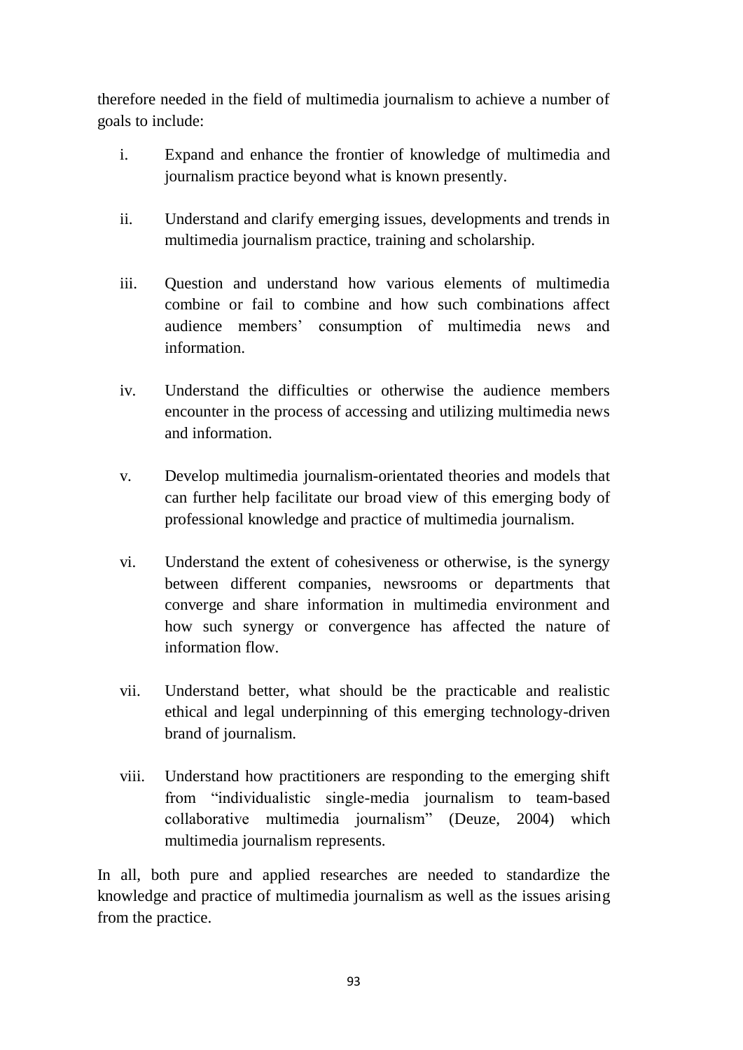therefore needed in the field of multimedia journalism to achieve a number of goals to include:

i. Expand and enhance the frontier of knowledge of multimedia and journalism practice beyond what is known presently.

ii. Understand and clarify emerging issues, developments and trends in multimedia journalism practice, training and scholarship.

iii. Question and understand how various elements of multimedia combine or fail to combine and how such combinations affect audience members' consumption of multimedia news and information.

iv. Understand the difficulties or otherwise the audience members encounter in the process of accessing and utilizing multimedia news and information.

v. Develop multimedia journalism-orientated theories and models that can further help facilitate our broad view of this emerging body of professional knowledge and practice of multimedia journalism.

vi. Understand the extent of cohesiveness or otherwise, is the synergy between different companies, newsrooms or departments that converge and share information in multimedia environment and how such synergy or convergence has affected the nature of information flow.

vii. Understand better, what should be the practicable and realistic ethical and legal underpinning of this emerging technology-driven brand of journalism.

viii. Understand how practitioners are responding to the emerging shift from "individualistic single-media journalism to team-based collaborative multimedia journalism" (Deuze, 2004) which multimedia journalism represents.

In all, both pure and applied researches are needed to standardize the knowledge and practice of multimedia journalism as well as the issues arising from the practice.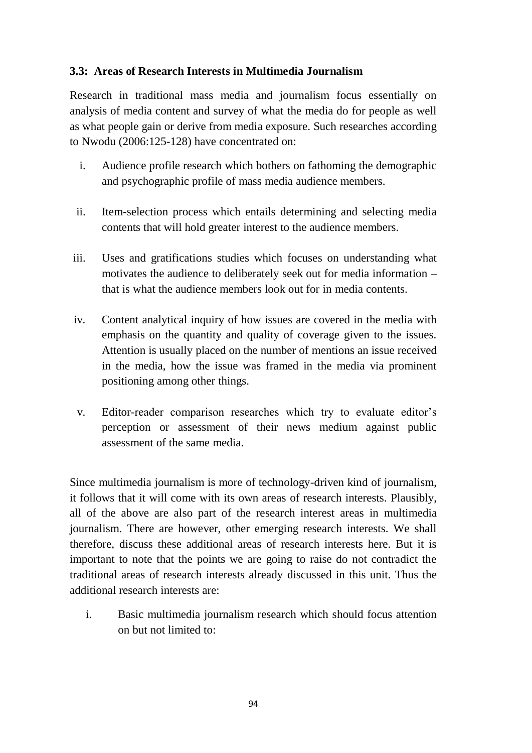### 3.3: Areas of Research Interests in Multimedia Journalism

Research in traditional mass media and journalism focus essentially on analysis of media content and survey of what the media do for people as well as what people gain or derive from media exposure. Such researches according to Nwodu (2006:125-128) have concentrated on:

i. Audience profile research which bothers on fathoming the demographic and psychographic profile of mass media audience members.

ii. Item-selection process which entails determining and selecting media contents that will hold greater interest to the audience members.

iii. Uses and gratifications studies which focuses on understanding what motivates the audience to deliberately seek out for media information – that is what the audience members look out for in media contents.

iv. Content analytical inquiry of how issues are covered in the media with emphasis on the quantity and quality of coverage given to the issues. Attention is usually placed on the number of mentions an issue received in the media, how the issue was framed in the media via prominent positioning among other things.

v. Editor-reader comparison researches which try to evaluate editor's perception or assessment of their news medium against public assessment of the same media.

Since multimedia journalism is more of technology-driven kind of journalism, it follows that it will come with its own areas of research interests. Plausibly, all of the above are also part of the research interest areas in multimedia journalism. There are however, other emerging research interests. We shall therefore, discuss these additional areas of research interests here. But it is important to note that the points we are going to raise do not contradict the traditional areas of research interests already discussed in this unit. Thus the additional research interests are:

i. Basic multimedia journalism research which should focus attention on but not limited to: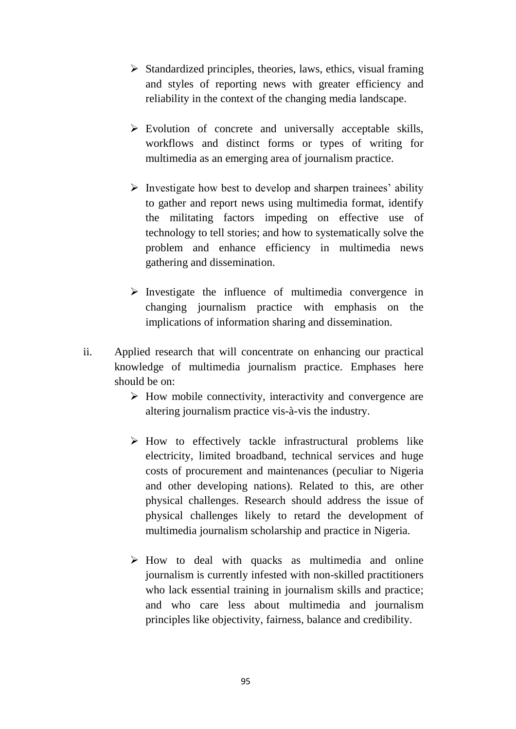- Standardized principles, theories, laws, ethics, visual framing and styles of reporting news with greater efficiency and reliability in the context of the changing media landscape.

- Evolution of concrete and universally acceptable skills, workflows and distinct forms or types of writing for multimedia as an emerging area of journalism practice.

- Investigate how best to develop and sharpen trainees' ability to gather and report news using multimedia format, identify the militating factors impeding on effective use of technology to tell stories; and how to systematically solve the problem and enhance efficiency in multimedia news gathering and dissemination.

- Investigate the influence of multimedia convergence in changing journalism practice with emphasis on the implications of information sharing and dissemination.

ii. Applied research that will concentrate on enhancing our practical knowledge of multimedia journalism practice. Emphases here should be on:

   - How mobile connectivity, interactivity and convergence are altering journalism practice vis-à-vis the industry.

   - How to effectively tackle infrastructural problems like electricity, limited broadband, technical services and huge costs of procurement and maintenances (peculiar to Nigeria and other developing nations). Related to this, are other physical challenges. Research should address the issue of physical challenges likely to retard the development of multimedia journalism scholarship and practice in Nigeria.

   - How to deal with quacks as multimedia and online journalism is currently infested with non-skilled practitioners who lack essential training in journalism skills and practice; and who care less about multimedia and journalism principles like objectivity, fairness, balance and credibility.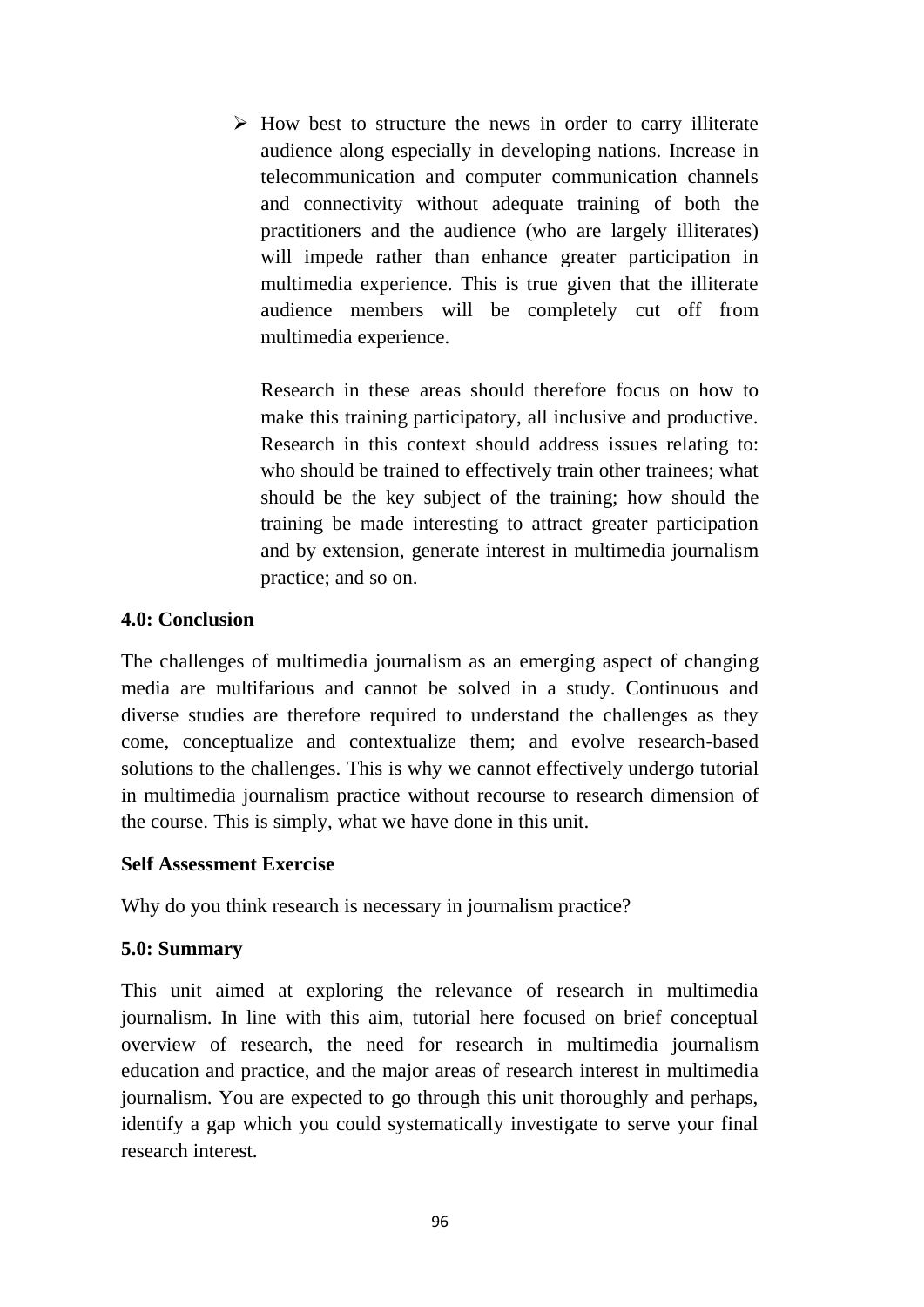- How best to structure the news in order to carry illiterate audience along especially in developing nations. Increase in telecommunication and computer communication channels and connectivity without adequate training of both the practitioners and the audience (who are largely illiterates) will impede rather than enhance greater participation in multimedia experience. This is true given that the illiterate audience members will be completely cut off from multimedia experience.

  Research in these areas should therefore focus on how to make this training participatory, all inclusive and productive. Research in this context should address issues relating to: who should be trained to effectively train other trainees; what should be the key subject of the training; how should the training be made interesting to attract greater participation and by extension, generate interest in multimedia journalism practice; and so on.

**4.0: Conclusion**

The challenges of multimedia journalism as an emerging aspect of changing media are multifarious and cannot be solved in a study. Continuous and diverse studies are therefore required to understand the challenges as they come, conceptualize and contextualize them; and evolve research-based solutions to the challenges. This is why we cannot effectively undergo tutorial in multimedia journalism practice without recourse to research dimension of the course. This is simply, what we have done in this unit.

**Self Assessment Exercise**

Why do you think research is necessary in journalism practice?

**5.0: Summary**

This unit aimed at exploring the relevance of research in multimedia journalism. In line with this aim, tutorial here focused on brief conceptual overview of research, the need for research in multimedia journalism education and practice, and the major areas of research interest in multimedia journalism. You are expected to go through this unit thoroughly and perhaps, identify a gap which you could systematically investigate to serve your final research interest.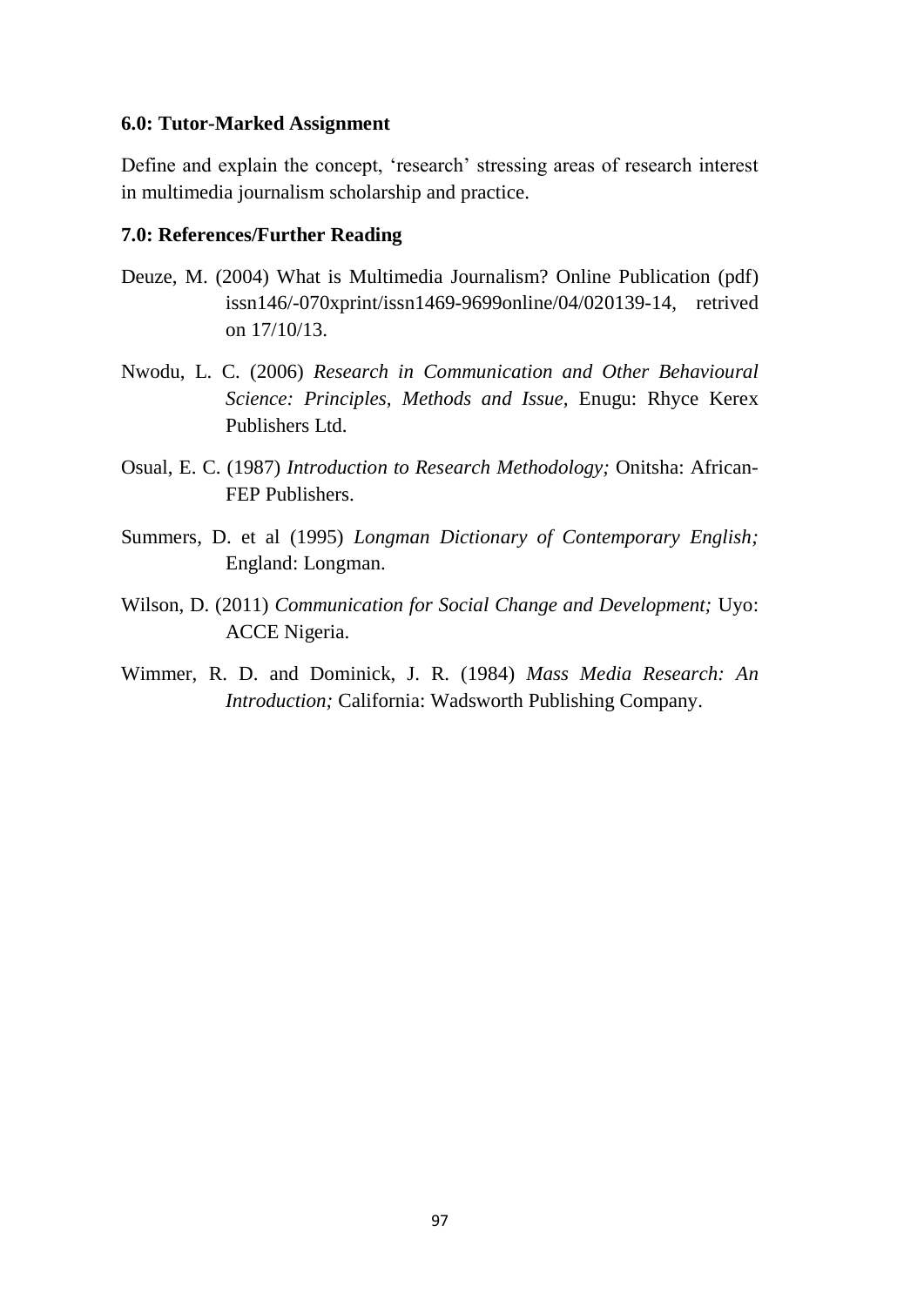### 6.0: Tutor-Marked Assignment

Define and explain the concept, 'research' stressing areas of research interest in multimedia journalism scholarship and practice.

### 7.0: References/Further Reading

Deuze, M. (2004) What is Multimedia Journalism? Online Publication (pdf) issn146/-070xprint/issn1469-9699online/04/020139-14, retrived on 17/10/13.

Nwodu, L. C. (2006) *Research in Communication and Other Behavioural Science: Principles, Methods and Issue,* Enugu: Rhyce Kerex Publishers Ltd.

Osual, E. C. (1987) *Introduction to Research Methodology;* Onitsha: African-FEP Publishers.

Summers, D. et al (1995) *Longman Dictionary of Contemporary English;* England: Longman.

Wilson, D. (2011) *Communication for Social Change and Development;* Uyo: ACCE Nigeria.

Wimmer, R. D. and Dominick, J. R. (1984) *Mass Media Research: An Introduction;* California: Wadsworth Publishing Company.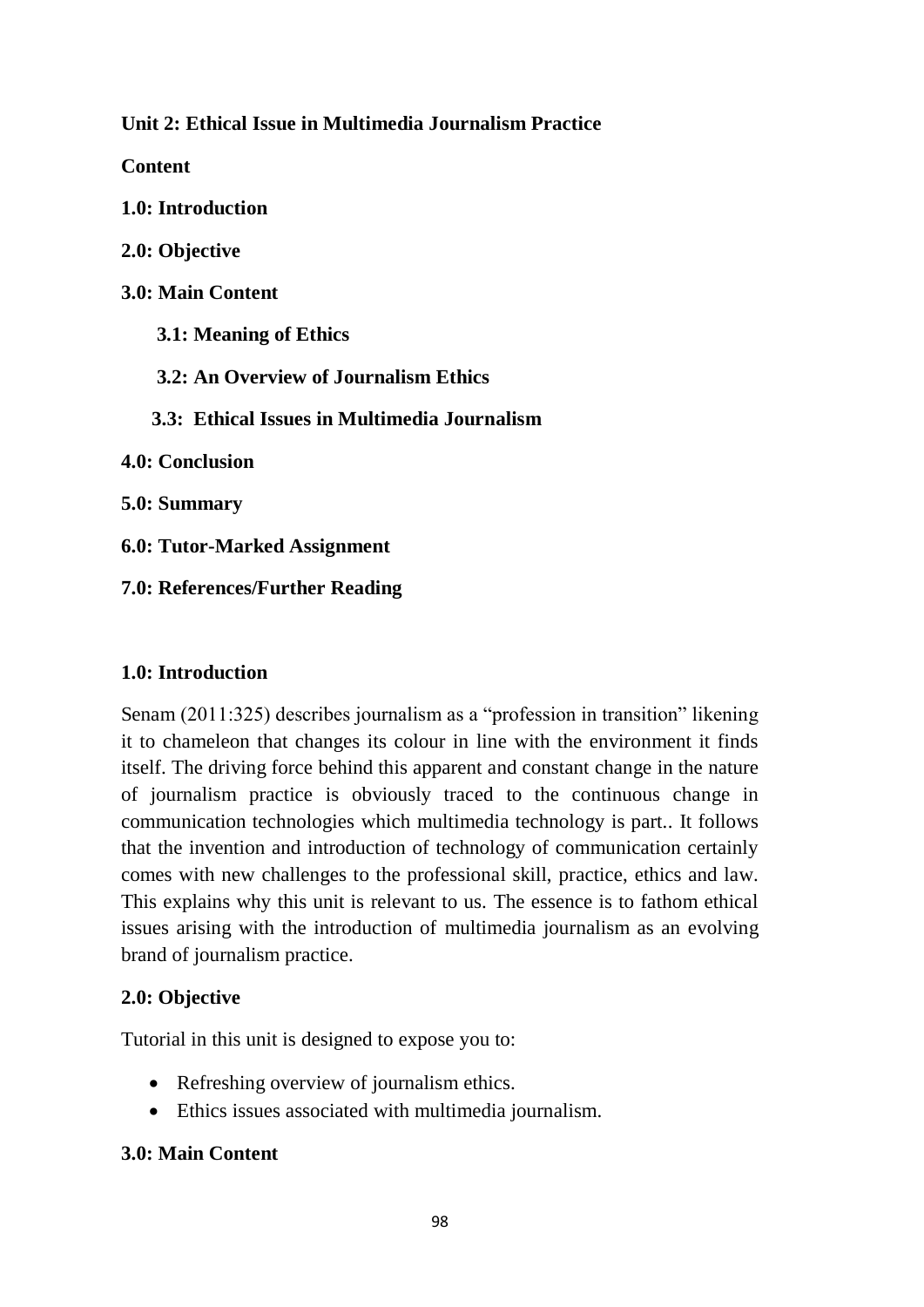## Unit 2: Ethical Issue in Multimedia Journalism Practice

**Content**

**1.0: Introduction**

**2.0: Objective**

**3.0: Main Content**

**3.1: Meaning of Ethics**

**3.2: An Overview of Journalism Ethics**

**3.3: Ethical Issues in Multimedia Journalism**

**4.0: Conclusion**

**5.0: Summary**

**6.0: Tutor-Marked Assignment**

**7.0: References/Further Reading**

### 1.0: Introduction

Senam (2011:325) describes journalism as a "profession in transition" likening it to chameleon that changes its colour in line with the environment it finds itself. The driving force behind this apparent and constant change in the nature of journalism practice is obviously traced to the continuous change in communication technologies which multimedia technology is part.. It follows that the invention and introduction of technology of communication certainly comes with new challenges to the professional skill, practice, ethics and law. This explains why this unit is relevant to us. The essence is to fathom ethical issues arising with the introduction of multimedia journalism as an evolving brand of journalism practice.

### 2.0: Objective

Tutorial in this unit is designed to expose you to:

- Refreshing overview of journalism ethics.
- Ethics issues associated with multimedia journalism.

### 3.0: Main Content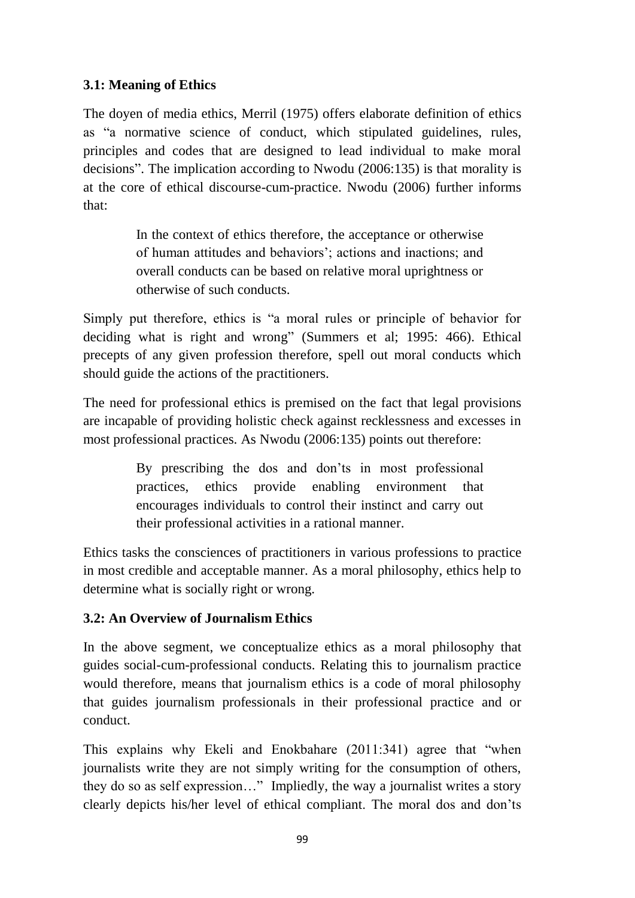### 3.1: Meaning of Ethics

The doyen of media ethics, Merril (1975) offers elaborate definition of ethics as "a normative science of conduct, which stipulated guidelines, rules, principles and codes that are designed to lead individual to make moral decisions". The implication according to Nwodu (2006:135) is that morality is at the core of ethical discourse-cum-practice. Nwodu (2006) further informs that:

> In the context of ethics therefore, the acceptance or otherwise of human attitudes and behaviors'; actions and inactions; and overall conducts can be based on relative moral uprightness or otherwise of such conducts.

Simply put therefore, ethics is "a moral rules or principle of behavior for deciding what is right and wrong" (Summers et al; 1995: 466). Ethical precepts of any given profession therefore, spell out moral conducts which should guide the actions of the practitioners.

The need for professional ethics is premised on the fact that legal provisions are incapable of providing holistic check against recklessness and excesses in most professional practices. As Nwodu (2006:135) points out therefore:

> By prescribing the dos and don'ts in most professional practices, ethics provide enabling environment that encourages individuals to control their instinct and carry out their professional activities in a rational manner.

Ethics tasks the consciences of practitioners in various professions to practice in most credible and acceptable manner. As a moral philosophy, ethics help to determine what is socially right or wrong.

### 3.2: An Overview of Journalism Ethics

In the above segment, we conceptualize ethics as a moral philosophy that guides social-cum-professional conducts. Relating this to journalism practice would therefore, means that journalism ethics is a code of moral philosophy that guides journalism professionals in their professional practice and or conduct.

This explains why Ekeli and Enokbahare (2011:341) agree that "when journalists write they are not simply writing for the consumption of others, they do so as self expression…" Impliedly, the way a journalist writes a story clearly depicts his/her level of ethical compliant. The moral dos and don'ts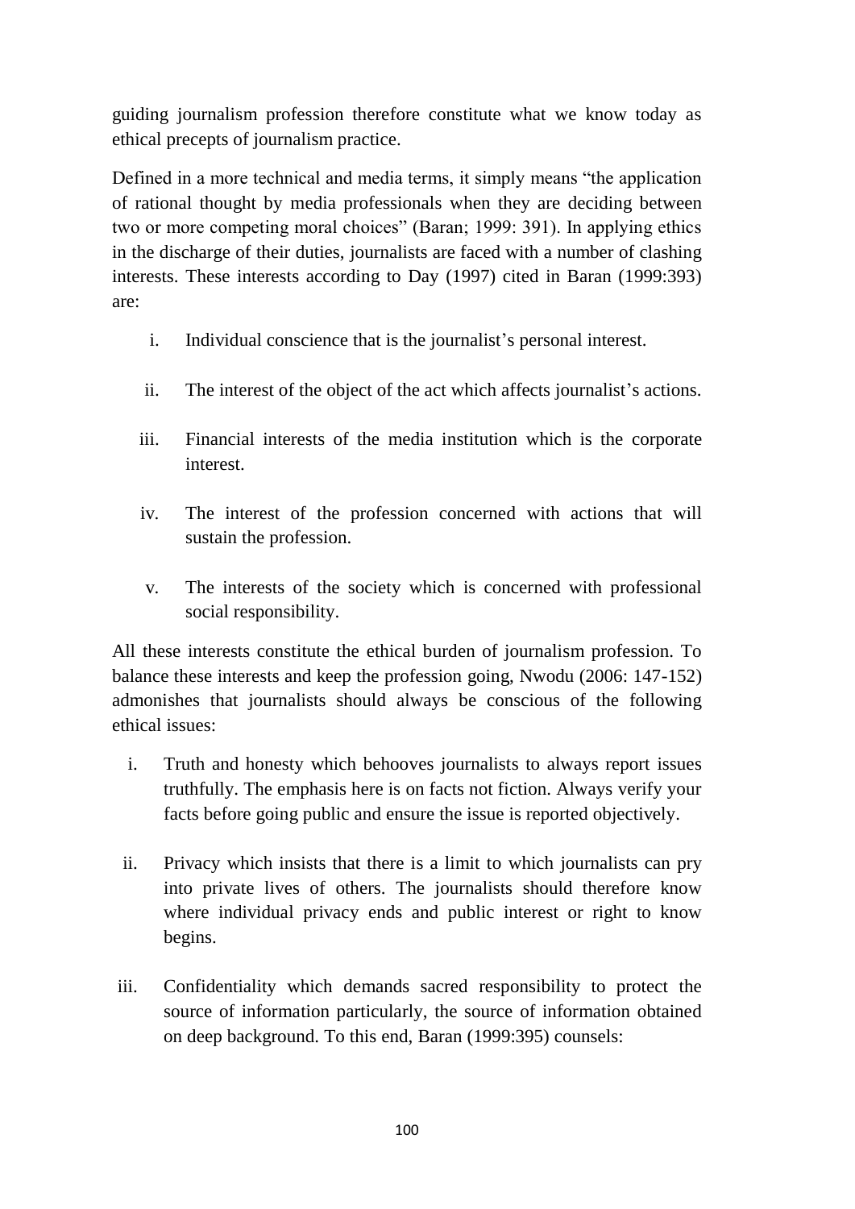guiding journalism profession therefore constitute what we know today as ethical precepts of journalism practice.

Defined in a more technical and media terms, it simply means "the application of rational thought by media professionals when they are deciding between two or more competing moral choices" (Baran; 1999: 391). In applying ethics in the discharge of their duties, journalists are faced with a number of clashing interests. These interests according to Day (1997) cited in Baran (1999:393) are:

i. Individual conscience that is the journalist's personal interest.

ii. The interest of the object of the act which affects journalist's actions.

iii. Financial interests of the media institution which is the corporate interest.

iv. The interest of the profession concerned with actions that will sustain the profession.

v. The interests of the society which is concerned with professional social responsibility.

All these interests constitute the ethical burden of journalism profession. To balance these interests and keep the profession going, Nwodu (2006: 147-152) admonishes that journalists should always be conscious of the following ethical issues:

i. Truth and honesty which behooves journalists to always report issues truthfully. The emphasis here is on facts not fiction. Always verify your facts before going public and ensure the issue is reported objectively.

ii. Privacy which insists that there is a limit to which journalists can pry into private lives of others. The journalists should therefore know where individual privacy ends and public interest or right to know begins.

iii. Confidentiality which demands sacred responsibility to protect the source of information particularly, the source of information obtained on deep background. To this end, Baran (1999:395) counsels: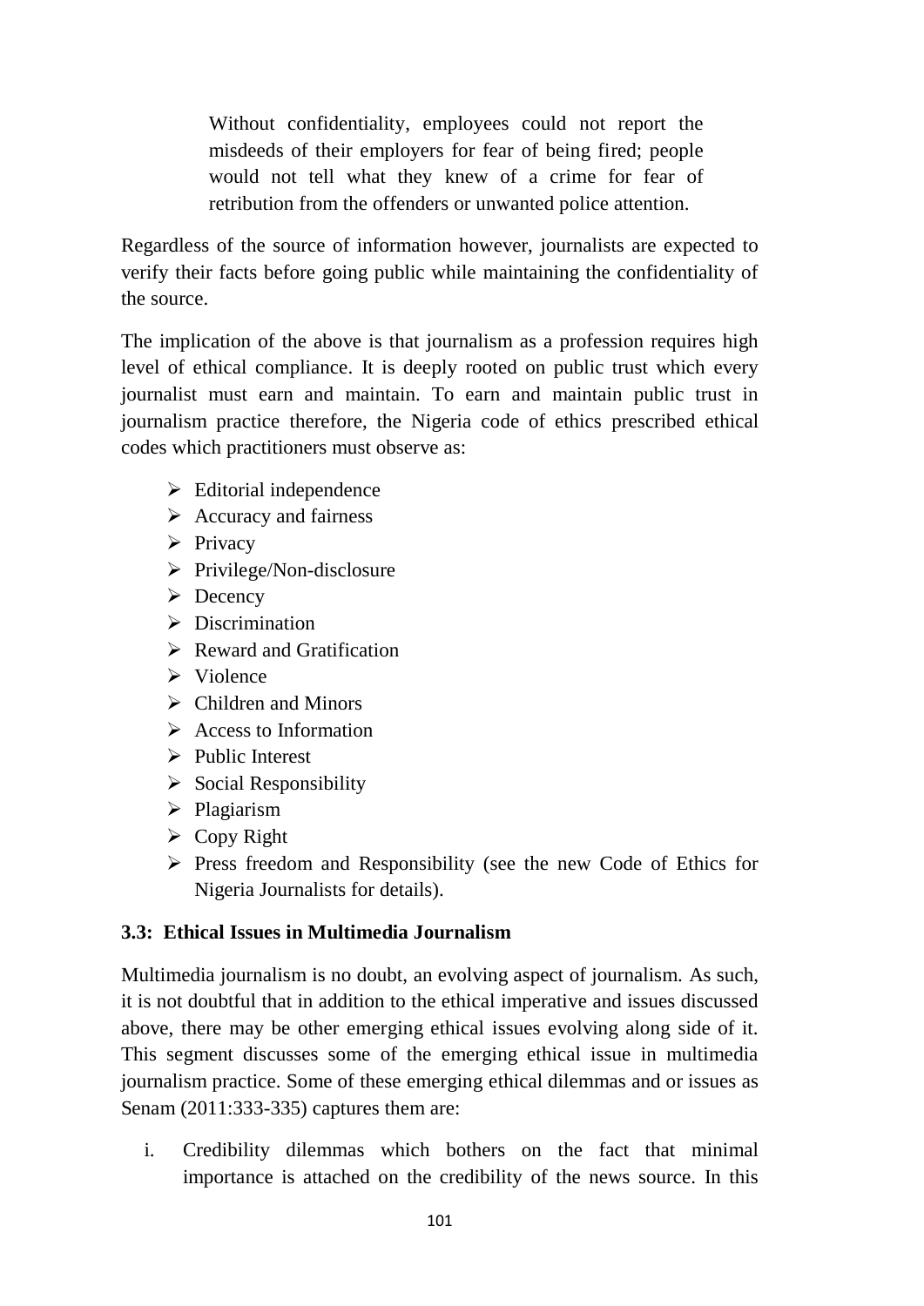> Without confidentiality, employees could not report the misdeeds of their employers for fear of being fired; people would not tell what they knew of a crime for fear of retribution from the offenders or unwanted police attention.

Regardless of the source of information however, journalists are expected to verify their facts before going public while maintaining the confidentiality of the source.

The implication of the above is that journalism as a profession requires high level of ethical compliance. It is deeply rooted on public trust which every journalist must earn and maintain. To earn and maintain public trust in journalism practice therefore, the Nigeria code of ethics prescribed ethical codes which practitioners must observe as:

- Editorial independence
- Accuracy and fairness
- Privacy
- Privilege/Non-disclosure
- Decency
- Discrimination
- Reward and Gratification
- Violence
- Children and Minors
- Access to Information
- Public Interest
- Social Responsibility
- Plagiarism
- Copy Right
- Press freedom and Responsibility (see the new Code of Ethics for Nigeria Journalists for details).

### 3.3: Ethical Issues in Multimedia Journalism

Multimedia journalism is no doubt, an evolving aspect of journalism. As such, it is not doubtful that in addition to the ethical imperative and issues discussed above, there may be other emerging ethical issues evolving along side of it. This segment discusses some of the emerging ethical issue in multimedia journalism practice. Some of these emerging ethical dilemmas and or issues as Senam (2011:333-335) captures them are:

i. Credibility dilemmas which bothers on the fact that minimal importance is attached on the credibility of the news source. In this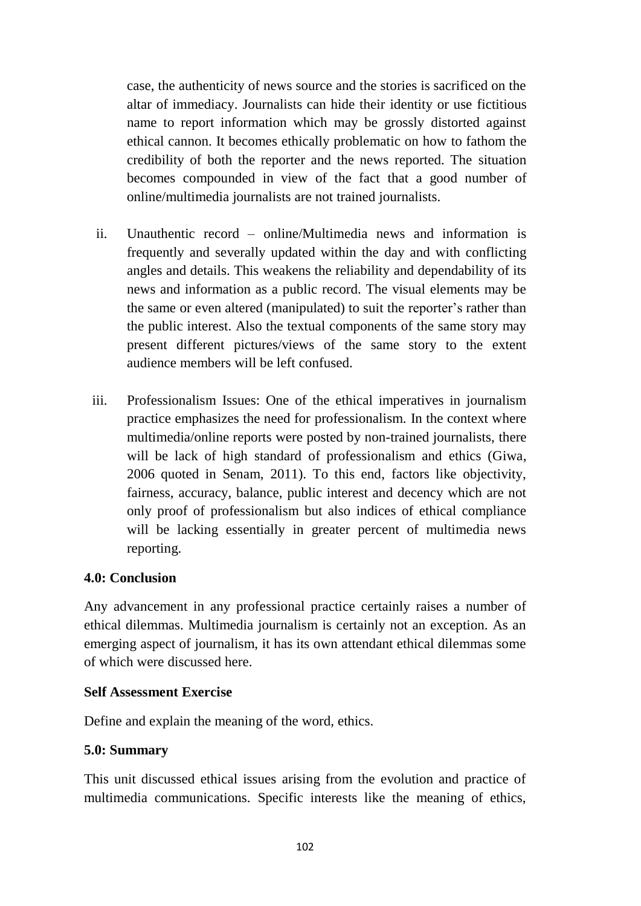case, the authenticity of news source and the stories is sacrificed on the altar of immediacy. Journalists can hide their identity or use fictitious name to report information which may be grossly distorted against ethical cannon. It becomes ethically problematic on how to fathom the credibility of both the reporter and the news reported. The situation becomes compounded in view of the fact that a good number of online/multimedia journalists are not trained journalists.

ii. Unauthentic record – online/Multimedia news and information is frequently and severally updated within the day and with conflicting angles and details. This weakens the reliability and dependability of its news and information as a public record. The visual elements may be the same or even altered (manipulated) to suit the reporter's rather than the public interest. Also the textual components of the same story may present different pictures/views of the same story to the extent audience members will be left confused.

iii. Professionalism Issues: One of the ethical imperatives in journalism practice emphasizes the need for professionalism. In the context where multimedia/online reports were posted by non-trained journalists, there will be lack of high standard of professionalism and ethics (Giwa, 2006 quoted in Senam, 2011). To this end, factors like objectivity, fairness, accuracy, balance, public interest and decency which are not only proof of professionalism but also indices of ethical compliance will be lacking essentially in greater percent of multimedia news reporting.

**4.0: Conclusion**

Any advancement in any professional practice certainly raises a number of ethical dilemmas. Multimedia journalism is certainly not an exception. As an emerging aspect of journalism, it has its own attendant ethical dilemmas some of which were discussed here.

**Self Assessment Exercise**

Define and explain the meaning of the word, ethics.

**5.0: Summary**

This unit discussed ethical issues arising from the evolution and practice of multimedia communications. Specific interests like the meaning of ethics,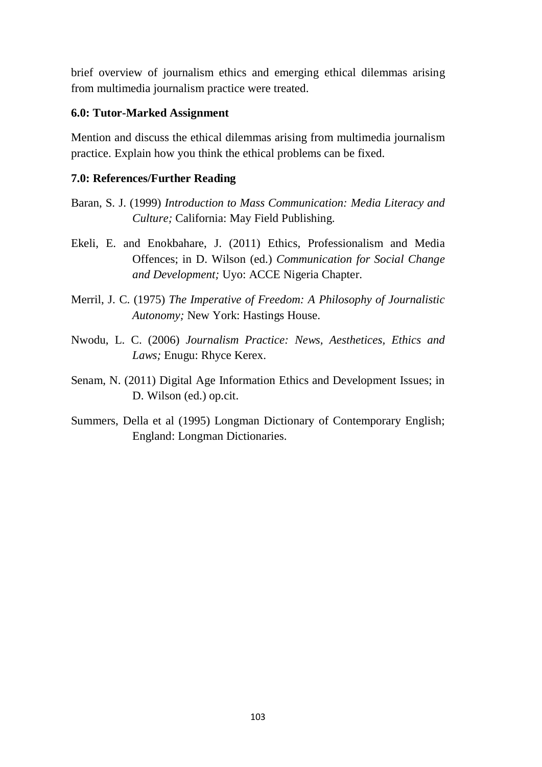brief overview of journalism ethics and emerging ethical dilemmas arising from multimedia journalism practice were treated.

**6.0: Tutor-Marked Assignment**

Mention and discuss the ethical dilemmas arising from multimedia journalism practice. Explain how you think the ethical problems can be fixed.

**7.0: References/Further Reading**

Baran, S. J. (1999) *Introduction to Mass Communication: Media Literacy and Culture;* California: May Field Publishing.

Ekeli, E. and Enokbahare, J. (2011) Ethics, Professionalism and Media Offences; in D. Wilson (ed.) *Communication for Social Change and Development;* Uyo: ACCE Nigeria Chapter.

Merril, J. C. (1975) *The Imperative of Freedom: A Philosophy of Journalistic Autonomy;* New York: Hastings House.

Nwodu, L. C. (2006) *Journalism Practice: News, Aesthetices, Ethics and Laws;* Enugu: Rhyce Kerex.

Senam, N. (2011) Digital Age Information Ethics and Development Issues; in D. Wilson (ed.) op.cit.

Summers, Della et al (1995) Longman Dictionary of Contemporary English; England: Longman Dictionaries.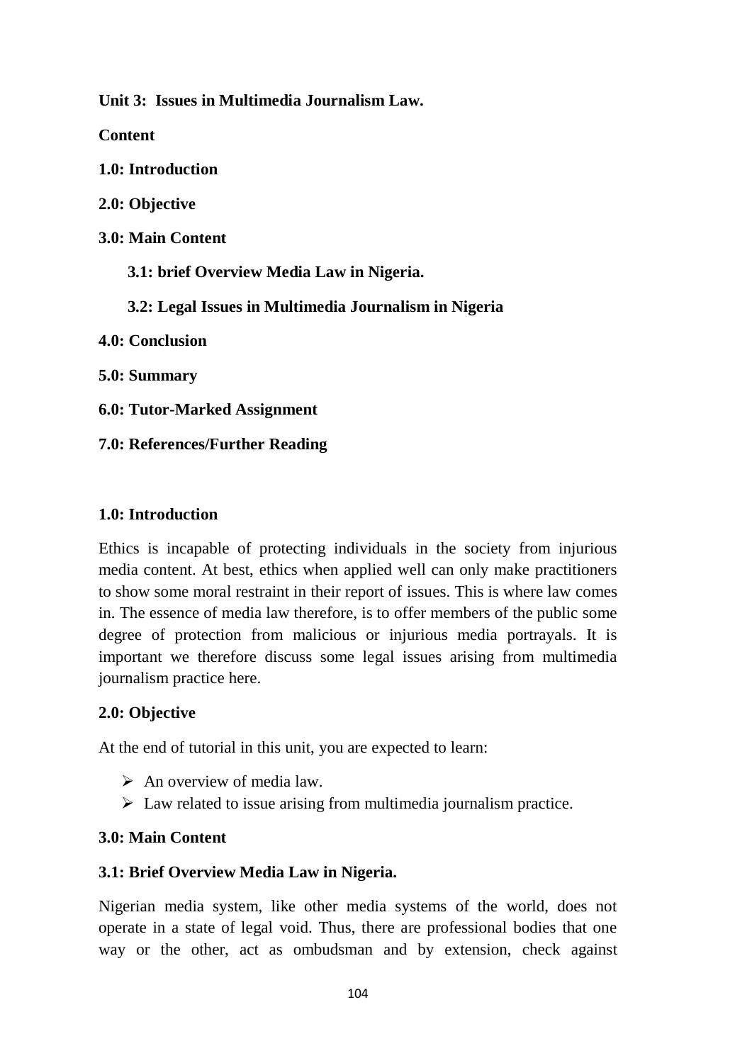**Unit 3: Issues in Multimedia Journalism Law.**

**Content**

**1.0: Introduction**

**2.0: Objective**

**3.0: Main Content**

**3.1: brief Overview Media Law in Nigeria.**

**3.2: Legal Issues in Multimedia Journalism in Nigeria**

**4.0: Conclusion**

**5.0: Summary**

**6.0: Tutor-Marked Assignment**

**7.0: References/Further Reading**

## 1.0: Introduction

Ethics is incapable of protecting individuals in the society from injurious media content. At best, ethics when applied well can only make practitioners to show some moral restraint in their report of issues. This is where law comes in. The essence of media law therefore, is to offer members of the public some degree of protection from malicious or injurious media portrayals. It is important we therefore discuss some legal issues arising from multimedia journalism practice here.

## 2.0: Objective

At the end of tutorial in this unit, you are expected to learn:

- An overview of media law.
- Law related to issue arising from multimedia journalism practice.

## 3.0: Main Content

### 3.1: Brief Overview Media Law in Nigeria.

Nigerian media system, like other media systems of the world, does not operate in a state of legal void. Thus, there are professional bodies that one way or the other, act as ombudsman and by extension, check against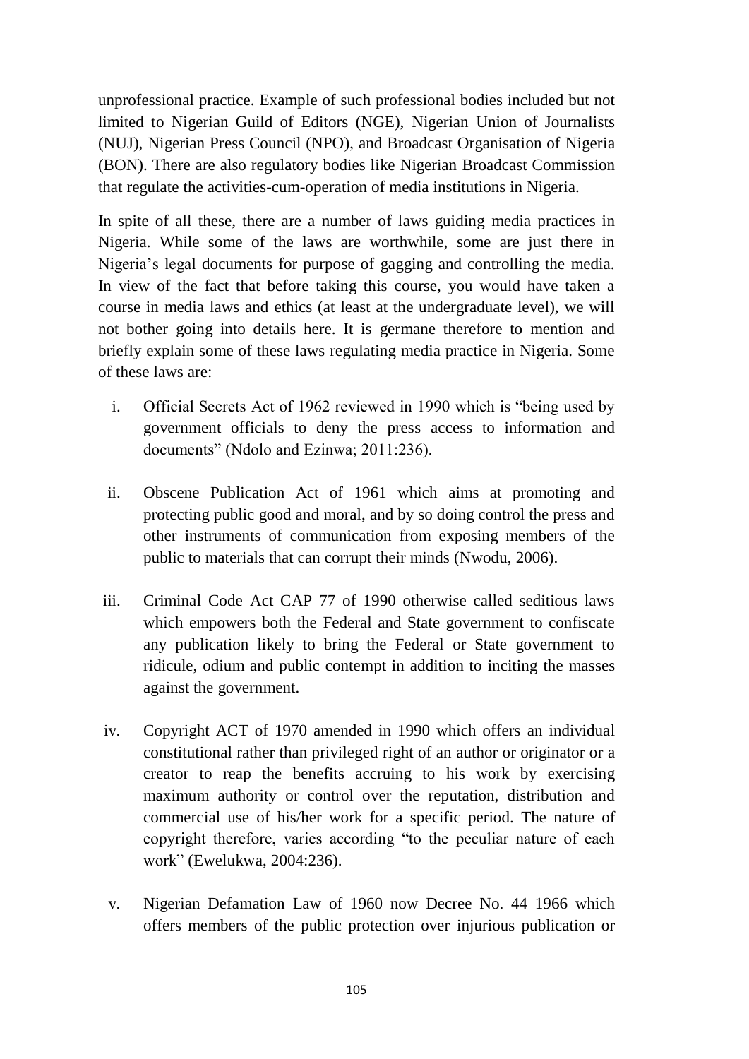unprofessional practice. Example of such professional bodies included but not limited to Nigerian Guild of Editors (NGE), Nigerian Union of Journalists (NUJ), Nigerian Press Council (NPO), and Broadcast Organisation of Nigeria (BON). There are also regulatory bodies like Nigerian Broadcast Commission that regulate the activities-cum-operation of media institutions in Nigeria.

In spite of all these, there are a number of laws guiding media practices in Nigeria. While some of the laws are worthwhile, some are just there in Nigeria's legal documents for purpose of gagging and controlling the media. In view of the fact that before taking this course, you would have taken a course in media laws and ethics (at least at the undergraduate level), we will not bother going into details here. It is germane therefore to mention and briefly explain some of these laws regulating media practice in Nigeria. Some of these laws are:

i. Official Secrets Act of 1962 reviewed in 1990 which is "being used by government officials to deny the press access to information and documents" (Ndolo and Ezinwa; 2011:236).

ii. Obscene Publication Act of 1961 which aims at promoting and protecting public good and moral, and by so doing control the press and other instruments of communication from exposing members of the public to materials that can corrupt their minds (Nwodu, 2006).

iii. Criminal Code Act CAP 77 of 1990 otherwise called seditious laws which empowers both the Federal and State government to confiscate any publication likely to bring the Federal or State government to ridicule, odium and public contempt in addition to inciting the masses against the government.

iv. Copyright ACT of 1970 amended in 1990 which offers an individual constitutional rather than privileged right of an author or originator or a creator to reap the benefits accruing to his work by exercising maximum authority or control over the reputation, distribution and commercial use of his/her work for a specific period. The nature of copyright therefore, varies according "to the peculiar nature of each work" (Ewelukwa, 2004:236).

v. Nigerian Defamation Law of 1960 now Decree No. 44 1966 which offers members of the public protection over injurious publication or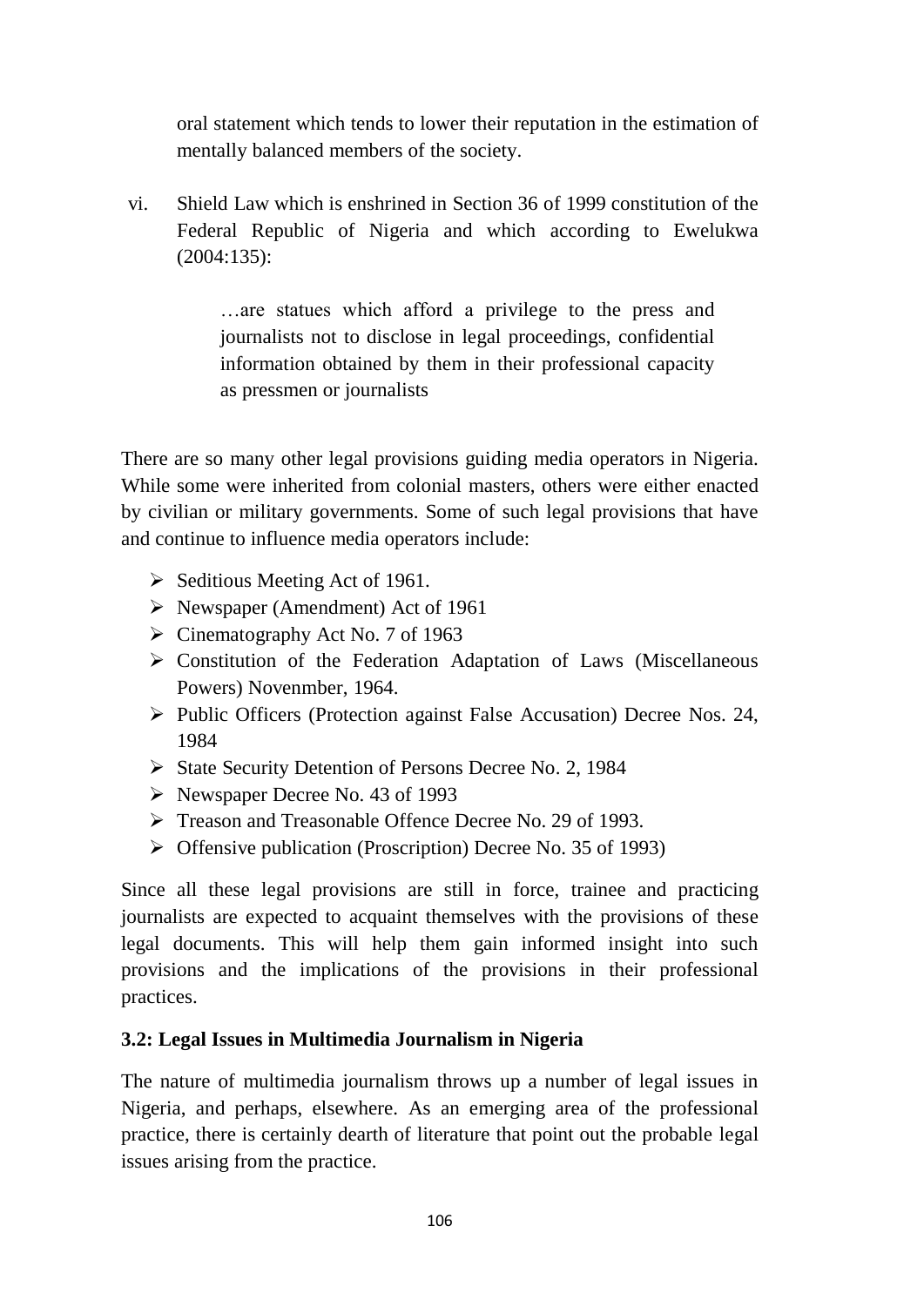oral statement which tends to lower their reputation in the estimation of mentally balanced members of the society.

vi. Shield Law which is enshrined in Section 36 of 1999 constitution of the Federal Republic of Nigeria and which according to Ewelukwa (2004:135):

> …are statues which afford a privilege to the press and journalists not to disclose in legal proceedings, confidential information obtained by them in their professional capacity as pressmen or journalists

There are so many other legal provisions guiding media operators in Nigeria. While some were inherited from colonial masters, others were either enacted by civilian or military governments. Some of such legal provisions that have and continue to influence media operators include:

- Seditious Meeting Act of 1961.
- Newspaper (Amendment) Act of 1961
- Cinematography Act No. 7 of 1963
- Constitution of the Federation Adaptation of Laws (Miscellaneous Powers) Novenmber, 1964.
- Public Officers (Protection against False Accusation) Decree Nos. 24, 1984
- State Security Detention of Persons Decree No. 2, 1984
- Newspaper Decree No. 43 of 1993
- Treason and Treasonable Offence Decree No. 29 of 1993.
- Offensive publication (Proscription) Decree No. 35 of 1993)

Since all these legal provisions are still in force, trainee and practicing journalists are expected to acquaint themselves with the provisions of these legal documents. This will help them gain informed insight into such provisions and the implications of the provisions in their professional practices.

### 3.2: Legal Issues in Multimedia Journalism in Nigeria

The nature of multimedia journalism throws up a number of legal issues in Nigeria, and perhaps, elsewhere. As an emerging area of the professional practice, there is certainly dearth of literature that point out the probable legal issues arising from the practice.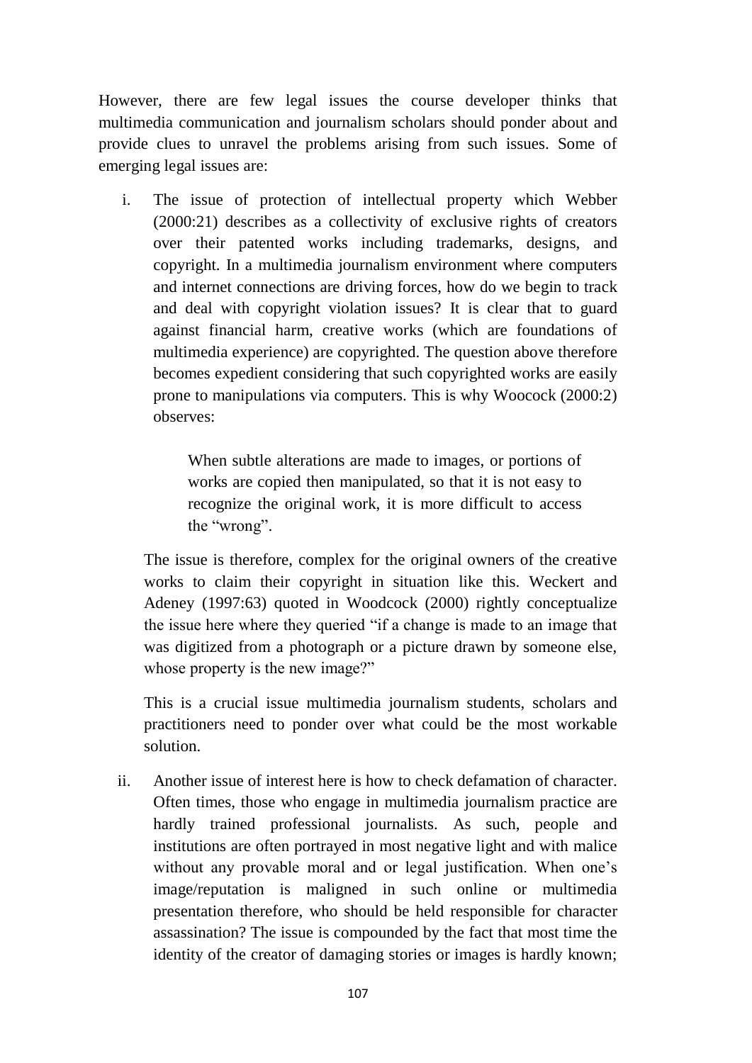However, there are few legal issues the course developer thinks that multimedia communication and journalism scholars should ponder about and provide clues to unravel the problems arising from such issues. Some of emerging legal issues are:

i. The issue of protection of intellectual property which Webber (2000:21) describes as a collectivity of exclusive rights of creators over their patented works including trademarks, designs, and copyright. In a multimedia journalism environment where computers and internet connections are driving forces, how do we begin to track and deal with copyright violation issues? It is clear that to guard against financial harm, creative works (which are foundations of multimedia experience) are copyrighted. The question above therefore becomes expedient considering that such copyrighted works are easily prone to manipulations via computers. This is why Woocock (2000:2) observes:

> When subtle alterations are made to images, or portions of works are copied then manipulated, so that it is not easy to recognize the original work, it is more difficult to access the "wrong".

   The issue is therefore, complex for the original owners of the creative works to claim their copyright in situation like this. Weckert and Adeney (1997:63) quoted in Woodcock (2000) rightly conceptualize the issue here where they queried "if a change is made to an image that was digitized from a photograph or a picture drawn by someone else, whose property is the new image?"

   This is a crucial issue multimedia journalism students, scholars and practitioners need to ponder over what could be the most workable solution.

ii. Another issue of interest here is how to check defamation of character. Often times, those who engage in multimedia journalism practice are hardly trained professional journalists. As such, people and institutions are often portrayed in most negative light and with malice without any provable moral and or legal justification. When one's image/reputation is maligned in such online or multimedia presentation therefore, who should be held responsible for character assassination? The issue is compounded by the fact that most time the identity of the creator of damaging stories or images is hardly known;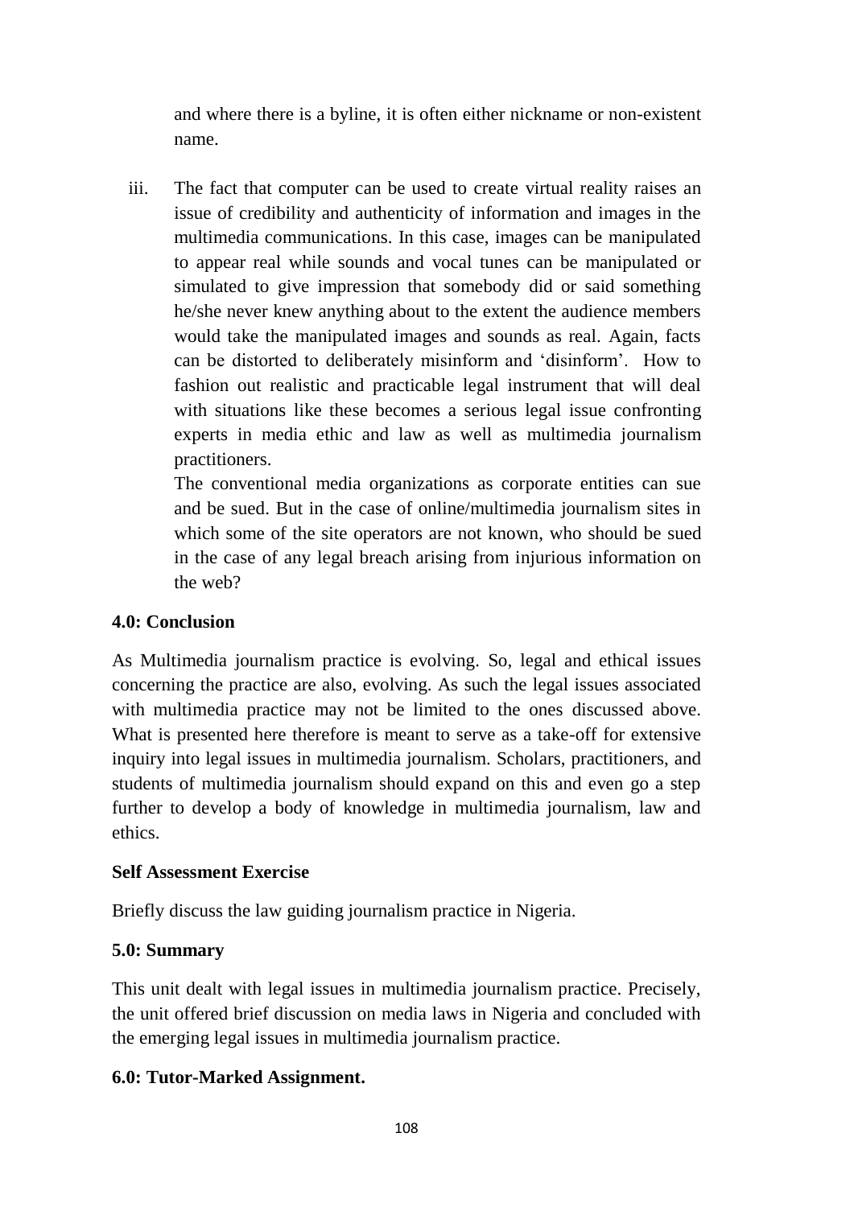and where there is a byline, it is often either nickname or non-existent name.

iii. The fact that computer can be used to create virtual reality raises an issue of credibility and authenticity of information and images in the multimedia communications. In this case, images can be manipulated to appear real while sounds and vocal tunes can be manipulated or simulated to give impression that somebody did or said something he/she never knew anything about to the extent the audience members would take the manipulated images and sounds as real. Again, facts can be distorted to deliberately misinform and 'disinform'. How to fashion out realistic and practicable legal instrument that will deal with situations like these becomes a serious legal issue confronting experts in media ethic and law as well as multimedia journalism practitioners.

    The conventional media organizations as corporate entities can sue and be sued. But in the case of online/multimedia journalism sites in which some of the site operators are not known, who should be sued in the case of any legal breach arising from injurious information on the web?

## 4.0: Conclusion

As Multimedia journalism practice is evolving. So, legal and ethical issues concerning the practice are also, evolving. As such the legal issues associated with multimedia practice may not be limited to the ones discussed above. What is presented here therefore is meant to serve as a take-off for extensive inquiry into legal issues in multimedia journalism. Scholars, practitioners, and students of multimedia journalism should expand on this and even go a step further to develop a body of knowledge in multimedia journalism, law and ethics.

### Self Assessment Exercise

Briefly discuss the law guiding journalism practice in Nigeria.

## 5.0: Summary

This unit dealt with legal issues in multimedia journalism practice. Precisely, the unit offered brief discussion on media laws in Nigeria and concluded with the emerging legal issues in multimedia journalism practice.

## 6.0: Tutor-Marked Assignment.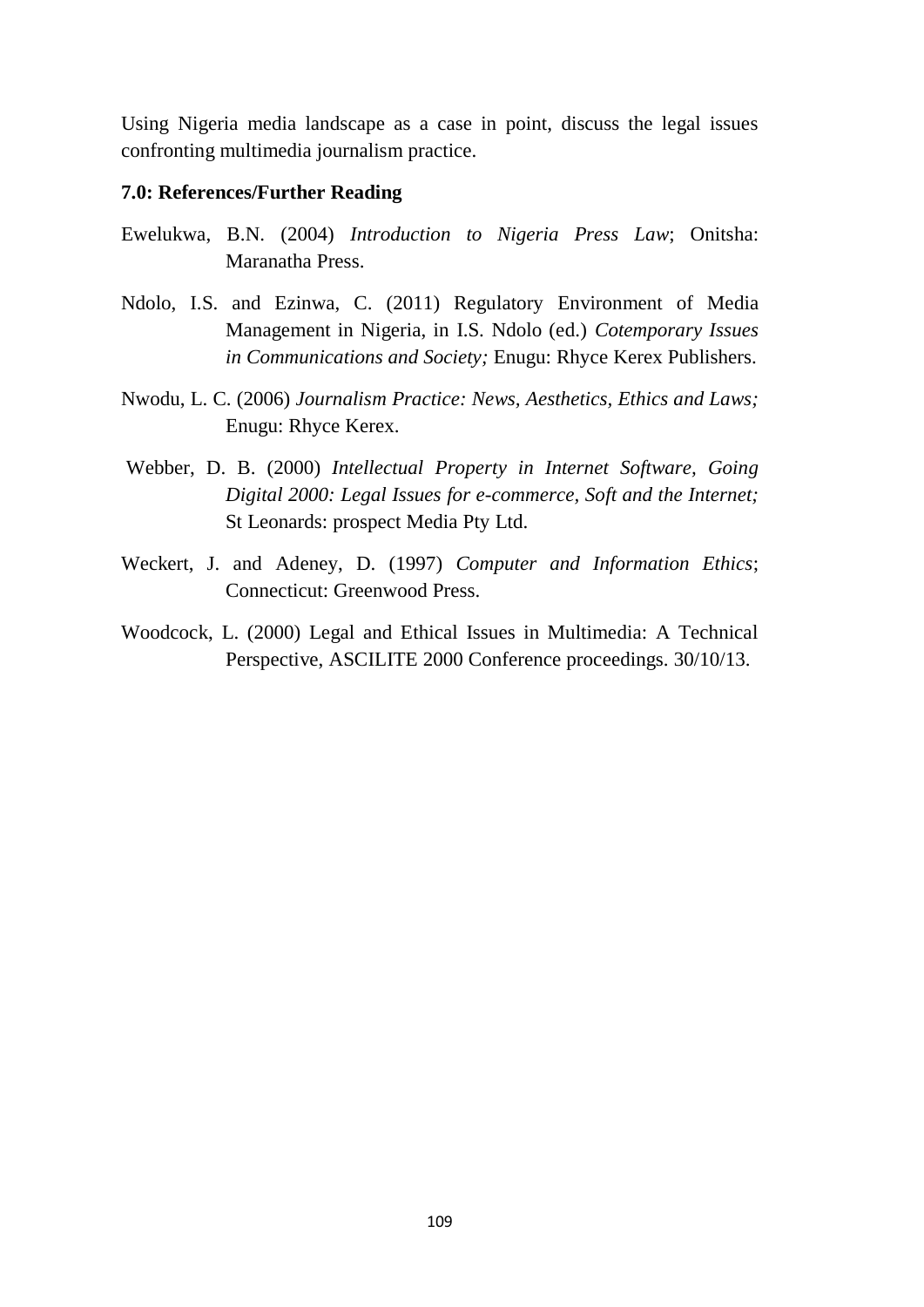Using Nigeria media landscape as a case in point, discuss the legal issues confronting multimedia journalism practice.

**7.0: References/Further Reading**

Ewelukwa, B.N. (2004) *Introduction to Nigeria Press Law*; Onitsha: Maranatha Press.

Ndolo, I.S. and Ezinwa, C. (2011) Regulatory Environment of Media Management in Nigeria, in I.S. Ndolo (ed.) *Cotemporary Issues in Communications and Society;* Enugu: Rhyce Kerex Publishers.

Nwodu, L. C. (2006) *Journalism Practice: News, Aesthetics, Ethics and Laws;* Enugu: Rhyce Kerex.

Webber, D. B. (2000) *Intellectual Property in Internet Software, Going Digital 2000: Legal Issues for e-commerce, Soft and the Internet;* St Leonards: prospect Media Pty Ltd.

Weckert, J. and Adeney, D. (1997) *Computer and Information Ethics*; Connecticut: Greenwood Press.

Woodcock, L. (2000) Legal and Ethical Issues in Multimedia: A Technical Perspective, ASCILITE 2000 Conference proceedings. 30/10/13.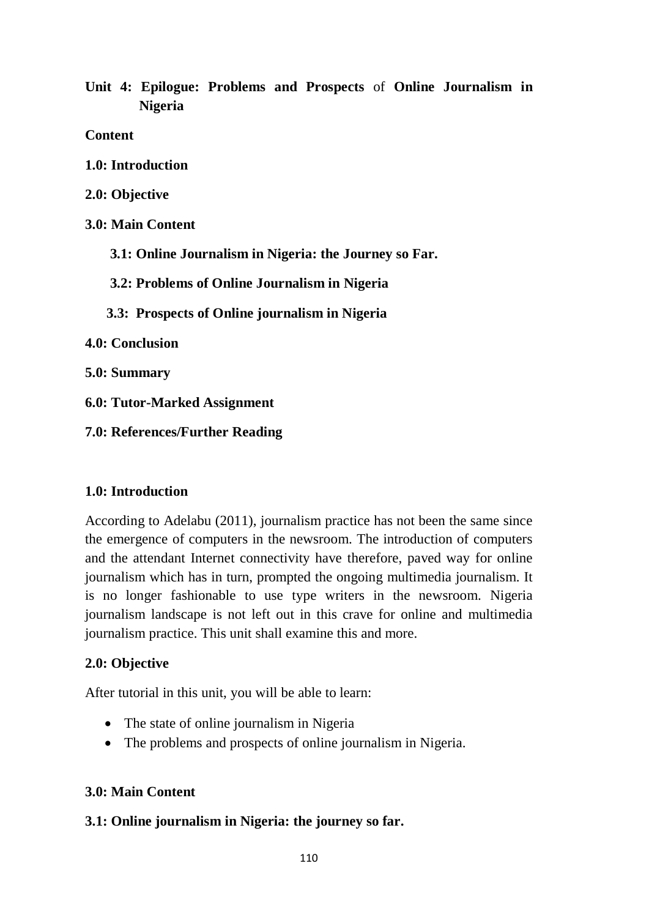## Unit 4: Epilogue: Problems and Prospects of Online Journalism in Nigeria

**Content**

**1.0: Introduction**

**2.0: Objective**

**3.0: Main Content**

**3.1: Online Journalism in Nigeria: the Journey so Far.**

**3.2: Problems of Online Journalism in Nigeria**

**3.3: Prospects of Online journalism in Nigeria**

**4.0: Conclusion**

**5.0: Summary**

**6.0: Tutor-Marked Assignment**

**7.0: References/Further Reading**

### 1.0: Introduction

According to Adelabu (2011), journalism practice has not been the same since the emergence of computers in the newsroom. The introduction of computers and the attendant Internet connectivity have therefore, paved way for online journalism which has in turn, prompted the ongoing multimedia journalism. It is no longer fashionable to use type writers in the newsroom. Nigeria journalism landscape is not left out in this crave for online and multimedia journalism practice. This unit shall examine this and more.

### 2.0: Objective

After tutorial in this unit, you will be able to learn:

- The state of online journalism in Nigeria
- The problems and prospects of online journalism in Nigeria.

### 3.0: Main Content

#### 3.1: Online journalism in Nigeria: the journey so far.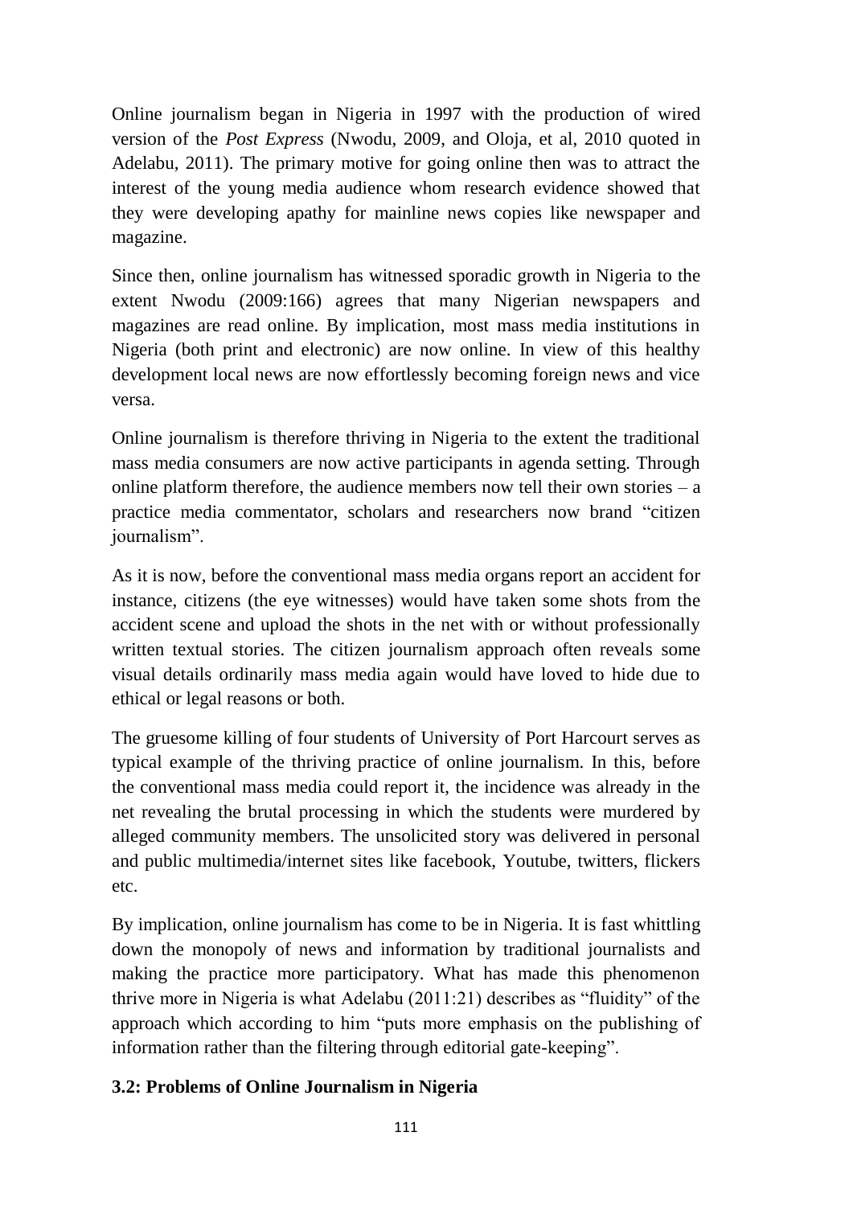Online journalism began in Nigeria in 1997 with the production of wired version of the *Post Express* (Nwodu, 2009, and Oloja, et al, 2010 quoted in Adelabu, 2011). The primary motive for going online then was to attract the interest of the young media audience whom research evidence showed that they were developing apathy for mainline news copies like newspaper and magazine.

Since then, online journalism has witnessed sporadic growth in Nigeria to the extent Nwodu (2009:166) agrees that many Nigerian newspapers and magazines are read online. By implication, most mass media institutions in Nigeria (both print and electronic) are now online. In view of this healthy development local news are now effortlessly becoming foreign news and vice versa.

Online journalism is therefore thriving in Nigeria to the extent the traditional mass media consumers are now active participants in agenda setting. Through online platform therefore, the audience members now tell their own stories – a practice media commentator, scholars and researchers now brand "citizen journalism".

As it is now, before the conventional mass media organs report an accident for instance, citizens (the eye witnesses) would have taken some shots from the accident scene and upload the shots in the net with or without professionally written textual stories. The citizen journalism approach often reveals some visual details ordinarily mass media again would have loved to hide due to ethical or legal reasons or both.

The gruesome killing of four students of University of Port Harcourt serves as typical example of the thriving practice of online journalism. In this, before the conventional mass media could report it, the incidence was already in the net revealing the brutal processing in which the students were murdered by alleged community members. The unsolicited story was delivered in personal and public multimedia/internet sites like facebook, Youtube, twitters, flickers etc.

By implication, online journalism has come to be in Nigeria. It is fast whittling down the monopoly of news and information by traditional journalists and making the practice more participatory. What has made this phenomenon thrive more in Nigeria is what Adelabu (2011:21) describes as "fluidity" of the approach which according to him "puts more emphasis on the publishing of information rather than the filtering through editorial gate-keeping".

### 3.2: Problems of Online Journalism in Nigeria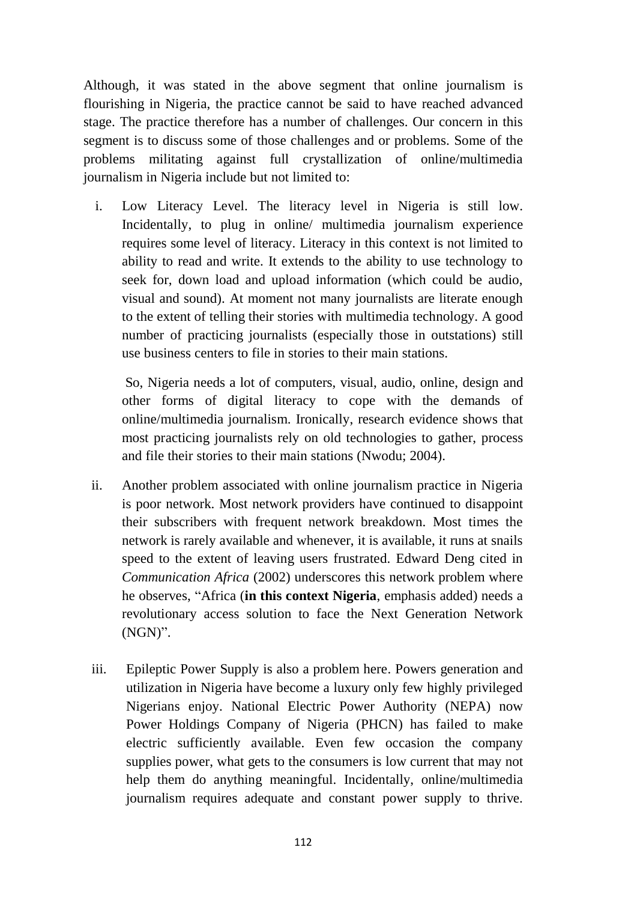Although, it was stated in the above segment that online journalism is flourishing in Nigeria, the practice cannot be said to have reached advanced stage. The practice therefore has a number of challenges. Our concern in this segment is to discuss some of those challenges and or problems. Some of the problems militating against full crystallization of online/multimedia journalism in Nigeria include but not limited to:

i. Low Literacy Level. The literacy level in Nigeria is still low. Incidentally, to plug in online/ multimedia journalism experience requires some level of literacy. Literacy in this context is not limited to ability to read and write. It extends to the ability to use technology to seek for, down load and upload information (which could be audio, visual and sound). At moment not many journalists are literate enough to the extent of telling their stories with multimedia technology. A good number of practicing journalists (especially those in outstations) still use business centers to file in stories to their main stations.

   So, Nigeria needs a lot of computers, visual, audio, online, design and other forms of digital literacy to cope with the demands of online/multimedia journalism. Ironically, research evidence shows that most practicing journalists rely on old technologies to gather, process and file their stories to their main stations (Nwodu; 2004).

ii. Another problem associated with online journalism practice in Nigeria is poor network. Most network providers have continued to disappoint their subscribers with frequent network breakdown. Most times the network is rarely available and whenever, it is available, it runs at snails speed to the extent of leaving users frustrated. Edward Deng cited in *Communication Africa* (2002) underscores this network problem where he observes, "Africa (**in this context Nigeria**, emphasis added) needs a revolutionary access solution to face the Next Generation Network (NGN)".

iii. Epileptic Power Supply is also a problem here. Powers generation and utilization in Nigeria have become a luxury only few highly privileged Nigerians enjoy. National Electric Power Authority (NEPA) now Power Holdings Company of Nigeria (PHCN) has failed to make electric sufficiently available. Even few occasion the company supplies power, what gets to the consumers is low current that may not help them do anything meaningful. Incidentally, online/multimedia journalism requires adequate and constant power supply to thrive.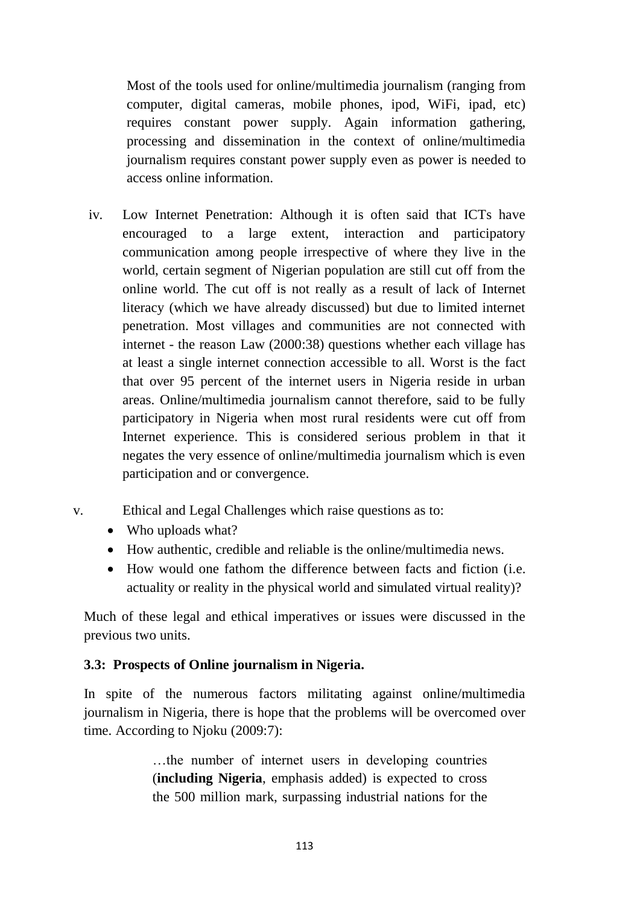Most of the tools used for online/multimedia journalism (ranging from computer, digital cameras, mobile phones, ipod, WiFi, ipad, etc) requires constant power supply. Again information gathering, processing and dissemination in the context of online/multimedia journalism requires constant power supply even as power is needed to access online information.

iv. Low Internet Penetration: Although it is often said that ICTs have encouraged to a large extent, interaction and participatory communication among people irrespective of where they live in the world, certain segment of Nigerian population are still cut off from the online world. The cut off is not really as a result of lack of Internet literacy (which we have already discussed) but due to limited internet penetration. Most villages and communities are not connected with internet - the reason Law (2000:38) questions whether each village has at least a single internet connection accessible to all. Worst is the fact that over 95 percent of the internet users in Nigeria reside in urban areas. Online/multimedia journalism cannot therefore, said to be fully participatory in Nigeria when most rural residents were cut off from Internet experience. This is considered serious problem in that it negates the very essence of online/multimedia journalism which is even participation and or convergence.

v. Ethical and Legal Challenges which raise questions as to:

- Who uploads what?
- How authentic, credible and reliable is the online/multimedia news.
- How would one fathom the difference between facts and fiction (i.e. actuality or reality in the physical world and simulated virtual reality)?

Much of these legal and ethical imperatives or issues were discussed in the previous two units.

### 3.3: Prospects of Online journalism in Nigeria.

In spite of the numerous factors militating against online/multimedia journalism in Nigeria, there is hope that the problems will be overcomed over time. According to Njoku (2009:7):

> …the number of internet users in developing countries (**including Nigeria**, emphasis added) is expected to cross the 500 million mark, surpassing industrial nations for the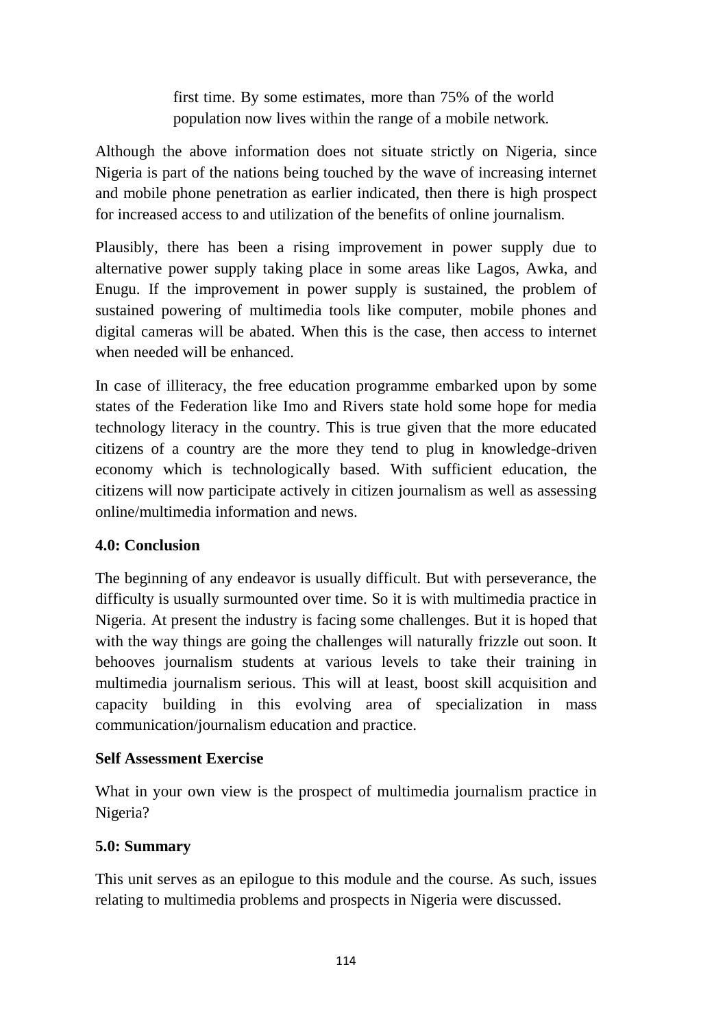> first time. By some estimates, more than 75% of the world population now lives within the range of a mobile network.

Although the above information does not situate strictly on Nigeria, since Nigeria is part of the nations being touched by the wave of increasing internet and mobile phone penetration as earlier indicated, then there is high prospect for increased access to and utilization of the benefits of online journalism.

Plausibly, there has been a rising improvement in power supply due to alternative power supply taking place in some areas like Lagos, Awka, and Enugu. If the improvement in power supply is sustained, the problem of sustained powering of multimedia tools like computer, mobile phones and digital cameras will be abated. When this is the case, then access to internet when needed will be enhanced.

In case of illiteracy, the free education programme embarked upon by some states of the Federation like Imo and Rivers state hold some hope for media technology literacy in the country. This is true given that the more educated citizens of a country are the more they tend to plug in knowledge-driven economy which is technologically based. With sufficient education, the citizens will now participate actively in citizen journalism as well as assessing online/multimedia information and news.

**4.0: Conclusion**

The beginning of any endeavor is usually difficult. But with perseverance, the difficulty is usually surmounted over time. So it is with multimedia practice in Nigeria. At present the industry is facing some challenges. But it is hoped that with the way things are going the challenges will naturally frizzle out soon. It behooves journalism students at various levels to take their training in multimedia journalism serious. This will at least, boost skill acquisition and capacity building in this evolving area of specialization in mass communication/journalism education and practice.

**Self Assessment Exercise**

What in your own view is the prospect of multimedia journalism practice in Nigeria?

**5.0: Summary**

This unit serves as an epilogue to this module and the course. As such, issues relating to multimedia problems and prospects in Nigeria were discussed.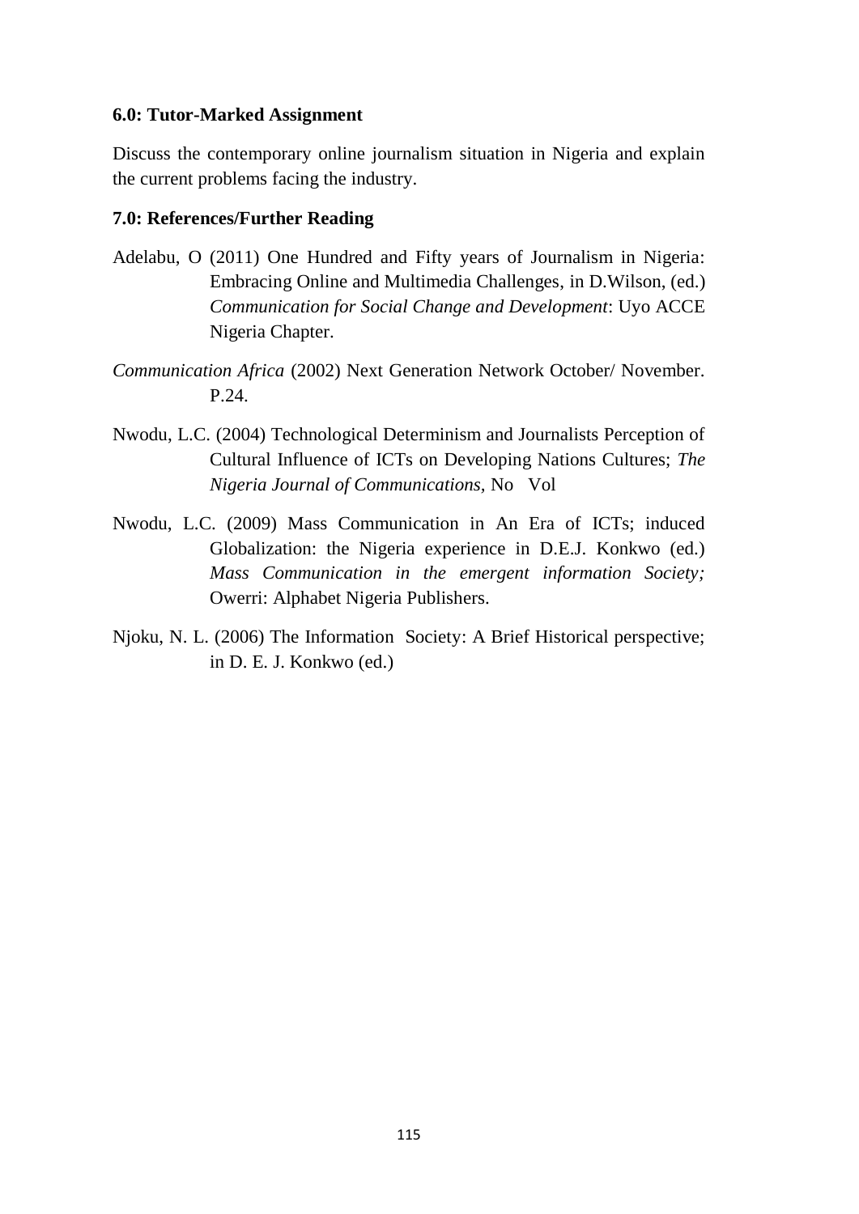### 6.0: Tutor-Marked Assignment

Discuss the contemporary online journalism situation in Nigeria and explain the current problems facing the industry.

### 7.0: References/Further Reading

Adelabu, O (2011) One Hundred and Fifty years of Journalism in Nigeria: Embracing Online and Multimedia Challenges, in D.Wilson, (ed.) *Communication for Social Change and Development*: Uyo ACCE Nigeria Chapter.

*Communication Africa* (2002) Next Generation Network October/ November. P.24.

Nwodu, L.C. (2004) Technological Determinism and Journalists Perception of Cultural Influence of ICTs on Developing Nations Cultures; *The Nigeria Journal of Communications,* No Vol

Nwodu, L.C. (2009) Mass Communication in An Era of ICTs; induced Globalization: the Nigeria experience in D.E.J. Konkwo (ed.) *Mass Communication in the emergent information Society;* Owerri: Alphabet Nigeria Publishers.

Njoku, N. L. (2006) The Information Society: A Brief Historical perspective; in D. E. J. Konkwo (ed.)